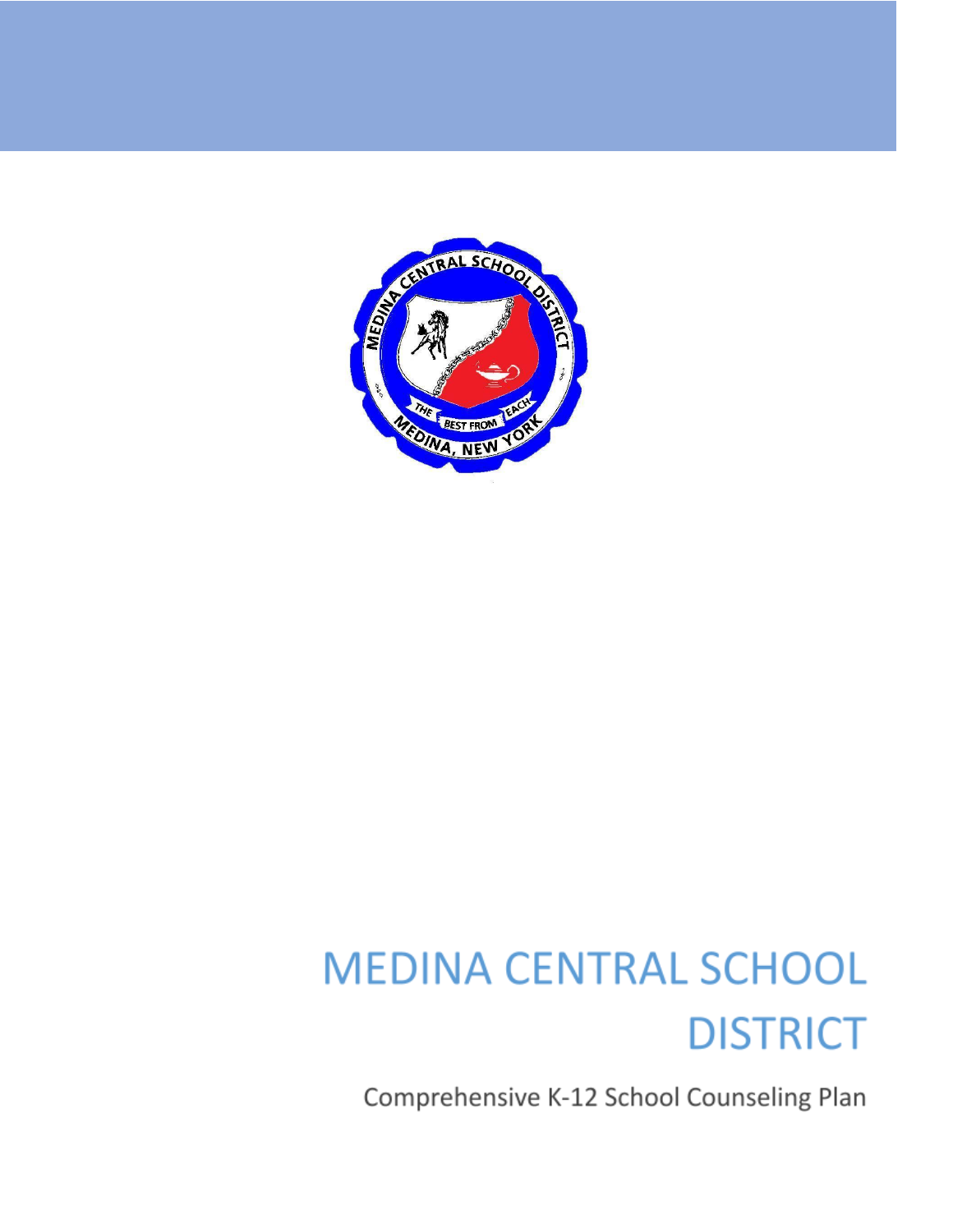# MEDINA CENTRAL SCHOOL DISTRICT

Comprehensive K-12 School Counseling Plan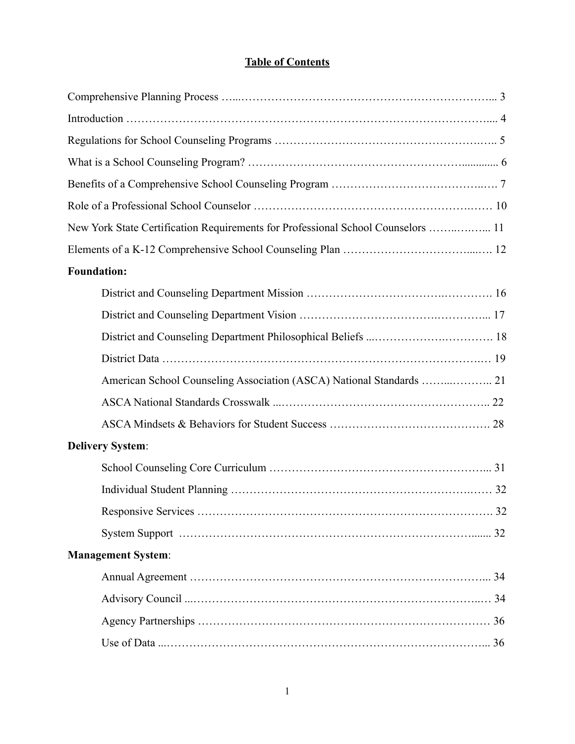# Table of Contents

Comprehensive Planning Process …...…………………………………………………………... 3

Introduction ………………………………………………………………………………….... 4

Regulations for School Counseling Programs ……………………………………………….…. 5

What is a School Counseling Program? ……………………………………………….............. 6

Benefits of a Comprehensive School Counseling Program …………………………………..…. 7

Role of a Professional School Counselor ……………………………………………………..…. 10

New York State Certification Requirements for Professional School Counselors ……..……... 11

Elements of a K-12 Comprehensive School Counseling Plan ………………………………...…. 12

**Foundation:**

- District and Counseling Department Mission …………………………….…………. 16
- District and Counseling Department Vision ……………………………….…………... 17
- District and Counseling Department Philosophical Beliefs ...……………….…………. 18
- District Data ……………………………………………………………………….… 19
- American School Counseling Association (ASCA) National Standards ……...……….. 21
- ASCA National Standards Crosswalk ...……………………………………………….. 22
- ASCA Mindsets & Behaviors for Student Success ……………………………………. 28

**Delivery System**:

- School Counseling Core Curriculum …………………………………………………... 31
- Individual Student Planning ………………………………………………………….…. 32
- Responsive Services ………………………………………………………………….…. 32
- System Support ……………………………………………………………………...... 32

**Management System**:

- Annual Agreement …………………………………………………………………... 34
- Advisory Council ...…………………………………………………………………..… 34
- Agency Partnerships …………………………………………………………………… 36
- Use of Data ...………………………………………………………………………... 36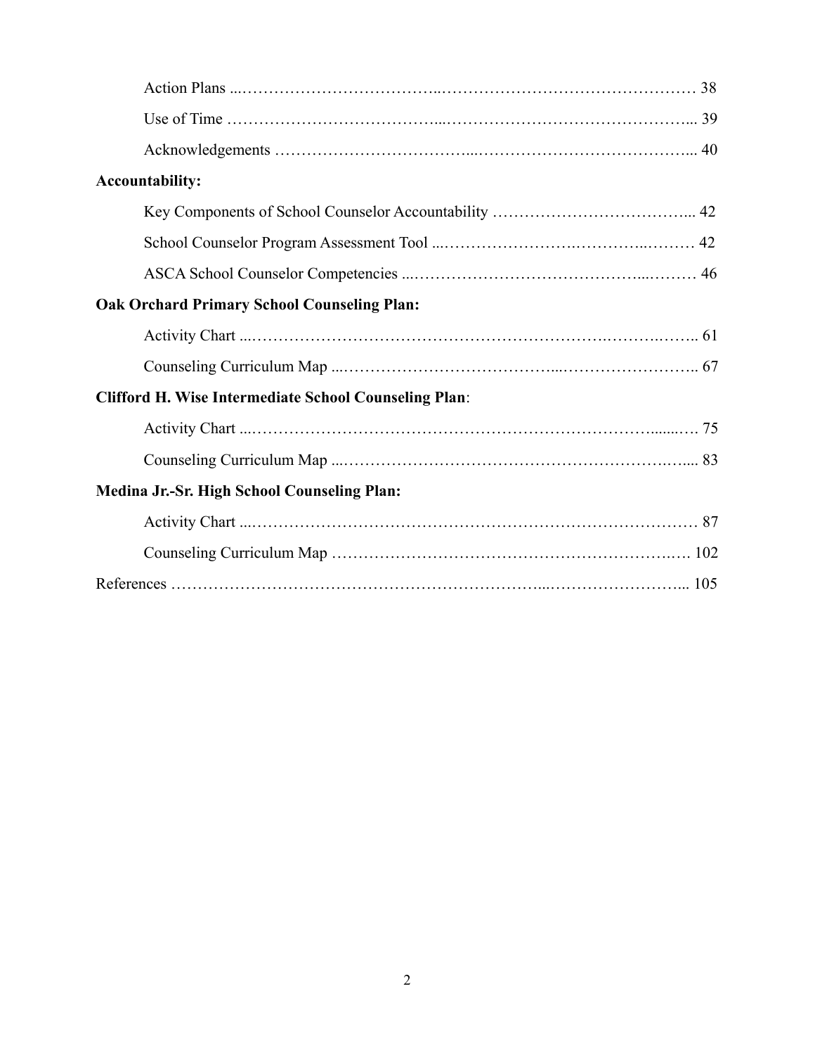Action Plans .................................................................................................. 38

Use of Time .................................................................................................. 39

Acknowledgements ........................................................................................ 40

**Accountability:**

Key Components of School Counselor Accountability ..................................... 42

School Counselor Program Assessment Tool .................................................. 42

ASCA School Counselor Competencies .......................................................... 46

**Oak Orchard Primary School Counseling Plan:**

Activity Chart ................................................................................................ 61

Counseling Curriculum Map ........................................................................... 67

**Clifford H. Wise Intermediate School Counseling Plan**:

Activity Chart ................................................................................................ 75

Counseling Curriculum Map ........................................................................... 83

**Medina Jr.-Sr. High School Counseling Plan:**

Activity Chart ................................................................................................ 87

Counseling Curriculum Map ........................................................................... 102

References ........................................................................................................ 105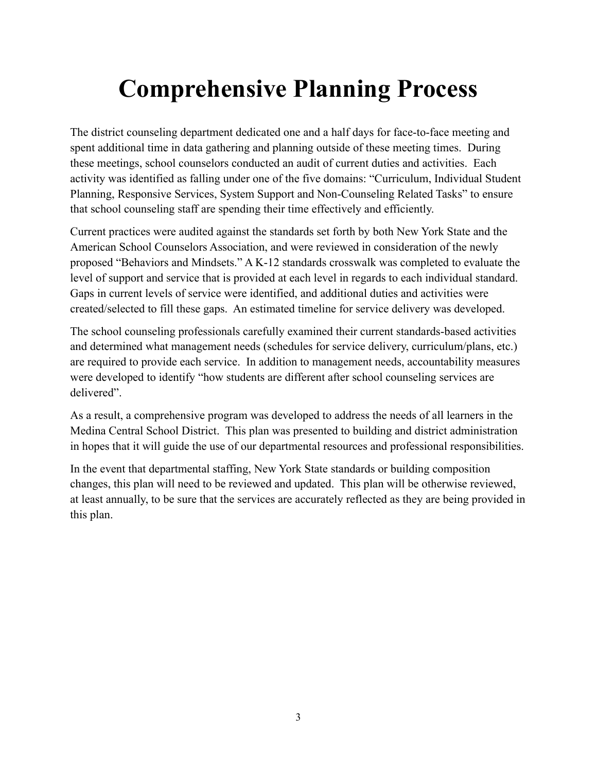# Comprehensive Planning Process

The district counseling department dedicated one and a half days for face-to-face meeting and spent additional time in data gathering and planning outside of these meeting times. During these meetings, school counselors conducted an audit of current duties and activities. Each activity was identified as falling under one of the five domains: "Curriculum, Individual Student Planning, Responsive Services, System Support and Non-Counseling Related Tasks" to ensure that school counseling staff are spending their time effectively and efficiently.

Current practices were audited against the standards set forth by both New York State and the American School Counselors Association, and were reviewed in consideration of the newly proposed "Behaviors and Mindsets." A K-12 standards crosswalk was completed to evaluate the level of support and service that is provided at each level in regards to each individual standard. Gaps in current levels of service were identified, and additional duties and activities were created/selected to fill these gaps. An estimated timeline for service delivery was developed.

The school counseling professionals carefully examined their current standards-based activities and determined what management needs (schedules for service delivery, curriculum/plans, etc.) are required to provide each service. In addition to management needs, accountability measures were developed to identify "how students are different after school counseling services are delivered".

As a result, a comprehensive program was developed to address the needs of all learners in the Medina Central School District. This plan was presented to building and district administration in hopes that it will guide the use of our departmental resources and professional responsibilities.

In the event that departmental staffing, New York State standards or building composition changes, this plan will need to be reviewed and updated. This plan will be otherwise reviewed, at least annually, to be sure that the services are accurately reflected as they are being provided in this plan.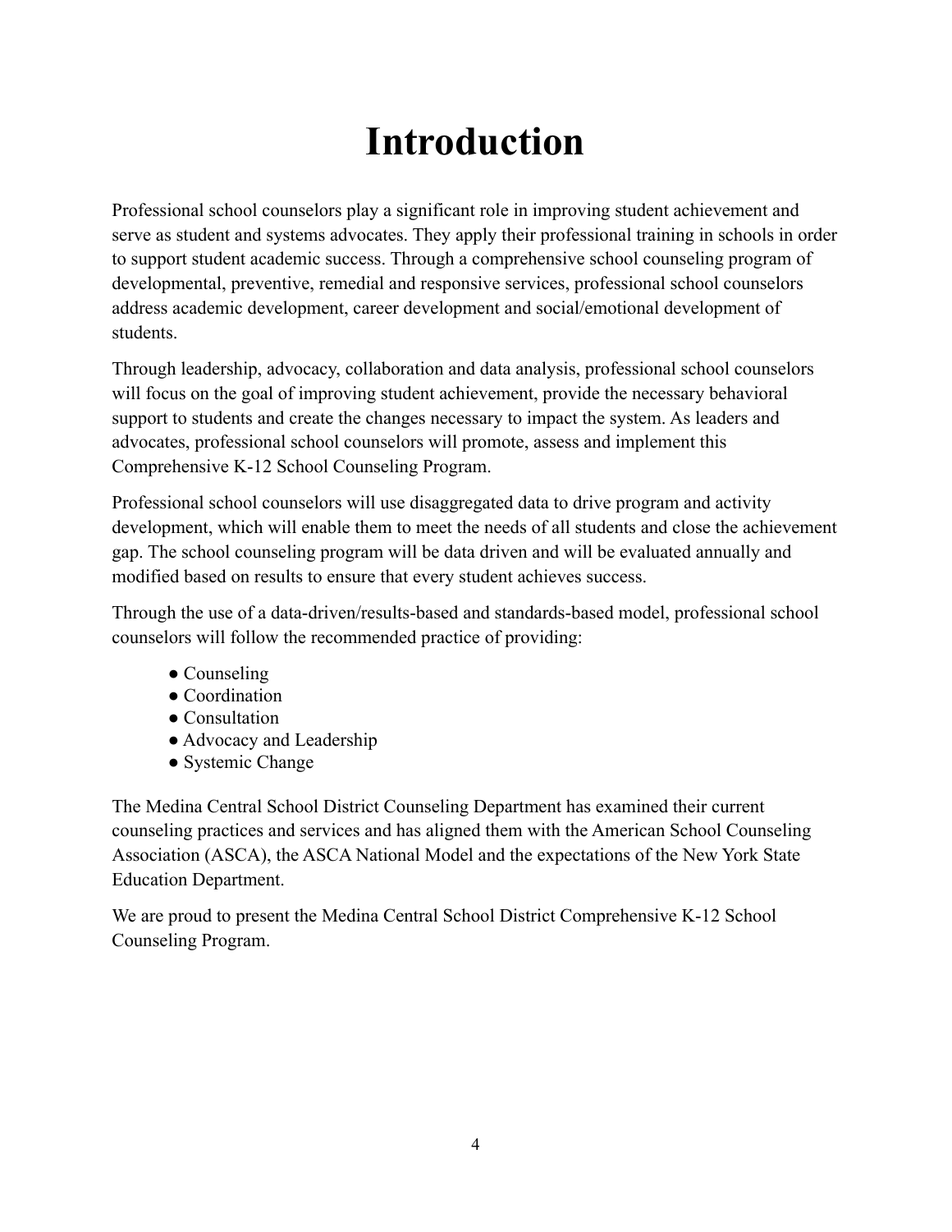# Introduction

Professional school counselors play a significant role in improving student achievement and serve as student and systems advocates. They apply their professional training in schools in order to support student academic success. Through a comprehensive school counseling program of developmental, preventive, remedial and responsive services, professional school counselors address academic development, career development and social/emotional development of students.

Through leadership, advocacy, collaboration and data analysis, professional school counselors will focus on the goal of improving student achievement, provide the necessary behavioral support to students and create the changes necessary to impact the system. As leaders and advocates, professional school counselors will promote, assess and implement this Comprehensive K-12 School Counseling Program.

Professional school counselors will use disaggregated data to drive program and activity development, which will enable them to meet the needs of all students and close the achievement gap. The school counseling program will be data driven and will be evaluated annually and modified based on results to ensure that every student achieves success.

Through the use of a data-driven/results-based and standards-based model, professional school counselors will follow the recommended practice of providing:

- Counseling
- Coordination
- Consultation
- Advocacy and Leadership
- Systemic Change

The Medina Central School District Counseling Department has examined their current counseling practices and services and has aligned them with the American School Counseling Association (ASCA), the ASCA National Model and the expectations of the New York State Education Department.

We are proud to present the Medina Central School District Comprehensive K-12 School Counseling Program.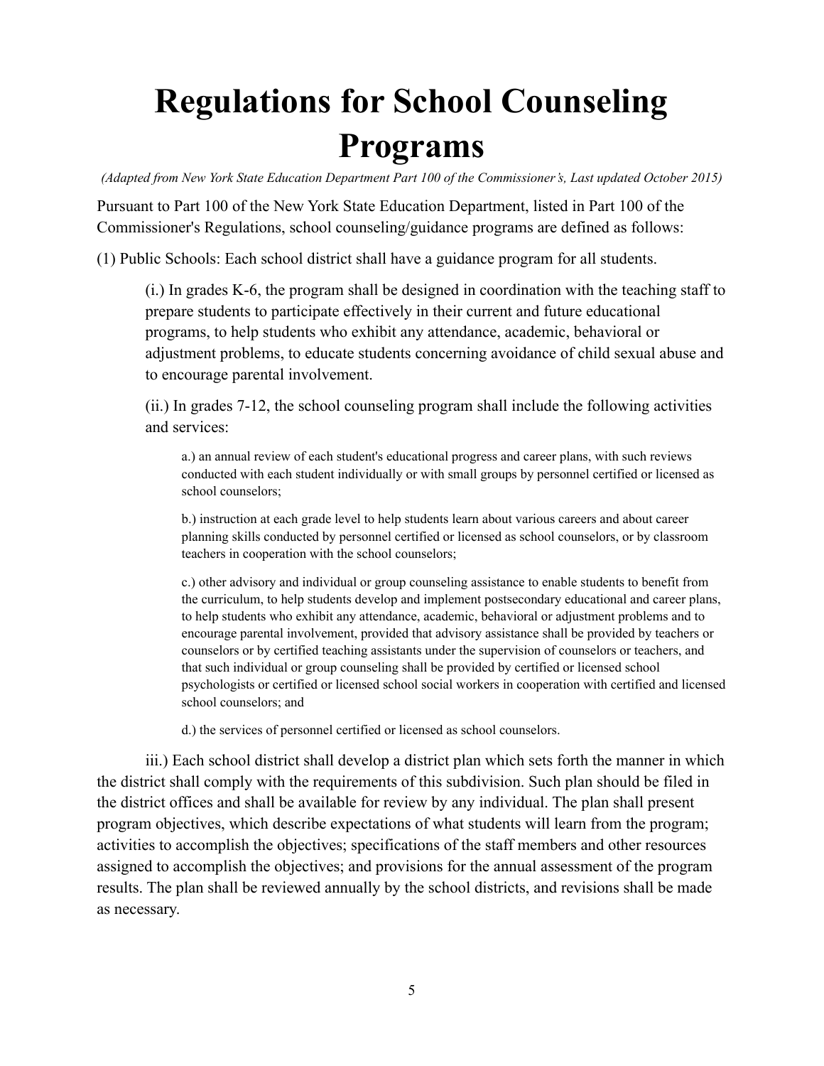# Regulations for School Counseling Programs

*(Adapted from New York State Education Department Part 100 of the Commissioner's, Last updated October 2015)*

Pursuant to Part 100 of the New York State Education Department, listed in Part 100 of the Commissioner's Regulations, school counseling/guidance programs are defined as follows:

(1) Public Schools: Each school district shall have a guidance program for all students.

> (i.) In grades K-6, the program shall be designed in coordination with the teaching staff to prepare students to participate effectively in their current and future educational programs, to help students who exhibit any attendance, academic, behavioral or adjustment problems, to educate students concerning avoidance of child sexual abuse and to encourage parental involvement.
>
> (ii.) In grades 7-12, the school counseling program shall include the following activities and services:
>
> > a.) an annual review of each student's educational progress and career plans, with such reviews conducted with each student individually or with small groups by personnel certified or licensed as school counselors;
> >
> > b.) instruction at each grade level to help students learn about various careers and about career planning skills conducted by personnel certified or licensed as school counselors, or by classroom teachers in cooperation with the school counselors;
> >
> > c.) other advisory and individual or group counseling assistance to enable students to benefit from the curriculum, to help students develop and implement postsecondary educational and career plans, to help students who exhibit any attendance, academic, behavioral or adjustment problems and to encourage parental involvement, provided that advisory assistance shall be provided by teachers or counselors or by certified teaching assistants under the supervision of counselors or teachers, and that such individual or group counseling shall be provided by certified or licensed school psychologists or certified or licensed school social workers in cooperation with certified and licensed school counselors; and
> >
> > d.) the services of personnel certified or licensed as school counselors.

iii.) Each school district shall develop a district plan which sets forth the manner in which the district shall comply with the requirements of this subdivision. Such plan should be filed in the district offices and shall be available for review by any individual. The plan shall present program objectives, which describe expectations of what students will learn from the program; activities to accomplish the objectives; specifications of the staff members and other resources assigned to accomplish the objectives; and provisions for the annual assessment of the program results. The plan shall be reviewed annually by the school districts, and revisions shall be made as necessary.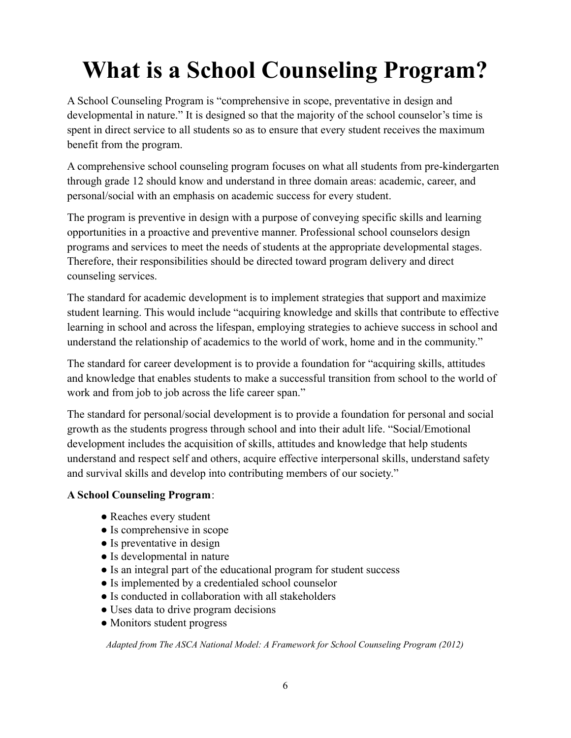# What is a School Counseling Program?

A School Counseling Program is "comprehensive in scope, preventative in design and developmental in nature." It is designed so that the majority of the school counselor's time is spent in direct service to all students so as to ensure that every student receives the maximum benefit from the program.

A comprehensive school counseling program focuses on what all students from pre-kindergarten through grade 12 should know and understand in three domain areas: academic, career, and personal/social with an emphasis on academic success for every student.

The program is preventive in design with a purpose of conveying specific skills and learning opportunities in a proactive and preventive manner. Professional school counselors design programs and services to meet the needs of students at the appropriate developmental stages. Therefore, their responsibilities should be directed toward program delivery and direct counseling services.

The standard for academic development is to implement strategies that support and maximize student learning. This would include "acquiring knowledge and skills that contribute to effective learning in school and across the lifespan, employing strategies to achieve success in school and understand the relationship of academics to the world of work, home and in the community."

The standard for career development is to provide a foundation for "acquiring skills, attitudes and knowledge that enables students to make a successful transition from school to the world of work and from job to job across the life career span."

The standard for personal/social development is to provide a foundation for personal and social growth as the students progress through school and into their adult life. "Social/Emotional development includes the acquisition of skills, attitudes and knowledge that help students understand and respect self and others, acquire effective interpersonal skills, understand safety and survival skills and develop into contributing members of our society."

**A School Counseling Program**:

- Reaches every student
- Is comprehensive in scope
- Is preventative in design
- Is developmental in nature
- Is an integral part of the educational program for student success
- Is implemented by a credentialed school counselor
- Is conducted in collaboration with all stakeholders
- Uses data to drive program decisions
- Monitors student progress

*Adapted from The ASCA National Model: A Framework for School Counseling Program (2012)*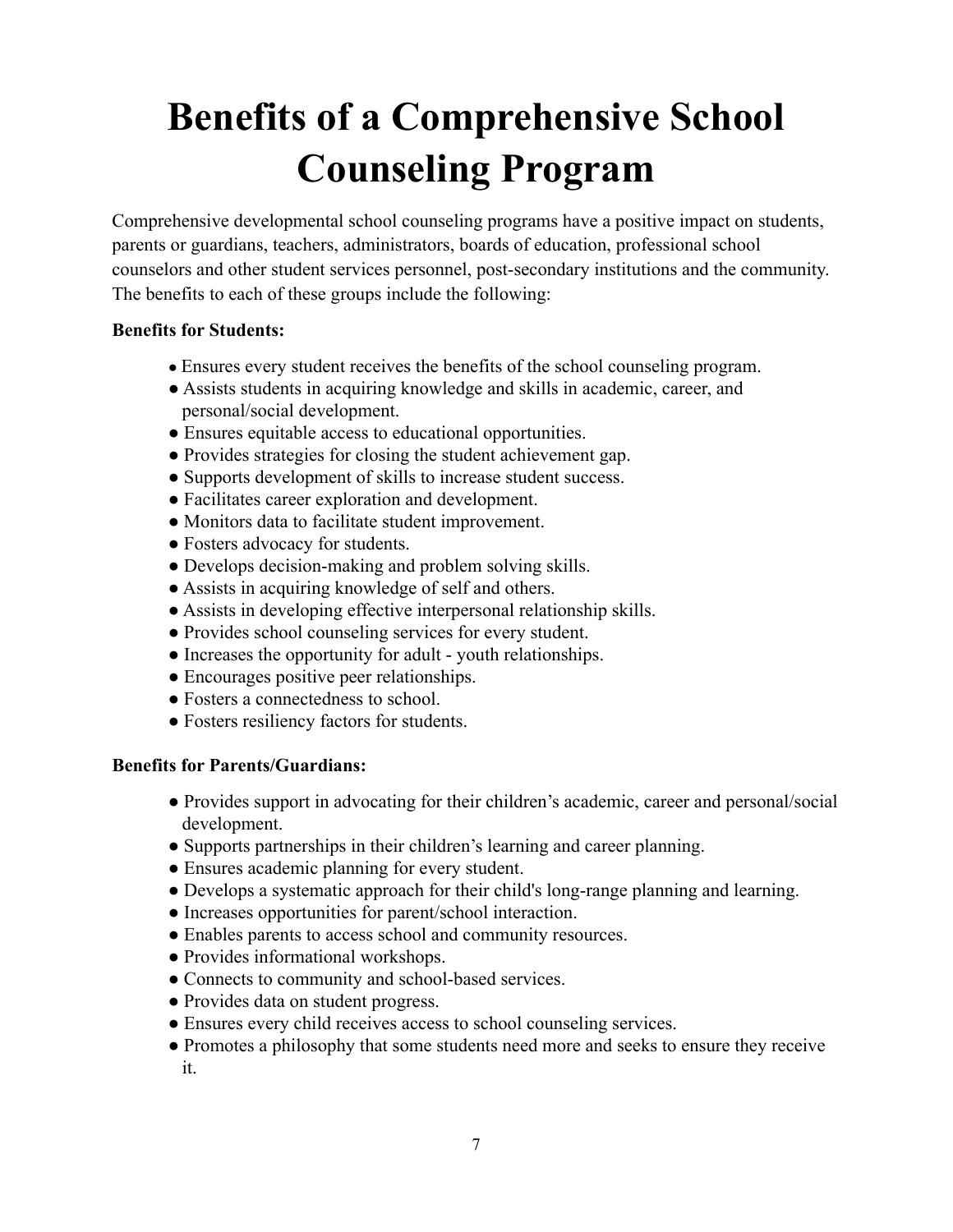# Benefits of a Comprehensive School Counseling Program

Comprehensive developmental school counseling programs have a positive impact on students, parents or guardians, teachers, administrators, boards of education, professional school counselors and other student services personnel, post-secondary institutions and the community. The benefits to each of these groups include the following:

**Benefits for Students:**

- Ensures every student receives the benefits of the school counseling program.
- Assists students in acquiring knowledge and skills in academic, career, and personal/social development.
- Ensures equitable access to educational opportunities.
- Provides strategies for closing the student achievement gap.
- Supports development of skills to increase student success.
- Facilitates career exploration and development.
- Monitors data to facilitate student improvement.
- Fosters advocacy for students.
- Develops decision-making and problem solving skills.
- Assists in acquiring knowledge of self and others.
- Assists in developing effective interpersonal relationship skills.
- Provides school counseling services for every student.
- Increases the opportunity for adult - youth relationships.
- Encourages positive peer relationships.
- Fosters a connectedness to school.
- Fosters resiliency factors for students.

**Benefits for Parents/Guardians:**

- Provides support in advocating for their children's academic, career and personal/social development.
- Supports partnerships in their children's learning and career planning.
- Ensures academic planning for every student.
- Develops a systematic approach for their child's long-range planning and learning.
- Increases opportunities for parent/school interaction.
- Enables parents to access school and community resources.
- Provides informational workshops.
- Connects to community and school-based services.
- Provides data on student progress.
- Ensures every child receives access to school counseling services.
- Promotes a philosophy that some students need more and seeks to ensure they receive it.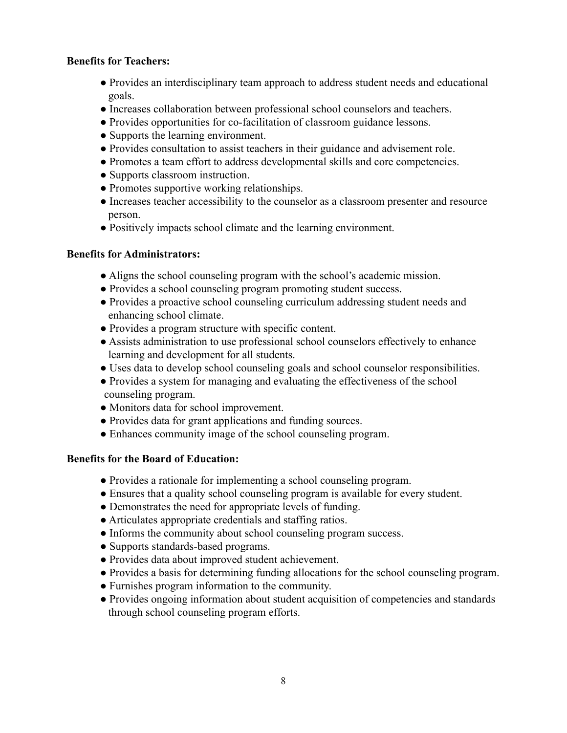**Benefits for Teachers:**

- Provides an interdisciplinary team approach to address student needs and educational goals.
- Increases collaboration between professional school counselors and teachers.
- Provides opportunities for co-facilitation of classroom guidance lessons.
- Supports the learning environment.
- Provides consultation to assist teachers in their guidance and advisement role.
- Promotes a team effort to address developmental skills and core competencies.
- Supports classroom instruction.
- Promotes supportive working relationships.
- Increases teacher accessibility to the counselor as a classroom presenter and resource person.
- Positively impacts school climate and the learning environment.

**Benefits for Administrators:**

- Aligns the school counseling program with the school's academic mission.
- Provides a school counseling program promoting student success.
- Provides a proactive school counseling curriculum addressing student needs and enhancing school climate.
- Provides a program structure with specific content.
- Assists administration to use professional school counselors effectively to enhance learning and development for all students.
- Uses data to develop school counseling goals and school counselor responsibilities.
- Provides a system for managing and evaluating the effectiveness of the school counseling program.
- Monitors data for school improvement.
- Provides data for grant applications and funding sources.
- Enhances community image of the school counseling program.

**Benefits for the Board of Education:**

- Provides a rationale for implementing a school counseling program.
- Ensures that a quality school counseling program is available for every student.
- Demonstrates the need for appropriate levels of funding.
- Articulates appropriate credentials and staffing ratios.
- Informs the community about school counseling program success.
- Supports standards-based programs.
- Provides data about improved student achievement.
- Provides a basis for determining funding allocations for the school counseling program.
- Furnishes program information to the community.
- Provides ongoing information about student acquisition of competencies and standards through school counseling program efforts.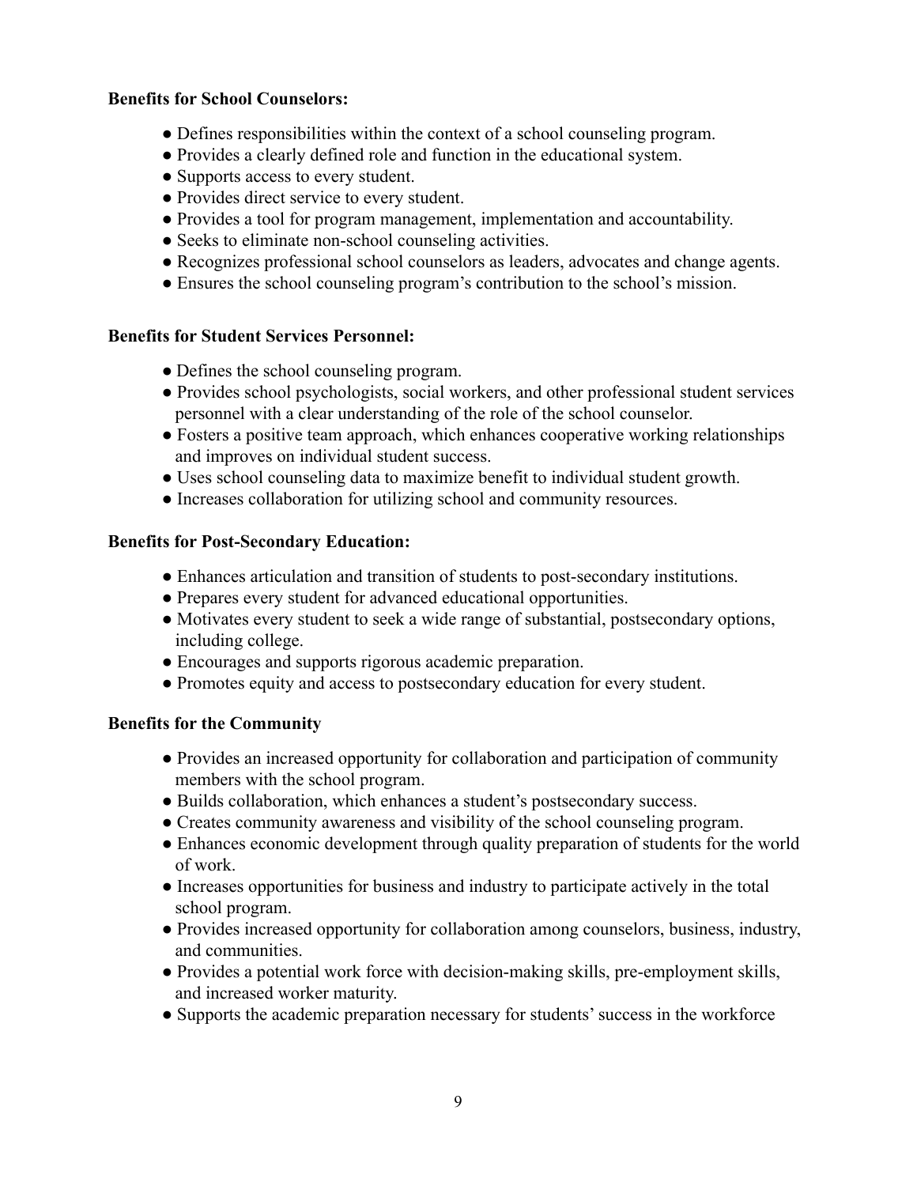**Benefits for School Counselors:**

- Defines responsibilities within the context of a school counseling program.
- Provides a clearly defined role and function in the educational system.
- Supports access to every student.
- Provides direct service to every student.
- Provides a tool for program management, implementation and accountability.
- Seeks to eliminate non-school counseling activities.
- Recognizes professional school counselors as leaders, advocates and change agents.
- Ensures the school counseling program's contribution to the school's mission.

**Benefits for Student Services Personnel:**

- Defines the school counseling program.
- Provides school psychologists, social workers, and other professional student services personnel with a clear understanding of the role of the school counselor.
- Fosters a positive team approach, which enhances cooperative working relationships and improves on individual student success.
- Uses school counseling data to maximize benefit to individual student growth.
- Increases collaboration for utilizing school and community resources.

**Benefits for Post-Secondary Education:**

- Enhances articulation and transition of students to post-secondary institutions.
- Prepares every student for advanced educational opportunities.
- Motivates every student to seek a wide range of substantial, postsecondary options, including college.
- Encourages and supports rigorous academic preparation.
- Promotes equity and access to postsecondary education for every student.

**Benefits for the Community**

- Provides an increased opportunity for collaboration and participation of community members with the school program.
- Builds collaboration, which enhances a student's postsecondary success.
- Creates community awareness and visibility of the school counseling program.
- Enhances economic development through quality preparation of students for the world of work.
- Increases opportunities for business and industry to participate actively in the total school program.
- Provides increased opportunity for collaboration among counselors, business, industry, and communities.
- Provides a potential work force with decision-making skills, pre-employment skills, and increased worker maturity.
- Supports the academic preparation necessary for students' success in the workforce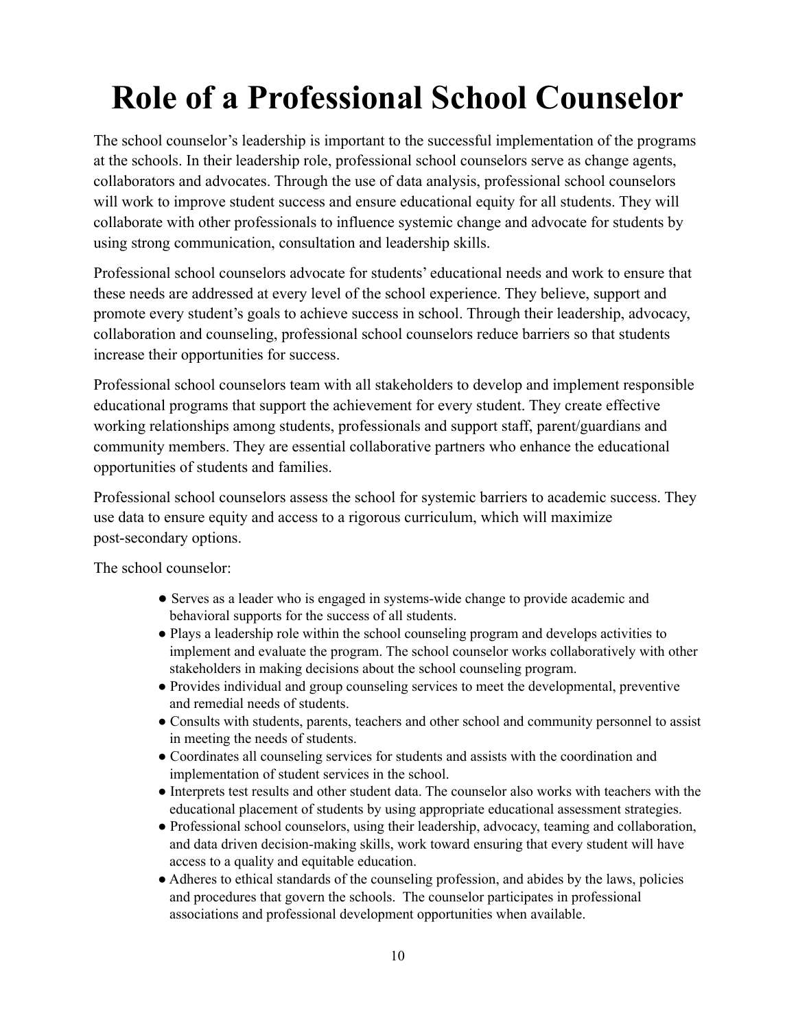# Role of a Professional School Counselor

The school counselor's leadership is important to the successful implementation of the programs at the schools. In their leadership role, professional school counselors serve as change agents, collaborators and advocates. Through the use of data analysis, professional school counselors will work to improve student success and ensure educational equity for all students. They will collaborate with other professionals to influence systemic change and advocate for students by using strong communication, consultation and leadership skills.

Professional school counselors advocate for students' educational needs and work to ensure that these needs are addressed at every level of the school experience. They believe, support and promote every student's goals to achieve success in school. Through their leadership, advocacy, collaboration and counseling, professional school counselors reduce barriers so that students increase their opportunities for success.

Professional school counselors team with all stakeholders to develop and implement responsible educational programs that support the achievement for every student. They create effective working relationships among students, professionals and support staff, parent/guardians and community members. They are essential collaborative partners who enhance the educational opportunities of students and families.

Professional school counselors assess the school for systemic barriers to academic success. They use data to ensure equity and access to a rigorous curriculum, which will maximize post-secondary options.

The school counselor:

- Serves as a leader who is engaged in systems-wide change to provide academic and behavioral supports for the success of all students.
- Plays a leadership role within the school counseling program and develops activities to implement and evaluate the program. The school counselor works collaboratively with other stakeholders in making decisions about the school counseling program.
- Provides individual and group counseling services to meet the developmental, preventive and remedial needs of students.
- Consults with students, parents, teachers and other school and community personnel to assist in meeting the needs of students.
- Coordinates all counseling services for students and assists with the coordination and implementation of student services in the school.
- Interprets test results and other student data. The counselor also works with teachers with the educational placement of students by using appropriate educational assessment strategies.
- Professional school counselors, using their leadership, advocacy, teaming and collaboration, and data driven decision-making skills, work toward ensuring that every student will have access to a quality and equitable education.
- Adheres to ethical standards of the counseling profession, and abides by the laws, policies and procedures that govern the schools. The counselor participates in professional associations and professional development opportunities when available.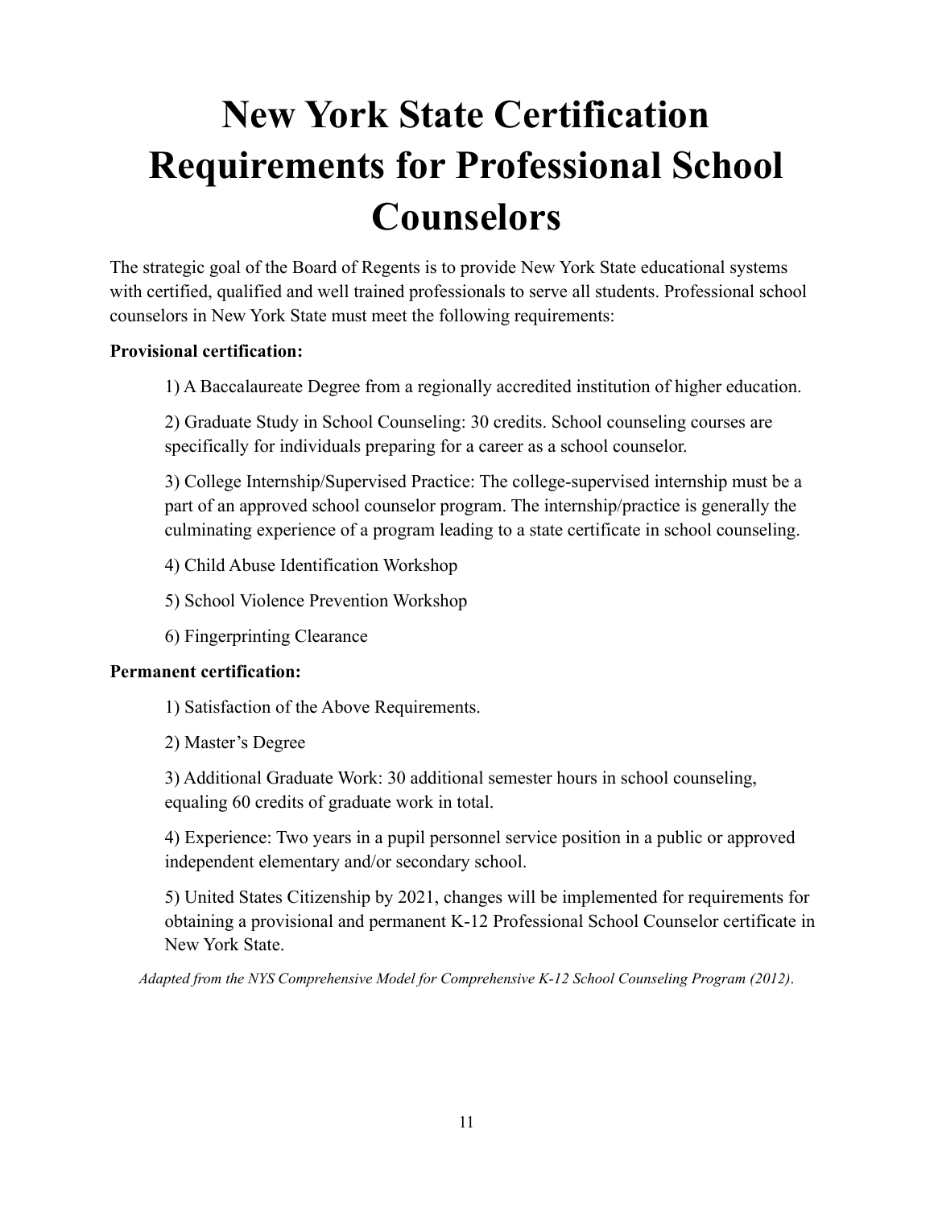# New York State Certification Requirements for Professional School Counselors

The strategic goal of the Board of Regents is to provide New York State educational systems with certified, qualified and well trained professionals to serve all students. Professional school counselors in New York State must meet the following requirements:

**Provisional certification:**

1) A Baccalaureate Degree from a regionally accredited institution of higher education.

2) Graduate Study in School Counseling: 30 credits. School counseling courses are specifically for individuals preparing for a career as a school counselor.

3) College Internship/Supervised Practice: The college-supervised internship must be a part of an approved school counselor program. The internship/practice is generally the culminating experience of a program leading to a state certificate in school counseling.

4) Child Abuse Identification Workshop

5) School Violence Prevention Workshop

6) Fingerprinting Clearance

**Permanent certification:**

1) Satisfaction of the Above Requirements.

2) Master's Degree

3) Additional Graduate Work: 30 additional semester hours in school counseling, equaling 60 credits of graduate work in total.

4) Experience: Two years in a pupil personnel service position in a public or approved independent elementary and/or secondary school.

5) United States Citizenship by 2021, changes will be implemented for requirements for obtaining a provisional and permanent K-12 Professional School Counselor certificate in New York State.

*Adapted from the NYS Comprehensive Model for Comprehensive K-12 School Counseling Program (2012).*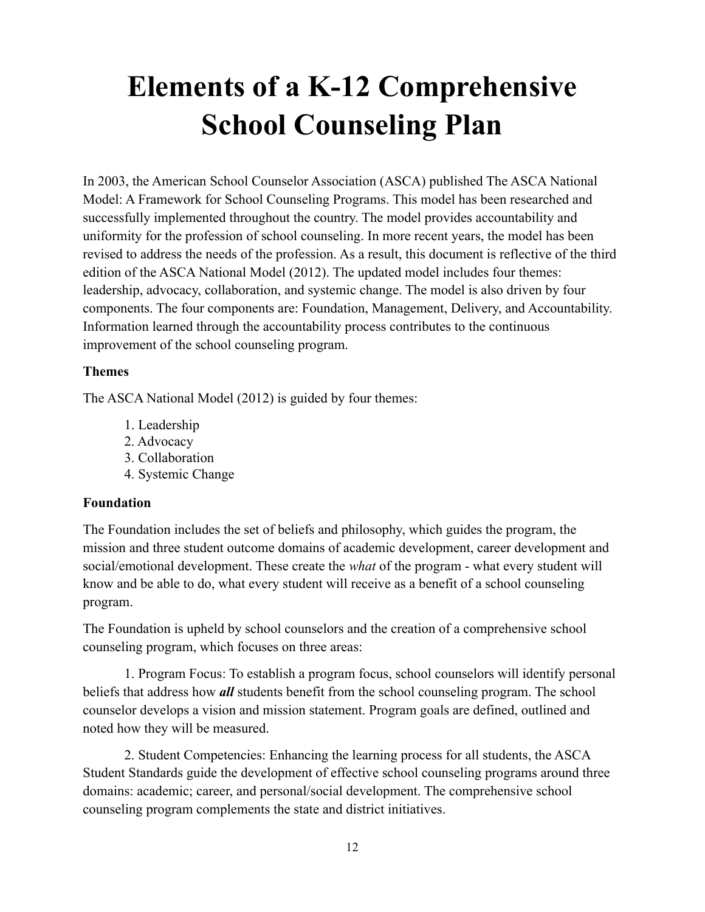# Elements of a K-12 Comprehensive School Counseling Plan

In 2003, the American School Counselor Association (ASCA) published The ASCA National Model: A Framework for School Counseling Programs. This model has been researched and successfully implemented throughout the country. The model provides accountability and uniformity for the profession of school counseling. In more recent years, the model has been revised to address the needs of the profession. As a result, this document is reflective of the third edition of the ASCA National Model (2012). The updated model includes four themes: leadership, advocacy, collaboration, and systemic change. The model is also driven by four components. The four components are: Foundation, Management, Delivery, and Accountability. Information learned through the accountability process contributes to the continuous improvement of the school counseling program.

**Themes**

The ASCA National Model (2012) is guided by four themes:

1. Leadership
2. Advocacy
3. Collaboration
4. Systemic Change

**Foundation**

The Foundation includes the set of beliefs and philosophy, which guides the program, the mission and three student outcome domains of academic development, career development and social/emotional development. These create the *what* of the program - what every student will know and be able to do, what every student will receive as a benefit of a school counseling program.

The Foundation is upheld by school counselors and the creation of a comprehensive school counseling program, which focuses on three areas:

1. Program Focus: To establish a program focus, school counselors will identify personal beliefs that address how ***all*** students benefit from the school counseling program. The school counselor develops a vision and mission statement. Program goals are defined, outlined and noted how they will be measured.

2. Student Competencies: Enhancing the learning process for all students, the ASCA Student Standards guide the development of effective school counseling programs around three domains: academic; career, and personal/social development. The comprehensive school counseling program complements the state and district initiatives.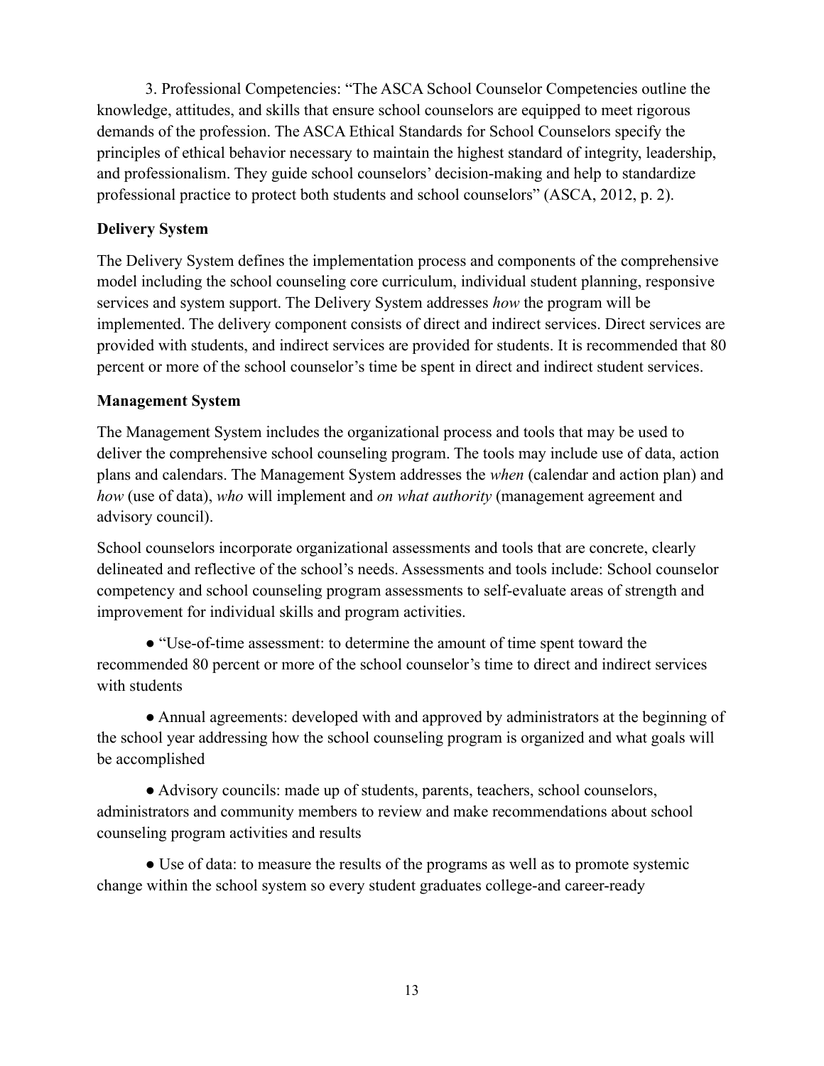3. Professional Competencies: “The ASCA School Counselor Competencies outline the knowledge, attitudes, and skills that ensure school counselors are equipped to meet rigorous demands of the profession. The ASCA Ethical Standards for School Counselors specify the principles of ethical behavior necessary to maintain the highest standard of integrity, leadership, and professionalism. They guide school counselors' decision-making and help to standardize professional practice to protect both students and school counselors” (ASCA, 2012, p. 2).

**Delivery System**

The Delivery System defines the implementation process and components of the comprehensive model including the school counseling core curriculum, individual student planning, responsive services and system support. The Delivery System addresses *how* the program will be implemented. The delivery component consists of direct and indirect services. Direct services are provided with students, and indirect services are provided for students. It is recommended that 80 percent or more of the school counselor's time be spent in direct and indirect student services.

**Management System**

The Management System includes the organizational process and tools that may be used to deliver the comprehensive school counseling program. The tools may include use of data, action plans and calendars. The Management System addresses the *when* (calendar and action plan) and *how* (use of data), *who* will implement and *on what authority* (management agreement and advisory council).

School counselors incorporate organizational assessments and tools that are concrete, clearly delineated and reflective of the school's needs. Assessments and tools include: School counselor competency and school counseling program assessments to self-evaluate areas of strength and improvement for individual skills and program activities.

- “Use-of-time assessment: to determine the amount of time spent toward the recommended 80 percent or more of the school counselor's time to direct and indirect services with students
- Annual agreements: developed with and approved by administrators at the beginning of the school year addressing how the school counseling program is organized and what goals will be accomplished
- Advisory councils: made up of students, parents, teachers, school counselors, administrators and community members to review and make recommendations about school counseling program activities and results
- Use of data: to measure the results of the programs as well as to promote systemic change within the school system so every student graduates college-and career-ready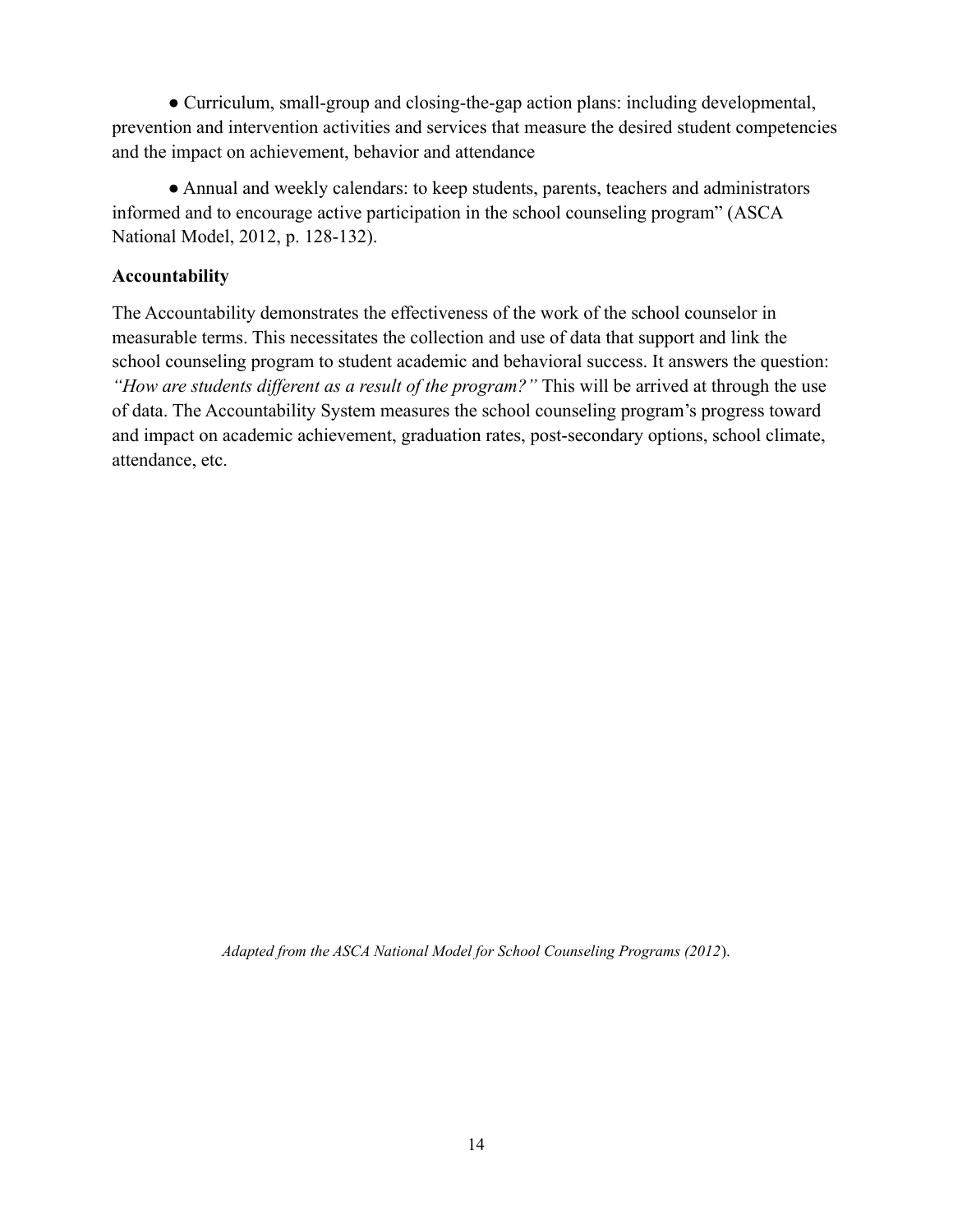● Curriculum, small-group and closing-the-gap action plans: including developmental, prevention and intervention activities and services that measure the desired student competencies and the impact on achievement, behavior and attendance

● Annual and weekly calendars: to keep students, parents, teachers and administrators informed and to encourage active participation in the school counseling program" (ASCA National Model, 2012, p. 128-132).

**Accountability**

The Accountability demonstrates the effectiveness of the work of the school counselor in measurable terms. This necessitates the collection and use of data that support and link the school counseling program to student academic and behavioral success. It answers the question: *"How are students different as a result of the program?"* This will be arrived at through the use of data. The Accountability System measures the school counseling program's progress toward and impact on academic achievement, graduation rates, post-secondary options, school climate, attendance, etc.

*Adapted from the ASCA National Model for School Counseling Programs (2012*).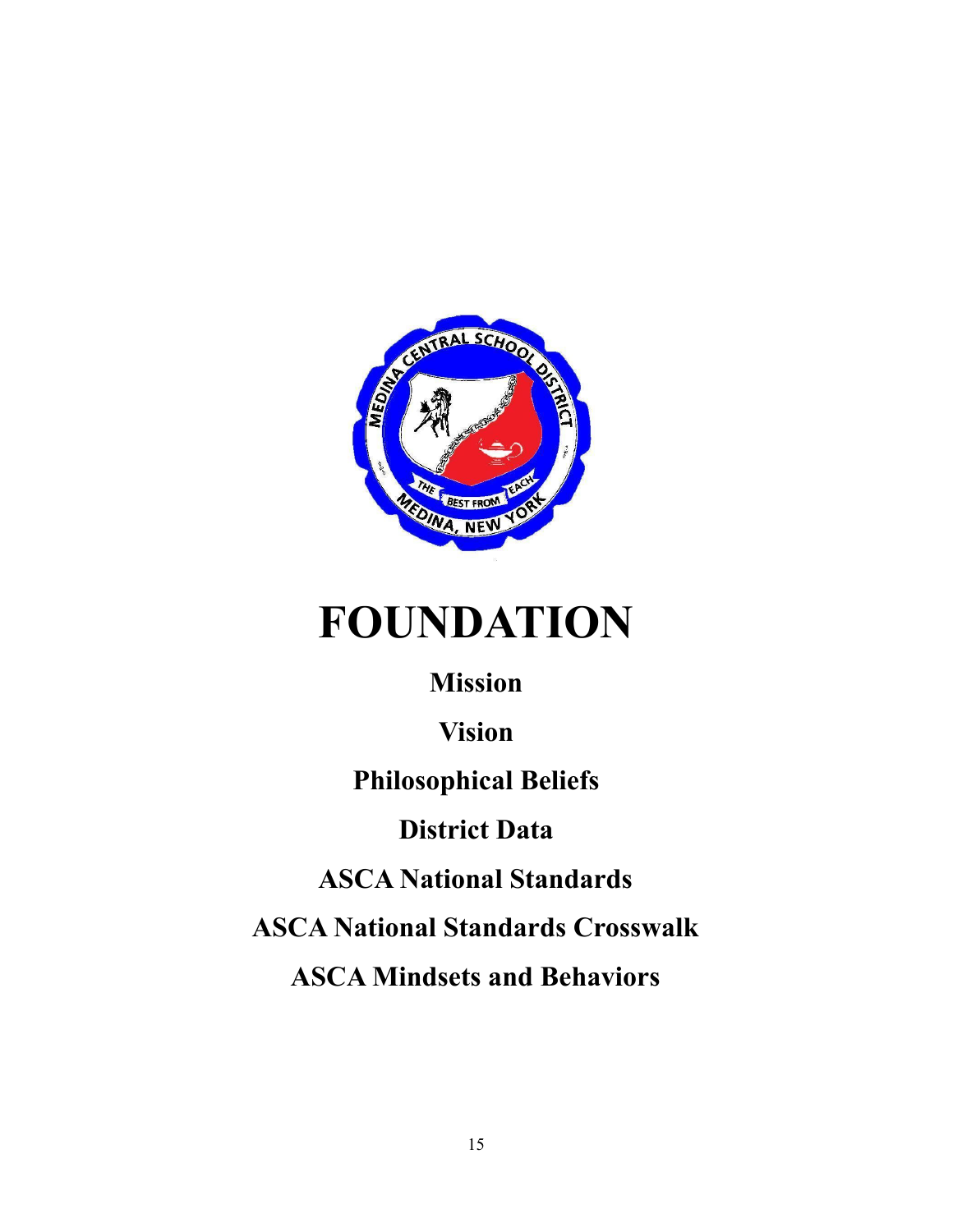# FOUNDATION

**Mission**

**Vision**

**Philosophical Beliefs**

**District Data**

**ASCA National Standards**

**ASCA National Standards Crosswalk**

**ASCA Mindsets and Behaviors**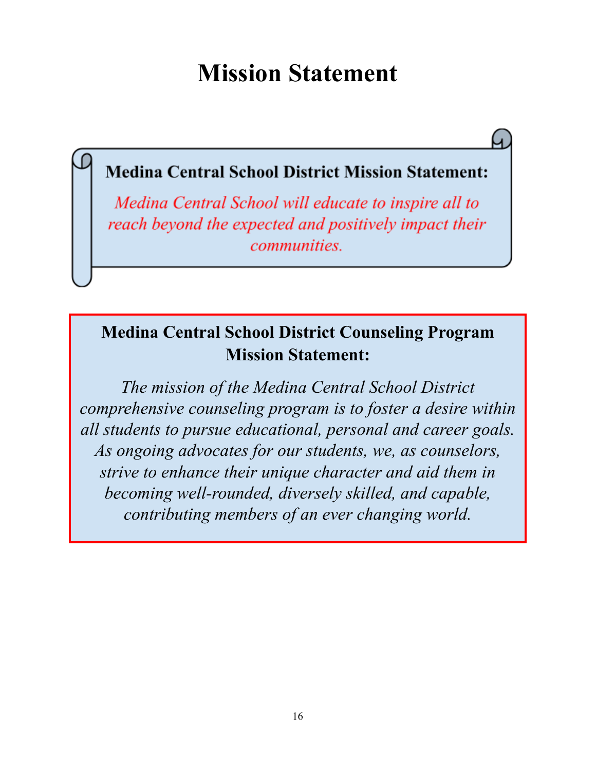# Mission Statement

**Medina Central School District Mission Statement:**

*Medina Central School will educate to inspire all to reach beyond the expected and positively impact their communities.*

**Medina Central School District Counseling Program Mission Statement:**

*The mission of the Medina Central School District comprehensive counseling program is to foster a desire within all students to pursue educational, personal and career goals. As ongoing advocates for our students, we, as counselors, strive to enhance their unique character and aid them in becoming well-rounded, diversely skilled, and capable, contributing members of an ever changing world.*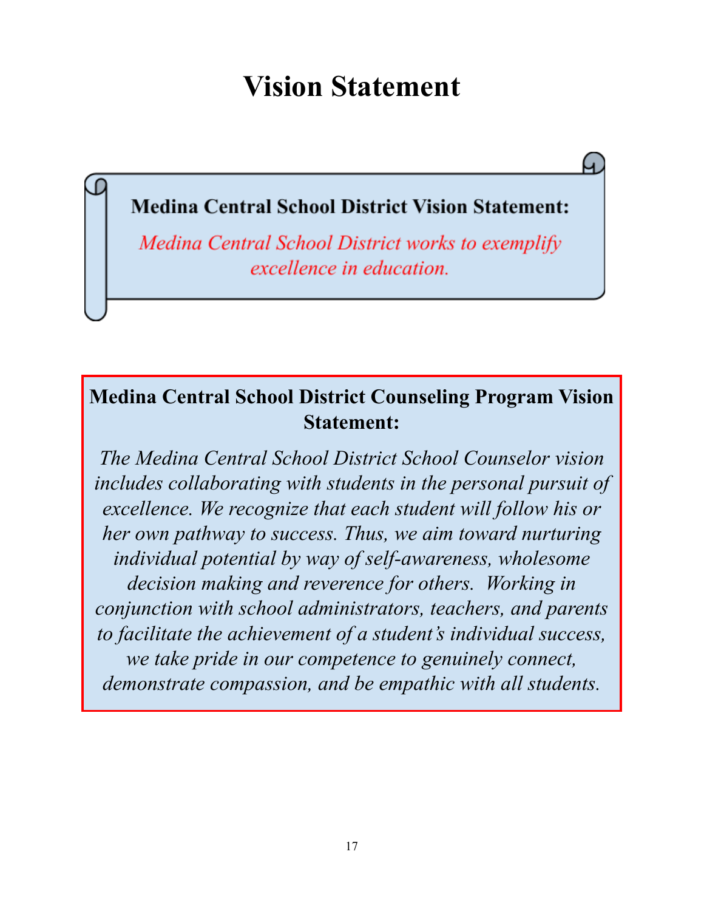# Vision Statement

**Medina Central School District Vision Statement:**

*Medina Central School District works to exemplify excellence in education.*

**Medina Central School District Counseling Program Vision Statement:**

*The Medina Central School District School Counselor vision includes collaborating with students in the personal pursuit of excellence. We recognize that each student will follow his or her own pathway to success. Thus, we aim toward nurturing individual potential by way of self-awareness, wholesome decision making and reverence for others. Working in conjunction with school administrators, teachers, and parents to facilitate the achievement of a student's individual success, we take pride in our competence to genuinely connect, demonstrate compassion, and be empathic with all students.*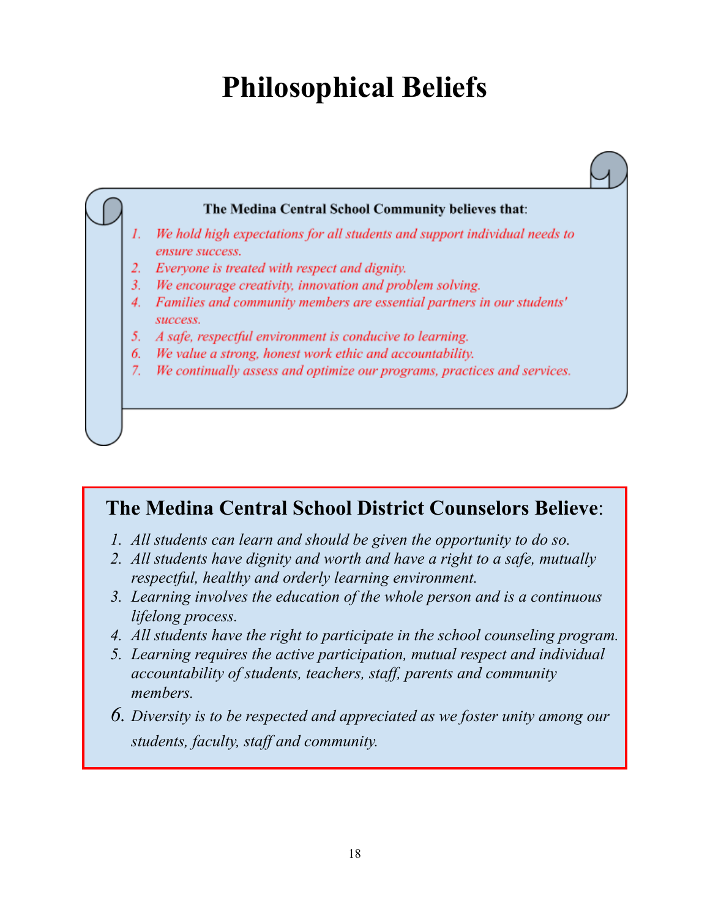# Philosophical Beliefs

**The Medina Central School Community believes that:**

1. *We hold high expectations for all students and support individual needs to ensure success.*
2. *Everyone is treated with respect and dignity.*
3. *We encourage creativity, innovation and problem solving.*
4. *Families and community members are essential partners in our students' success.*
5. *A safe, respectful environment is conducive to learning.*
6. *We value a strong, honest work ethic and accountability.*
7. *We continually assess and optimize our programs, practices and services.*

## The Medina Central School District Counselors Believe:

1. *All students can learn and should be given the opportunity to do so.*
2. *All students have dignity and worth and have a right to a safe, mutually respectful, healthy and orderly learning environment.*
3. *Learning involves the education of the whole person and is a continuous lifelong process.*
4. *All students have the right to participate in the school counseling program.*
5. *Learning requires the active participation, mutual respect and individual accountability of students, teachers, staff, parents and community members.*
6. *Diversity is to be respected and appreciated as we foster unity among our students, faculty, staff and community.*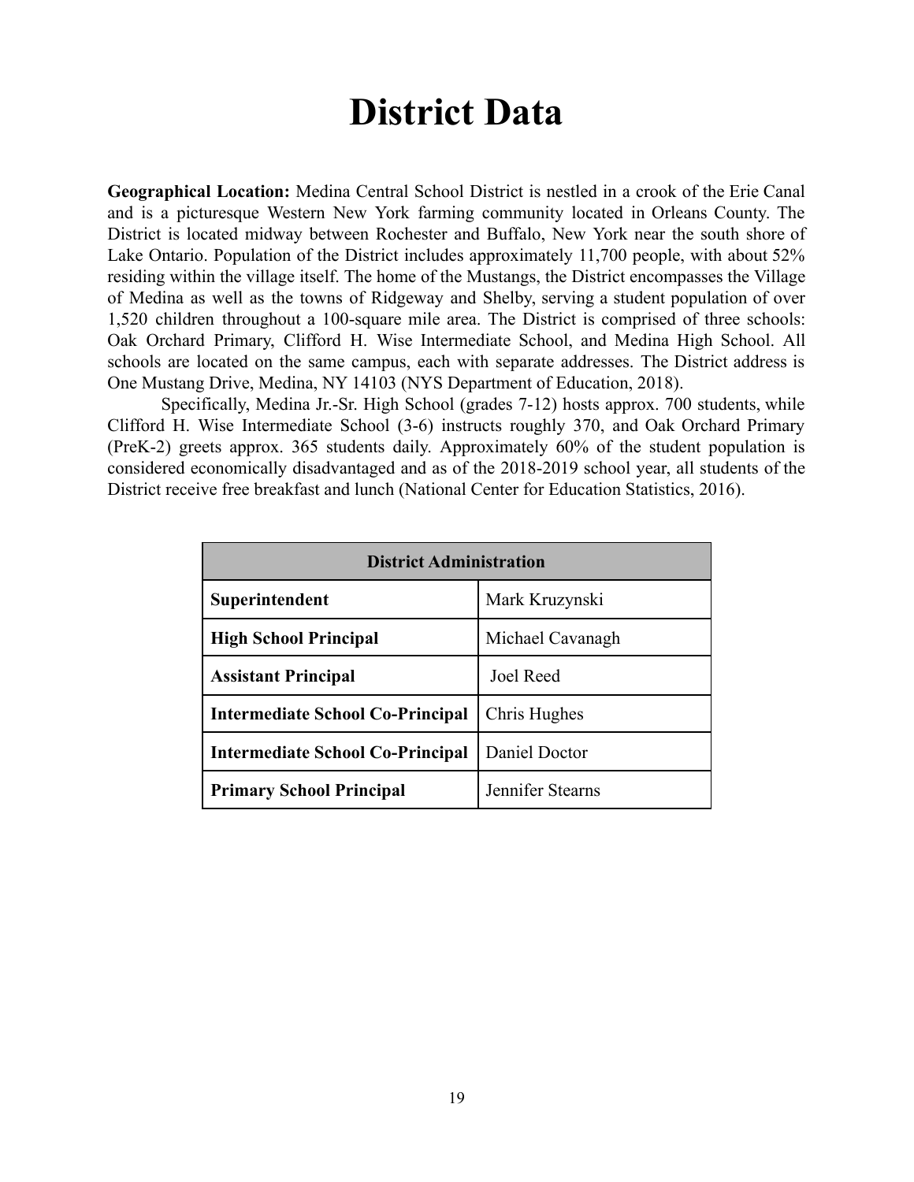# District Data

**Geographical Location:** Medina Central School District is nestled in a crook of the Erie Canal and is a picturesque Western New York farming community located in Orleans County. The District is located midway between Rochester and Buffalo, New York near the south shore of Lake Ontario. Population of the District includes approximately 11,700 people, with about 52% residing within the village itself. The home of the Mustangs, the District encompasses the Village of Medina as well as the towns of Ridgeway and Shelby, serving a student population of over 1,520 children throughout a 100-square mile area. The District is comprised of three schools: Oak Orchard Primary, Clifford H. Wise Intermediate School, and Medina High School. All schools are located on the same campus, each with separate addresses. The District address is One Mustang Drive, Medina, NY 14103 (NYS Department of Education, 2018).

Specifically, Medina Jr.-Sr. High School (grades 7-12) hosts approx. 700 students, while Clifford H. Wise Intermediate School (3-6) instructs roughly 370, and Oak Orchard Primary (PreK-2) greets approx. 365 students daily. Approximately 60% of the student population is considered economically disadvantaged and as of the 2018-2019 school year, all students of the District receive free breakfast and lunch (National Center for Education Statistics, 2016).

| District Administration | |
|---|---|
| **Superintendent** | Mark Kruzynski |
| **High School Principal** | Michael Cavanagh |
| **Assistant Principal** | Joel Reed |
| **Intermediate School Co-Principal** | Chris Hughes |
| **Intermediate School Co-Principal** | Daniel Doctor |
| **Primary School Principal** | Jennifer Stearns |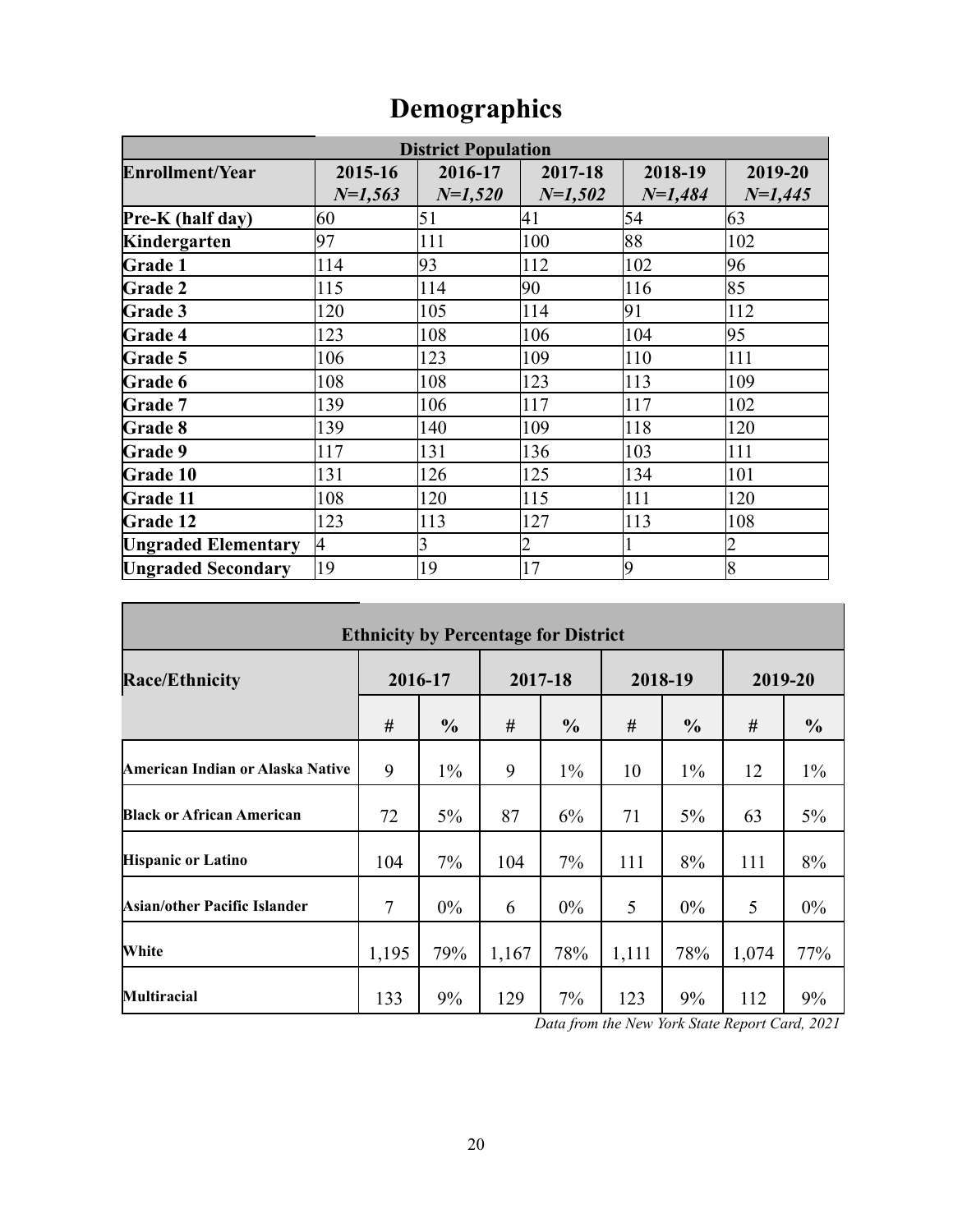# Demographics

| District Population | | | | | |
|---|---|---|---|---|---|
| **Enrollment/Year** | **2015-16** ***N=1,563*** | **2016-17** ***N=1,520*** | **2017-18** ***N=1,502*** | **2018-19** ***N=1,484*** | **2019-20** ***N=1,445*** |
| **Pre-K (half day)** | 60 | 51 | 41 | 54 | 63 |
| **Kindergarten** | 97 | 111 | 100 | 88 | 102 |
| **Grade 1** | 114 | 93 | 112 | 102 | 96 |
| **Grade 2** | 115 | 114 | 90 | 116 | 85 |
| **Grade 3** | 120 | 105 | 114 | 91 | 112 |
| **Grade 4** | 123 | 108 | 106 | 104 | 95 |
| **Grade 5** | 106 | 123 | 109 | 110 | 111 |
| **Grade 6** | 108 | 108 | 123 | 113 | 109 |
| **Grade 7** | 139 | 106 | 117 | 117 | 102 |
| **Grade 8** | 139 | 140 | 109 | 118 | 120 |
| **Grade 9** | 117 | 131 | 136 | 103 | 111 |
| **Grade 10** | 131 | 126 | 125 | 134 | 101 |
| **Grade 11** | 108 | 120 | 115 | 111 | 120 |
| **Grade 12** | 123 | 113 | 127 | 113 | 108 |
| **Ungraded Elementary** | 4 | 3 | 2 | 1 | 2 |
| **Ungraded Secondary** | 19 | 19 | 17 | 9 | 8 |

| Ethnicity by Percentage for District | | | | | | | | |
|---|---|---|---|---|---|---|---|---|
| **Race/Ethnicity** | **2016-17** | | **2017-18** | | **2018-19** | | **2019-20** | |
| | **#** | **%** | **#** | **%** | **#** | **%** | **#** | **%** |
| **American Indian or Alaska Native** | 9 | 1% | 9 | 1% | 10 | 1% | 12 | 1% |
| **Black or African American** | 72 | 5% | 87 | 6% | 71 | 5% | 63 | 5% |
| **Hispanic or Latino** | 104 | 7% | 104 | 7% | 111 | 8% | 111 | 8% |
| **Asian/other Pacific Islander** | 7 | 0% | 6 | 0% | 5 | 0% | 5 | 0% |
| **White** | 1,195 | 79% | 1,167 | 78% | 1,111 | 78% | 1,074 | 77% |
| **Multiracial** | 133 | 9% | 129 | 7% | 123 | 9% | 112 | 9% |

*Data from the New York State Report Card, 2021*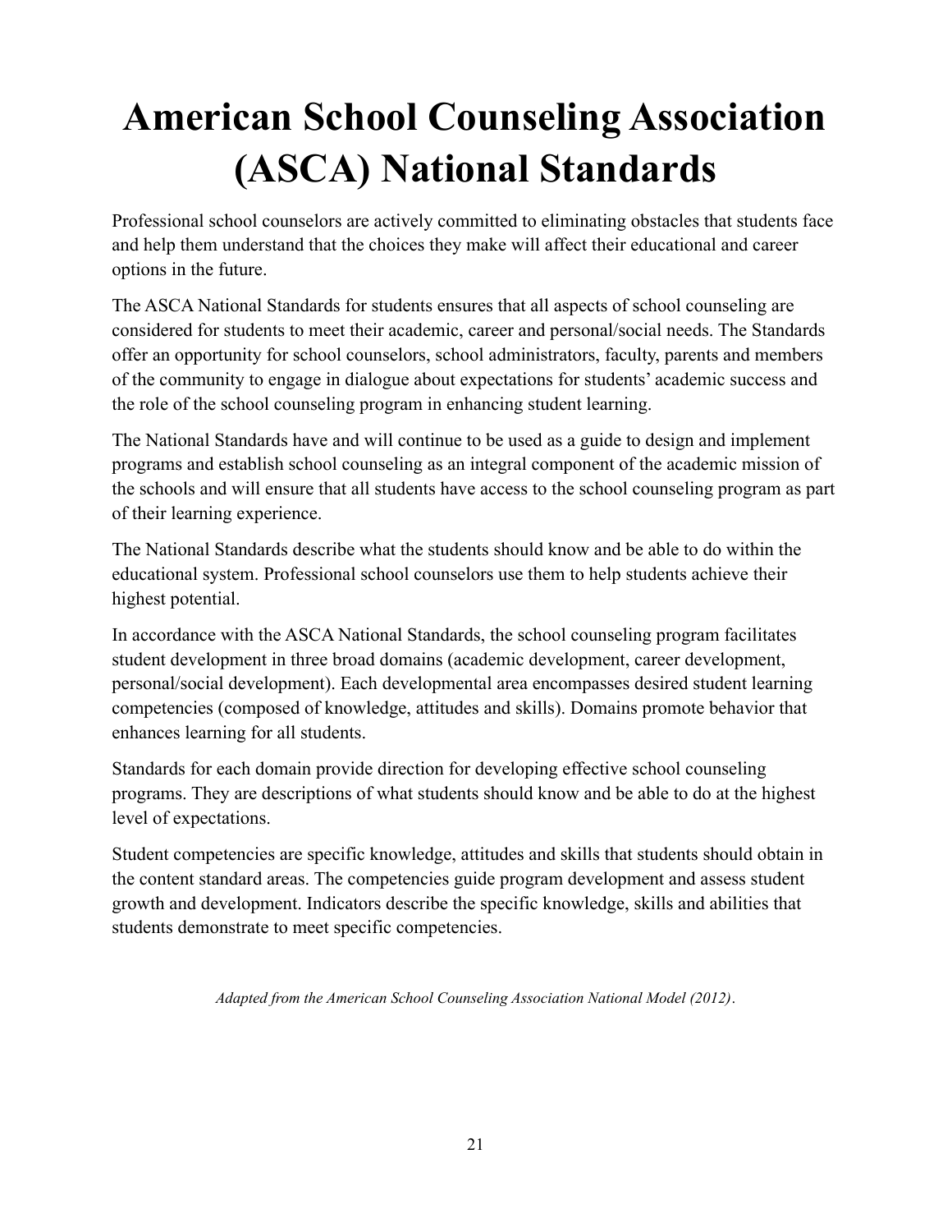# American School Counseling Association (ASCA) National Standards

Professional school counselors are actively committed to eliminating obstacles that students face and help them understand that the choices they make will affect their educational and career options in the future.

The ASCA National Standards for students ensures that all aspects of school counseling are considered for students to meet their academic, career and personal/social needs. The Standards offer an opportunity for school counselors, school administrators, faculty, parents and members of the community to engage in dialogue about expectations for students' academic success and the role of the school counseling program in enhancing student learning.

The National Standards have and will continue to be used as a guide to design and implement programs and establish school counseling as an integral component of the academic mission of the schools and will ensure that all students have access to the school counseling program as part of their learning experience.

The National Standards describe what the students should know and be able to do within the educational system. Professional school counselors use them to help students achieve their highest potential.

In accordance with the ASCA National Standards, the school counseling program facilitates student development in three broad domains (academic development, career development, personal/social development). Each developmental area encompasses desired student learning competencies (composed of knowledge, attitudes and skills). Domains promote behavior that enhances learning for all students.

Standards for each domain provide direction for developing effective school counseling programs. They are descriptions of what students should know and be able to do at the highest level of expectations.

Student competencies are specific knowledge, attitudes and skills that students should obtain in the content standard areas. The competencies guide program development and assess student growth and development. Indicators describe the specific knowledge, skills and abilities that students demonstrate to meet specific competencies.

*Adapted from the American School Counseling Association National Model (2012).*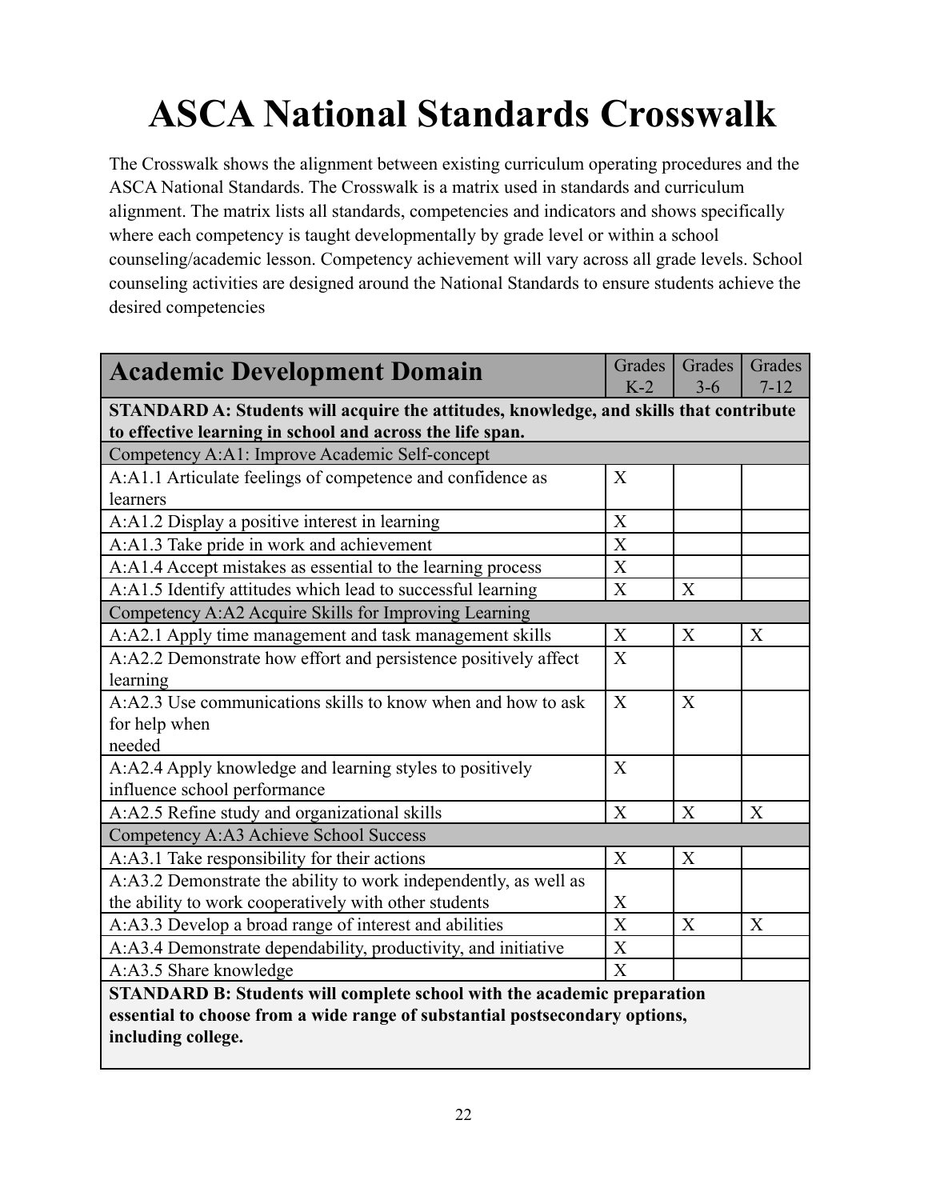# ASCA National Standards Crosswalk

The Crosswalk shows the alignment between existing curriculum operating procedures and the ASCA National Standards. The Crosswalk is a matrix used in standards and curriculum alignment. The matrix lists all standards, competencies and indicators and shows specifically where each competency is taught developmentally by grade level or within a school counseling/academic lesson. Competency achievement will vary across all grade levels. School counseling activities are designed around the National Standards to ensure students achieve the desired competencies

| Academic Development Domain | Grades K-2 | Grades 3-6 | Grades 7-12 |
|---|---|---|---|
| **STANDARD A: Students will acquire the attitudes, knowledge, and skills that contribute to effective learning in school and across the life span.** | | | |
| Competency A:A1: Improve Academic Self-concept | | | |
| A:A1.1 Articulate feelings of competence and confidence as learners | X | | |
| A:A1.2 Display a positive interest in learning | X | | |
| A:A1.3 Take pride in work and achievement | X | | |
| A:A1.4 Accept mistakes as essential to the learning process | X | | |
| A:A1.5 Identify attitudes which lead to successful learning | X | X | |
| Competency A:A2 Acquire Skills for Improving Learning | | | |
| A:A2.1 Apply time management and task management skills | X | X | X |
| A:A2.2 Demonstrate how effort and persistence positively affect learning | X | | |
| A:A2.3 Use communications skills to know when and how to ask for help when needed | X | X | |
| A:A2.4 Apply knowledge and learning styles to positively influence school performance | X | | |
| A:A2.5 Refine study and organizational skills | X | X | X |
| Competency A:A3 Achieve School Success | | | |
| A:A3.1 Take responsibility for their actions | X | X | |
| A:A3.2 Demonstrate the ability to work independently, as well as the ability to work cooperatively with other students | X | | |
| A:A3.3 Develop a broad range of interest and abilities | X | X | X |
| A:A3.4 Demonstrate dependability, productivity, and initiative | X | | |
| A:A3.5 Share knowledge | X | | |
| **STANDARD B: Students will complete school with the academic preparation essential to choose from a wide range of substantial postsecondary options, including college.** | | | |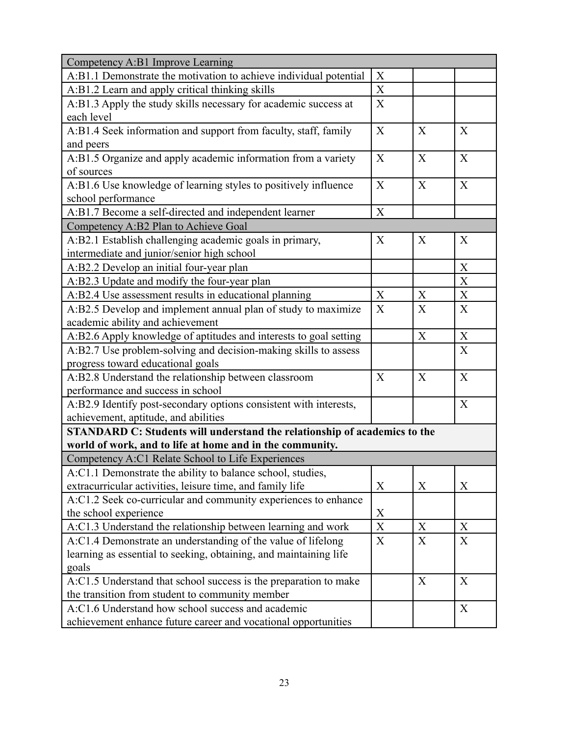| Competency A:B1 Improve Learning | | | |
|---|---|---|---|
| A:B1.1 Demonstrate the motivation to achieve individual potential | X | | |
| A:B1.2 Learn and apply critical thinking skills | X | | |
| A:B1.3 Apply the study skills necessary for academic success at each level | X | | |
| A:B1.4 Seek information and support from faculty, staff, family and peers | X | X | X |
| A:B1.5 Organize and apply academic information from a variety of sources | X | X | X |
| A:B1.6 Use knowledge of learning styles to positively influence school performance | X | X | X |
| A:B1.7 Become a self-directed and independent learner | X | | |
| Competency A:B2 Plan to Achieve Goal | | | |
| A:B2.1 Establish challenging academic goals in primary, intermediate and junior/senior high school | X | X | X |
| A:B2.2 Develop an initial four-year plan | | | X |
| A:B2.3 Update and modify the four-year plan | | | X |
| A:B2.4 Use assessment results in educational planning | X | X | X |
| A:B2.5 Develop and implement annual plan of study to maximize academic ability and achievement | X | X | X |
| A:B2.6 Apply knowledge of aptitudes and interests to goal setting | | X | X |
| A:B2.7 Use problem-solving and decision-making skills to assess progress toward educational goals | | | X |
| A:B2.8 Understand the relationship between classroom performance and success in school | X | X | X |
| A:B2.9 Identify post-secondary options consistent with interests, achievement, aptitude, and abilities | | | X |
| **STANDARD C: Students will understand the relationship of academics to the world of work, and to life at home and in the community.** | | | |
| Competency A:C1 Relate School to Life Experiences | | | |
| A:C1.1 Demonstrate the ability to balance school, studies, extracurricular activities, leisure time, and family life | X | X | X |
| A:C1.2 Seek co-curricular and community experiences to enhance the school experience | X | | |
| A:C1.3 Understand the relationship between learning and work | X | X | X |
| A:C1.4 Demonstrate an understanding of the value of lifelong learning as essential to seeking, obtaining, and maintaining life goals | X | X | X |
| A:C1.5 Understand that school success is the preparation to make the transition from student to community member | | X | X |
| A:C1.6 Understand how school success and academic achievement enhance future career and vocational opportunities | | | X |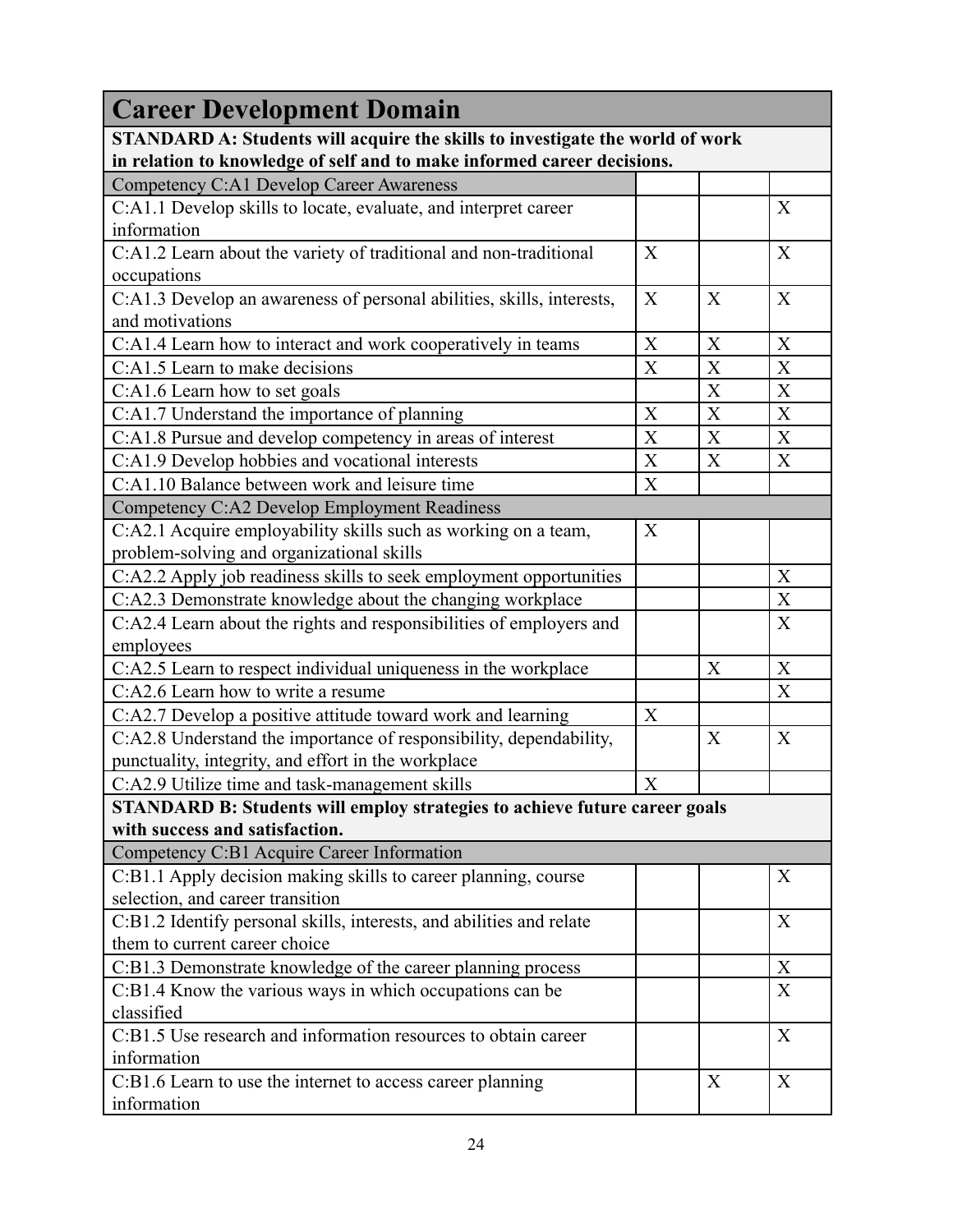| Career Development Domain | | | |
|---|---|---|---|
| **STANDARD A: Students will acquire the skills to investigate the world of work in relation to knowledge of self and to make informed career decisions.** | | | |
| Competency C:A1 Develop Career Awareness | | | |
| C:A1.1 Develop skills to locate, evaluate, and interpret career information | | | X |
| C:A1.2 Learn about the variety of traditional and non-traditional occupations | X | | X |
| C:A1.3 Develop an awareness of personal abilities, skills, interests, and motivations | X | X | X |
| C:A1.4 Learn how to interact and work cooperatively in teams | X | X | X |
| C:A1.5 Learn to make decisions | X | X | X |
| C:A1.6 Learn how to set goals | | X | X |
| C:A1.7 Understand the importance of planning | X | X | X |
| C:A1.8 Pursue and develop competency in areas of interest | X | X | X |
| C:A1.9 Develop hobbies and vocational interests | X | X | X |
| C:A1.10 Balance between work and leisure time | X | | |
| Competency C:A2 Develop Employment Readiness | | | |
| C:A2.1 Acquire employability skills such as working on a team, problem-solving and organizational skills | X | | |
| C:A2.2 Apply job readiness skills to seek employment opportunities | | | X |
| C:A2.3 Demonstrate knowledge about the changing workplace | | | X |
| C:A2.4 Learn about the rights and responsibilities of employers and employees | | | X |
| C:A2.5 Learn to respect individual uniqueness in the workplace | | X | X |
| C:A2.6 Learn how to write a resume | | | X |
| C:A2.7 Develop a positive attitude toward work and learning | X | | |
| C:A2.8 Understand the importance of responsibility, dependability, punctuality, integrity, and effort in the workplace | | X | X |
| C:A2.9 Utilize time and task-management skills | X | | |
| **STANDARD B: Students will employ strategies to achieve future career goals with success and satisfaction.** | | | |
| Competency C:B1 Acquire Career Information | | | |
| C:B1.1 Apply decision making skills to career planning, course selection, and career transition | | | X |
| C:B1.2 Identify personal skills, interests, and abilities and relate them to current career choice | | | X |
| C:B1.3 Demonstrate knowledge of the career planning process | | | X |
| C:B1.4 Know the various ways in which occupations can be classified | | | X |
| C:B1.5 Use research and information resources to obtain career information | | | X |
| C:B1.6 Learn to use the internet to access career planning information | | X | X |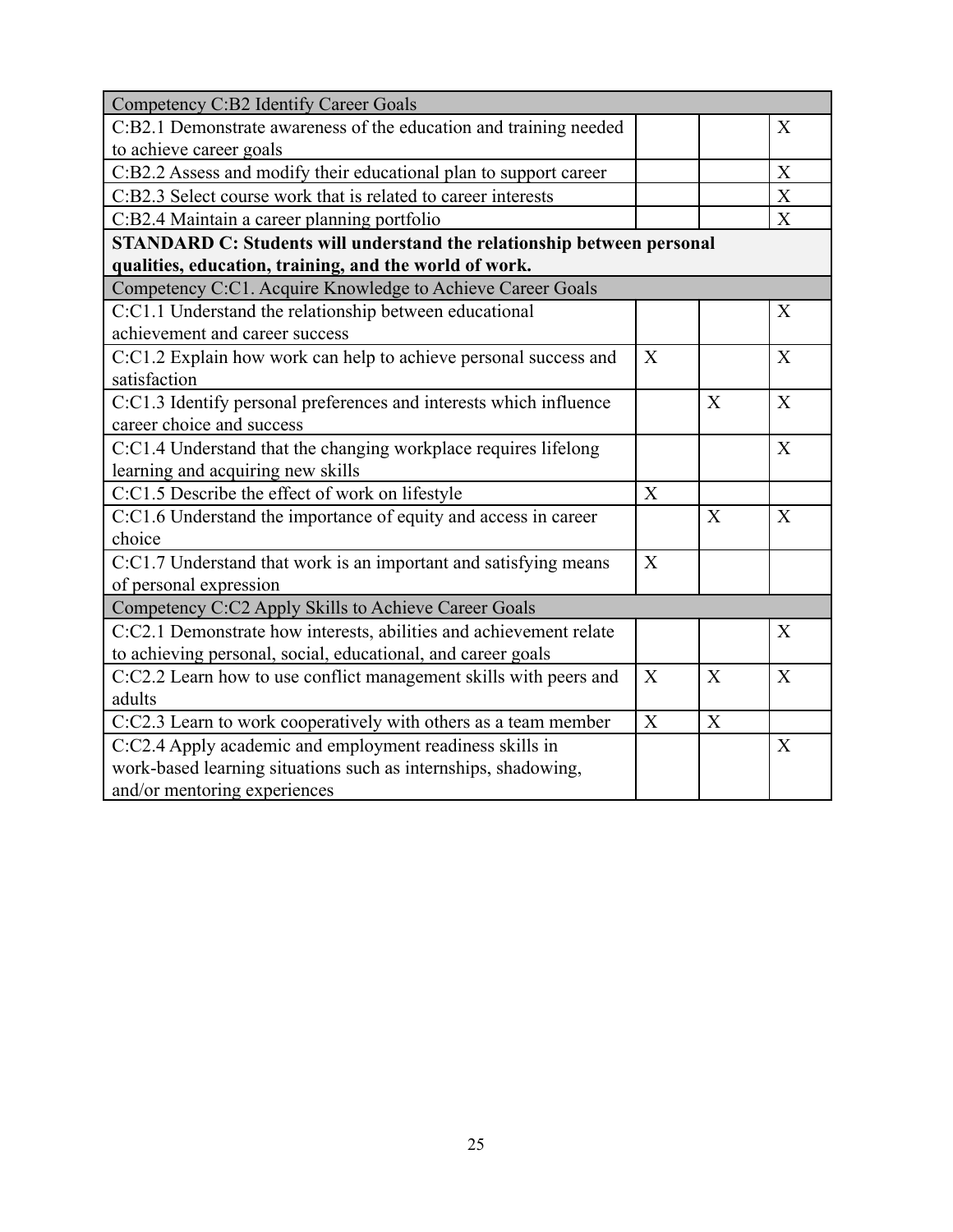| Competency C:B2 Identify Career Goals | | | |
|---|---|---|---|
| C:B2.1 Demonstrate awareness of the education and training needed to achieve career goals | | | X |
| C:B2.2 Assess and modify their educational plan to support career | | | X |
| C:B2.3 Select course work that is related to career interests | | | X |
| C:B2.4 Maintain a career planning portfolio | | | X |
| **STANDARD C: Students will understand the relationship between personal qualities, education, training, and the world of work.** | | | |
| Competency C:C1. Acquire Knowledge to Achieve Career Goals | | | |
| C:C1.1 Understand the relationship between educational achievement and career success | | | X |
| C:C1.2 Explain how work can help to achieve personal success and satisfaction | X | | X |
| C:C1.3 Identify personal preferences and interests which influence career choice and success | | X | X |
| C:C1.4 Understand that the changing workplace requires lifelong learning and acquiring new skills | | | X |
| C:C1.5 Describe the effect of work on lifestyle | X | | |
| C:C1.6 Understand the importance of equity and access in career choice | | X | X |
| C:C1.7 Understand that work is an important and satisfying means of personal expression | X | | |
| Competency C:C2 Apply Skills to Achieve Career Goals | | | |
| C:C2.1 Demonstrate how interests, abilities and achievement relate to achieving personal, social, educational, and career goals | | | X |
| C:C2.2 Learn how to use conflict management skills with peers and adults | X | X | X |
| C:C2.3 Learn to work cooperatively with others as a team member | X | X | |
| C:C2.4 Apply academic and employment readiness skills in work-based learning situations such as internships, shadowing, and/or mentoring experiences | | | X |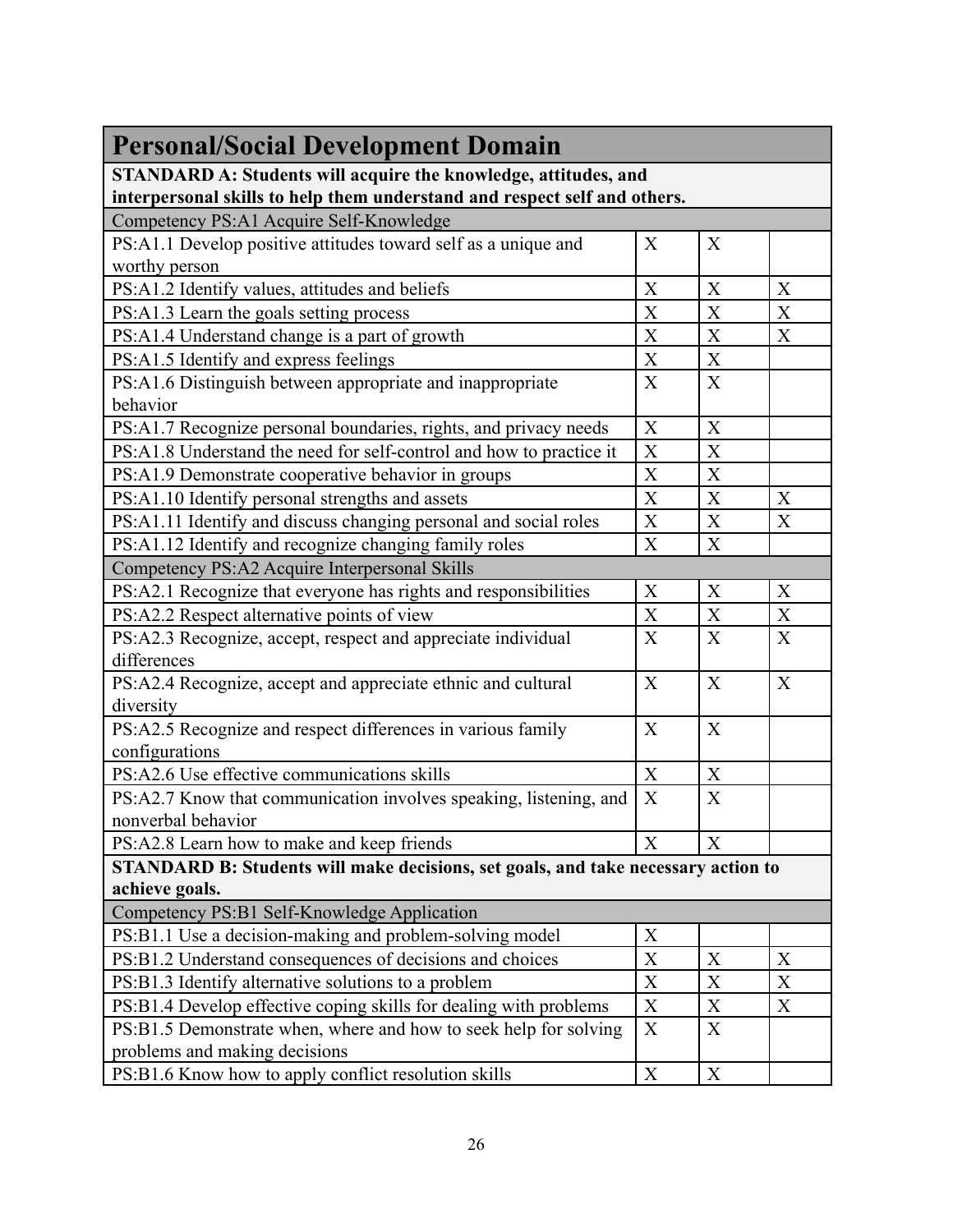| Personal/Social Development Domain | | | |
|---|---|---|---|
| **STANDARD A: Students will acquire the knowledge, attitudes, and interpersonal skills to help them understand and respect self and others.** | | | |
| Competency PS:A1 Acquire Self-Knowledge | | | |
| PS:A1.1 Develop positive attitudes toward self as a unique and worthy person | X | X | |
| PS:A1.2 Identify values, attitudes and beliefs | X | X | X |
| PS:A1.3 Learn the goals setting process | X | X | X |
| PS:A1.4 Understand change is a part of growth | X | X | X |
| PS:A1.5 Identify and express feelings | X | X | |
| PS:A1.6 Distinguish between appropriate and inappropriate behavior | X | X | |
| PS:A1.7 Recognize personal boundaries, rights, and privacy needs | X | X | |
| PS:A1.8 Understand the need for self-control and how to practice it | X | X | |
| PS:A1.9 Demonstrate cooperative behavior in groups | X | X | |
| PS:A1.10 Identify personal strengths and assets | X | X | X |
| PS:A1.11 Identify and discuss changing personal and social roles | X | X | X |
| PS:A1.12 Identify and recognize changing family roles | X | X | |
| Competency PS:A2 Acquire Interpersonal Skills | | | |
| PS:A2.1 Recognize that everyone has rights and responsibilities | X | X | X |
| PS:A2.2 Respect alternative points of view | X | X | X |
| PS:A2.3 Recognize, accept, respect and appreciate individual differences | X | X | X |
| PS:A2.4 Recognize, accept and appreciate ethnic and cultural diversity | X | X | X |
| PS:A2.5 Recognize and respect differences in various family configurations | X | X | |
| PS:A2.6 Use effective communications skills | X | X | |
| PS:A2.7 Know that communication involves speaking, listening, and nonverbal behavior | X | X | |
| PS:A2.8 Learn how to make and keep friends | X | X | |
| **STANDARD B: Students will make decisions, set goals, and take necessary action to achieve goals.** | | | |
| Competency PS:B1 Self-Knowledge Application | | | |
| PS:B1.1 Use a decision-making and problem-solving model | X | | |
| PS:B1.2 Understand consequences of decisions and choices | X | X | X |
| PS:B1.3 Identify alternative solutions to a problem | X | X | X |
| PS:B1.4 Develop effective coping skills for dealing with problems | X | X | X |
| PS:B1.5 Demonstrate when, where and how to seek help for solving problems and making decisions | X | X | |
| PS:B1.6 Know how to apply conflict resolution skills | X | X | |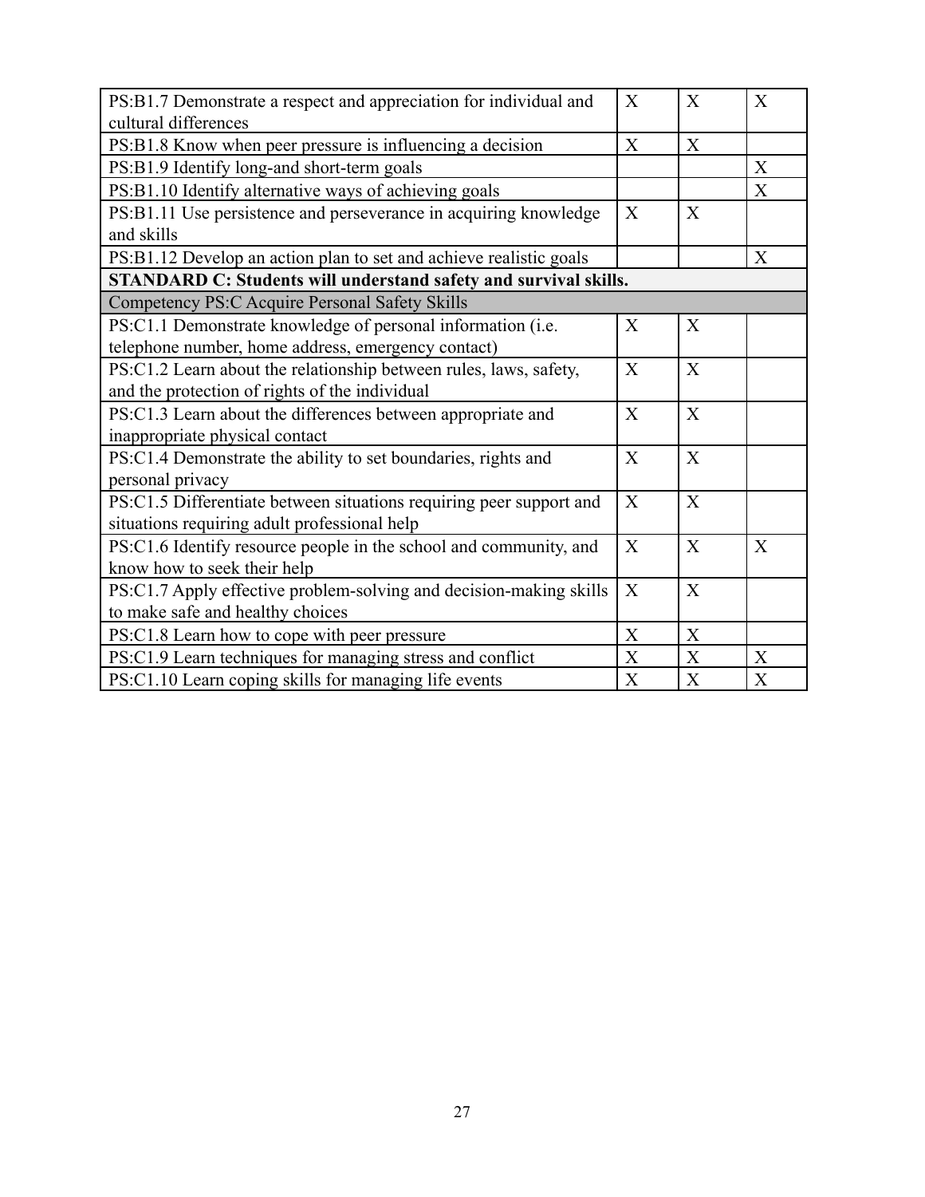| | | | |
|---|---|---|---|
| PS:B1.7 Demonstrate a respect and appreciation for individual and cultural differences | X | X | X |
| PS:B1.8 Know when peer pressure is influencing a decision | X | X | |
| PS:B1.9 Identify long-and short-term goals | | | X |
| PS:B1.10 Identify alternative ways of achieving goals | | | X |
| PS:B1.11 Use persistence and perseverance in acquiring knowledge and skills | X | X | |
| PS:B1.12 Develop an action plan to set and achieve realistic goals | | | X |
| **STANDARD C: Students will understand safety and survival skills.** | | | |
| Competency PS:C Acquire Personal Safety Skills | | | |
| PS:C1.1 Demonstrate knowledge of personal information (i.e. telephone number, home address, emergency contact) | X | X | |
| PS:C1.2 Learn about the relationship between rules, laws, safety, and the protection of rights of the individual | X | X | |
| PS:C1.3 Learn about the differences between appropriate and inappropriate physical contact | X | X | |
| PS:C1.4 Demonstrate the ability to set boundaries, rights and personal privacy | X | X | |
| PS:C1.5 Differentiate between situations requiring peer support and situations requiring adult professional help | X | X | |
| PS:C1.6 Identify resource people in the school and community, and know how to seek their help | X | X | X |
| PS:C1.7 Apply effective problem-solving and decision-making skills to make safe and healthy choices | X | X | |
| PS:C1.8 Learn how to cope with peer pressure | X | X | |
| PS:C1.9 Learn techniques for managing stress and conflict | X | X | X |
| PS:C1.10 Learn coping skills for managing life events | X | X | X |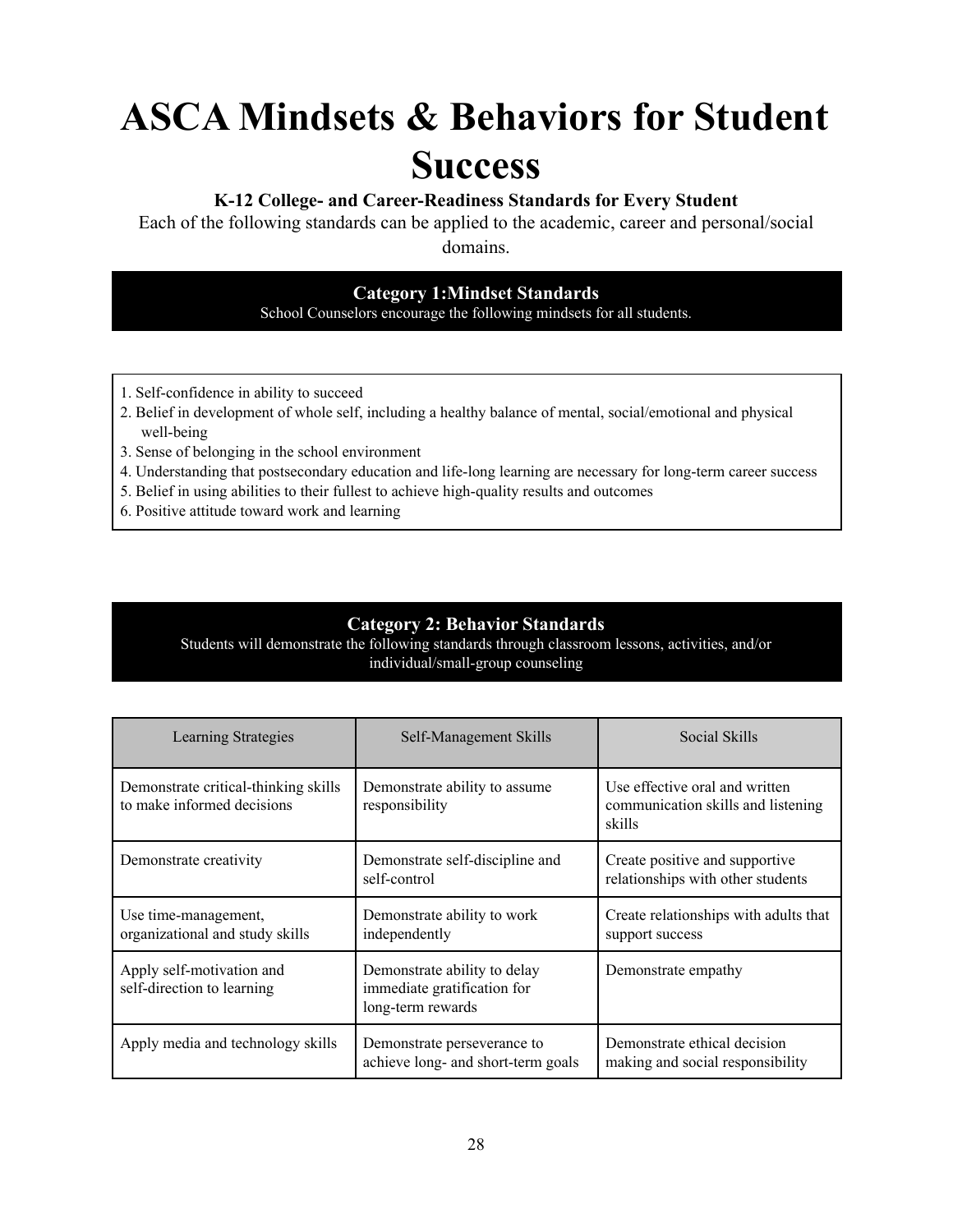# ASCA Mindsets & Behaviors for Student Success

**K-12 College- and Career-Readiness Standards for Every Student**

Each of the following standards can be applied to the academic, career and personal/social domains.

## Category 1:Mindset Standards

School Counselors encourage the following mindsets for all students.

1. Self-confidence in ability to succeed
2. Belief in development of whole self, including a healthy balance of mental, social/emotional and physical well-being
3. Sense of belonging in the school environment
4. Understanding that postsecondary education and life-long learning are necessary for long-term career success
5. Belief in using abilities to their fullest to achieve high-quality results and outcomes
6. Positive attitude toward work and learning

## Category 2: Behavior Standards

Students will demonstrate the following standards through classroom lessons, activities, and/or individual/small-group counseling

| Learning Strategies | Self-Management Skills | Social Skills |
| --- | --- | --- |
| Demonstrate critical-thinking skills to make informed decisions | Demonstrate ability to assume responsibility | Use effective oral and written communication skills and listening skills |
| Demonstrate creativity | Demonstrate self-discipline and self-control | Create positive and supportive relationships with other students |
| Use time-management, organizational and study skills | Demonstrate ability to work independently | Create relationships with adults that support success |
| Apply self-motivation and self-direction to learning | Demonstrate ability to delay immediate gratification for long-term rewards | Demonstrate empathy |
| Apply media and technology skills | Demonstrate perseverance to achieve long- and short-term goals | Demonstrate ethical decision making and social responsibility |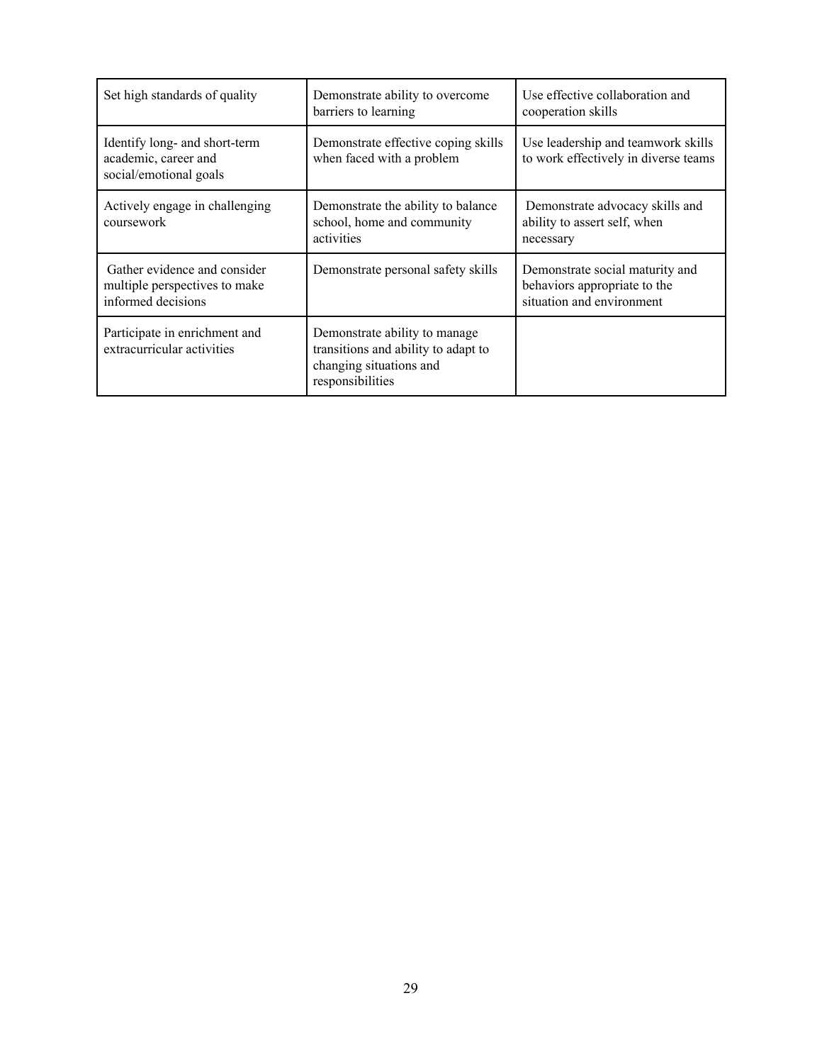| Set high standards of quality | Demonstrate ability to overcome barriers to learning | Use effective collaboration and cooperation skills |
|---|---|---|
| Identify long- and short-term academic, career and social/emotional goals | Demonstrate effective coping skills when faced with a problem | Use leadership and teamwork skills to work effectively in diverse teams |
| Actively engage in challenging coursework | Demonstrate the ability to balance school, home and community activities | Demonstrate advocacy skills and ability to assert self, when necessary |
| Gather evidence and consider multiple perspectives to make informed decisions | Demonstrate personal safety skills | Demonstrate social maturity and behaviors appropriate to the situation and environment |
| Participate in enrichment and extracurricular activities | Demonstrate ability to manage transitions and ability to adapt to changing situations and responsibilities | |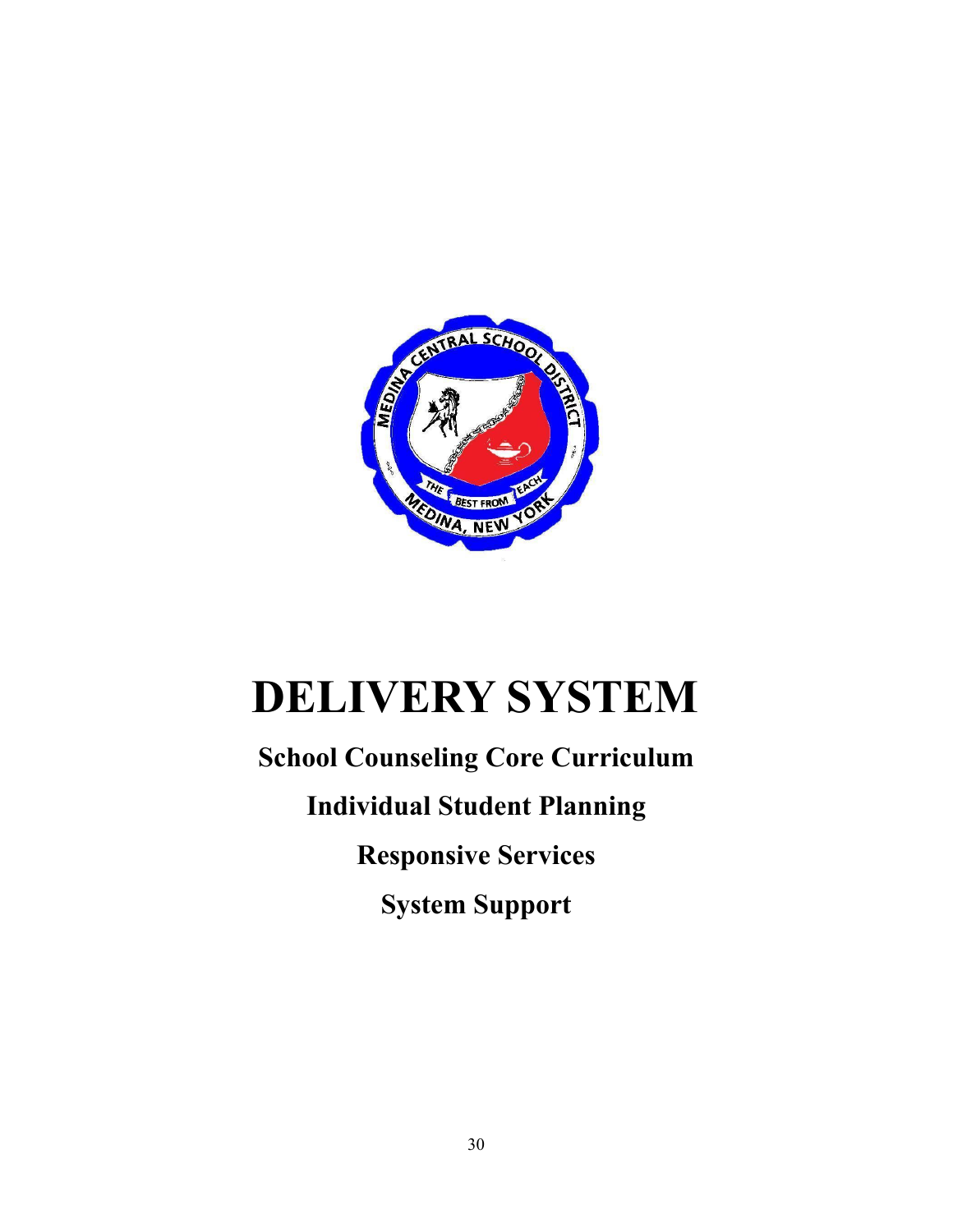# DELIVERY SYSTEM

## School Counseling Core Curriculum

## Individual Student Planning

## Responsive Services

## System Support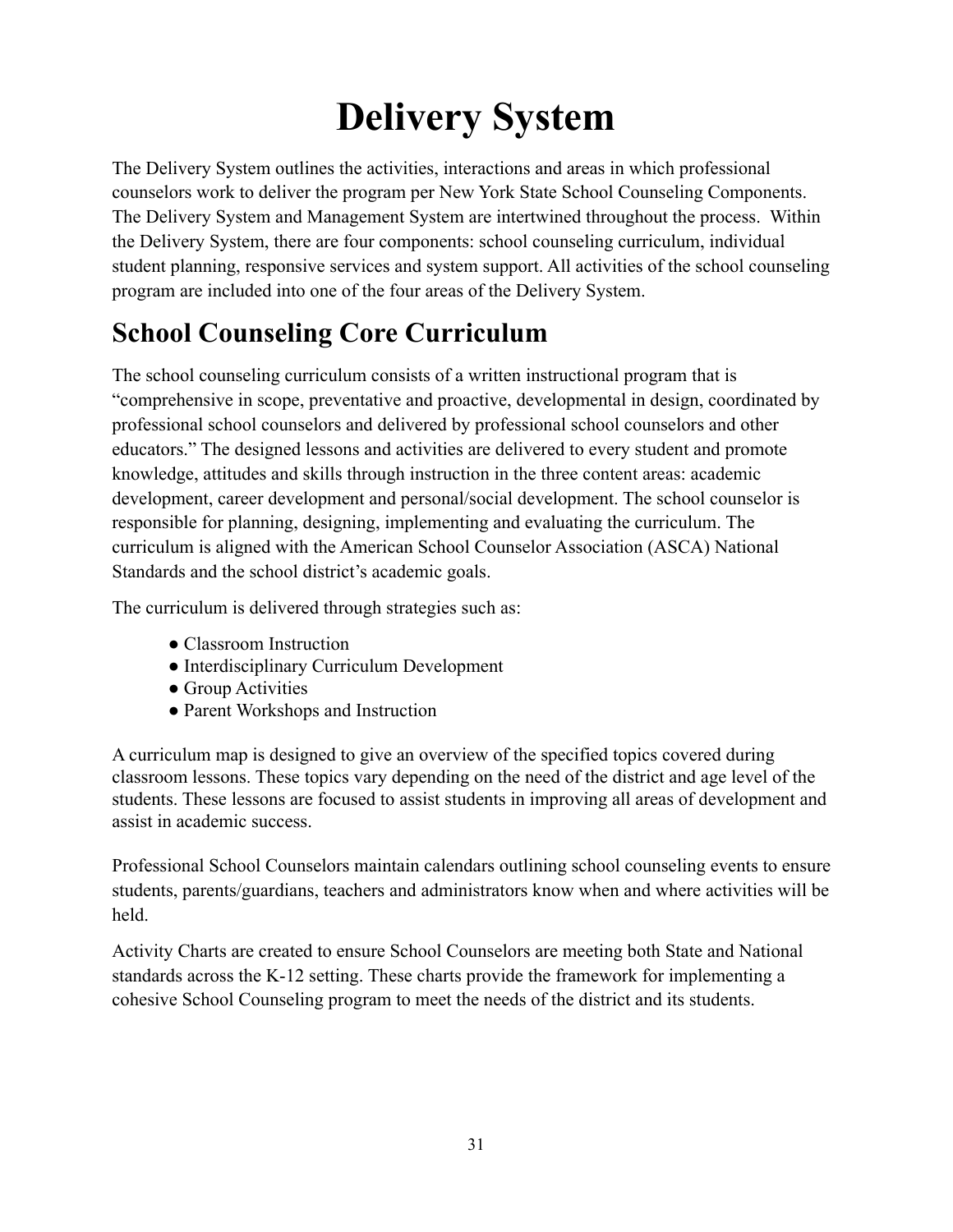# Delivery System

The Delivery System outlines the activities, interactions and areas in which professional counselors work to deliver the program per New York State School Counseling Components. The Delivery System and Management System are intertwined throughout the process. Within the Delivery System, there are four components: school counseling curriculum, individual student planning, responsive services and system support. All activities of the school counseling program are included into one of the four areas of the Delivery System.

## School Counseling Core Curriculum

The school counseling curriculum consists of a written instructional program that is "comprehensive in scope, preventative and proactive, developmental in design, coordinated by professional school counselors and delivered by professional school counselors and other educators." The designed lessons and activities are delivered to every student and promote knowledge, attitudes and skills through instruction in the three content areas: academic development, career development and personal/social development. The school counselor is responsible for planning, designing, implementing and evaluating the curriculum. The curriculum is aligned with the American School Counselor Association (ASCA) National Standards and the school district's academic goals.

The curriculum is delivered through strategies such as:

- Classroom Instruction
- Interdisciplinary Curriculum Development
- Group Activities
- Parent Workshops and Instruction

A curriculum map is designed to give an overview of the specified topics covered during classroom lessons. These topics vary depending on the need of the district and age level of the students. These lessons are focused to assist students in improving all areas of development and assist in academic success.

Professional School Counselors maintain calendars outlining school counseling events to ensure students, parents/guardians, teachers and administrators know when and where activities will be held.

Activity Charts are created to ensure School Counselors are meeting both State and National standards across the K-12 setting. These charts provide the framework for implementing a cohesive School Counseling program to meet the needs of the district and its students.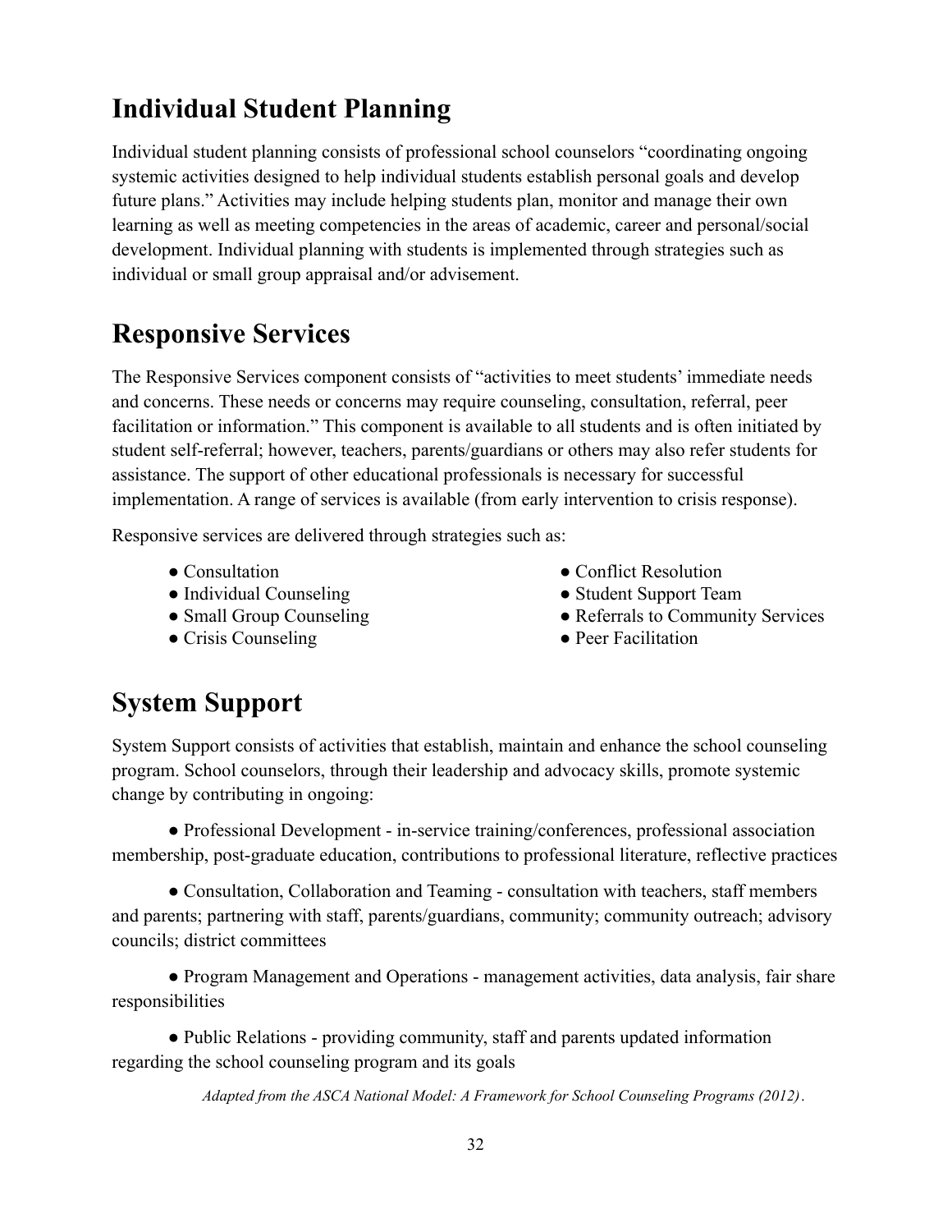## Individual Student Planning

Individual student planning consists of professional school counselors "coordinating ongoing systemic activities designed to help individual students establish personal goals and develop future plans." Activities may include helping students plan, monitor and manage their own learning as well as meeting competencies in the areas of academic, career and personal/social development. Individual planning with students is implemented through strategies such as individual or small group appraisal and/or advisement.

## Responsive Services

The Responsive Services component consists of "activities to meet students' immediate needs and concerns. These needs or concerns may require counseling, consultation, referral, peer facilitation or information." This component is available to all students and is often initiated by student self-referral; however, teachers, parents/guardians or others may also refer students for assistance. The support of other educational professionals is necessary for successful implementation. A range of services is available (from early intervention to crisis response).

Responsive services are delivered through strategies such as:

- Consultation
- Individual Counseling
- Small Group Counseling
- Crisis Counseling
- Conflict Resolution
- Student Support Team
- Referrals to Community Services
- Peer Facilitation

## System Support

System Support consists of activities that establish, maintain and enhance the school counseling program. School counselors, through their leadership and advocacy skills, promote systemic change by contributing in ongoing:

- Professional Development - in-service training/conferences, professional association membership, post-graduate education, contributions to professional literature, reflective practices

- Consultation, Collaboration and Teaming - consultation with teachers, staff members and parents; partnering with staff, parents/guardians, community; community outreach; advisory councils; district committees

- Program Management and Operations - management activities, data analysis, fair share responsibilities

- Public Relations - providing community, staff and parents updated information regarding the school counseling program and its goals

*Adapted from the ASCA National Model: A Framework for School Counseling Programs (2012)*.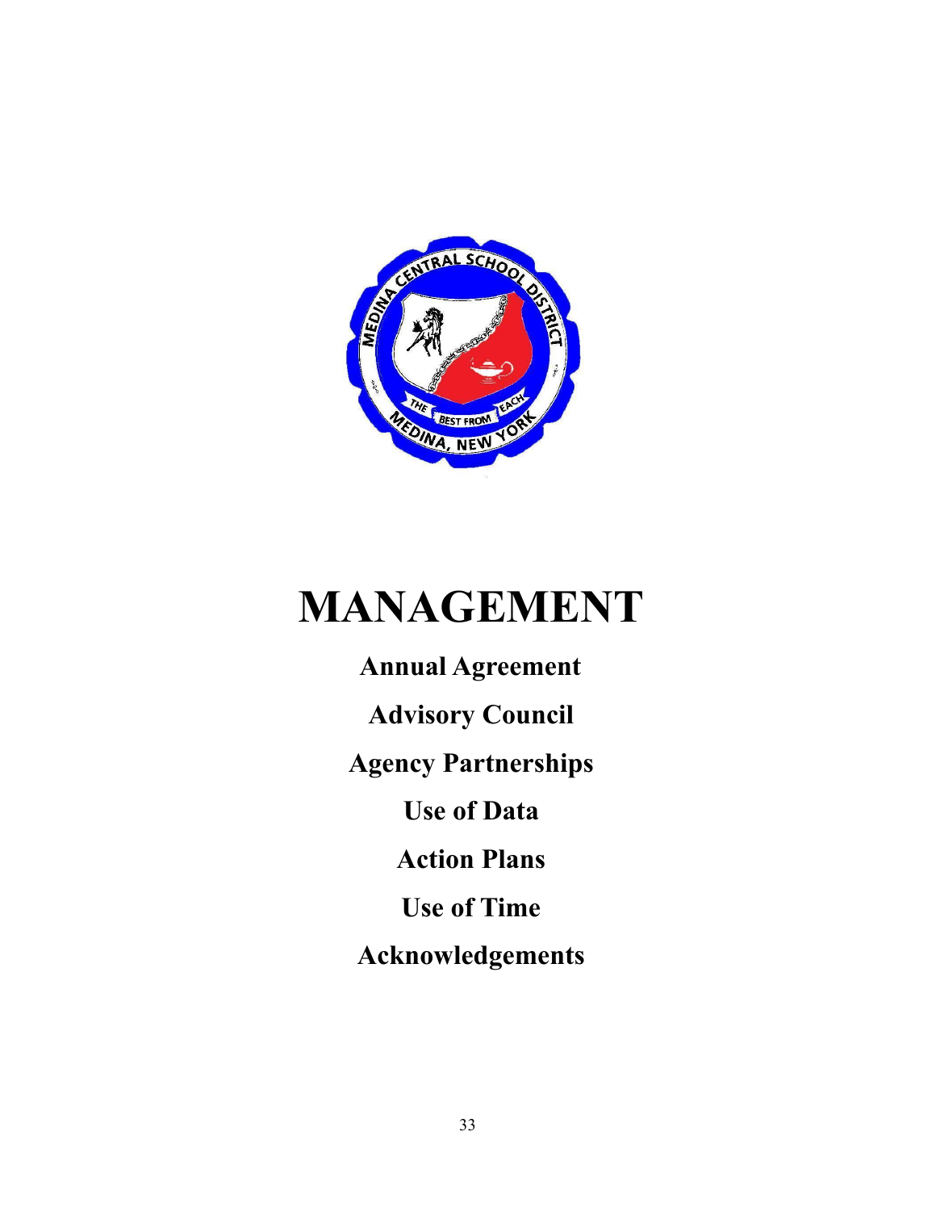# MANAGEMENT

**Annual Agreement**

**Advisory Council**

**Agency Partnerships**

**Use of Data**

**Action Plans**

**Use of Time**

**Acknowledgements**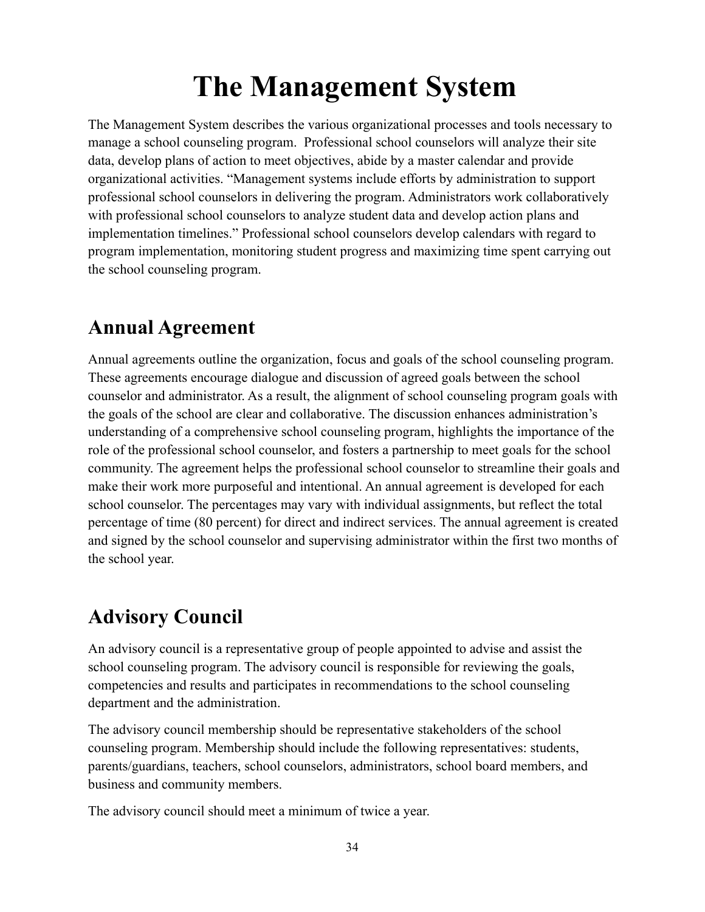# The Management System

The Management System describes the various organizational processes and tools necessary to manage a school counseling program. Professional school counselors will analyze their site data, develop plans of action to meet objectives, abide by a master calendar and provide organizational activities. "Management systems include efforts by administration to support professional school counselors in delivering the program. Administrators work collaboratively with professional school counselors to analyze student data and develop action plans and implementation timelines." Professional school counselors develop calendars with regard to program implementation, monitoring student progress and maximizing time spent carrying out the school counseling program.

## Annual Agreement

Annual agreements outline the organization, focus and goals of the school counseling program. These agreements encourage dialogue and discussion of agreed goals between the school counselor and administrator. As a result, the alignment of school counseling program goals with the goals of the school are clear and collaborative. The discussion enhances administration's understanding of a comprehensive school counseling program, highlights the importance of the role of the professional school counselor, and fosters a partnership to meet goals for the school community. The agreement helps the professional school counselor to streamline their goals and make their work more purposeful and intentional. An annual agreement is developed for each school counselor. The percentages may vary with individual assignments, but reflect the total percentage of time (80 percent) for direct and indirect services. The annual agreement is created and signed by the school counselor and supervising administrator within the first two months of the school year.

## Advisory Council

An advisory council is a representative group of people appointed to advise and assist the school counseling program. The advisory council is responsible for reviewing the goals, competencies and results and participates in recommendations to the school counseling department and the administration.

The advisory council membership should be representative stakeholders of the school counseling program. Membership should include the following representatives: students, parents/guardians, teachers, school counselors, administrators, school board members, and business and community members.

The advisory council should meet a minimum of twice a year.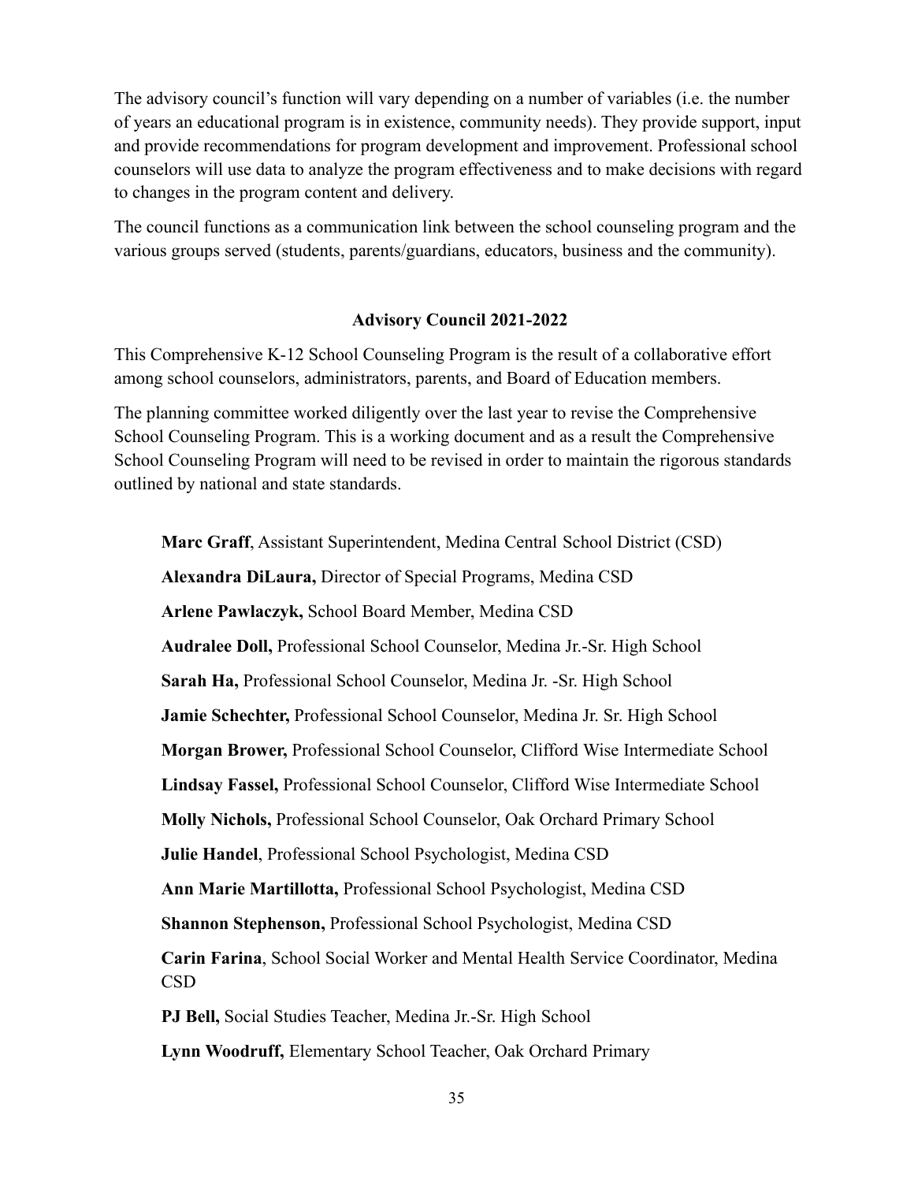The advisory council's function will vary depending on a number of variables (i.e. the number of years an educational program is in existence, community needs). They provide support, input and provide recommendations for program development and improvement. Professional school counselors will use data to analyze the program effectiveness and to make decisions with regard to changes in the program content and delivery.

The council functions as a communication link between the school counseling program and the various groups served (students, parents/guardians, educators, business and the community).

### Advisory Council 2021-2022

This Comprehensive K-12 School Counseling Program is the result of a collaborative effort among school counselors, administrators, parents, and Board of Education members.

The planning committee worked diligently over the last year to revise the Comprehensive School Counseling Program. This is a working document and as a result the Comprehensive School Counseling Program will need to be revised in order to maintain the rigorous standards outlined by national and state standards.

**Marc Graff**, Assistant Superintendent, Medina Central School District (CSD)

**Alexandra DiLaura,** Director of Special Programs, Medina CSD

**Arlene Pawlaczyk,** School Board Member, Medina CSD

**Audralee Doll,** Professional School Counselor, Medina Jr.-Sr. High School

**Sarah Ha,** Professional School Counselor, Medina Jr. -Sr. High School

**Jamie Schechter,** Professional School Counselor, Medina Jr. Sr. High School

**Morgan Brower,** Professional School Counselor, Clifford Wise Intermediate School

**Lindsay Fassel,** Professional School Counselor, Clifford Wise Intermediate School

**Molly Nichols,** Professional School Counselor, Oak Orchard Primary School

**Julie Handel**, Professional School Psychologist, Medina CSD

**Ann Marie Martillotta,** Professional School Psychologist, Medina CSD

**Shannon Stephenson,** Professional School Psychologist, Medina CSD

**Carin Farina**, School Social Worker and Mental Health Service Coordinator, Medina CSD

**PJ Bell,** Social Studies Teacher, Medina Jr.-Sr. High School

**Lynn Woodruff,** Elementary School Teacher, Oak Orchard Primary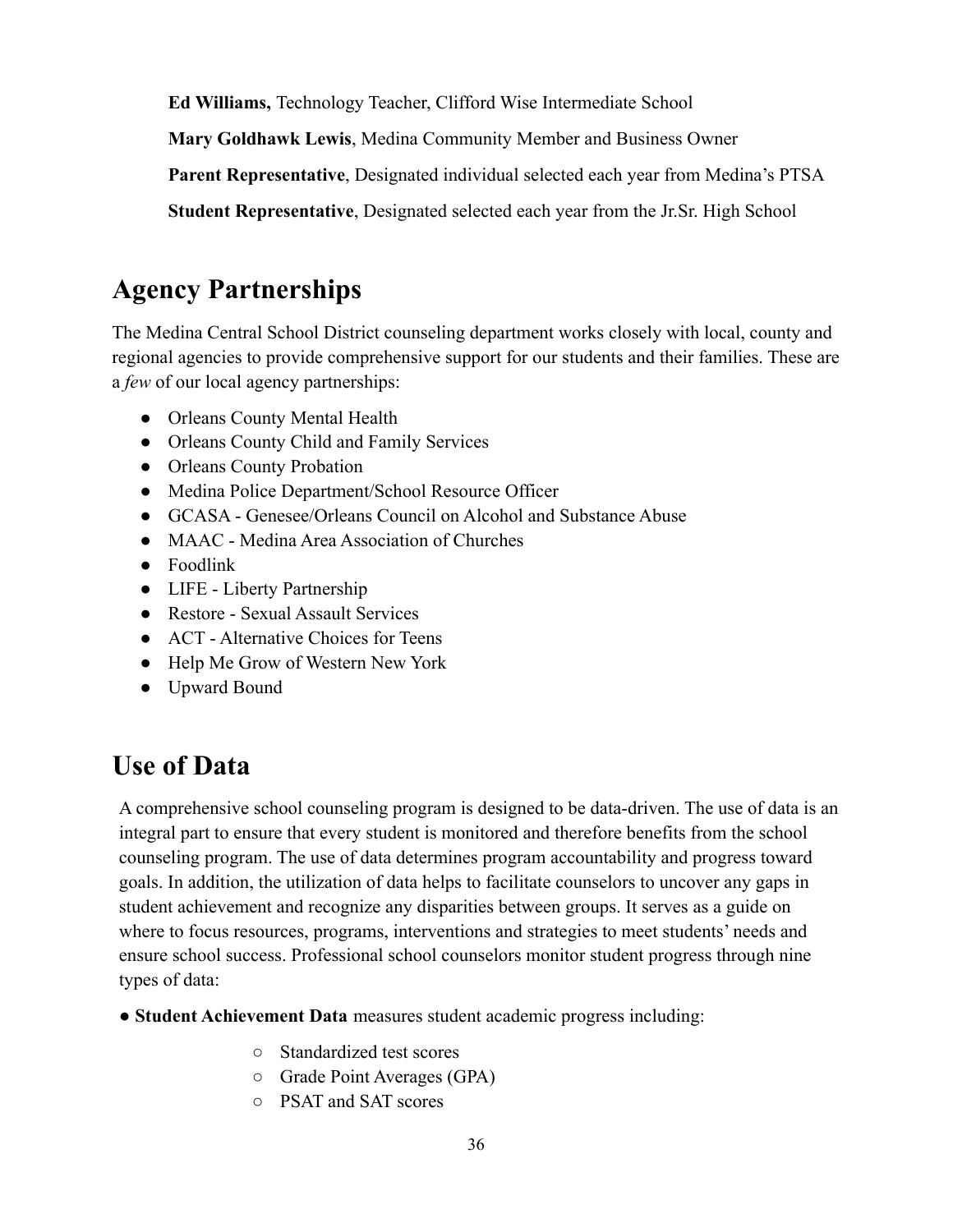**Ed Williams,** Technology Teacher, Clifford Wise Intermediate School

**Mary Goldhawk Lewis**, Medina Community Member and Business Owner

**Parent Representative**, Designated individual selected each year from Medina's PTSA

**Student Representative**, Designated selected each year from the Jr.Sr. High School

## Agency Partnerships

The Medina Central School District counseling department works closely with local, county and regional agencies to provide comprehensive support for our students and their families. These are a *few* of our local agency partnerships:

- Orleans County Mental Health
- Orleans County Child and Family Services
- Orleans County Probation
- Medina Police Department/School Resource Officer
- GCASA - Genesee/Orleans Council on Alcohol and Substance Abuse
- MAAC - Medina Area Association of Churches
- Foodlink
- LIFE - Liberty Partnership
- Restore - Sexual Assault Services
- ACT - Alternative Choices for Teens
- Help Me Grow of Western New York
- Upward Bound

## Use of Data

A comprehensive school counseling program is designed to be data-driven. The use of data is an integral part to ensure that every student is monitored and therefore benefits from the school counseling program. The use of data determines program accountability and progress toward goals. In addition, the utilization of data helps to facilitate counselors to uncover any gaps in student achievement and recognize any disparities between groups. It serves as a guide on where to focus resources, programs, interventions and strategies to meet students' needs and ensure school success. Professional school counselors monitor student progress through nine types of data:

- **Student Achievement Data** measures student academic progress including:
    - Standardized test scores
    - Grade Point Averages (GPA)
    - PSAT and SAT scores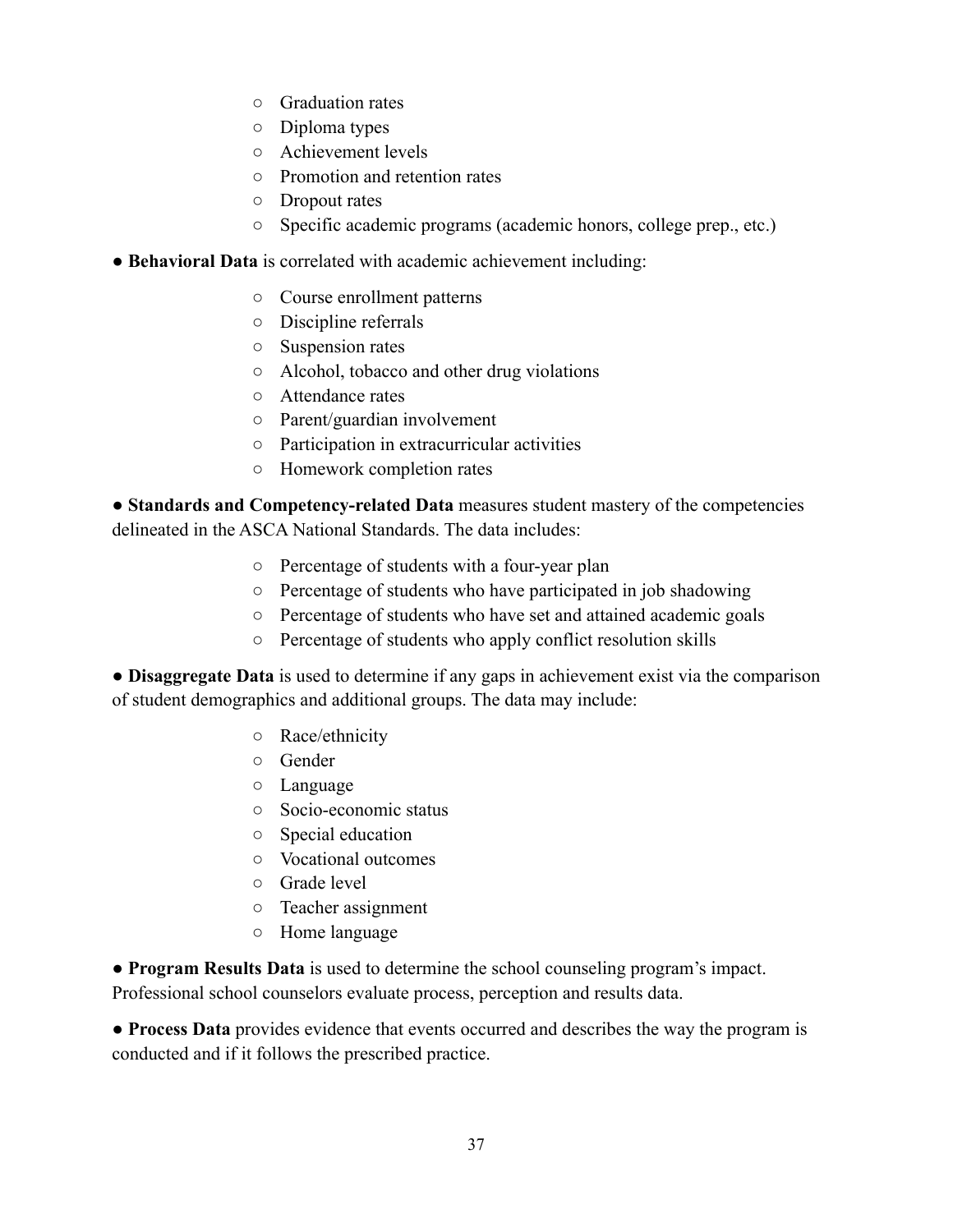- Graduation rates
  - Diploma types
  - Achievement levels
  - Promotion and retention rates
  - Dropout rates
  - Specific academic programs (academic honors, college prep., etc.)

- **Behavioral Data** is correlated with academic achievement including:
  - Course enrollment patterns
  - Discipline referrals
  - Suspension rates
  - Alcohol, tobacco and other drug violations
  - Attendance rates
  - Parent/guardian involvement
  - Participation in extracurricular activities
  - Homework completion rates

- **Standards and Competency-related Data** measures student mastery of the competencies delineated in the ASCA National Standards. The data includes:
  - Percentage of students with a four-year plan
  - Percentage of students who have participated in job shadowing
  - Percentage of students who have set and attained academic goals
  - Percentage of students who apply conflict resolution skills

- **Disaggregate Data** is used to determine if any gaps in achievement exist via the comparison of student demographics and additional groups. The data may include:
  - Race/ethnicity
  - Gender
  - Language
  - Socio-economic status
  - Special education
  - Vocational outcomes
  - Grade level
  - Teacher assignment
  - Home language

- **Program Results Data** is used to determine the school counseling program's impact. Professional school counselors evaluate process, perception and results data.

- **Process Data** provides evidence that events occurred and describes the way the program is conducted and if it follows the prescribed practice.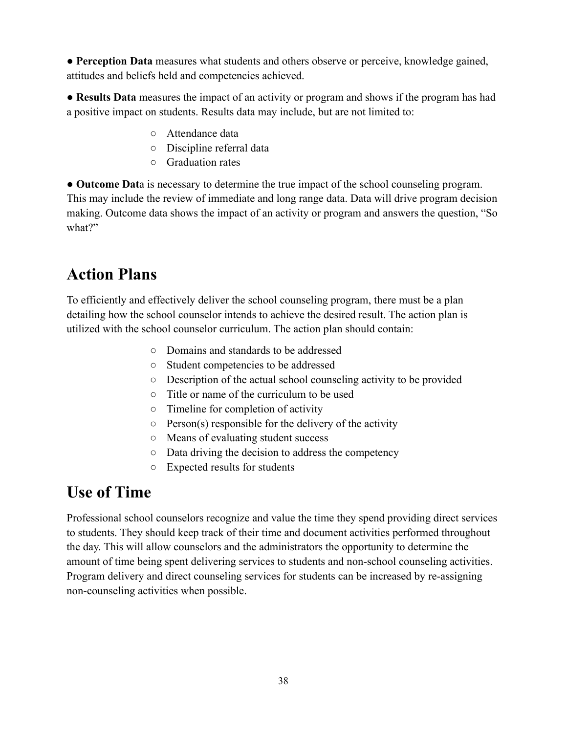- **Perception Data** measures what students and others observe or perceive, knowledge gained, attitudes and beliefs held and competencies achieved.

- **Results Data** measures the impact of an activity or program and shows if the program has had a positive impact on students. Results data may include, but are not limited to:
  - Attendance data
  - Discipline referral data
  - Graduation rates

- **Outcome Dat**a is necessary to determine the true impact of the school counseling program. This may include the review of immediate and long range data. Data will drive program decision making. Outcome data shows the impact of an activity or program and answers the question, "So what?"

## Action Plans

To efficiently and effectively deliver the school counseling program, there must be a plan detailing how the school counselor intends to achieve the desired result. The action plan is utilized with the school counselor curriculum. The action plan should contain:

- Domains and standards to be addressed
- Student competencies to be addressed
- Description of the actual school counseling activity to be provided
- Title or name of the curriculum to be used
- Timeline for completion of activity
- Person(s) responsible for the delivery of the activity
- Means of evaluating student success
- Data driving the decision to address the competency
- Expected results for students

## Use of Time

Professional school counselors recognize and value the time they spend providing direct services to students. They should keep track of their time and document activities performed throughout the day. This will allow counselors and the administrators the opportunity to determine the amount of time being spent delivering services to students and non-school counseling activities. Program delivery and direct counseling services for students can be increased by re-assigning non-counseling activities when possible.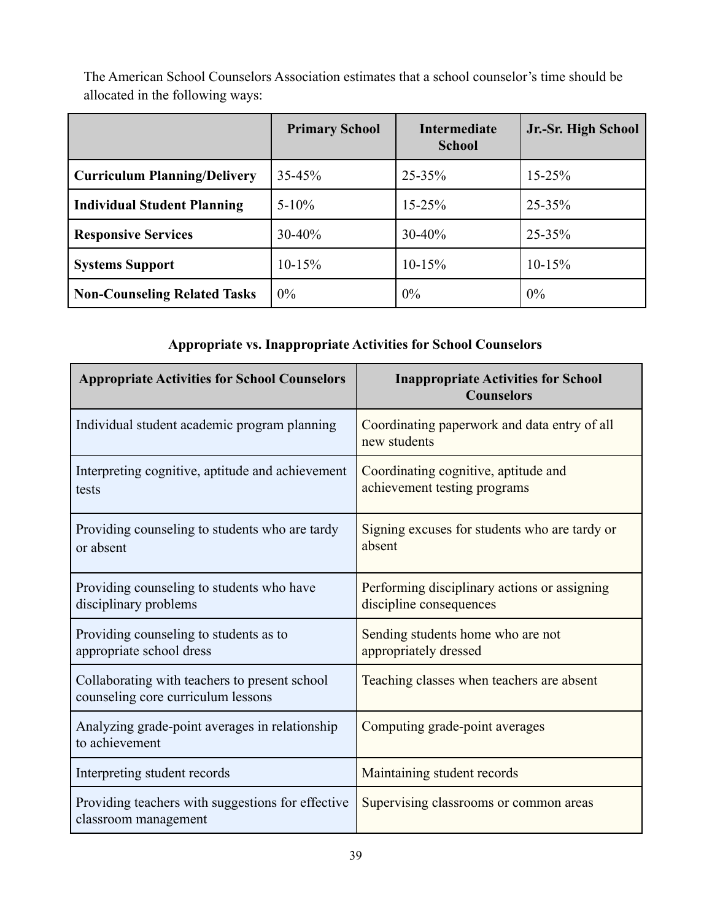The American School Counselors Association estimates that a school counselor's time should be allocated in the following ways:

| | Primary School | Intermediate School | Jr.-Sr. High School |
|---|---|---|---|
| **Curriculum Planning/Delivery** | 35-45% | 25-35% | 15-25% |
| **Individual Student Planning** | 5-10% | 15-25% | 25-35% |
| **Responsive Services** | 30-40% | 30-40% | 25-35% |
| **Systems Support** | 10-15% | 10-15% | 10-15% |
| **Non-Counseling Related Tasks** | 0% | 0% | 0% |

**Appropriate vs. Inappropriate Activities for School Counselors**

| Appropriate Activities for School Counselors | Inappropriate Activities for School Counselors |
|---|---|
| Individual student academic program planning | Coordinating paperwork and data entry of all new students |
| Interpreting cognitive, aptitude and achievement tests | Coordinating cognitive, aptitude and achievement testing programs |
| Providing counseling to students who are tardy or absent | Signing excuses for students who are tardy or absent |
| Providing counseling to students who have disciplinary problems | Performing disciplinary actions or assigning discipline consequences |
| Providing counseling to students as to appropriate school dress | Sending students home who are not appropriately dressed |
| Collaborating with teachers to present school counseling core curriculum lessons | Teaching classes when teachers are absent |
| Analyzing grade-point averages in relationship to achievement | Computing grade-point averages |
| Interpreting student records | Maintaining student records |
| Providing teachers with suggestions for effective classroom management | Supervising classrooms or common areas |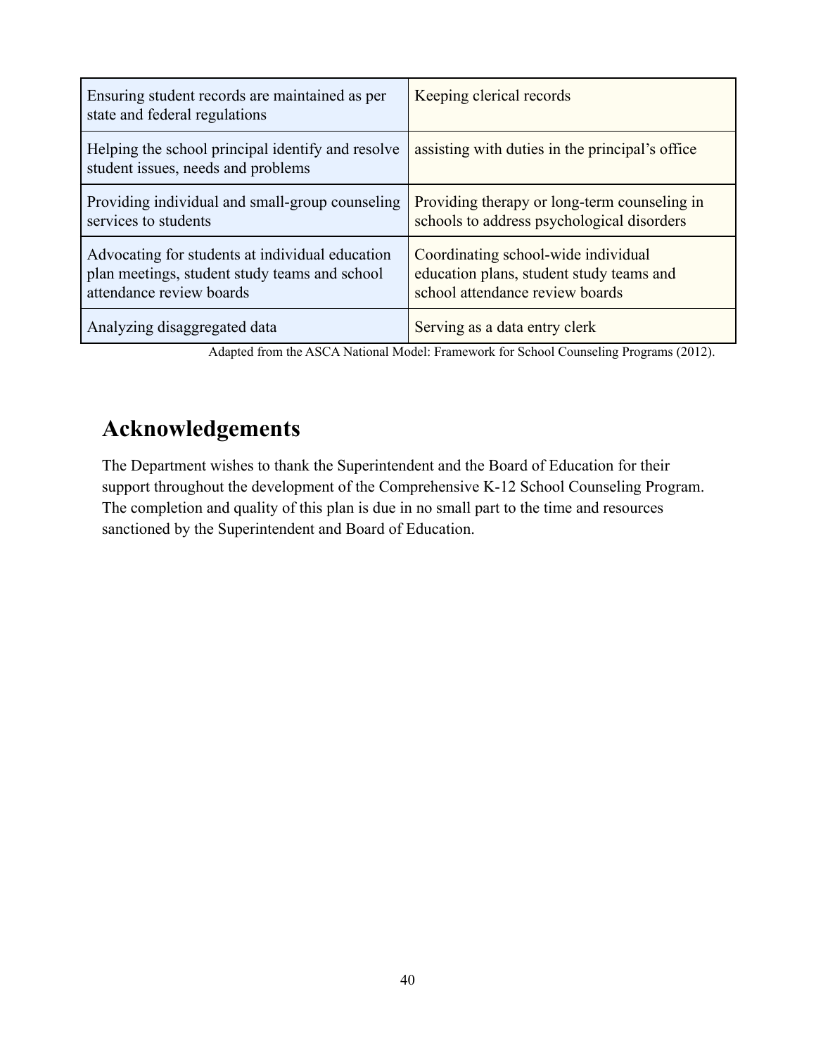| | |
|---|---|
| Ensuring student records are maintained as per state and federal regulations | Keeping clerical records |
| Helping the school principal identify and resolve student issues, needs and problems | assisting with duties in the principal's office |
| Providing individual and small-group counseling services to students | Providing therapy or long-term counseling in schools to address psychological disorders |
| Advocating for students at individual education plan meetings, student study teams and school attendance review boards | Coordinating school-wide individual education plans, student study teams and school attendance review boards |
| Analyzing disaggregated data | Serving as a data entry clerk |

Adapted from the ASCA National Model: Framework for School Counseling Programs (2012).

## Acknowledgements

The Department wishes to thank the Superintendent and the Board of Education for their support throughout the development of the Comprehensive K-12 School Counseling Program. The completion and quality of this plan is due in no small part to the time and resources sanctioned by the Superintendent and Board of Education.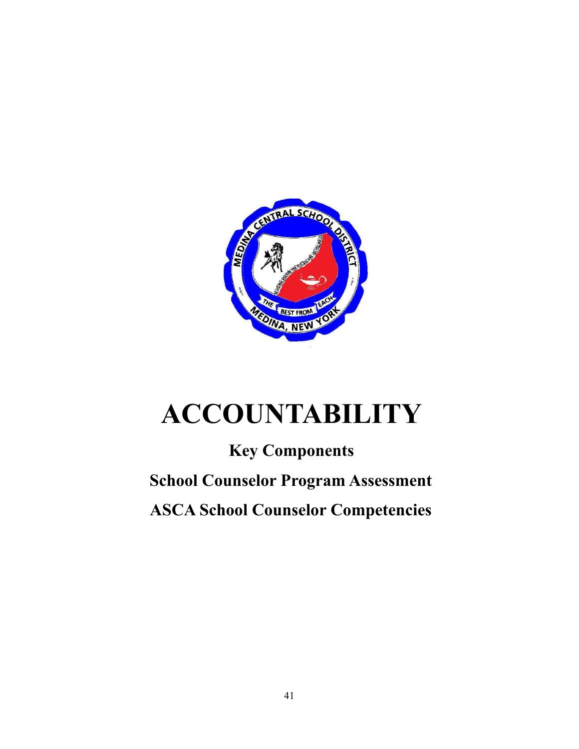# ACCOUNTABILITY

**Key Components**

**School Counselor Program Assessment**

**ASCA School Counselor Competencies**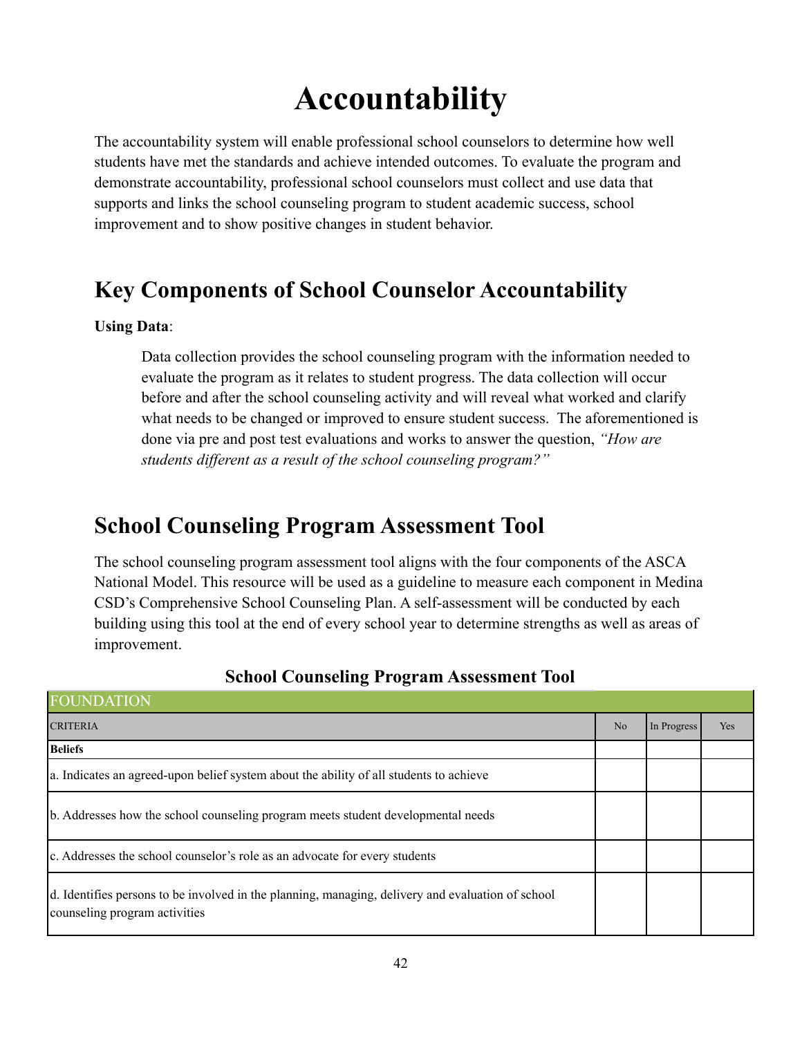# Accountability

The accountability system will enable professional school counselors to determine how well students have met the standards and achieve intended outcomes. To evaluate the program and demonstrate accountability, professional school counselors must collect and use data that supports and links the school counseling program to student academic success, school improvement and to show positive changes in student behavior.

## Key Components of School Counselor Accountability

**Using Data**:

> Data collection provides the school counseling program with the information needed to evaluate the program as it relates to student progress. The data collection will occur before and after the school counseling activity and will reveal what worked and clarify what needs to be changed or improved to ensure student success. The aforementioned is done via pre and post test evaluations and works to answer the question, *"How are students different as a result of the school counseling program?"*

## School Counseling Program Assessment Tool

The school counseling program assessment tool aligns with the four components of the ASCA National Model. This resource will be used as a guideline to measure each component in Medina CSD's Comprehensive School Counseling Plan. A self-assessment will be conducted by each building using this tool at the end of every school year to determine strengths as well as areas of improvement.

### School Counseling Program Assessment Tool

| FOUNDATION | | | |
|---|---|---|---|
| CRITERIA | No | In Progress | Yes |
| **Beliefs** | | | |
| a. Indicates an agreed-upon belief system about the ability of all students to achieve | | | |
| b. Addresses how the school counseling program meets student developmental needs | | | |
| c. Addresses the school counselor's role as an advocate for every students | | | |
| d. Identifies persons to be involved in the planning, managing, delivery and evaluation of school counseling program activities | | | |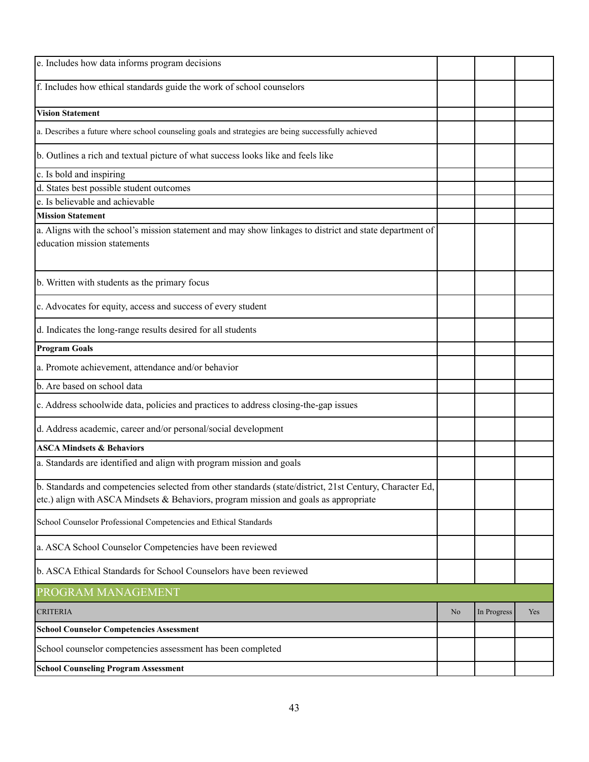| | | | |
|---|---|---|---|
| e. Includes how data informs program decisions | | | |
| f. Includes how ethical standards guide the work of school counselors | | | |
| **Vision Statement** | | | |
| a. Describes a future where school counseling goals and strategies are being successfully achieved | | | |
| b. Outlines a rich and textual picture of what success looks like and feels like | | | |
| c. Is bold and inspiring | | | |
| d. States best possible student outcomes | | | |
| e. Is believable and achievable | | | |
| **Mission Statement** | | | |
| a. Aligns with the school's mission statement and may show linkages to district and state department of education mission statements | | | |
| b. Written with students as the primary focus | | | |
| c. Advocates for equity, access and success of every student | | | |
| d. Indicates the long-range results desired for all students | | | |
| **Program Goals** | | | |
| a. Promote achievement, attendance and/or behavior | | | |
| b. Are based on school data | | | |
| c. Address schoolwide data, policies and practices to address closing-the-gap issues | | | |
| d. Address academic, career and/or personal/social development | | | |
| **ASCA Mindsets & Behaviors** | | | |
| a. Standards are identified and align with program mission and goals | | | |
| b. Standards and competencies selected from other standards (state/district, 21st Century, Character Ed, etc.) align with ASCA Mindsets & Behaviors, program mission and goals as appropriate | | | |
| School Counselor Professional Competencies and Ethical Standards | | | |
| a. ASCA School Counselor Competencies have been reviewed | | | |
| b. ASCA Ethical Standards for School Counselors have been reviewed | | | |

## PROGRAM MANAGEMENT

| CRITERIA | No | In Progress | Yes |
|---|---|---|---|
| **School Counselor Competencies Assessment** | | | |
| School counselor competencies assessment has been completed | | | |
| **School Counseling Program Assessment** | | | |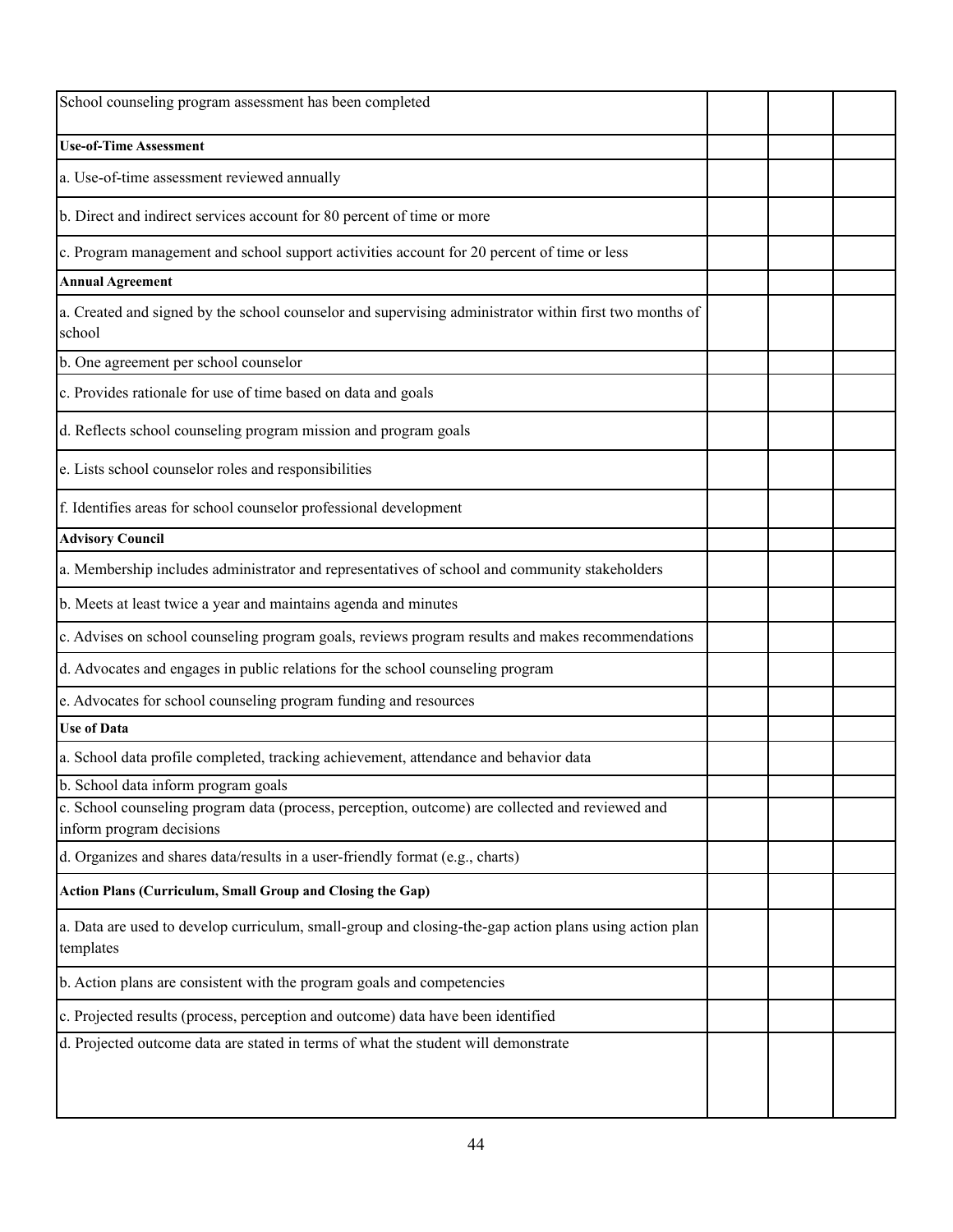| School counseling program assessment has been completed | | | |
|---|---|---|---|
| **Use-of-Time Assessment** | | | |
| a. Use-of-time assessment reviewed annually | | | |
| b. Direct and indirect services account for 80 percent of time or more | | | |
| c. Program management and school support activities account for 20 percent of time or less | | | |
| **Annual Agreement** | | | |
| a. Created and signed by the school counselor and supervising administrator within first two months of school | | | |
| b. One agreement per school counselor | | | |
| c. Provides rationale for use of time based on data and goals | | | |
| d. Reflects school counseling program mission and program goals | | | |
| e. Lists school counselor roles and responsibilities | | | |
| f. Identifies areas for school counselor professional development | | | |
| **Advisory Council** | | | |
| a. Membership includes administrator and representatives of school and community stakeholders | | | |
| b. Meets at least twice a year and maintains agenda and minutes | | | |
| c. Advises on school counseling program goals, reviews program results and makes recommendations | | | |
| d. Advocates and engages in public relations for the school counseling program | | | |
| e. Advocates for school counseling program funding and resources | | | |
| **Use of Data** | | | |
| a. School data profile completed, tracking achievement, attendance and behavior data | | | |
| b. School data inform program goals | | | |
| c. School counseling program data (process, perception, outcome) are collected and reviewed and inform program decisions | | | |
| d. Organizes and shares data/results in a user-friendly format (e.g., charts) | | | |
| **Action Plans (Curriculum, Small Group and Closing the Gap)** | | | |
| a. Data are used to develop curriculum, small-group and closing-the-gap action plans using action plan templates | | | |
| b. Action plans are consistent with the program goals and competencies | | | |
| c. Projected results (process, perception and outcome) data have been identified | | | |
| d. Projected outcome data are stated in terms of what the student will demonstrate | | | |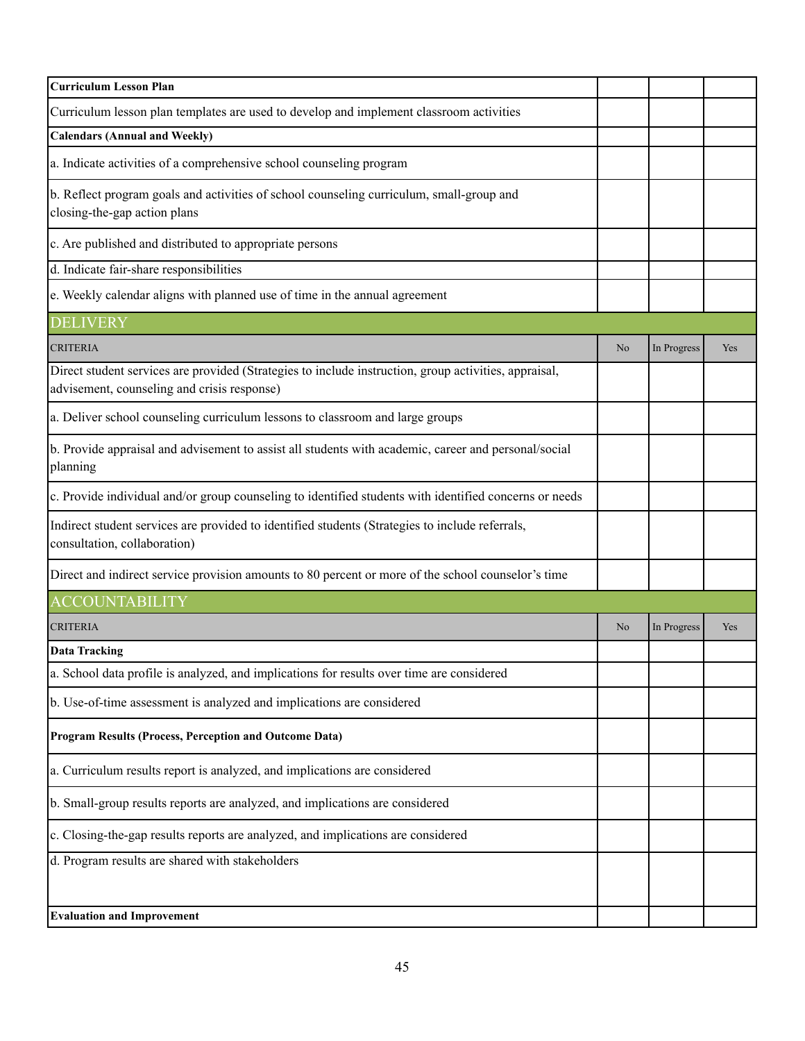| | | | |
|---|---|---|---|
| **Curriculum Lesson Plan** | | | |
| Curriculum lesson plan templates are used to develop and implement classroom activities | | | |
| **Calendars (Annual and Weekly)** | | | |
| a. Indicate activities of a comprehensive school counseling program | | | |
| b. Reflect program goals and activities of school counseling curriculum, small-group and closing-the-gap action plans | | | |
| c. Are published and distributed to appropriate persons | | | |
| d. Indicate fair-share responsibilities | | | |
| e. Weekly calendar aligns with planned use of time in the annual agreement | | | |

## DELIVERY

| CRITERIA | No | In Progress | Yes |
|---|---|---|---|
| Direct student services are provided (Strategies to include instruction, group activities, appraisal, advisement, counseling and crisis response) | | | |
| a. Deliver school counseling curriculum lessons to classroom and large groups | | | |
| b. Provide appraisal and advisement to assist all students with academic, career and personal/social planning | | | |
| c. Provide individual and/or group counseling to identified students with identified concerns or needs | | | |
| Indirect student services are provided to identified students (Strategies to include referrals, consultation, collaboration) | | | |
| Direct and indirect service provision amounts to 80 percent or more of the school counselor's time | | | |

## ACCOUNTABILITY

| CRITERIA | No | In Progress | Yes |
|---|---|---|---|
| **Data Tracking** | | | |
| a. School data profile is analyzed, and implications for results over time are considered | | | |
| b. Use-of-time assessment is analyzed and implications are considered | | | |
| **Program Results (Process, Perception and Outcome Data)** | | | |
| a. Curriculum results report is analyzed, and implications are considered | | | |
| b. Small-group results reports are analyzed, and implications are considered | | | |
| c. Closing-the-gap results reports are analyzed, and implications are considered | | | |
| d. Program results are shared with stakeholders | | | |
| **Evaluation and Improvement** | | | |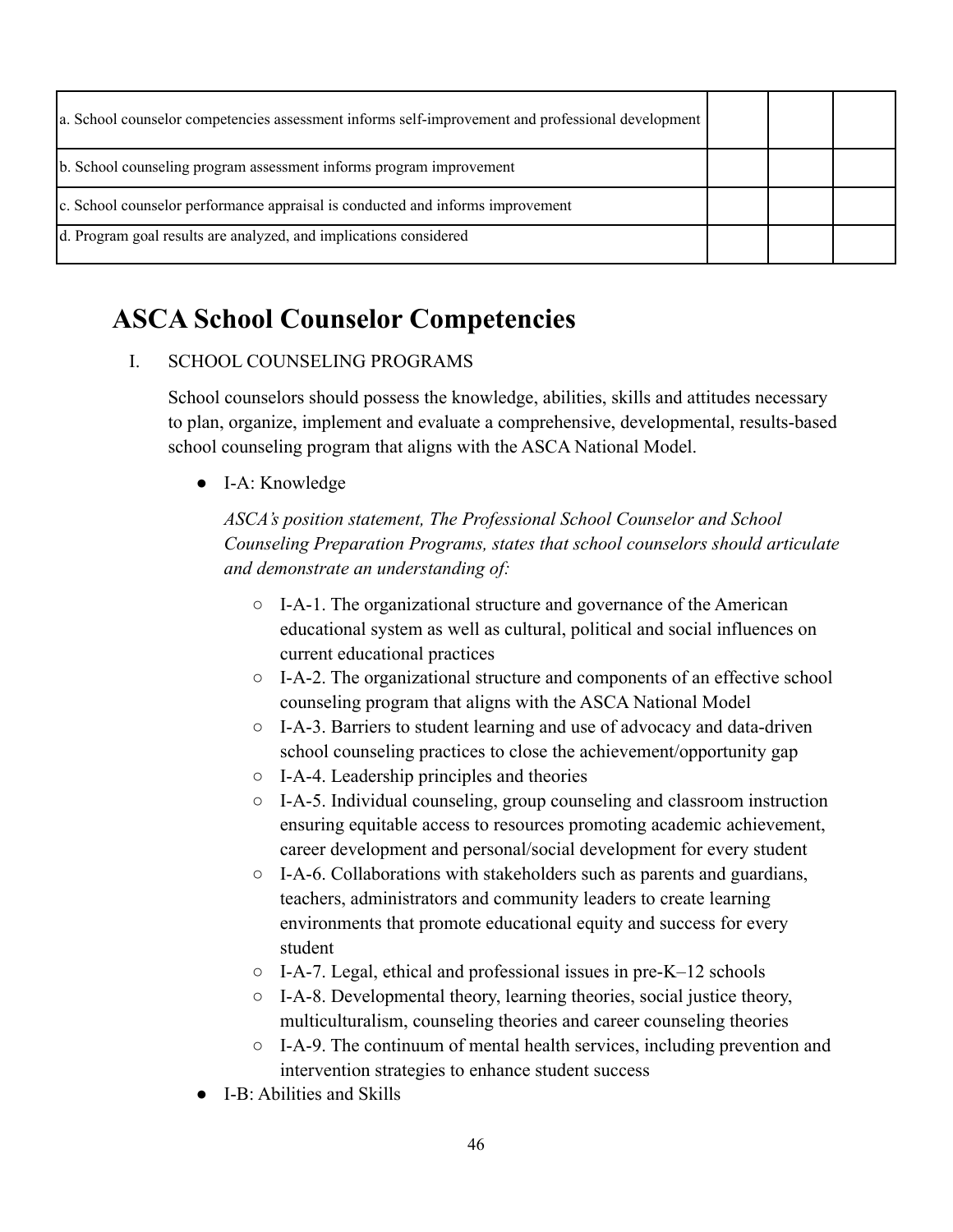| | | | |
|---|---|---|---|
| a. School counselor competencies assessment informs self-improvement and professional development | | | |
| b. School counseling program assessment informs program improvement | | | |
| c. School counselor performance appraisal is conducted and informs improvement | | | |
| d. Program goal results are analyzed, and implications considered | | | |

# ASCA School Counselor Competencies

I. SCHOOL COUNSELING PROGRAMS

School counselors should possess the knowledge, abilities, skills and attitudes necessary to plan, organize, implement and evaluate a comprehensive, developmental, results-based school counseling program that aligns with the ASCA National Model.

- I-A: Knowledge

  *ASCA's position statement, The Professional School Counselor and School Counseling Preparation Programs, states that school counselors should articulate and demonstrate an understanding of:*

  - I-A-1. The organizational structure and governance of the American educational system as well as cultural, political and social influences on current educational practices
  - I-A-2. The organizational structure and components of an effective school counseling program that aligns with the ASCA National Model
  - I-A-3. Barriers to student learning and use of advocacy and data-driven school counseling practices to close the achievement/opportunity gap
  - I-A-4. Leadership principles and theories
  - I-A-5. Individual counseling, group counseling and classroom instruction ensuring equitable access to resources promoting academic achievement, career development and personal/social development for every student
  - I-A-6. Collaborations with stakeholders such as parents and guardians, teachers, administrators and community leaders to create learning environments that promote educational equity and success for every student
  - I-A-7. Legal, ethical and professional issues in pre-K–12 schools
  - I-A-8. Developmental theory, learning theories, social justice theory, multiculturalism, counseling theories and career counseling theories
  - I-A-9. The continuum of mental health services, including prevention and intervention strategies to enhance student success
- I-B: Abilities and Skills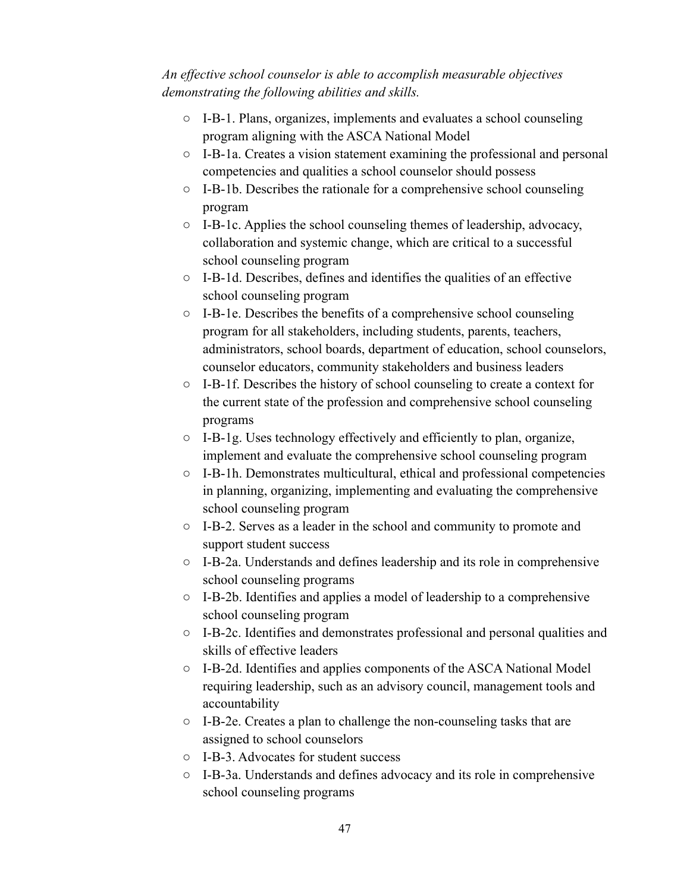*An effective school counselor is able to accomplish measurable objectives demonstrating the following abilities and skills.*

- I-B-1. Plans, organizes, implements and evaluates a school counseling program aligning with the ASCA National Model
- I-B-1a. Creates a vision statement examining the professional and personal competencies and qualities a school counselor should possess
- I-B-1b. Describes the rationale for a comprehensive school counseling program
- I-B-1c. Applies the school counseling themes of leadership, advocacy, collaboration and systemic change, which are critical to a successful school counseling program
- I-B-1d. Describes, defines and identifies the qualities of an effective school counseling program
- I-B-1e. Describes the benefits of a comprehensive school counseling program for all stakeholders, including students, parents, teachers, administrators, school boards, department of education, school counselors, counselor educators, community stakeholders and business leaders
- I-B-1f. Describes the history of school counseling to create a context for the current state of the profession and comprehensive school counseling programs
- I-B-1g. Uses technology effectively and efficiently to plan, organize, implement and evaluate the comprehensive school counseling program
- I-B-1h. Demonstrates multicultural, ethical and professional competencies in planning, organizing, implementing and evaluating the comprehensive school counseling program
- I-B-2. Serves as a leader in the school and community to promote and support student success
- I-B-2a. Understands and defines leadership and its role in comprehensive school counseling programs
- I-B-2b. Identifies and applies a model of leadership to a comprehensive school counseling program
- I-B-2c. Identifies and demonstrates professional and personal qualities and skills of effective leaders
- I-B-2d. Identifies and applies components of the ASCA National Model requiring leadership, such as an advisory council, management tools and accountability
- I-B-2e. Creates a plan to challenge the non-counseling tasks that are assigned to school counselors
- I-B-3. Advocates for student success
- I-B-3a. Understands and defines advocacy and its role in comprehensive school counseling programs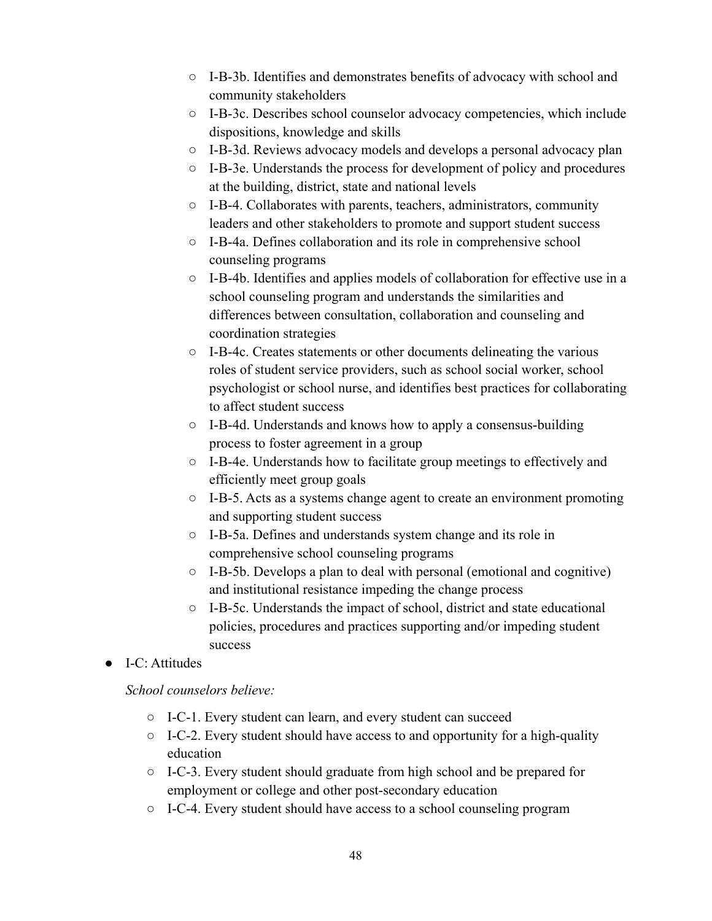- I-B-3b. Identifies and demonstrates benefits of advocacy with school and community stakeholders
  - I-B-3c. Describes school counselor advocacy competencies, which include dispositions, knowledge and skills
  - I-B-3d. Reviews advocacy models and develops a personal advocacy plan
  - I-B-3e. Understands the process for development of policy and procedures at the building, district, state and national levels
  - I-B-4. Collaborates with parents, teachers, administrators, community leaders and other stakeholders to promote and support student success
  - I-B-4a. Defines collaboration and its role in comprehensive school counseling programs
  - I-B-4b. Identifies and applies models of collaboration for effective use in a school counseling program and understands the similarities and differences between consultation, collaboration and counseling and coordination strategies
  - I-B-4c. Creates statements or other documents delineating the various roles of student service providers, such as school social worker, school psychologist or school nurse, and identifies best practices for collaborating to affect student success
  - I-B-4d. Understands and knows how to apply a consensus-building process to foster agreement in a group
  - I-B-4e. Understands how to facilitate group meetings to effectively and efficiently meet group goals
  - I-B-5. Acts as a systems change agent to create an environment promoting and supporting student success
  - I-B-5a. Defines and understands system change and its role in comprehensive school counseling programs
  - I-B-5b. Develops a plan to deal with personal (emotional and cognitive) and institutional resistance impeding the change process
  - I-B-5c. Understands the impact of school, district and state educational policies, procedures and practices supporting and/or impeding student success
- I-C: Attitudes

  *School counselors believe:*

  - I-C-1. Every student can learn, and every student can succeed
  - I-C-2. Every student should have access to and opportunity for a high-quality education
  - I-C-3. Every student should graduate from high school and be prepared for employment or college and other post-secondary education
  - I-C-4. Every student should have access to a school counseling program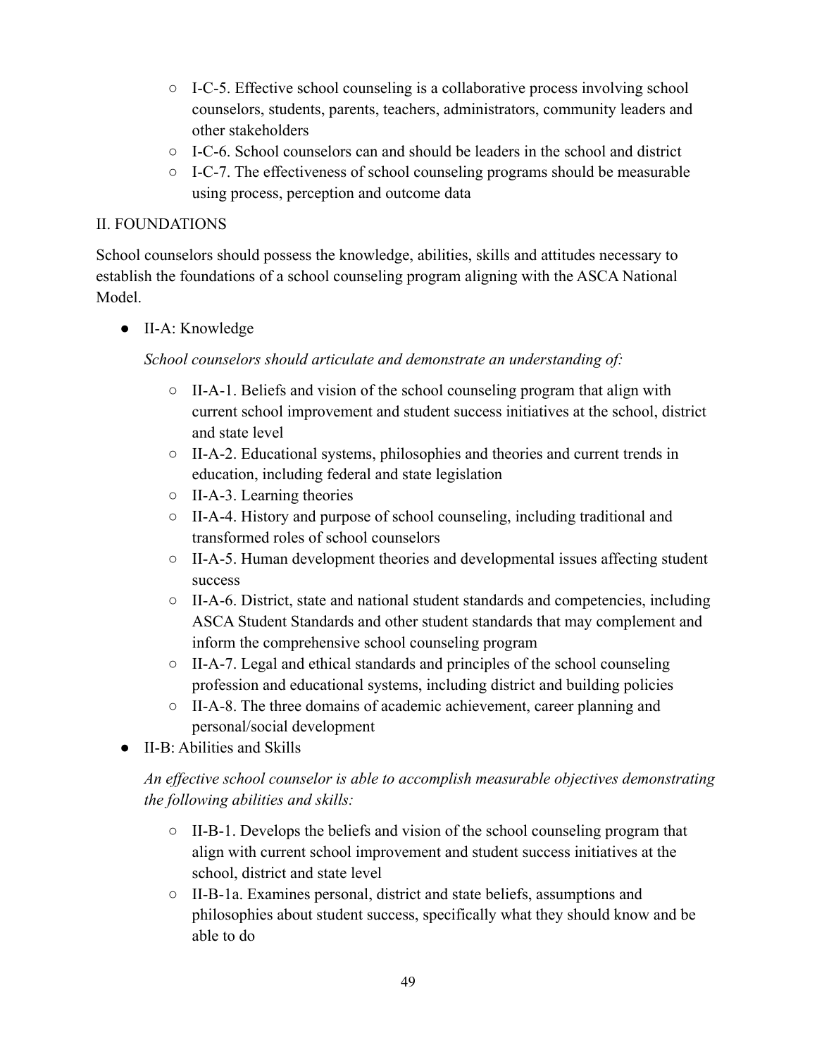- I-C-5. Effective school counseling is a collaborative process involving school counselors, students, parents, teachers, administrators, community leaders and other stakeholders
- I-C-6. School counselors can and should be leaders in the school and district
- I-C-7. The effectiveness of school counseling programs should be measurable using process, perception and outcome data

## II. FOUNDATIONS

School counselors should possess the knowledge, abilities, skills and attitudes necessary to establish the foundations of a school counseling program aligning with the ASCA National Model.

- II-A: Knowledge

  *School counselors should articulate and demonstrate an understanding of:*

  - II-A-1. Beliefs and vision of the school counseling program that align with current school improvement and student success initiatives at the school, district and state level
  - II-A-2. Educational systems, philosophies and theories and current trends in education, including federal and state legislation
  - II-A-3. Learning theories
  - II-A-4. History and purpose of school counseling, including traditional and transformed roles of school counselors
  - II-A-5. Human development theories and developmental issues affecting student success
  - II-A-6. District, state and national student standards and competencies, including ASCA Student Standards and other student standards that may complement and inform the comprehensive school counseling program
  - II-A-7. Legal and ethical standards and principles of the school counseling profession and educational systems, including district and building policies
  - II-A-8. The three domains of academic achievement, career planning and personal/social development
- II-B: Abilities and Skills

  *An effective school counselor is able to accomplish measurable objectives demonstrating the following abilities and skills:*

  - II-B-1. Develops the beliefs and vision of the school counseling program that align with current school improvement and student success initiatives at the school, district and state level
  - II-B-1a. Examines personal, district and state beliefs, assumptions and philosophies about student success, specifically what they should know and be able to do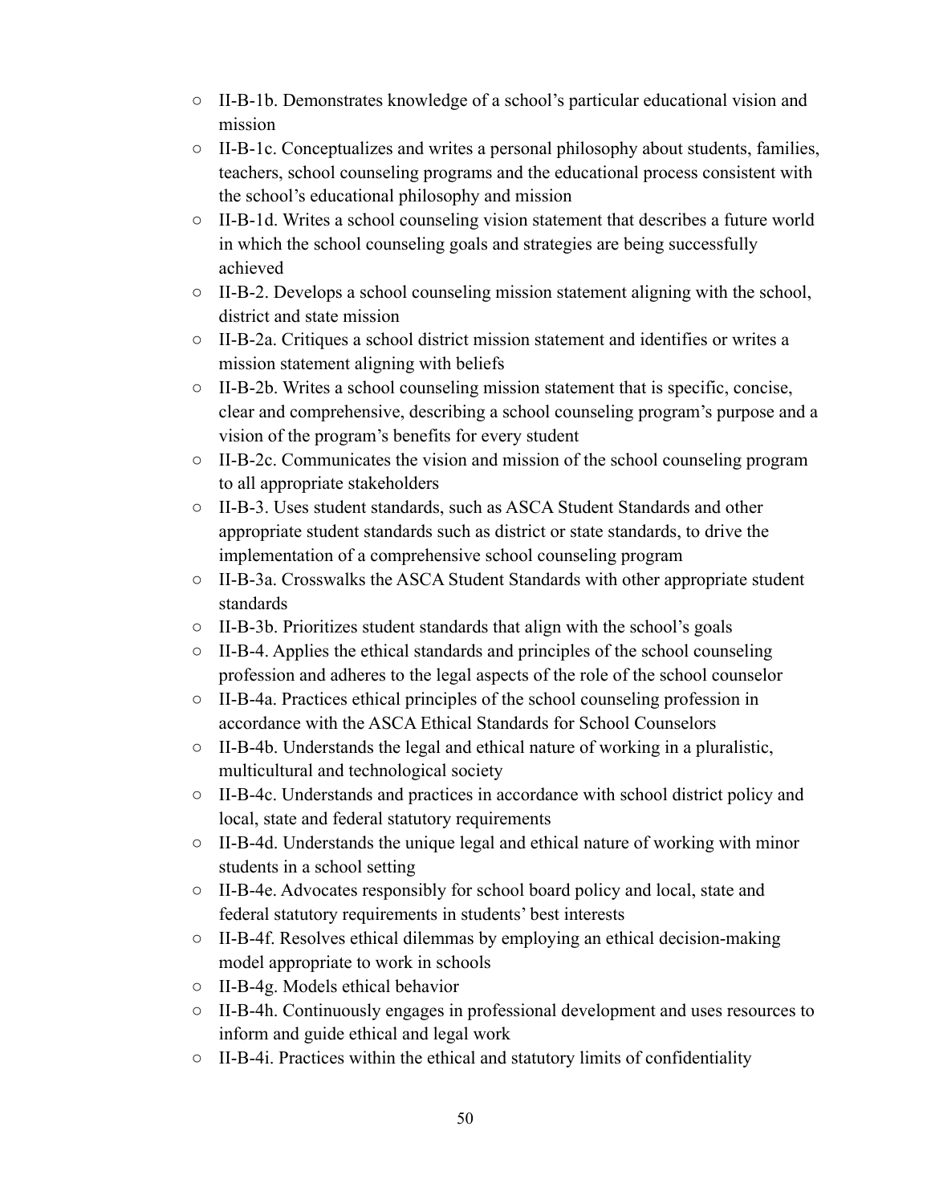- II-B-1b. Demonstrates knowledge of a school's particular educational vision and mission
- II-B-1c. Conceptualizes and writes a personal philosophy about students, families, teachers, school counseling programs and the educational process consistent with the school's educational philosophy and mission
- II-B-1d. Writes a school counseling vision statement that describes a future world in which the school counseling goals and strategies are being successfully achieved
- II-B-2. Develops a school counseling mission statement aligning with the school, district and state mission
- II-B-2a. Critiques a school district mission statement and identifies or writes a mission statement aligning with beliefs
- II-B-2b. Writes a school counseling mission statement that is specific, concise, clear and comprehensive, describing a school counseling program's purpose and a vision of the program's benefits for every student
- II-B-2c. Communicates the vision and mission of the school counseling program to all appropriate stakeholders
- II-B-3. Uses student standards, such as ASCA Student Standards and other appropriate student standards such as district or state standards, to drive the implementation of a comprehensive school counseling program
- II-B-3a. Crosswalks the ASCA Student Standards with other appropriate student standards
- II-B-3b. Prioritizes student standards that align with the school's goals
- II-B-4. Applies the ethical standards and principles of the school counseling profession and adheres to the legal aspects of the role of the school counselor
- II-B-4a. Practices ethical principles of the school counseling profession in accordance with the ASCA Ethical Standards for School Counselors
- II-B-4b. Understands the legal and ethical nature of working in a pluralistic, multicultural and technological society
- II-B-4c. Understands and practices in accordance with school district policy and local, state and federal statutory requirements
- II-B-4d. Understands the unique legal and ethical nature of working with minor students in a school setting
- II-B-4e. Advocates responsibly for school board policy and local, state and federal statutory requirements in students' best interests
- II-B-4f. Resolves ethical dilemmas by employing an ethical decision-making model appropriate to work in schools
- II-B-4g. Models ethical behavior
- II-B-4h. Continuously engages in professional development and uses resources to inform and guide ethical and legal work
- II-B-4i. Practices within the ethical and statutory limits of confidentiality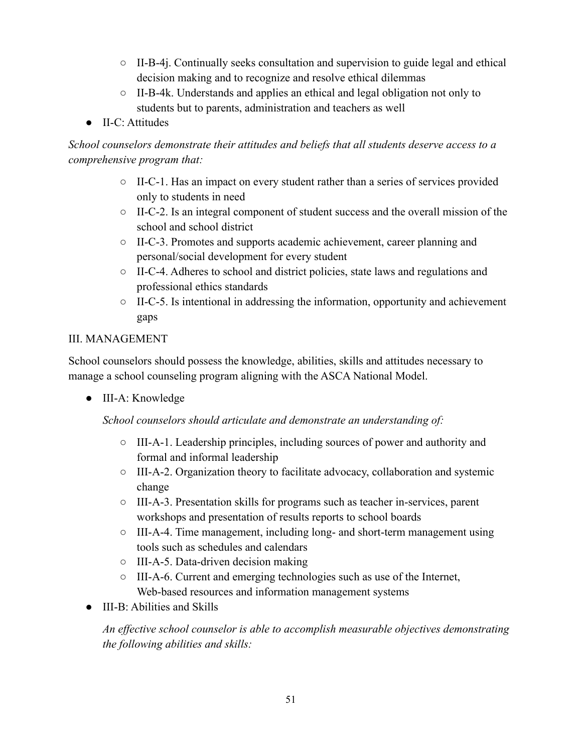- II-B-4j. Continually seeks consultation and supervision to guide legal and ethical decision making and to recognize and resolve ethical dilemmas
  - II-B-4k. Understands and applies an ethical and legal obligation not only to students but to parents, administration and teachers as well
- II-C: Attitudes

*School counselors demonstrate their attitudes and beliefs that all students deserve access to a comprehensive program that:*

  - II-C-1. Has an impact on every student rather than a series of services provided only to students in need
  - II-C-2. Is an integral component of student success and the overall mission of the school and school district
  - II-C-3. Promotes and supports academic achievement, career planning and personal/social development for every student
  - II-C-4. Adheres to school and district policies, state laws and regulations and professional ethics standards
  - II-C-5. Is intentional in addressing the information, opportunity and achievement gaps

III. MANAGEMENT

School counselors should possess the knowledge, abilities, skills and attitudes necessary to manage a school counseling program aligning with the ASCA National Model.

- III-A: Knowledge

  *School counselors should articulate and demonstrate an understanding of:*

  - III-A-1. Leadership principles, including sources of power and authority and formal and informal leadership
  - III-A-2. Organization theory to facilitate advocacy, collaboration and systemic change
  - III-A-3. Presentation skills for programs such as teacher in-services, parent workshops and presentation of results reports to school boards
  - III-A-4. Time management, including long- and short-term management using tools such as schedules and calendars
  - III-A-5. Data-driven decision making
  - III-A-6. Current and emerging technologies such as use of the Internet, Web-based resources and information management systems
- III-B: Abilities and Skills

  *An effective school counselor is able to accomplish measurable objectives demonstrating the following abilities and skills:*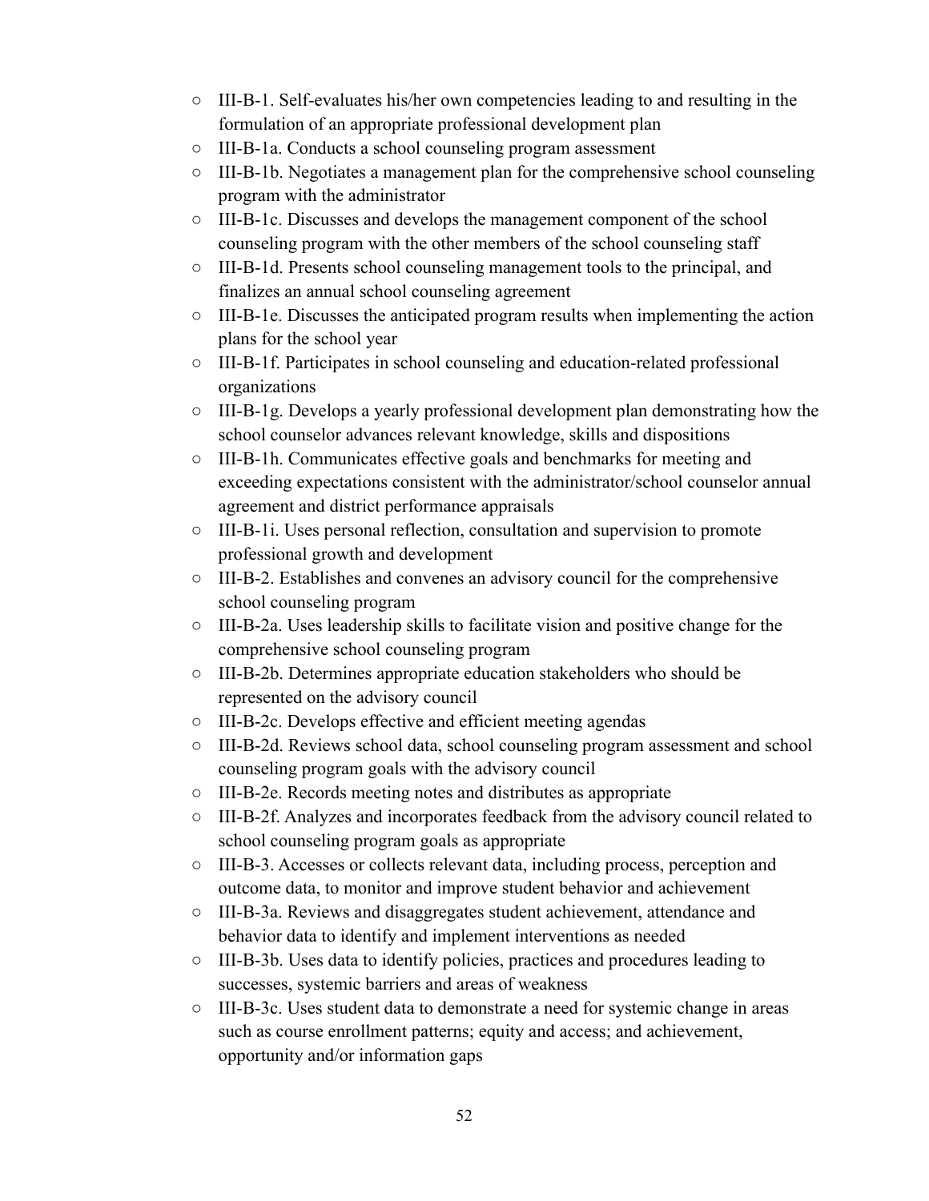- III-B-1. Self-evaluates his/her own competencies leading to and resulting in the formulation of an appropriate professional development plan
- III-B-1a. Conducts a school counseling program assessment
- III-B-1b. Negotiates a management plan for the comprehensive school counseling program with the administrator
- III-B-1c. Discusses and develops the management component of the school counseling program with the other members of the school counseling staff
- III-B-1d. Presents school counseling management tools to the principal, and finalizes an annual school counseling agreement
- III-B-1e. Discusses the anticipated program results when implementing the action plans for the school year
- III-B-1f. Participates in school counseling and education-related professional organizations
- III-B-1g. Develops a yearly professional development plan demonstrating how the school counselor advances relevant knowledge, skills and dispositions
- III-B-1h. Communicates effective goals and benchmarks for meeting and exceeding expectations consistent with the administrator/school counselor annual agreement and district performance appraisals
- III-B-1i. Uses personal reflection, consultation and supervision to promote professional growth and development
- III-B-2. Establishes and convenes an advisory council for the comprehensive school counseling program
- III-B-2a. Uses leadership skills to facilitate vision and positive change for the comprehensive school counseling program
- III-B-2b. Determines appropriate education stakeholders who should be represented on the advisory council
- III-B-2c. Develops effective and efficient meeting agendas
- III-B-2d. Reviews school data, school counseling program assessment and school counseling program goals with the advisory council
- III-B-2e. Records meeting notes and distributes as appropriate
- III-B-2f. Analyzes and incorporates feedback from the advisory council related to school counseling program goals as appropriate
- III-B-3. Accesses or collects relevant data, including process, perception and outcome data, to monitor and improve student behavior and achievement
- III-B-3a. Reviews and disaggregates student achievement, attendance and behavior data to identify and implement interventions as needed
- III-B-3b. Uses data to identify policies, practices and procedures leading to successes, systemic barriers and areas of weakness
- III-B-3c. Uses student data to demonstrate a need for systemic change in areas such as course enrollment patterns; equity and access; and achievement, opportunity and/or information gaps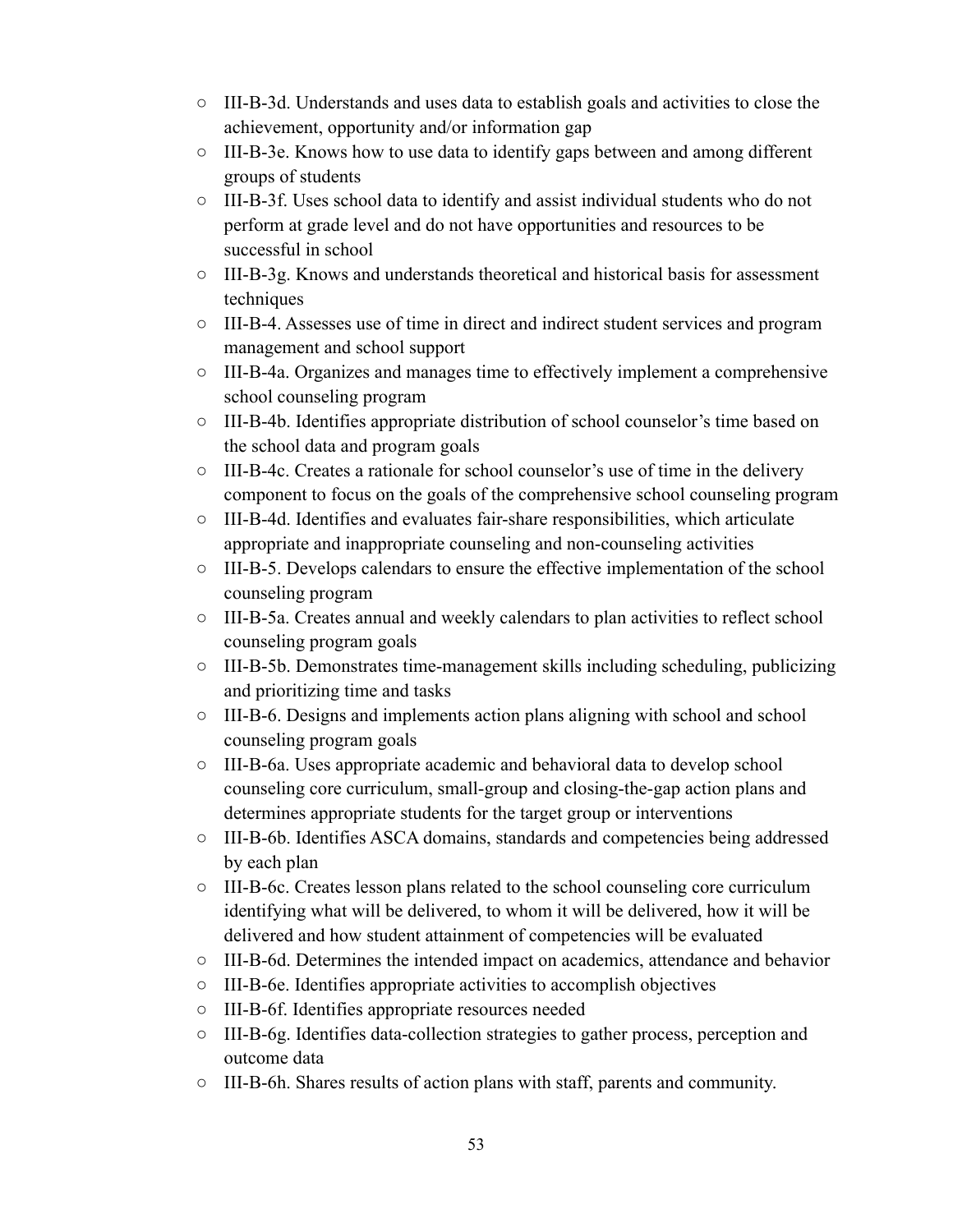- III-B-3d. Understands and uses data to establish goals and activities to close the achievement, opportunity and/or information gap
- III-B-3e. Knows how to use data to identify gaps between and among different groups of students
- III-B-3f. Uses school data to identify and assist individual students who do not perform at grade level and do not have opportunities and resources to be successful in school
- III-B-3g. Knows and understands theoretical and historical basis for assessment techniques
- III-B-4. Assesses use of time in direct and indirect student services and program management and school support
- III-B-4a. Organizes and manages time to effectively implement a comprehensive school counseling program
- III-B-4b. Identifies appropriate distribution of school counselor's time based on the school data and program goals
- III-B-4c. Creates a rationale for school counselor's use of time in the delivery component to focus on the goals of the comprehensive school counseling program
- III-B-4d. Identifies and evaluates fair-share responsibilities, which articulate appropriate and inappropriate counseling and non-counseling activities
- III-B-5. Develops calendars to ensure the effective implementation of the school counseling program
- III-B-5a. Creates annual and weekly calendars to plan activities to reflect school counseling program goals
- III-B-5b. Demonstrates time-management skills including scheduling, publicizing and prioritizing time and tasks
- III-B-6. Designs and implements action plans aligning with school and school counseling program goals
- III-B-6a. Uses appropriate academic and behavioral data to develop school counseling core curriculum, small-group and closing-the-gap action plans and determines appropriate students for the target group or interventions
- III-B-6b. Identifies ASCA domains, standards and competencies being addressed by each plan
- III-B-6c. Creates lesson plans related to the school counseling core curriculum identifying what will be delivered, to whom it will be delivered, how it will be delivered and how student attainment of competencies will be evaluated
- III-B-6d. Determines the intended impact on academics, attendance and behavior
- III-B-6e. Identifies appropriate activities to accomplish objectives
- III-B-6f. Identifies appropriate resources needed
- III-B-6g. Identifies data-collection strategies to gather process, perception and outcome data
- III-B-6h. Shares results of action plans with staff, parents and community.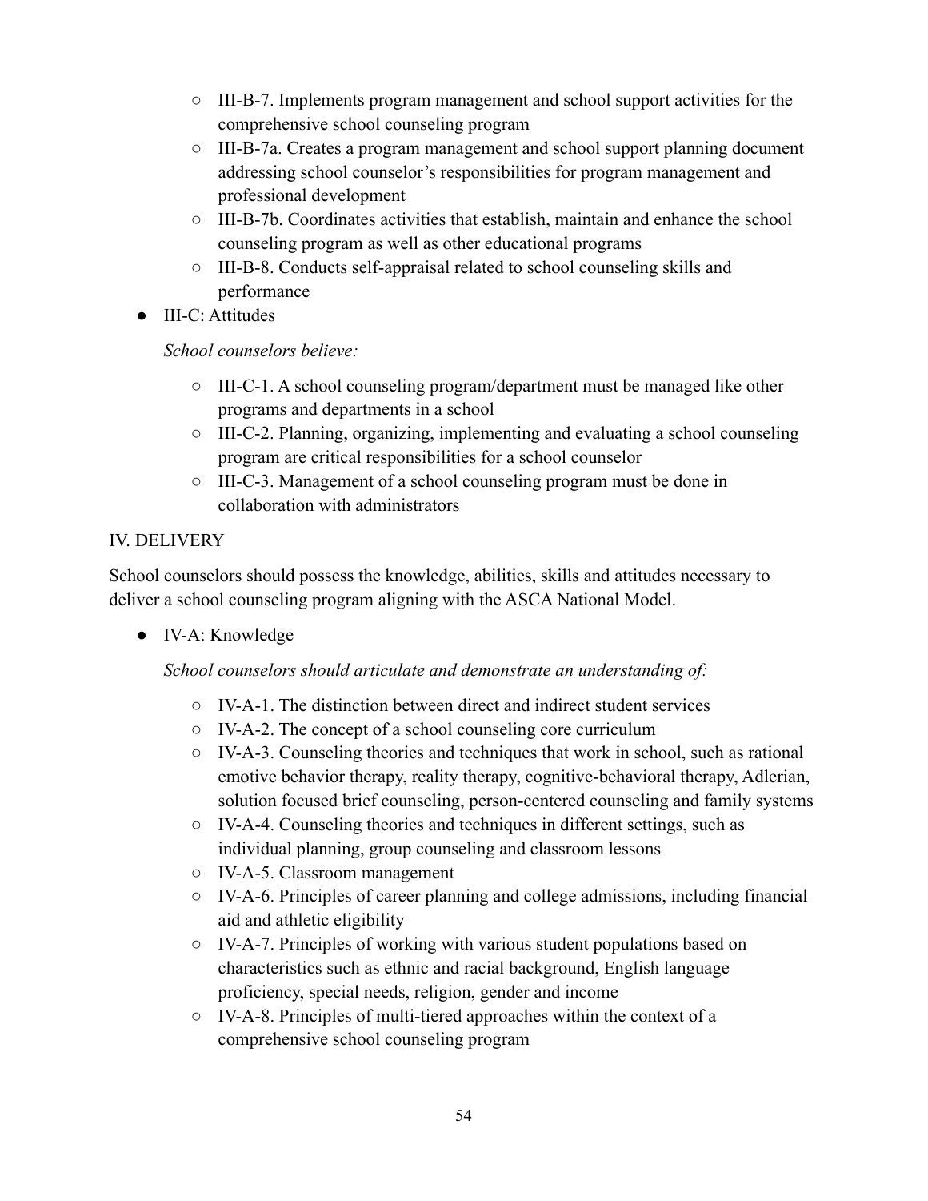- III-B-7. Implements program management and school support activities for the comprehensive school counseling program
  - III-B-7a. Creates a program management and school support planning document addressing school counselor's responsibilities for program management and professional development
  - III-B-7b. Coordinates activities that establish, maintain and enhance the school counseling program as well as other educational programs
  - III-B-8. Conducts self-appraisal related to school counseling skills and performance
- III-C: Attitudes

  *School counselors believe:*

  - III-C-1. A school counseling program/department must be managed like other programs and departments in a school
  - III-C-2. Planning, organizing, implementing and evaluating a school counseling program are critical responsibilities for a school counselor
  - III-C-3. Management of a school counseling program must be done in collaboration with administrators

IV. DELIVERY

School counselors should possess the knowledge, abilities, skills and attitudes necessary to deliver a school counseling program aligning with the ASCA National Model.

- IV-A: Knowledge

  *School counselors should articulate and demonstrate an understanding of:*

  - IV-A-1. The distinction between direct and indirect student services
  - IV-A-2. The concept of a school counseling core curriculum
  - IV-A-3. Counseling theories and techniques that work in school, such as rational emotive behavior therapy, reality therapy, cognitive-behavioral therapy, Adlerian, solution focused brief counseling, person-centered counseling and family systems
  - IV-A-4. Counseling theories and techniques in different settings, such as individual planning, group counseling and classroom lessons
  - IV-A-5. Classroom management
  - IV-A-6. Principles of career planning and college admissions, including financial aid and athletic eligibility
  - IV-A-7. Principles of working with various student populations based on characteristics such as ethnic and racial background, English language proficiency, special needs, religion, gender and income
  - IV-A-8. Principles of multi-tiered approaches within the context of a comprehensive school counseling program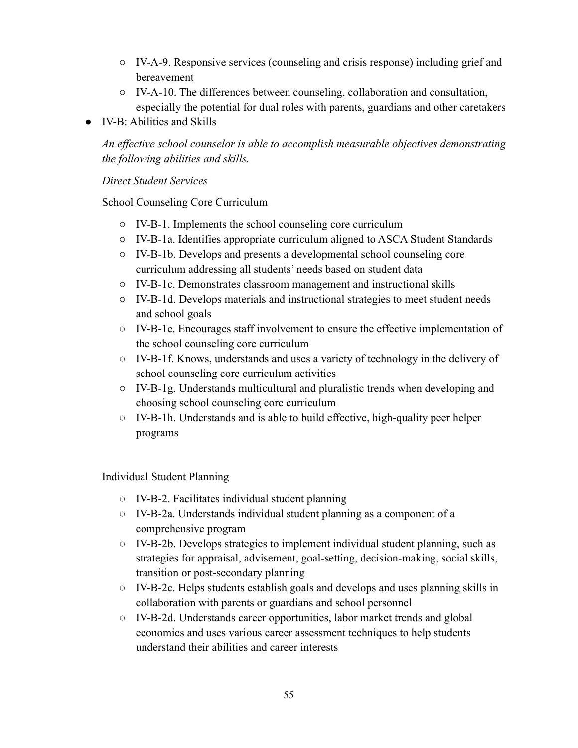- IV-A-9. Responsive services (counseling and crisis response) including grief and bereavement
  - IV-A-10. The differences between counseling, collaboration and consultation, especially the potential for dual roles with parents, guardians and other caretakers
- IV-B: Abilities and Skills

  *An effective school counselor is able to accomplish measurable objectives demonstrating the following abilities and skills.*

  *Direct Student Services*

  School Counseling Core Curriculum

  - IV-B-1. Implements the school counseling core curriculum
  - IV-B-1a. Identifies appropriate curriculum aligned to ASCA Student Standards
  - IV-B-1b. Develops and presents a developmental school counseling core curriculum addressing all students' needs based on student data
  - IV-B-1c. Demonstrates classroom management and instructional skills
  - IV-B-1d. Develops materials and instructional strategies to meet student needs and school goals
  - IV-B-1e. Encourages staff involvement to ensure the effective implementation of the school counseling core curriculum
  - IV-B-1f. Knows, understands and uses a variety of technology in the delivery of school counseling core curriculum activities
  - IV-B-1g. Understands multicultural and pluralistic trends when developing and choosing school counseling core curriculum
  - IV-B-1h. Understands and is able to build effective, high-quality peer helper programs

  Individual Student Planning

  - IV-B-2. Facilitates individual student planning
  - IV-B-2a. Understands individual student planning as a component of a comprehensive program
  - IV-B-2b. Develops strategies to implement individual student planning, such as strategies for appraisal, advisement, goal-setting, decision-making, social skills, transition or post-secondary planning
  - IV-B-2c. Helps students establish goals and develops and uses planning skills in collaboration with parents or guardians and school personnel
  - IV-B-2d. Understands career opportunities, labor market trends and global economics and uses various career assessment techniques to help students understand their abilities and career interests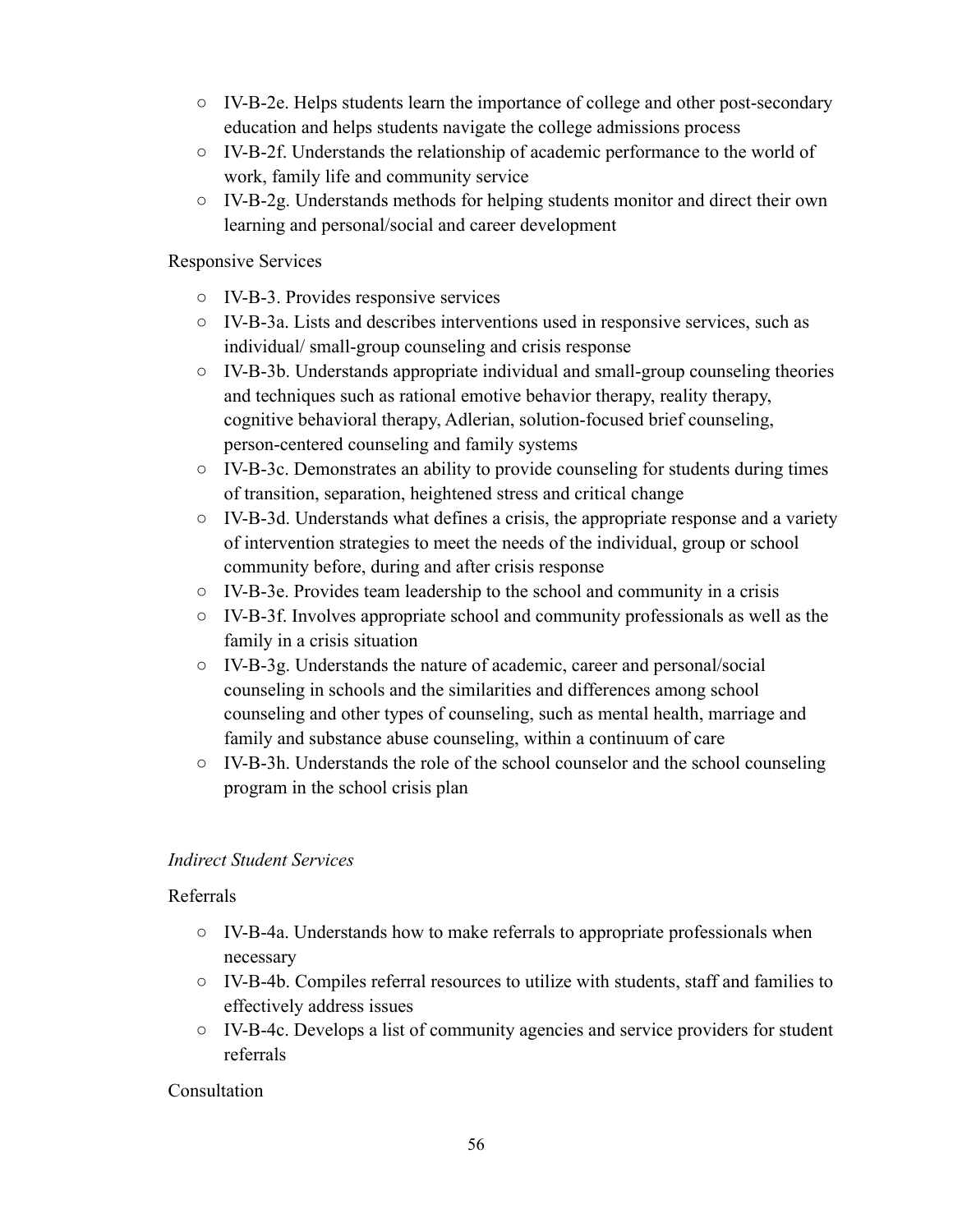- IV-B-2e. Helps students learn the importance of college and other post-secondary education and helps students navigate the college admissions process
- IV-B-2f. Understands the relationship of academic performance to the world of work, family life and community service
- IV-B-2g. Understands methods for helping students monitor and direct their own learning and personal/social and career development

Responsive Services

- IV-B-3. Provides responsive services
- IV-B-3a. Lists and describes interventions used in responsive services, such as individual/ small-group counseling and crisis response
- IV-B-3b. Understands appropriate individual and small-group counseling theories and techniques such as rational emotive behavior therapy, reality therapy, cognitive behavioral therapy, Adlerian, solution-focused brief counseling, person-centered counseling and family systems
- IV-B-3c. Demonstrates an ability to provide counseling for students during times of transition, separation, heightened stress and critical change
- IV-B-3d. Understands what defines a crisis, the appropriate response and a variety of intervention strategies to meet the needs of the individual, group or school community before, during and after crisis response
- IV-B-3e. Provides team leadership to the school and community in a crisis
- IV-B-3f. Involves appropriate school and community professionals as well as the family in a crisis situation
- IV-B-3g. Understands the nature of academic, career and personal/social counseling in schools and the similarities and differences among school counseling and other types of counseling, such as mental health, marriage and family and substance abuse counseling, within a continuum of care
- IV-B-3h. Understands the role of the school counselor and the school counseling program in the school crisis plan

*Indirect Student Services*

Referrals

- IV-B-4a. Understands how to make referrals to appropriate professionals when necessary
- IV-B-4b. Compiles referral resources to utilize with students, staff and families to effectively address issues
- IV-B-4c. Develops a list of community agencies and service providers for student referrals

Consultation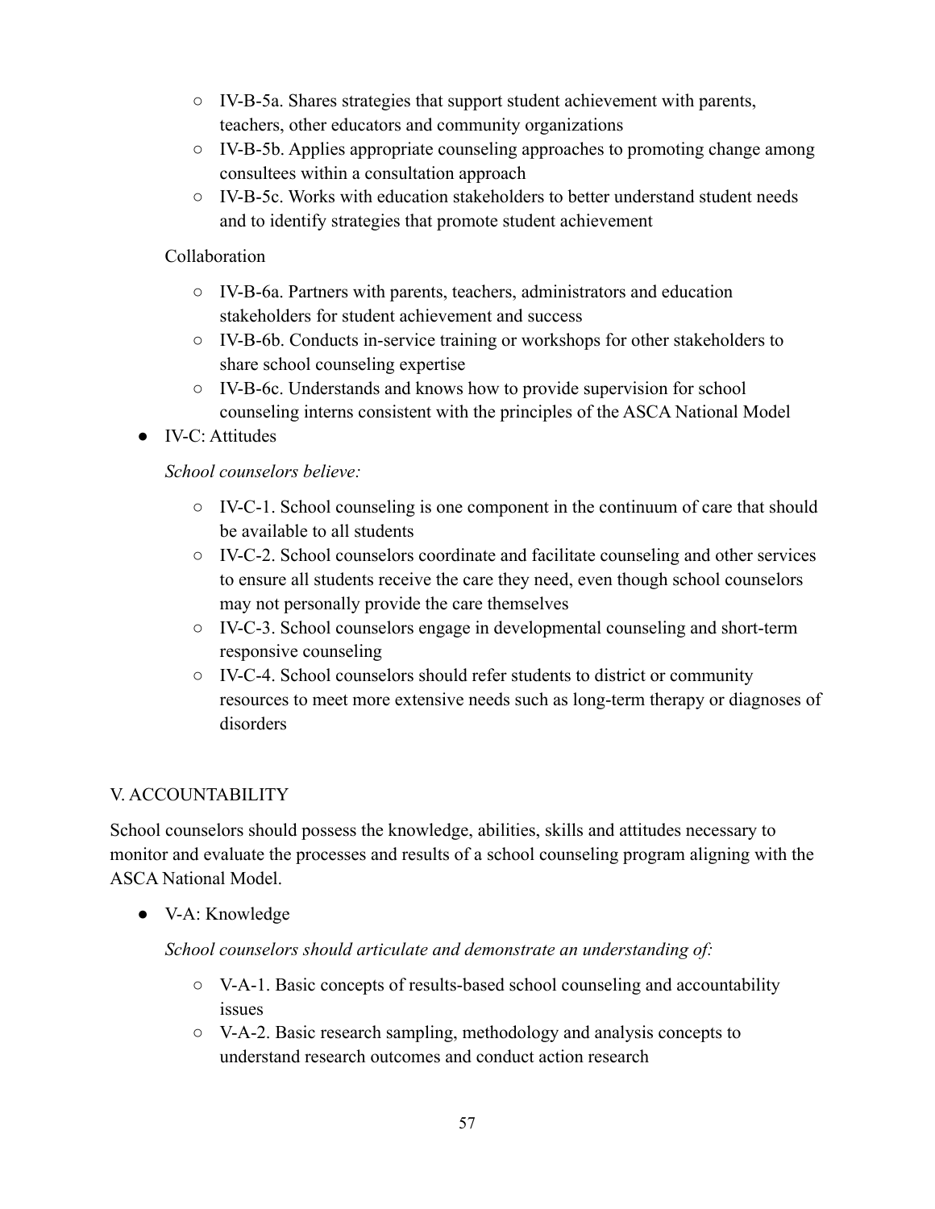- IV-B-5a. Shares strategies that support student achievement with parents, teachers, other educators and community organizations
  - IV-B-5b. Applies appropriate counseling approaches to promoting change among consultees within a consultation approach
  - IV-B-5c. Works with education stakeholders to better understand student needs and to identify strategies that promote student achievement

  Collaboration

  - IV-B-6a. Partners with parents, teachers, administrators and education stakeholders for student achievement and success
  - IV-B-6b. Conducts in-service training or workshops for other stakeholders to share school counseling expertise
  - IV-B-6c. Understands and knows how to provide supervision for school counseling interns consistent with the principles of the ASCA National Model

- IV-C: Attitudes

  *School counselors believe:*

  - IV-C-1. School counseling is one component in the continuum of care that should be available to all students
  - IV-C-2. School counselors coordinate and facilitate counseling and other services to ensure all students receive the care they need, even though school counselors may not personally provide the care themselves
  - IV-C-3. School counselors engage in developmental counseling and short-term responsive counseling
  - IV-C-4. School counselors should refer students to district or community resources to meet more extensive needs such as long-term therapy or diagnoses of disorders

V. ACCOUNTABILITY

School counselors should possess the knowledge, abilities, skills and attitudes necessary to monitor and evaluate the processes and results of a school counseling program aligning with the ASCA National Model.

- V-A: Knowledge

  *School counselors should articulate and demonstrate an understanding of:*

  - V-A-1. Basic concepts of results-based school counseling and accountability issues
  - V-A-2. Basic research sampling, methodology and analysis concepts to understand research outcomes and conduct action research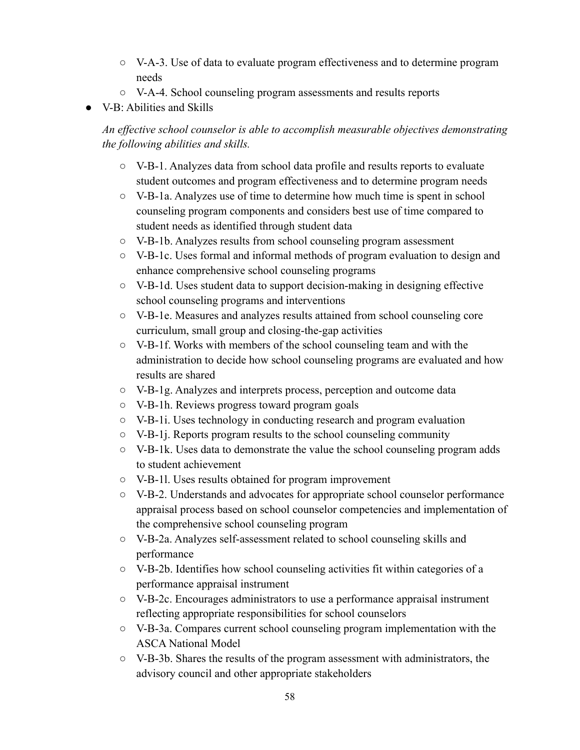- V-A-3. Use of data to evaluate program effectiveness and to determine program needs
- V-A-4. School counseling program assessments and results reports

- V-B: Abilities and Skills

  *An effective school counselor is able to accomplish measurable objectives demonstrating the following abilities and skills.*

  - V-B-1. Analyzes data from school data profile and results reports to evaluate student outcomes and program effectiveness and to determine program needs
  - V-B-1a. Analyzes use of time to determine how much time is spent in school counseling program components and considers best use of time compared to student needs as identified through student data
  - V-B-1b. Analyzes results from school counseling program assessment
  - V-B-1c. Uses formal and informal methods of program evaluation to design and enhance comprehensive school counseling programs
  - V-B-1d. Uses student data to support decision-making in designing effective school counseling programs and interventions
  - V-B-1e. Measures and analyzes results attained from school counseling core curriculum, small group and closing-the-gap activities
  - V-B-1f. Works with members of the school counseling team and with the administration to decide how school counseling programs are evaluated and how results are shared
  - V-B-1g. Analyzes and interprets process, perception and outcome data
  - V-B-1h. Reviews progress toward program goals
  - V-B-1i. Uses technology in conducting research and program evaluation
  - V-B-1j. Reports program results to the school counseling community
  - V-B-1k. Uses data to demonstrate the value the school counseling program adds to student achievement
  - V-B-1l. Uses results obtained for program improvement
  - V-B-2. Understands and advocates for appropriate school counselor performance appraisal process based on school counselor competencies and implementation of the comprehensive school counseling program
  - V-B-2a. Analyzes self-assessment related to school counseling skills and performance
  - V-B-2b. Identifies how school counseling activities fit within categories of a performance appraisal instrument
  - V-B-2c. Encourages administrators to use a performance appraisal instrument reflecting appropriate responsibilities for school counselors
  - V-B-3a. Compares current school counseling program implementation with the ASCA National Model
  - V-B-3b. Shares the results of the program assessment with administrators, the advisory council and other appropriate stakeholders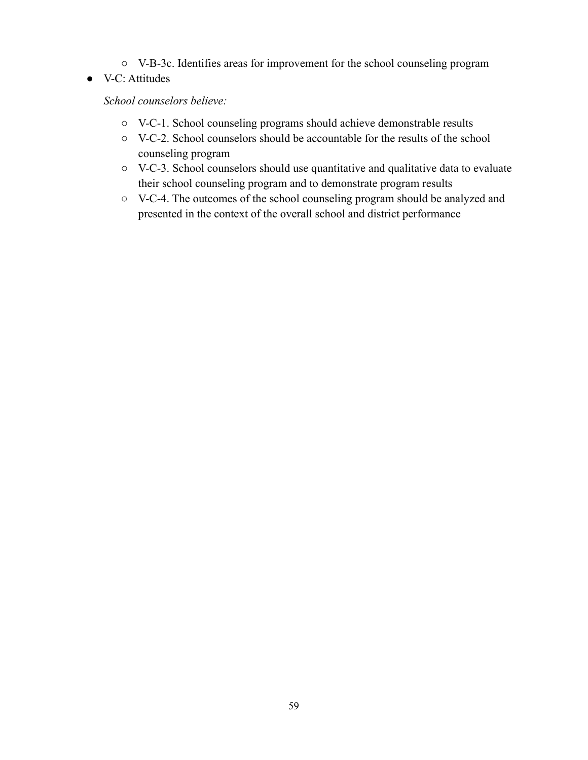- V-B-3c. Identifies areas for improvement for the school counseling program
- V-C: Attitudes

  *School counselors believe:*

  - V-C-1. School counseling programs should achieve demonstrable results
  - V-C-2. School counselors should be accountable for the results of the school counseling program
  - V-C-3. School counselors should use quantitative and qualitative data to evaluate their school counseling program and to demonstrate program results
  - V-C-4. The outcomes of the school counseling program should be analyzed and presented in the context of the overall school and district performance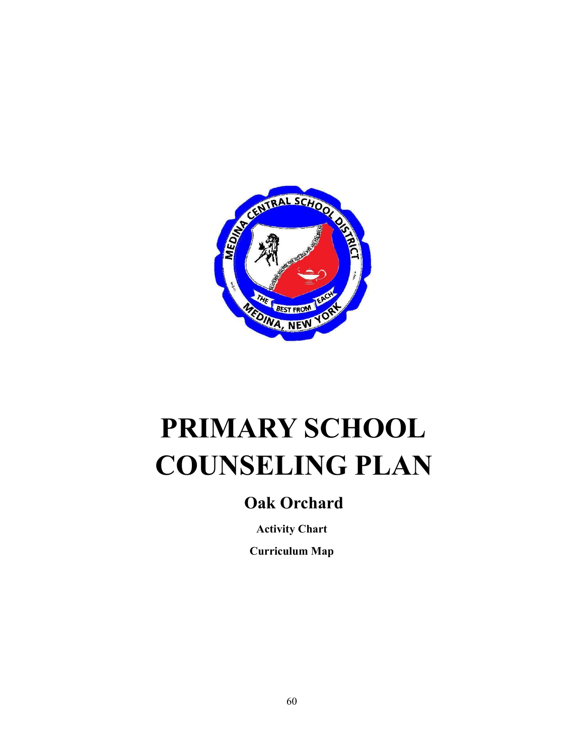# PRIMARY SCHOOL COUNSELING PLAN

## Oak Orchard

**Activity Chart**

**Curriculum Map**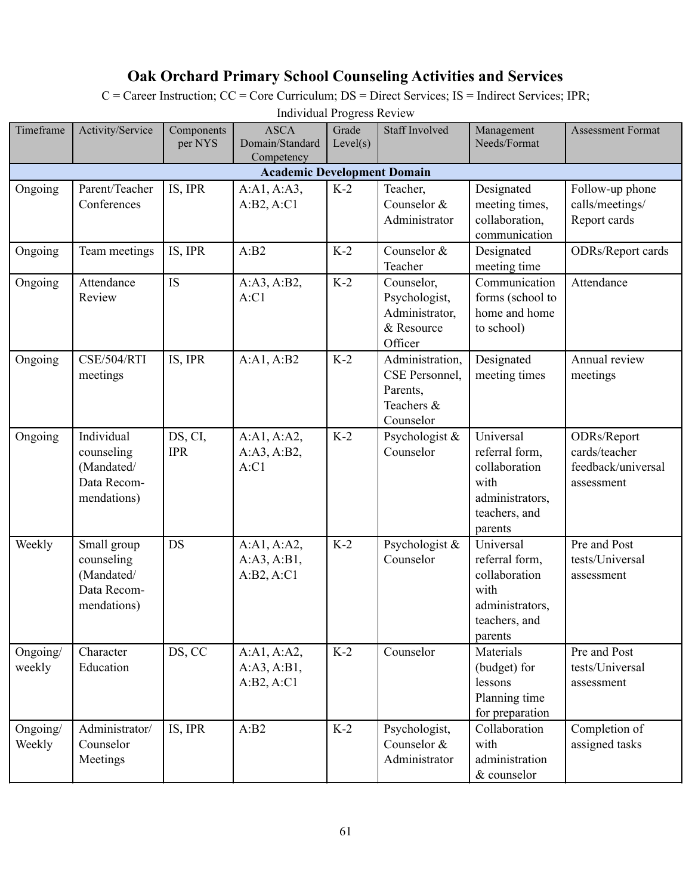# Oak Orchard Primary School Counseling Activities and Services

C = Career Instruction; CC = Core Curriculum; DS = Direct Services; IS = Indirect Services; IPR; Individual Progress Review

| Timeframe | Activity/Service | Components per NYS | ASCA Domain/Standard Competency | Grade Level(s) | Staff Involved | Management Needs/Format | Assessment Format |
|---|---|---|---|---|---|---|---|
| **Academic Development Domain** | | | | | | | |
| Ongoing | Parent/Teacher Conferences | IS, IPR | A:A1, A:A3, A:B2, A:C1 | K-2 | Teacher, Counselor & Administrator | Designated meeting times, collaboration, communication | Follow-up phone calls/meetings/ Report cards |
| Ongoing | Team meetings | IS, IPR | A:B2 | K-2 | Counselor & Teacher | Designated meeting time | ODRs/Report cards |
| Ongoing | Attendance Review | IS | A:A3, A:B2, A:C1 | K-2 | Counselor, Psychologist, Administrator, & Resource Officer | Communication forms (school to home and home to school) | Attendance |
| Ongoing | CSE/504/RTI meetings | IS, IPR | A:A1, A:B2 | K-2 | Administration, CSE Personnel, Parents, Teachers & Counselor | Designated meeting times | Annual review meetings |
| Ongoing | Individual counseling (Mandated/ Data Recom-mendations) | DS, CI, IPR | A:A1, A:A2, A:A3, A:B2, A:C1 | K-2 | Psychologist & Counselor | Universal referral form, collaboration with administrators, teachers, and parents | ODRs/Report cards/teacher feedback/universal assessment |
| Weekly | Small group counseling (Mandated/ Data Recom-mendations) | DS | A:A1, A:A2, A:A3, A:B1, A:B2, A:C1 | K-2 | Psychologist & Counselor | Universal referral form, collaboration with administrators, teachers, and parents | Pre and Post tests/Universal assessment |
| Ongoing/ weekly | Character Education | DS, CC | A:A1, A:A2, A:A3, A:B1, A:B2, A:C1 | K-2 | Counselor | Materials (budget) for lessons Planning time for preparation | Pre and Post tests/Universal assessment |
| Ongoing/ Weekly | Administrator/ Counselor Meetings | IS, IPR | A:B2 | K-2 | Psychologist, Counselor & Administrator | Collaboration with administration & counselor | Completion of assigned tasks |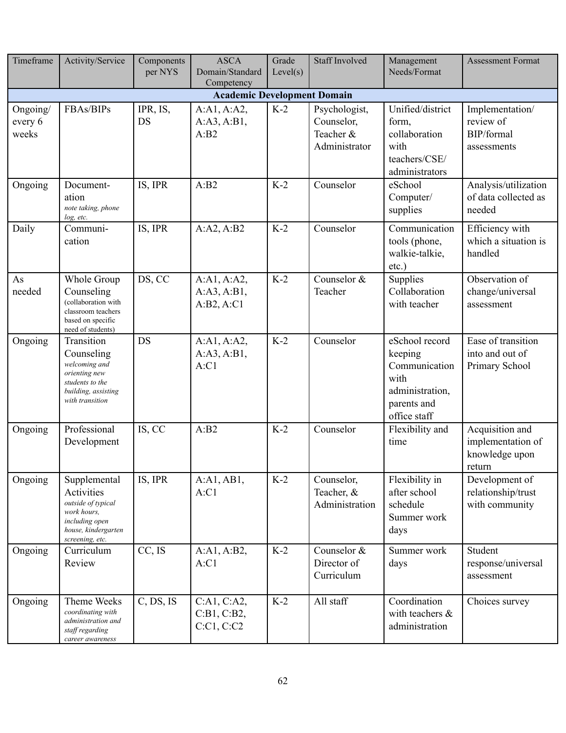| Timeframe | Activity/Service | Components per NYS | ASCA Domain/Standard Competency | Grade Level(s) | Staff Involved | Management Needs/Format | Assessment Format |
|---|---|---|---|---|---|---|---|
| **Academic Development Domain** | | | | | | | |
| Ongoing/ every 6 weeks | FBAs/BIPs | IPR, IS, DS | A:A1, A:A2, A:A3, A:B1, A:B2 | K-2 | Psychologist, Counselor, Teacher & Administrator | Unified/district form, collaboration with teachers/CSE/ administrators | Implementation/ review of BIP/formal assessments |
| Ongoing | Document-ation *note taking, phone log, etc.* | IS, IPR | A:B2 | K-2 | Counselor | eSchool Computer/ supplies | Analysis/utilization of data collected as needed |
| Daily | Communi-cation | IS, IPR | A:A2, A:B2 | K-2 | Counselor | Communication tools (phone, walkie-talkie, etc.) | Efficiency with which a situation is handled |
| As needed | Whole Group Counseling (collaboration with classroom teachers based on specific need of students) | DS, CC | A:A1, A:A2, A:A3, A:B1, A:B2, A:C1 | K-2 | Counselor & Teacher | Supplies Collaboration with teacher | Observation of change/universal assessment |
| Ongoing | Transition Counseling *welcoming and orienting new students to the building, assisting with transition* | DS | A:A1, A:A2, A:A3, A:B1, A:C1 | K-2 | Counselor | eSchool record keeping Communication with administration, parents and office staff | Ease of transition into and out of Primary School |
| Ongoing | Professional Development | IS, CC | A:B2 | K-2 | Counselor | Flexibility and time | Acquisition and implementation of knowledge upon return |
| Ongoing | Supplemental Activities *outside of typical work hours, including open house, kindergarten screening, etc.* | IS, IPR | A:A1, AB1, A:C1 | K-2 | Counselor, Teacher, & Administration | Flexibility in after school schedule Summer work days | Development of relationship/trust with community |
| Ongoing | Curriculum Review | CC, IS | A:A1, A:B2, A:C1 | K-2 | Counselor & Director of Curriculum | Summer work days | Student response/universal assessment |
| Ongoing | Theme Weeks *coordinating with administration and staff regarding career awareness* | C, DS, IS | C:A1, C:A2, C:B1, C:B2, C:C1, C:C2 | K-2 | All staff | Coordination with teachers & administration | Choices survey |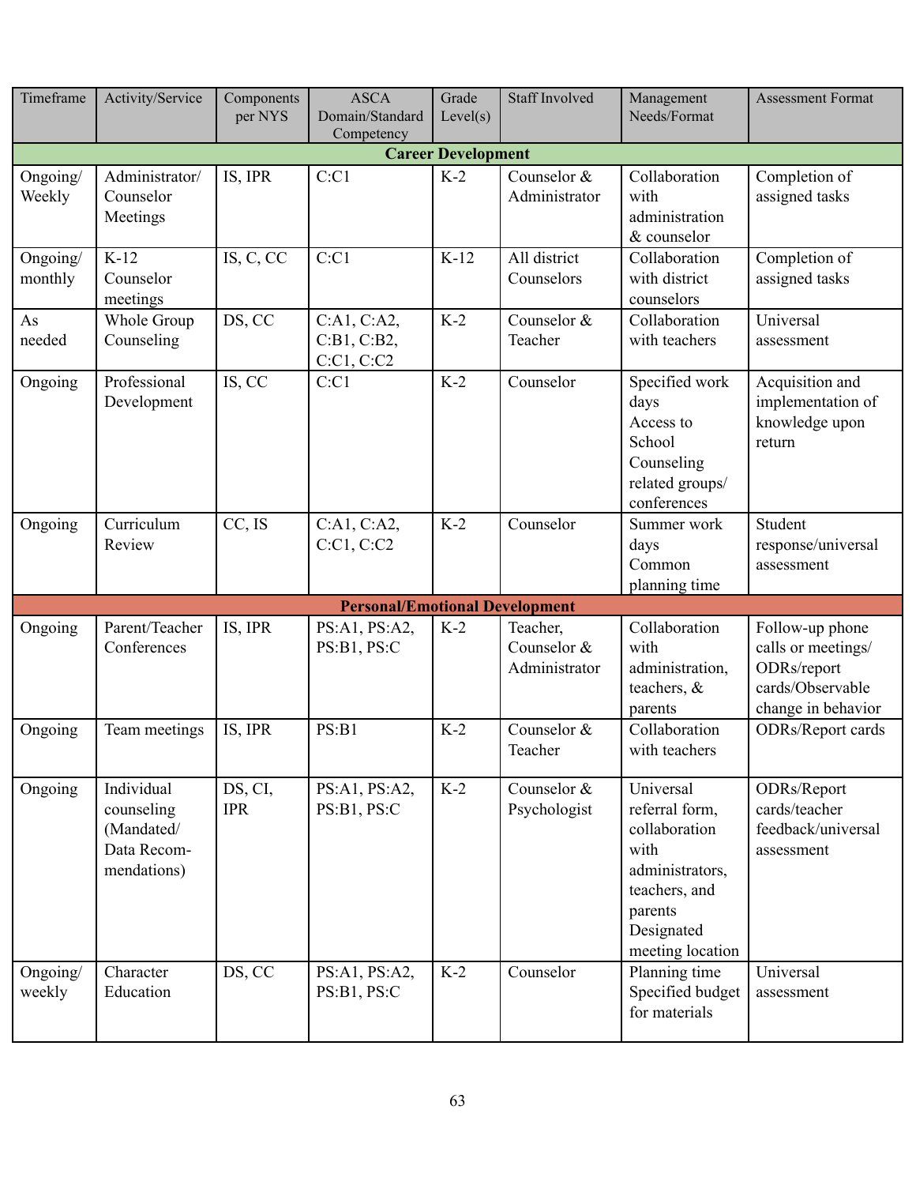| Timeframe | Activity/Service | Components per NYS | ASCA Domain/Standard Competency | Grade Level(s) | Staff Involved | Management Needs/Format | Assessment Format |
|---|---|---|---|---|---|---|---|
| **Career Development** | | | | | | | |
| Ongoing/ Weekly | Administrator/ Counselor Meetings | IS, IPR | C:C1 | K-2 | Counselor & Administrator | Collaboration with administration & counselor | Completion of assigned tasks |
| Ongoing/ monthly | K-12 Counselor meetings | IS, C, CC | C:C1 | K-12 | All district Counselors | Collaboration with district counselors | Completion of assigned tasks |
| As needed | Whole Group Counseling | DS, CC | C:A1, C:A2, C:B1, C:B2, C:C1, C:C2 | K-2 | Counselor & Teacher | Collaboration with teachers | Universal assessment |
| Ongoing | Professional Development | IS, CC | C:C1 | K-2 | Counselor | Specified work days<br>Access to School Counseling related groups/ conferences | Acquisition and implementation of knowledge upon return |
| Ongoing | Curriculum Review | CC, IS | C:A1, C:A2, C:C1, C:C2 | K-2 | Counselor | Summer work days<br>Common planning time | Student response/universal assessment |
| **Personal/Emotional Development** | | | | | | | |
| Ongoing | Parent/Teacher Conferences | IS, IPR | PS:A1, PS:A2, PS:B1, PS:C | K-2 | Teacher, Counselor & Administrator | Collaboration with administration, teachers, & parents | Follow-up phone calls or meetings/ ODRs/report cards/Observable change in behavior |
| Ongoing | Team meetings | IS, IPR | PS:B1 | K-2 | Counselor & Teacher | Collaboration with teachers | ODRs/Report cards |
| Ongoing | Individual counseling (Mandated/ Data Recom-mendations) | DS, CI, IPR | PS:A1, PS:A2, PS:B1, PS:C | K-2 | Counselor & Psychologist | Universal referral form, collaboration with administrators, teachers, and parents<br>Designated meeting location | ODRs/Report cards/teacher feedback/universal assessment |
| Ongoing/ weekly | Character Education | DS, CC | PS:A1, PS:A2, PS:B1, PS:C | K-2 | Counselor | Planning time<br>Specified budget for materials | Universal assessment |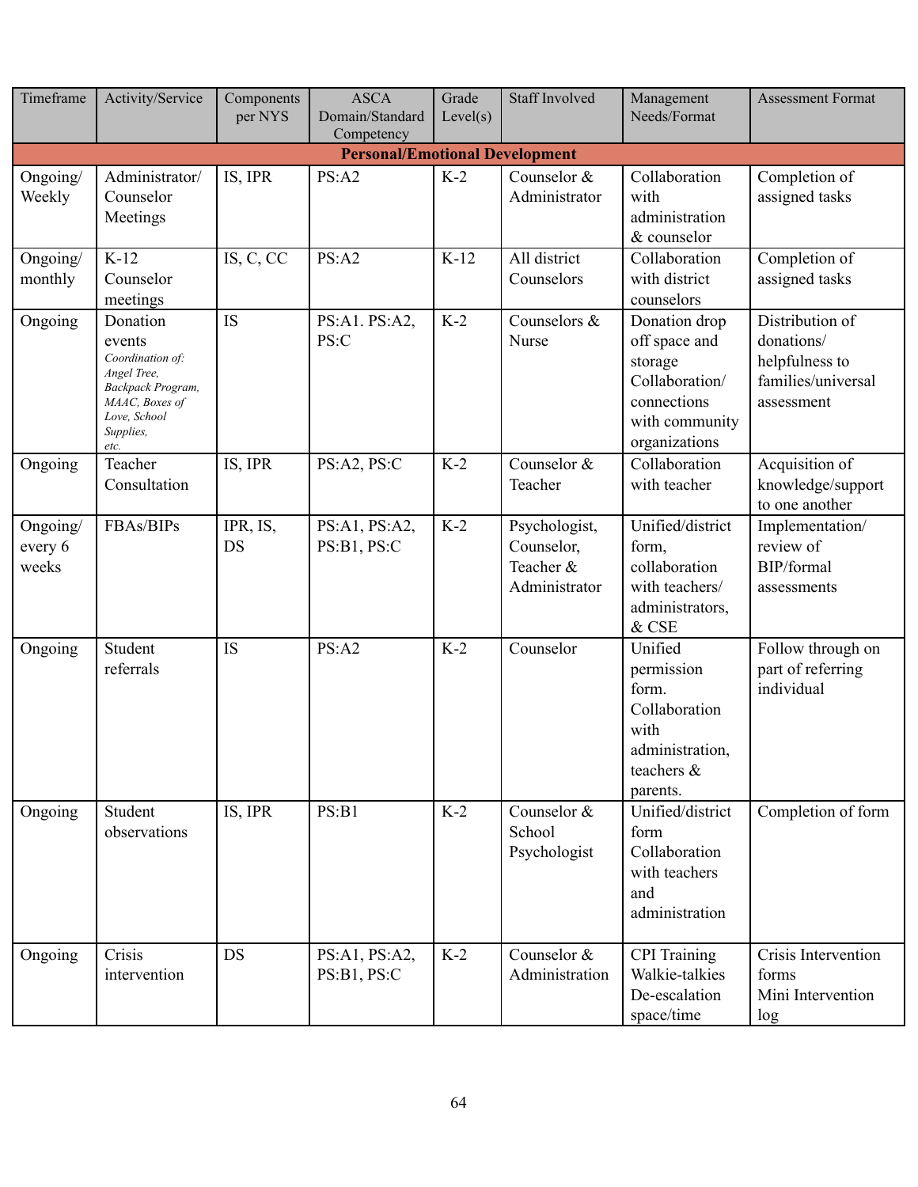| Timeframe | Activity/Service | Components per NYS | ASCA Domain/Standard Competency | Grade Level(s) | Staff Involved | Management Needs/Format | Assessment Format |
|---|---|---|---|---|---|---|---|
| **Personal/Emotional Development** | | | | | | | |
| Ongoing/ Weekly | Administrator/ Counselor Meetings | IS, IPR | PS:A2 | K-2 | Counselor & Administrator | Collaboration with administration & counselor | Completion of assigned tasks |
| Ongoing/ monthly | K-12 Counselor meetings | IS, C, CC | PS:A2 | K-12 | All district Counselors | Collaboration with district counselors | Completion of assigned tasks |
| Ongoing | Donation events *Coordination of: Angel Tree, Backpack Program, MAAC, Boxes of Love, School Supplies, etc.* | IS | PS:A1. PS:A2, PS:C | K-2 | Counselors & Nurse | Donation drop off space and storage Collaboration/ connections with community organizations | Distribution of donations/ helpfulness to families/universal assessment |
| Ongoing | Teacher Consultation | IS, IPR | PS:A2, PS:C | K-2 | Counselor & Teacher | Collaboration with teacher | Acquisition of knowledge/support to one another |
| Ongoing/ every 6 weeks | FBAs/BIPs | IPR, IS, DS | PS:A1, PS:A2, PS:B1, PS:C | K-2 | Psychologist, Counselor, Teacher & Administrator | Unified/district form, collaboration with teachers/ administrators, & CSE | Implementation/ review of BIP/formal assessments |
| Ongoing | Student referrals | IS | PS:A2 | K-2 | Counselor | Unified permission form. Collaboration with administration, teachers & parents. | Follow through on part of referring individual |
| Ongoing | Student observations | IS, IPR | PS:B1 | K-2 | Counselor & School Psychologist | Unified/district form Collaboration with teachers and administration | Completion of form |
| Ongoing | Crisis intervention | DS | PS:A1, PS:A2, PS:B1, PS:C | K-2 | Counselor & Administration | CPI Training Walkie-talkies De-escalation space/time | Crisis Intervention forms Mini Intervention log |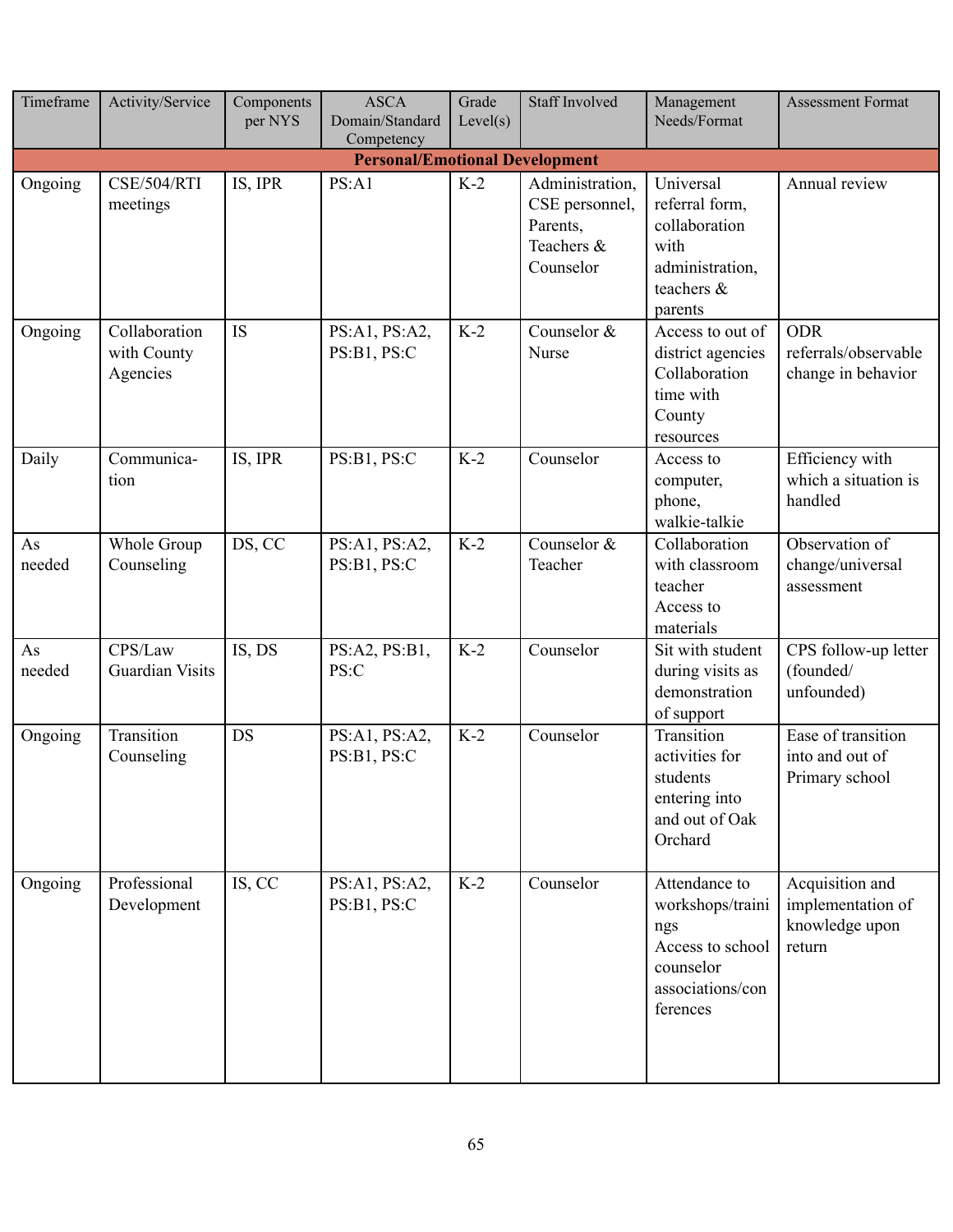| Timeframe | Activity/Service | Components per NYS | ASCA Domain/Standard Competency | Grade Level(s) | Staff Involved | Management Needs/Format | Assessment Format |
|---|---|---|---|---|---|---|---|
| **Personal/Emotional Development** | | | | | | | |
| Ongoing | CSE/504/RTI meetings | IS, IPR | PS:A1 | K-2 | Administration, CSE personnel, Parents, Teachers & Counselor | Universal referral form, collaboration with administration, teachers & parents | Annual review |
| Ongoing | Collaboration with County Agencies | IS | PS:A1, PS:A2, PS:B1, PS:C | K-2 | Counselor & Nurse | Access to out of district agencies Collaboration time with County resources | ODR referrals/observable change in behavior |
| Daily | Communica-tion | IS, IPR | PS:B1, PS:C | K-2 | Counselor | Access to computer, phone, walkie-talkie | Efficiency with which a situation is handled |
| As needed | Whole Group Counseling | DS, CC | PS:A1, PS:A2, PS:B1, PS:C | K-2 | Counselor & Teacher | Collaboration with classroom teacher Access to materials | Observation of change/universal assessment |
| As needed | CPS/Law Guardian Visits | IS, DS | PS:A2, PS:B1, PS:C | K-2 | Counselor | Sit with student during visits as demonstration of support | CPS follow-up letter (founded/ unfounded) |
| Ongoing | Transition Counseling | DS | PS:A1, PS:A2, PS:B1, PS:C | K-2 | Counselor | Transition activities for students entering into and out of Oak Orchard | Ease of transition into and out of Primary school |
| Ongoing | Professional Development | IS, CC | PS:A1, PS:A2, PS:B1, PS:C | K-2 | Counselor | Attendance to workshops/trainings Access to school counselor associations/conferences | Acquisition and implementation of knowledge upon return |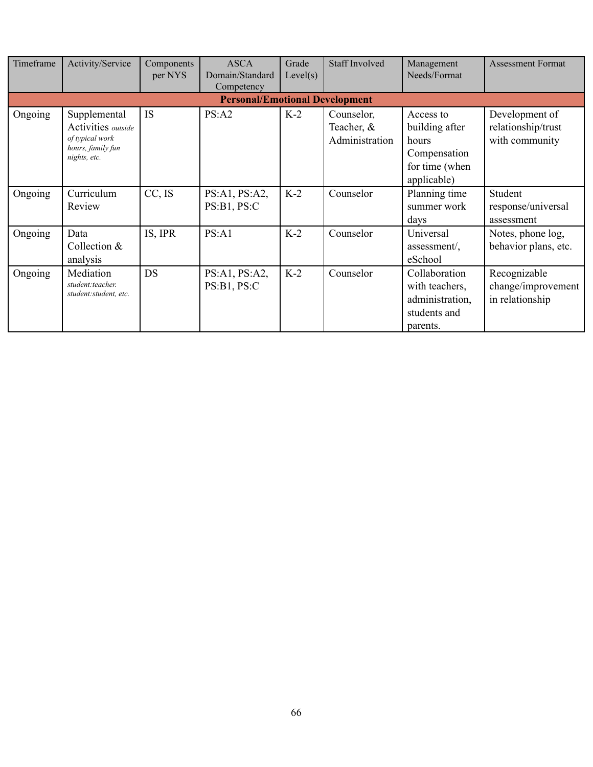| Timeframe | Activity/Service | Components per NYS | ASCA Domain/Standard Competency | Grade Level(s) | Staff Involved | Management Needs/Format | Assessment Format |
|---|---|---|---|---|---|---|---|
| **Personal/Emotional Development** | | | | | | | |
| Ongoing | Supplemental Activities *outside of typical work hours, family fun nights, etc.* | IS | PS:A2 | K-2 | Counselor, Teacher, & Administration | Access to building after hours Compensation for time (when applicable) | Development of relationship/trust with community |
| Ongoing | Curriculum Review | CC, IS | PS:A1, PS:A2, PS:B1, PS:C | K-2 | Counselor | Planning time summer work days | Student response/universal assessment |
| Ongoing | Data Collection & analysis | IS, IPR | PS:A1 | K-2 | Counselor | Universal assessment/, eSchool | Notes, phone log, behavior plans, etc. |
| Ongoing | Mediation *student:teacher. student:student, etc.* | DS | PS:A1, PS:A2, PS:B1, PS:C | K-2 | Counselor | Collaboration with teachers, administration, students and parents. | Recognizable change/improvement in relationship |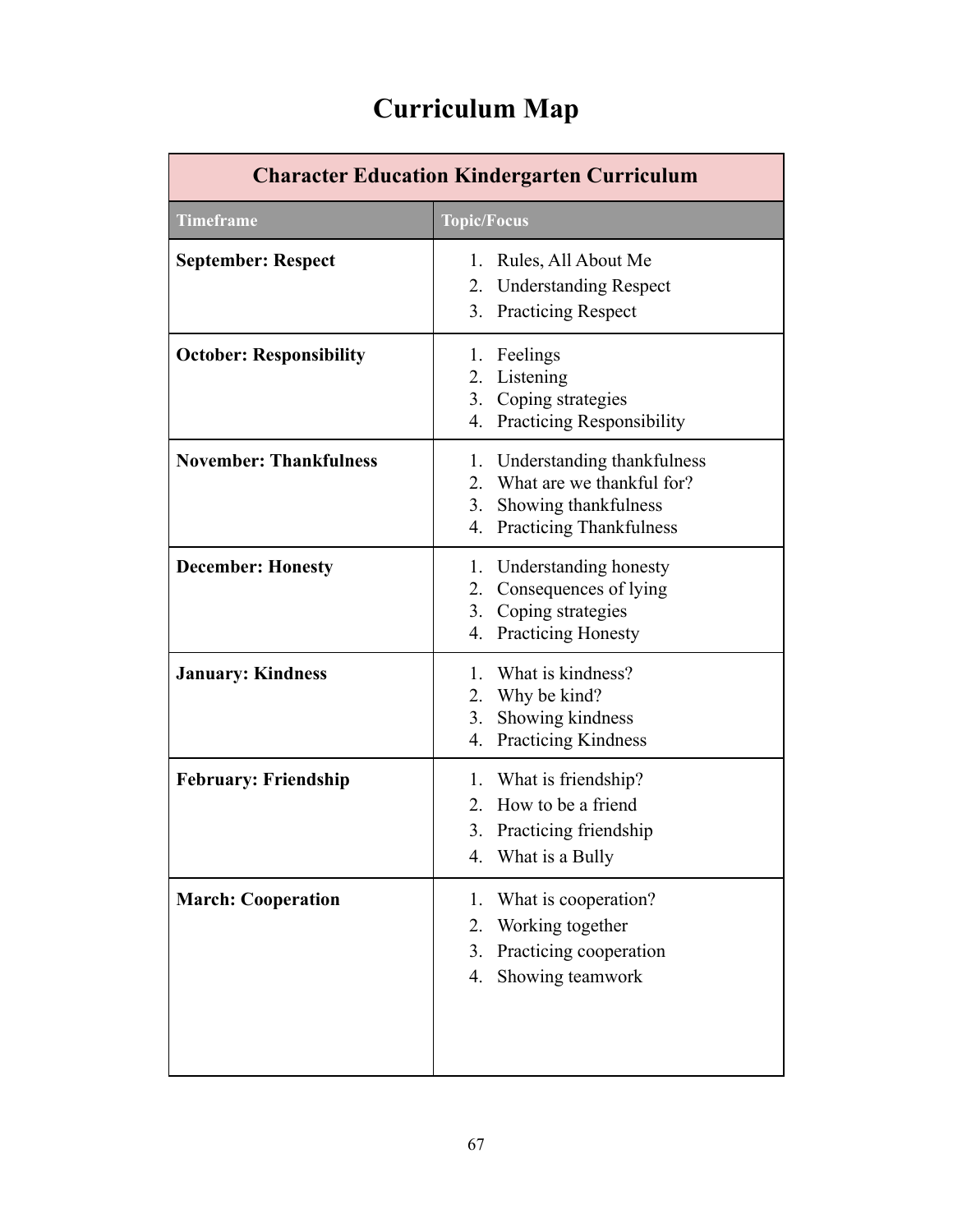# Curriculum Map

| Character Education Kindergarten Curriculum | |
|---|---|
| **Timeframe** | **Topic/Focus** |
| **September: Respect** | 1. Rules, All About Me<br>2. Understanding Respect<br>3. Practicing Respect |
| **October: Responsibility** | 1. Feelings<br>2. Listening<br>3. Coping strategies<br>4. Practicing Responsibility |
| **November: Thankfulness** | 1. Understanding thankfulness<br>2. What are we thankful for?<br>3. Showing thankfulness<br>4. Practicing Thankfulness |
| **December: Honesty** | 1. Understanding honesty<br>2. Consequences of lying<br>3. Coping strategies<br>4. Practicing Honesty |
| **January: Kindness** | 1. What is kindness?<br>2. Why be kind?<br>3. Showing kindness<br>4. Practicing Kindness |
| **February: Friendship** | 1. What is friendship?<br>2. How to be a friend<br>3. Practicing friendship<br>4. What is a Bully |
| **March: Cooperation** | 1. What is cooperation?<br>2. Working together<br>3. Practicing cooperation<br>4. Showing teamwork |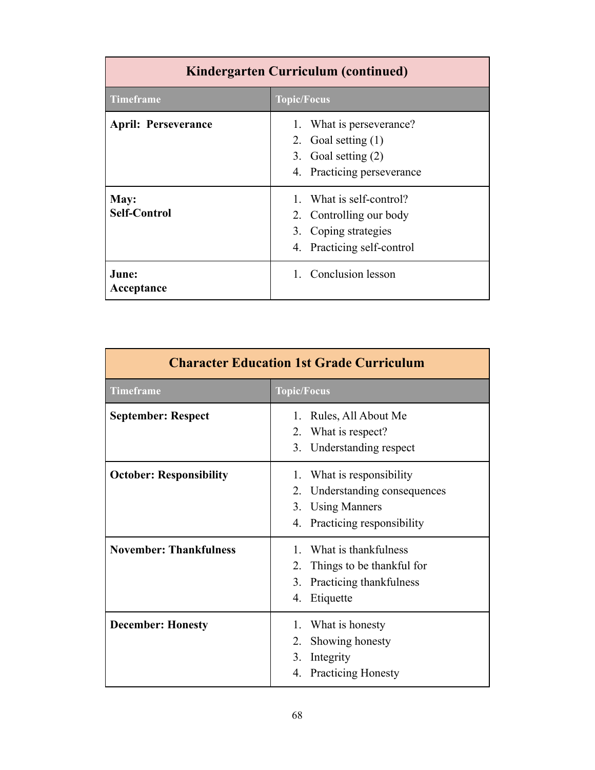| Kindergarten Curriculum (continued) | |
|---|---|
| **Timeframe** | **Topic/Focus** |
| **April: Perseverance** | 1. What is perseverance?<br>2. Goal setting (1)<br>3. Goal setting (2)<br>4. Practicing perseverance |
| **May: Self-Control** | 1. What is self-control?<br>2. Controlling our body<br>3. Coping strategies<br>4. Practicing self-control |
| **June: Acceptance** | 1. Conclusion lesson |

| Character Education 1st Grade Curriculum | |
|---|---|
| **Timeframe** | **Topic/Focus** |
| **September: Respect** | 1. Rules, All About Me<br>2. What is respect?<br>3. Understanding respect |
| **October: Responsibility** | 1. What is responsibility<br>2. Understanding consequences<br>3. Using Manners<br>4. Practicing responsibility |
| **November: Thankfulness** | 1. What is thankfulness<br>2. Things to be thankful for<br>3. Practicing thankfulness<br>4. Etiquette |
| **December: Honesty** | 1. What is honesty<br>2. Showing honesty<br>3. Integrity<br>4. Practicing Honesty |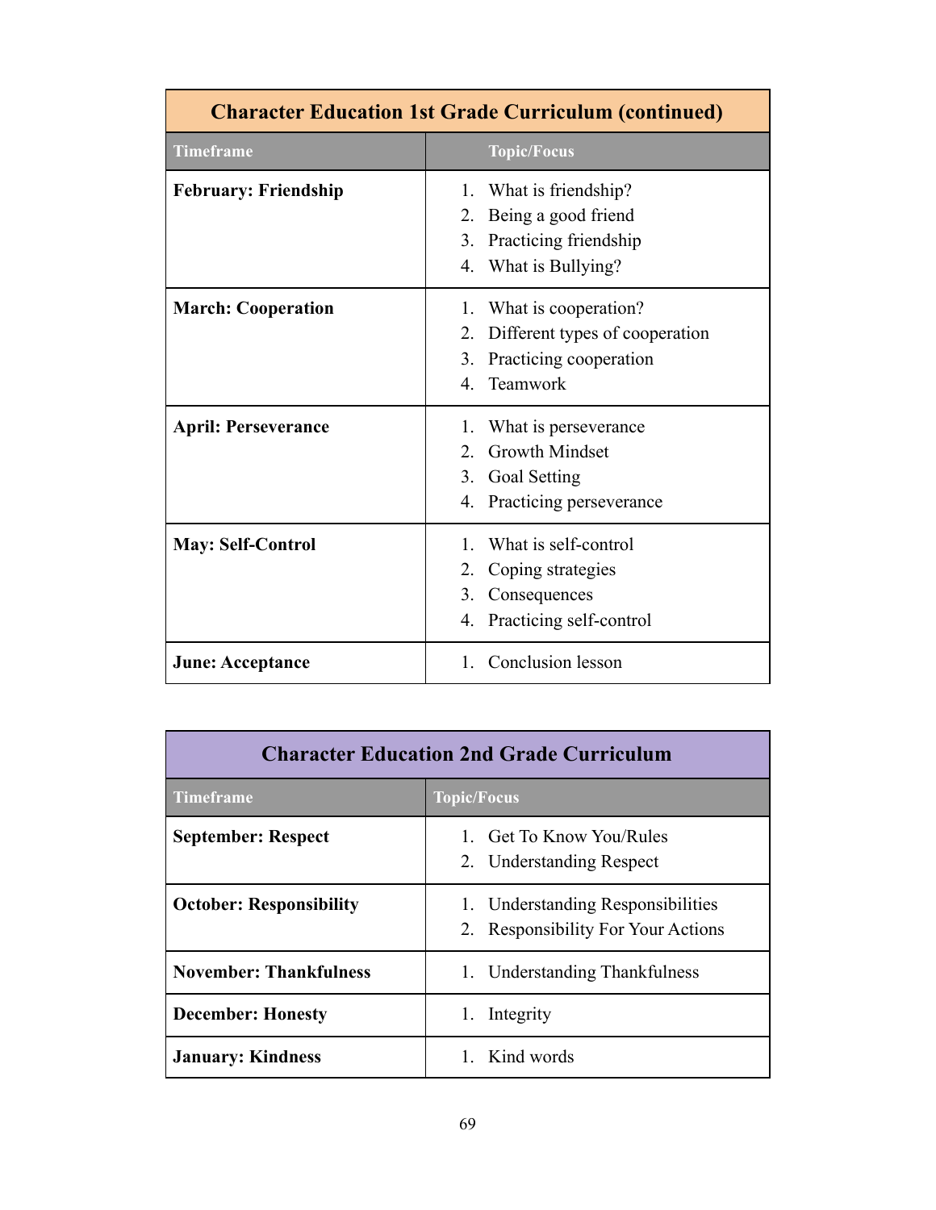| Character Education 1st Grade Curriculum (continued) | |
|---|---|
| **Timeframe** | **Topic/Focus** |
| **February: Friendship** | 1. What is friendship?<br>2. Being a good friend<br>3. Practicing friendship<br>4. What is Bullying? |
| **March: Cooperation** | 1. What is cooperation?<br>2. Different types of cooperation<br>3. Practicing cooperation<br>4. Teamwork |
| **April: Perseverance** | 1. What is perseverance<br>2. Growth Mindset<br>3. Goal Setting<br>4. Practicing perseverance |
| **May: Self-Control** | 1. What is self-control<br>2. Coping strategies<br>3. Consequences<br>4. Practicing self-control |
| **June: Acceptance** | 1. Conclusion lesson |

| Character Education 2nd Grade Curriculum | |
|---|---|
| **Timeframe** | **Topic/Focus** |
| **September: Respect** | 1. Get To Know You/Rules<br>2. Understanding Respect |
| **October: Responsibility** | 1. Understanding Responsibilities<br>2. Responsibility For Your Actions |
| **November: Thankfulness** | 1. Understanding Thankfulness |
| **December: Honesty** | 1. Integrity |
| **January: Kindness** | 1. Kind words |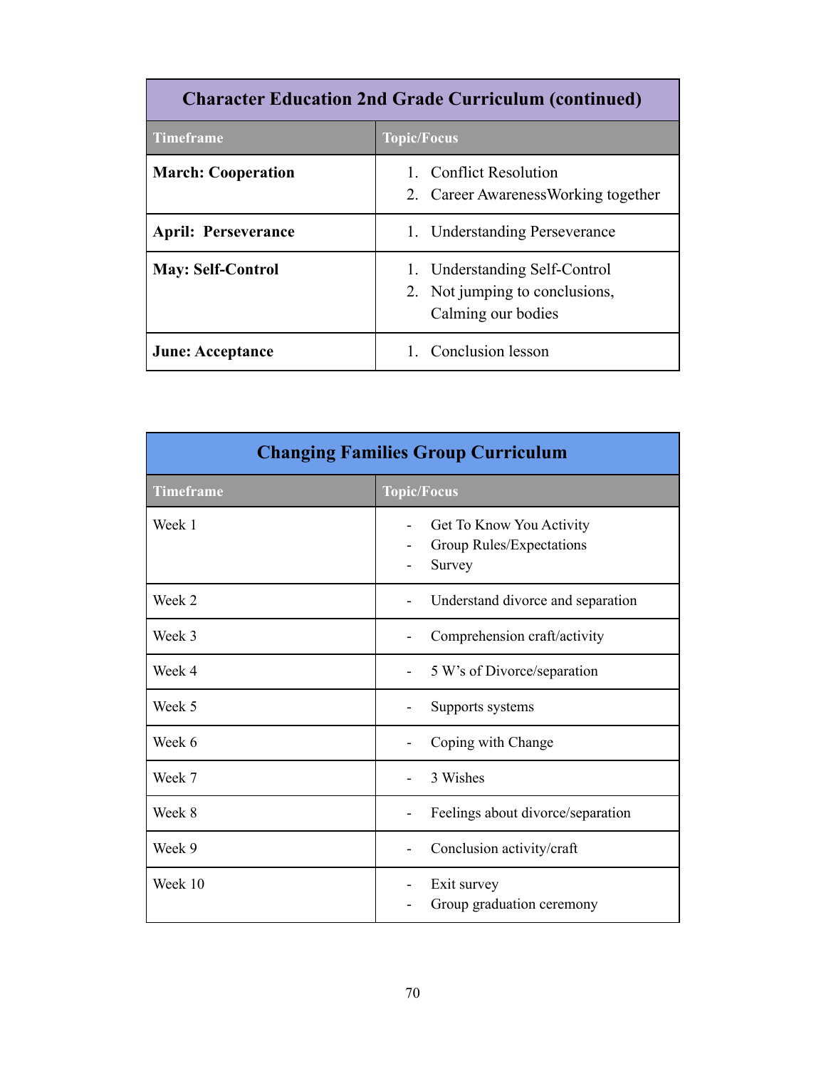| Character Education 2nd Grade Curriculum (continued) | |
|---|---|
| **Timeframe** | **Topic/Focus** |
| **March: Cooperation** | 1. Conflict Resolution<br>2. Career AwarenessWorking together |
| **April: Perseverance** | 1. Understanding Perseverance |
| **May: Self-Control** | 1. Understanding Self-Control<br>2. Not jumping to conclusions, Calming our bodies |
| **June: Acceptance** | 1. Conclusion lesson |

| Changing Families Group Curriculum | |
|---|---|
| **Timeframe** | **Topic/Focus** |
| Week 1 | - Get To Know You Activity<br>- Group Rules/Expectations<br>- Survey |
| Week 2 | - Understand divorce and separation |
| Week 3 | - Comprehension craft/activity |
| Week 4 | - 5 W's of Divorce/separation |
| Week 5 | - Supports systems |
| Week 6 | - Coping with Change |
| Week 7 | - 3 Wishes |
| Week 8 | - Feelings about divorce/separation |
| Week 9 | - Conclusion activity/craft |
| Week 10 | - Exit survey<br>- Group graduation ceremony |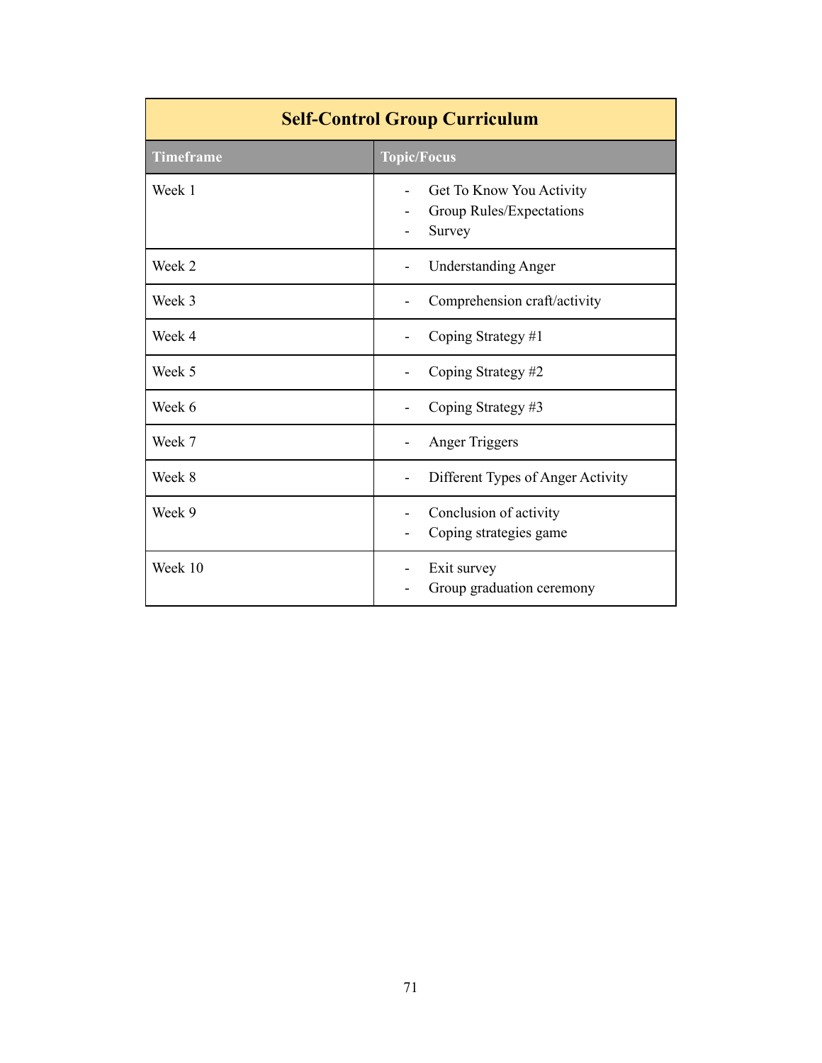| Self-Control Group Curriculum | |
|---|---|
| **Timeframe** | **Topic/Focus** |
| Week 1 | - Get To Know You Activity<br>- Group Rules/Expectations<br>- Survey |
| Week 2 | - Understanding Anger |
| Week 3 | - Comprehension craft/activity |
| Week 4 | - Coping Strategy #1 |
| Week 5 | - Coping Strategy #2 |
| Week 6 | - Coping Strategy #3 |
| Week 7 | - Anger Triggers |
| Week 8 | - Different Types of Anger Activity |
| Week 9 | - Conclusion of activity<br>- Coping strategies game |
| Week 10 | - Exit survey<br>- Group graduation ceremony |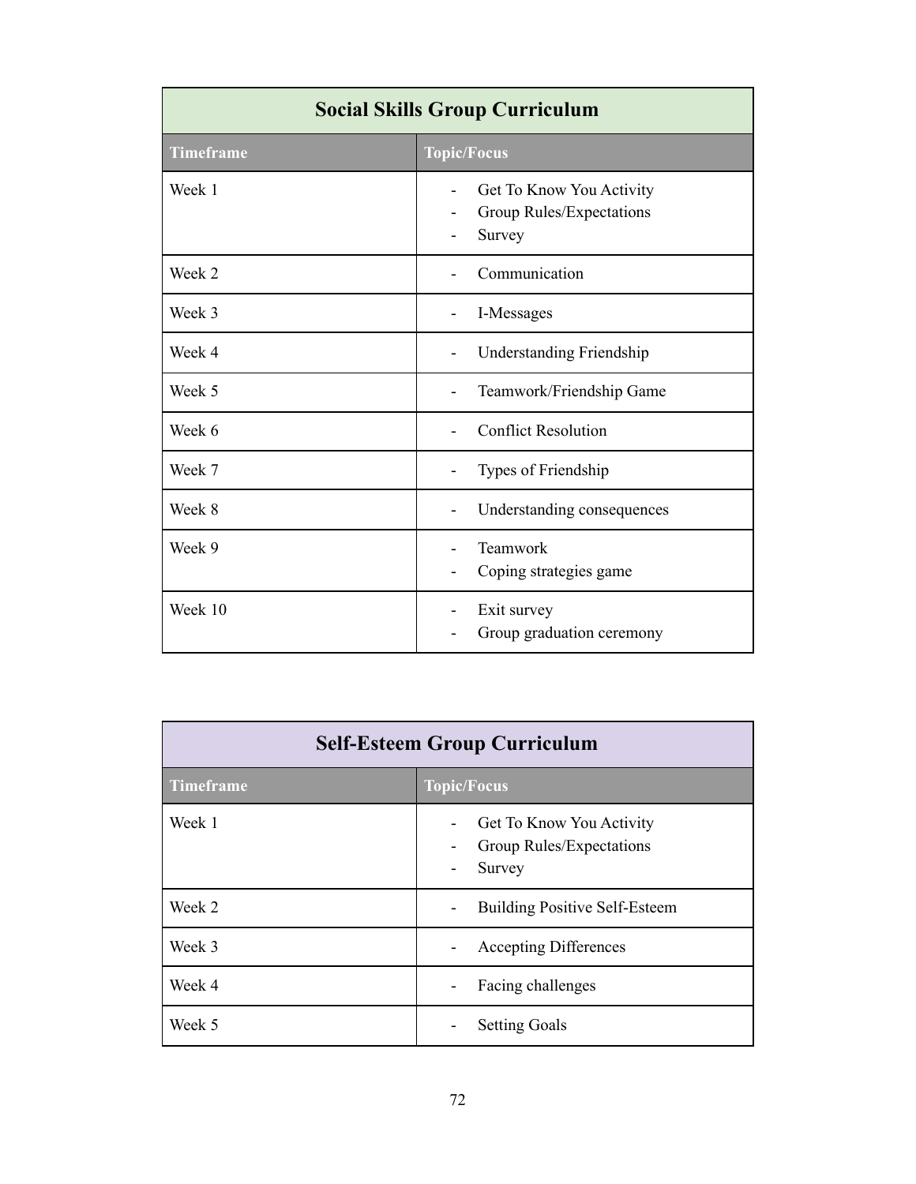| Social Skills Group Curriculum | |
|---|---|
| **Timeframe** | **Topic/Focus** |
| Week 1 | - Get To Know You Activity<br>- Group Rules/Expectations<br>- Survey |
| Week 2 | - Communication |
| Week 3 | - I-Messages |
| Week 4 | - Understanding Friendship |
| Week 5 | - Teamwork/Friendship Game |
| Week 6 | - Conflict Resolution |
| Week 7 | - Types of Friendship |
| Week 8 | - Understanding consequences |
| Week 9 | - Teamwork<br>- Coping strategies game |
| Week 10 | - Exit survey<br>- Group graduation ceremony |

| Self-Esteem Group Curriculum | |
|---|---|
| **Timeframe** | **Topic/Focus** |
| Week 1 | - Get To Know You Activity<br>- Group Rules/Expectations<br>- Survey |
| Week 2 | - Building Positive Self-Esteem |
| Week 3 | - Accepting Differences |
| Week 4 | - Facing challenges |
| Week 5 | - Setting Goals |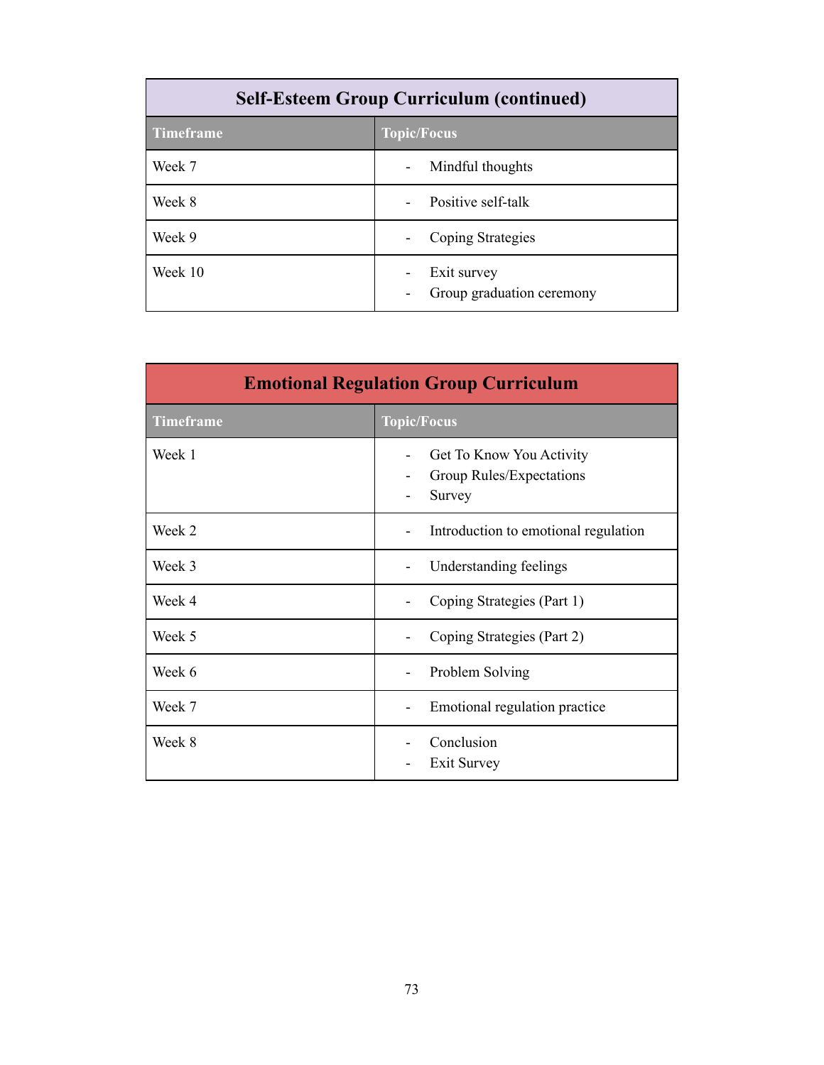| Self-Esteem Group Curriculum (continued) | |
|---|---|
| **Timeframe** | **Topic/Focus** |
| Week 7 | - Mindful thoughts |
| Week 8 | - Positive self-talk |
| Week 9 | - Coping Strategies |
| Week 10 | - Exit survey<br>- Group graduation ceremony |

| Emotional Regulation Group Curriculum | |
|---|---|
| **Timeframe** | **Topic/Focus** |
| Week 1 | - Get To Know You Activity<br>- Group Rules/Expectations<br>- Survey |
| Week 2 | - Introduction to emotional regulation |
| Week 3 | - Understanding feelings |
| Week 4 | - Coping Strategies (Part 1) |
| Week 5 | - Coping Strategies (Part 2) |
| Week 6 | - Problem Solving |
| Week 7 | - Emotional regulation practice |
| Week 8 | - Conclusion<br>- Exit Survey |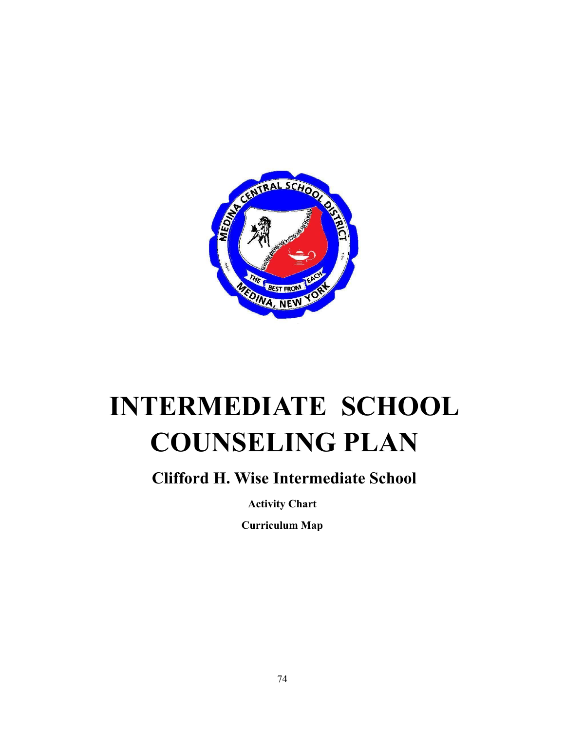# INTERMEDIATE SCHOOL COUNSELING PLAN

## Clifford H. Wise Intermediate School

**Activity Chart**

**Curriculum Map**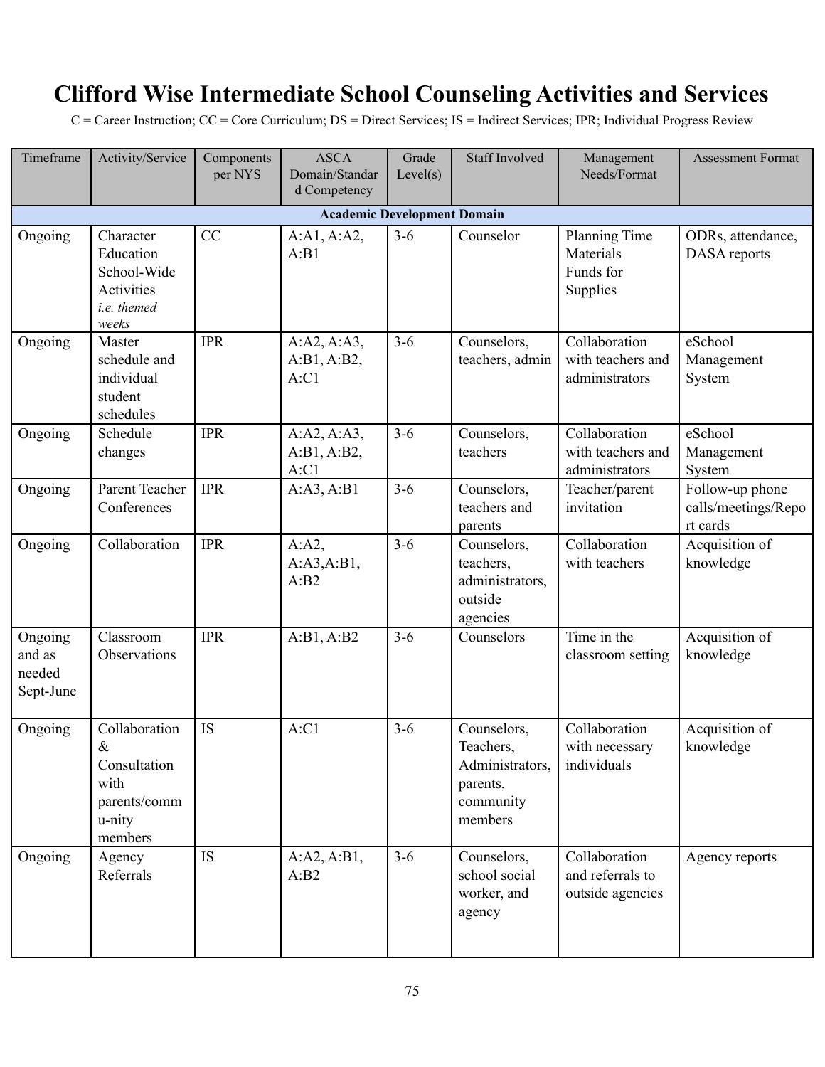# Clifford Wise Intermediate School Counseling Activities and Services

C = Career Instruction; CC = Core Curriculum; DS = Direct Services; IS = Indirect Services; IPR; Individual Progress Review

| Timeframe | Activity/Service | Components per NYS | ASCA Domain/Standard Competency | Grade Level(s) | Staff Involved | Management Needs/Format | Assessment Format |
|---|---|---|---|---|---|---|---|
| **Academic Development Domain** | | | | | | | |
| Ongoing | Character Education School-Wide Activities *i.e. themed weeks* | CC | A:A1, A:A2, A:B1 | 3-6 | Counselor | Planning Time Materials Funds for Supplies | ODRs, attendance, DASA reports |
| Ongoing | Master schedule and individual student schedules | IPR | A:A2, A:A3, A:B1, A:B2, A:C1 | 3-6 | Counselors, teachers, admin | Collaboration with teachers and administrators | eSchool Management System |
| Ongoing | Schedule changes | IPR | A:A2, A:A3, A:B1, A:B2, A:C1 | 3-6 | Counselors, teachers | Collaboration with teachers and administrators | eSchool Management System |
| Ongoing | Parent Teacher Conferences | IPR | A:A3, A:B1 | 3-6 | Counselors, teachers and parents | Teacher/parent invitation | Follow-up phone calls/meetings/Report cards |
| Ongoing | Collaboration | IPR | A:A2, A:A3,A:B1, A:B2 | 3-6 | Counselors, teachers, administrators, outside agencies | Collaboration with teachers | Acquisition of knowledge |
| Ongoing and as needed Sept-June | Classroom Observations | IPR | A:B1, A:B2 | 3-6 | Counselors | Time in the classroom setting | Acquisition of knowledge |
| Ongoing | Collaboration & Consultation with parents/commu-nity members | IS | A:C1 | 3-6 | Counselors, Teachers, Administrators, parents, community members | Collaboration with necessary individuals | Acquisition of knowledge |
| Ongoing | Agency Referrals | IS | A:A2, A:B1, A:B2 | 3-6 | Counselors, school social worker, and agency | Collaboration and referrals to outside agencies | Agency reports |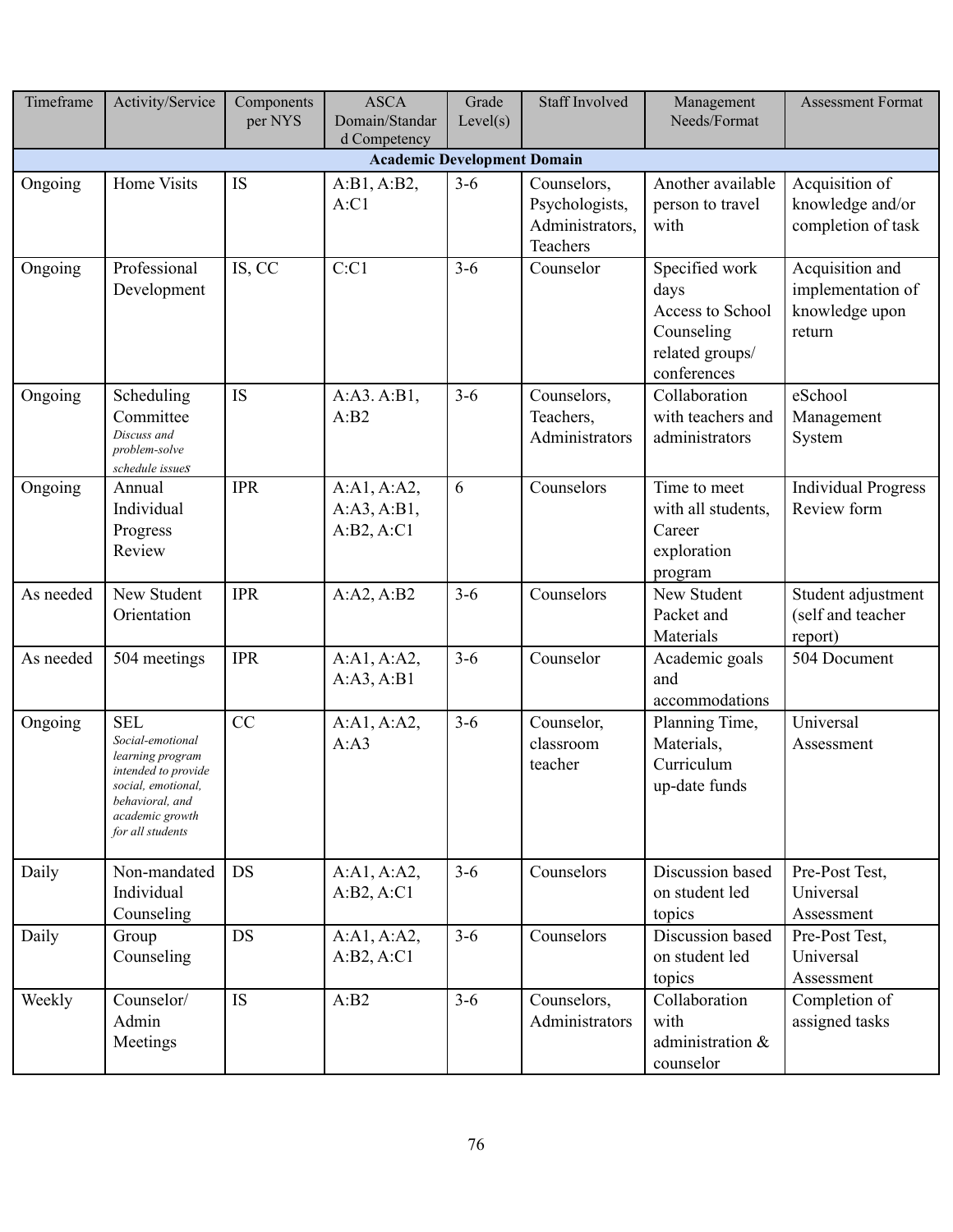| Timeframe | Activity/Service | Components per NYS | ASCA Domain/Standard Competency | Grade Level(s) | Staff Involved | Management Needs/Format | Assessment Format |
|---|---|---|---|---|---|---|---|
| **Academic Development Domain** | | | | | | | |
| Ongoing | Home Visits | IS | A:B1, A:B2, A:C1 | 3-6 | Counselors, Psychologists, Administrators, Teachers | Another available person to travel with | Acquisition of knowledge and/or completion of task |
| Ongoing | Professional Development | IS, CC | C:C1 | 3-6 | Counselor | Specified work days<br>Access to School Counseling related groups/ conferences | Acquisition and implementation of knowledge upon return |
| Ongoing | Scheduling Committee<br>*Discuss and problem-solve schedule issues* | IS | A:A3. A:B1, A:B2 | 3-6 | Counselors, Teachers, Administrators | Collaboration with teachers and administrators | eSchool Management System |
| Ongoing | Annual Individual Progress Review | IPR | A:A1, A:A2, A:A3, A:B1, A:B2, A:C1 | 6 | Counselors | Time to meet with all students, Career exploration program | Individual Progress Review form |
| As needed | New Student Orientation | IPR | A:A2, A:B2 | 3-6 | Counselors | New Student Packet and Materials | Student adjustment (self and teacher report) |
| As needed | 504 meetings | IPR | A:A1, A:A2, A:A3, A:B1 | 3-6 | Counselor | Academic goals and accommodations | 504 Document |
| Ongoing | SEL<br>*Social-emotional learning program intended to provide social, emotional, behavioral, and academic growth for all students* | CC | A:A1, A:A2, A:A3 | 3-6 | Counselor, classroom teacher | Planning Time, Materials, Curriculum up-date funds | Universal Assessment |
| Daily | Non-mandated Individual Counseling | DS | A:A1, A:A2, A:B2, A:C1 | 3-6 | Counselors | Discussion based on student led topics | Pre-Post Test, Universal Assessment |
| Daily | Group Counseling | DS | A:A1, A:A2, A:B2, A:C1 | 3-6 | Counselors | Discussion based on student led topics | Pre-Post Test, Universal Assessment |
| Weekly | Counselor/ Admin Meetings | IS | A:B2 | 3-6 | Counselors, Administrators | Collaboration with administration & counselor | Completion of assigned tasks |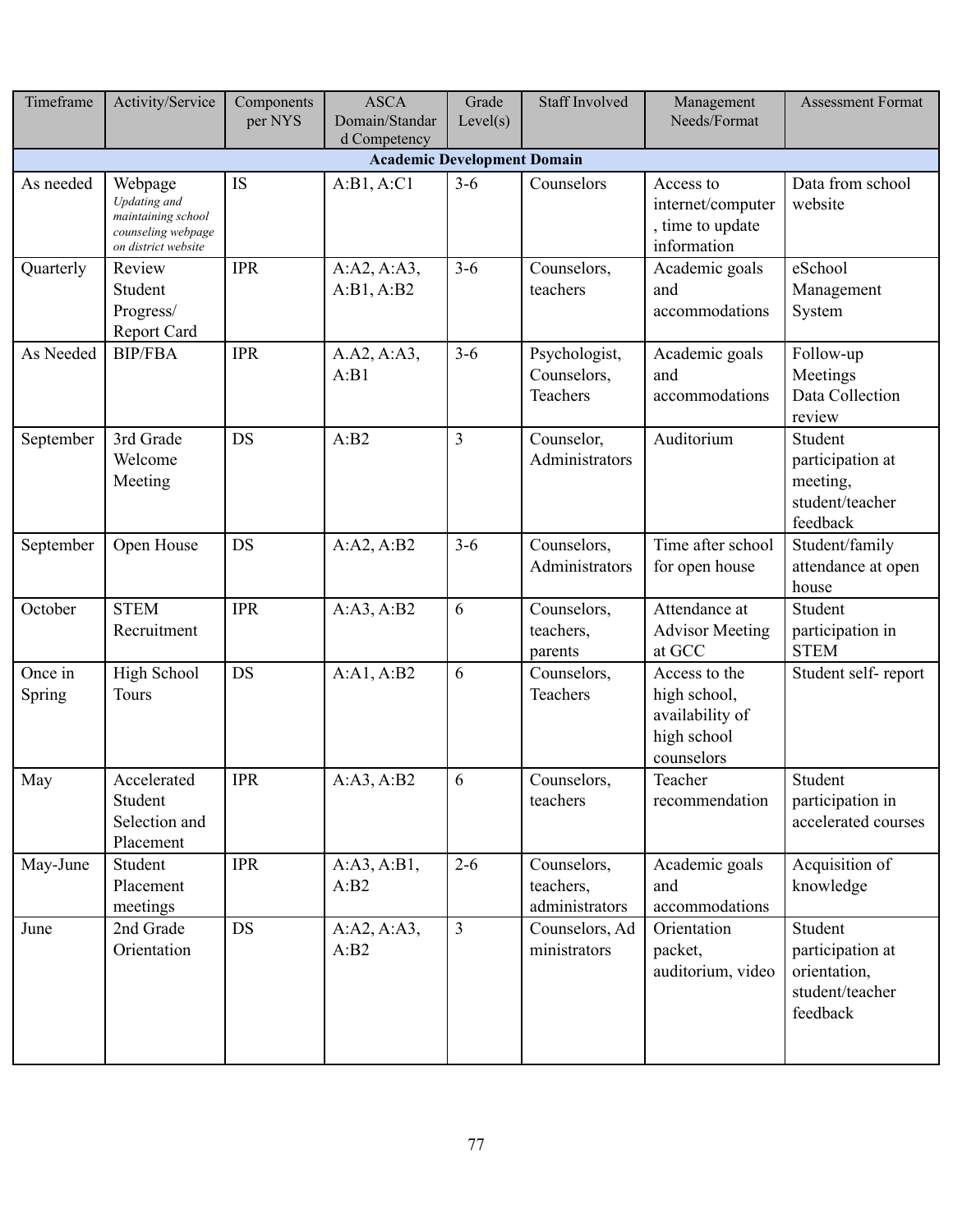| Timeframe | Activity/Service | Components per NYS | ASCA Domain/Standard Competency | Grade Level(s) | Staff Involved | Management Needs/Format | Assessment Format |
|---|---|---|---|---|---|---|---|
| **Academic Development Domain** | | | | | | | |
| As needed | Webpage *Updating and maintaining school counseling webpage on district website* | IS | A:B1, A:C1 | 3-6 | Counselors | Access to internet/computer, time to update information | Data from school website |
| Quarterly | Review Student Progress/ Report Card | IPR | A:A2, A:A3, A:B1, A:B2 | 3-6 | Counselors, teachers | Academic goals and accommodations | eSchool Management System |
| As Needed | BIP/FBA | IPR | A.A2, A:A3, A:B1 | 3-6 | Psychologist, Counselors, Teachers | Academic goals and accommodations | Follow-up Meetings Data Collection review |
| September | 3rd Grade Welcome Meeting | DS | A:B2 | 3 | Counselor, Administrators | Auditorium | Student participation at meeting, student/teacher feedback |
| September | Open House | DS | A:A2, A:B2 | 3-6 | Counselors, Administrators | Time after school for open house | Student/family attendance at open house |
| October | STEM Recruitment | IPR | A:A3, A:B2 | 6 | Counselors, teachers, parents | Attendance at Advisor Meeting at GCC | Student participation in STEM |
| Once in Spring | High School Tours | DS | A:A1, A:B2 | 6 | Counselors, Teachers | Access to the high school, availability of high school counselors | Student self- report |
| May | Accelerated Student Selection and Placement | IPR | A:A3, A:B2 | 6 | Counselors, teachers | Teacher recommendation | Student participation in accelerated courses |
| May-June | Student Placement meetings | IPR | A:A3, A:B1, A:B2 | 2-6 | Counselors, teachers, administrators | Academic goals and accommodations | Acquisition of knowledge |
| June | 2nd Grade Orientation | DS | A:A2, A:A3, A:B2 | 3 | Counselors, Administrators | Orientation packet, auditorium, video | Student participation at orientation, student/teacher feedback |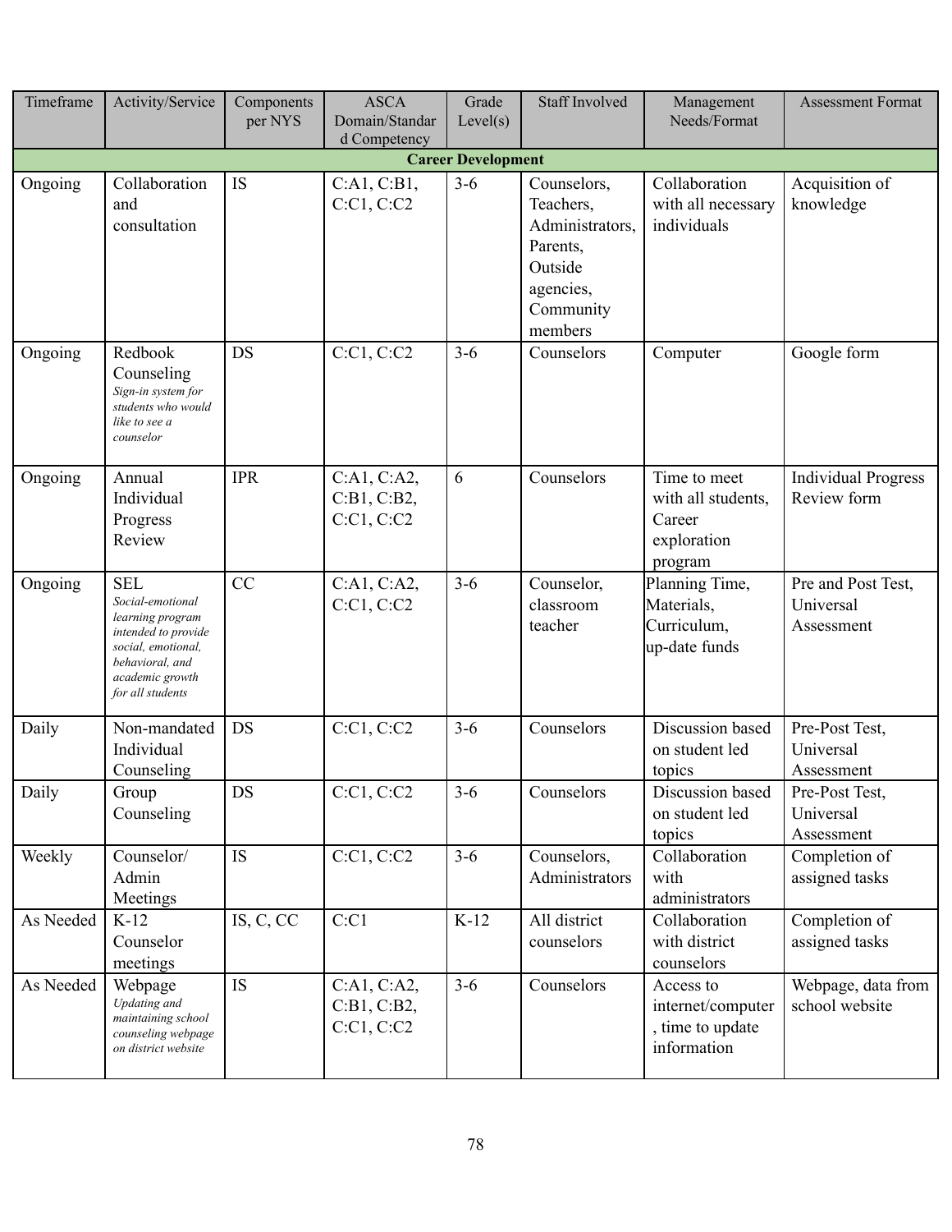| Timeframe | Activity/Service | Components per NYS | ASCA Domain/Standard Competency | Grade Level(s) | Staff Involved | Management Needs/Format | Assessment Format |
|---|---|---|---|---|---|---|---|
| **Career Development** | | | | | | | |
| Ongoing | Collaboration and consultation | IS | C:A1, C:B1, C:C1, C:C2 | 3-6 | Counselors, Teachers, Administrators, Parents, Outside agencies, Community members | Collaboration with all necessary individuals | Acquisition of knowledge |
| Ongoing | Redbook Counseling *Sign-in system for students who would like to see a counselor* | DS | C:C1, C:C2 | 3-6 | Counselors | Computer | Google form |
| Ongoing | Annual Individual Progress Review | IPR | C:A1, C:A2, C:B1, C:B2, C:C1, C:C2 | 6 | Counselors | Time to meet with all students, Career exploration program | Individual Progress Review form |
| Ongoing | SEL *Social-emotional learning program intended to provide social, emotional, behavioral, and academic growth for all students* | CC | C:A1, C:A2, C:C1, C:C2 | 3-6 | Counselor, classroom teacher | Planning Time, Materials, Curriculum, up-date funds | Pre and Post Test, Universal Assessment |
| Daily | Non-mandated Individual Counseling | DS | C:C1, C:C2 | 3-6 | Counselors | Discussion based on student led topics | Pre-Post Test, Universal Assessment |
| Daily | Group Counseling | DS | C:C1, C:C2 | 3-6 | Counselors | Discussion based on student led topics | Pre-Post Test, Universal Assessment |
| Weekly | Counselor/ Admin Meetings | IS | C:C1, C:C2 | 3-6 | Counselors, Administrators | Collaboration with administrators | Completion of assigned tasks |
| As Needed | K-12 Counselor meetings | IS, C, CC | C:C1 | K-12 | All district counselors | Collaboration with district counselors | Completion of assigned tasks |
| As Needed | Webpage *Updating and maintaining school counseling webpage on district website* | IS | C:A1, C:A2, C:B1, C:B2, C:C1, C:C2 | 3-6 | Counselors | Access to internet/computer, time to update information | Webpage, data from school website |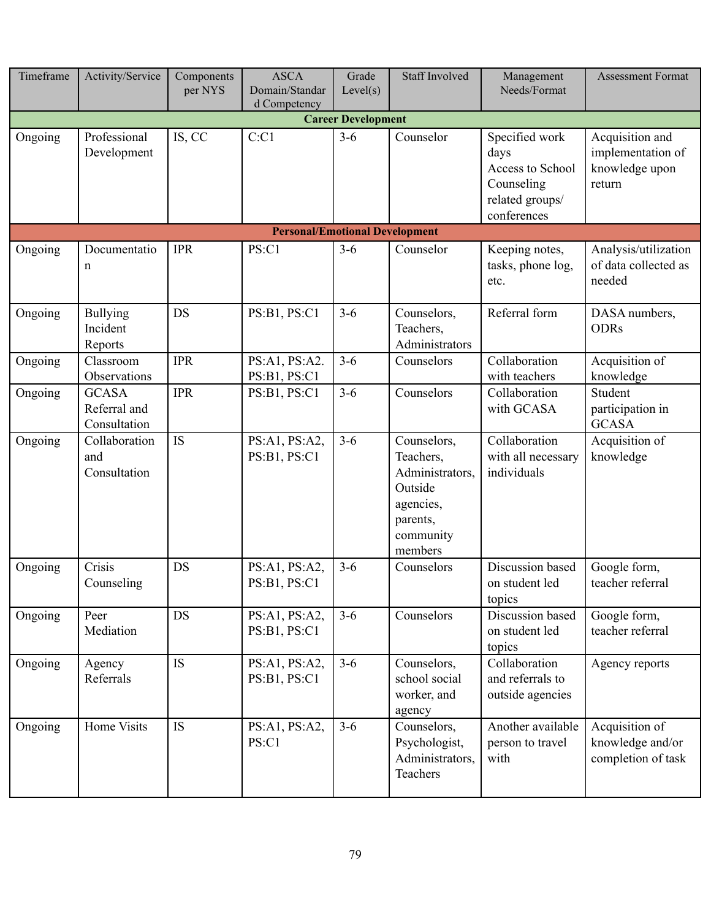| Timeframe | Activity/Service | Components per NYS | ASCA Domain/Standard Competency | Grade Level(s) | Staff Involved | Management Needs/Format | Assessment Format |
|---|---|---|---|---|---|---|---|
| **Career Development** | | | | | | | |
| Ongoing | Professional Development | IS, CC | C:C1 | 3-6 | Counselor | Specified work days Access to School Counseling related groups/ conferences | Acquisition and implementation of knowledge upon return |
| **Personal/Emotional Development** | | | | | | | |
| Ongoing | Documentation | IPR | PS:C1 | 3-6 | Counselor | Keeping notes, tasks, phone log, etc. | Analysis/utilization of data collected as needed |
| Ongoing | Bullying Incident Reports | DS | PS:B1, PS:C1 | 3-6 | Counselors, Teachers, Administrators | Referral form | DASA numbers, ODRs |
| Ongoing | Classroom Observations | IPR | PS:A1, PS:A2. PS:B1, PS:C1 | 3-6 | Counselors | Collaboration with teachers | Acquisition of knowledge |
| Ongoing | GCASA Referral and Consultation | IPR | PS:B1, PS:C1 | 3-6 | Counselors | Collaboration with GCASA | Student participation in GCASA |
| Ongoing | Collaboration and Consultation | IS | PS:A1, PS:A2, PS:B1, PS:C1 | 3-6 | Counselors, Teachers, Administrators, Outside agencies, parents, community members | Collaboration with all necessary individuals | Acquisition of knowledge |
| Ongoing | Crisis Counseling | DS | PS:A1, PS:A2, PS:B1, PS:C1 | 3-6 | Counselors | Discussion based on student led topics | Google form, teacher referral |
| Ongoing | Peer Mediation | DS | PS:A1, PS:A2, PS:B1, PS:C1 | 3-6 | Counselors | Discussion based on student led topics | Google form, teacher referral |
| Ongoing | Agency Referrals | IS | PS:A1, PS:A2, PS:B1, PS:C1 | 3-6 | Counselors, school social worker, and agency | Collaboration and referrals to outside agencies | Agency reports |
| Ongoing | Home Visits | IS | PS:A1, PS:A2, PS:C1 | 3-6 | Counselors, Psychologist, Administrators, Teachers | Another available person to travel with | Acquisition of knowledge and/or completion of task |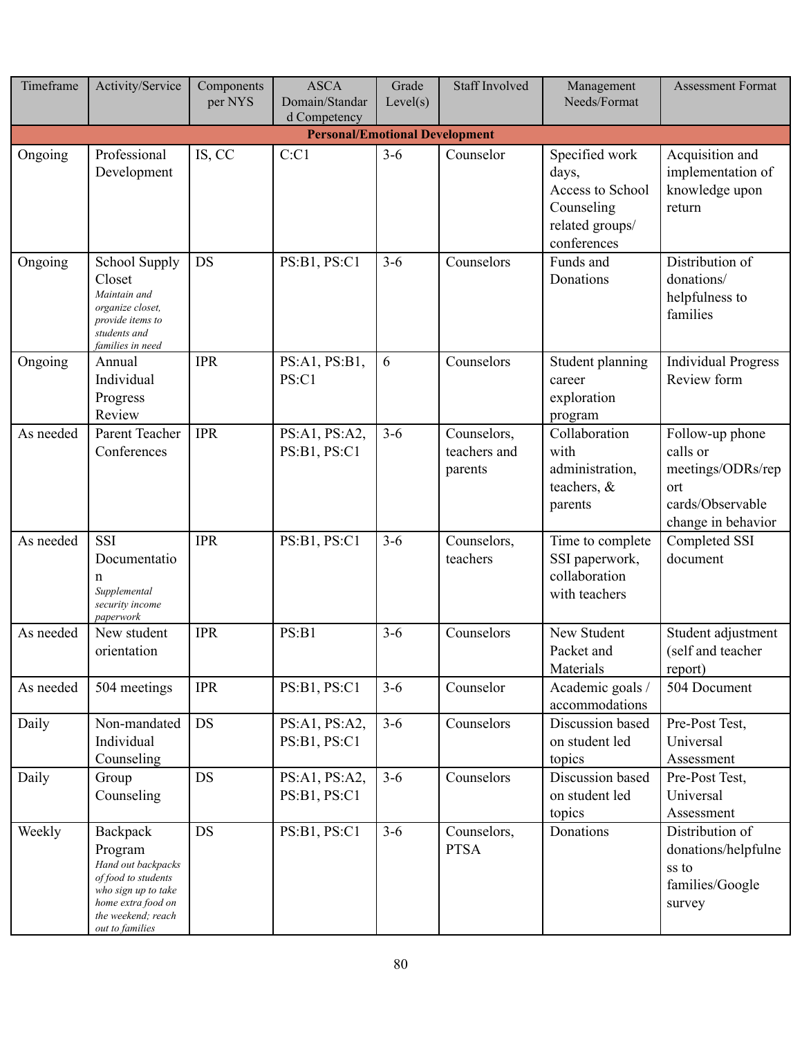| Timeframe | Activity/Service | Components per NYS | ASCA Domain/Standard Competency | Grade Level(s) | Staff Involved | Management Needs/Format | Assessment Format |
|---|---|---|---|---|---|---|---|
| **Personal/Emotional Development** | | | | | | | |
| Ongoing | Professional Development | IS, CC | C:C1 | 3-6 | Counselor | Specified work days, Access to School Counseling related groups/ conferences | Acquisition and implementation of knowledge upon return |
| Ongoing | School Supply Closet *Maintain and organize closet, provide items to students and families in need* | DS | PS:B1, PS:C1 | 3-6 | Counselors | Funds and Donations | Distribution of donations/ helpfulness to families |
| Ongoing | Annual Individual Progress Review | IPR | PS:A1, PS:B1, PS:C1 | 6 | Counselors | Student planning career exploration program | Individual Progress Review form |
| As needed | Parent Teacher Conferences | IPR | PS:A1, PS:A2, PS:B1, PS:C1 | 3-6 | Counselors, teachers and parents | Collaboration with administration, teachers, & parents | Follow-up phone calls or meetings/ODRs/report cards/Observable change in behavior |
| As needed | SSI Documentation *Supplemental security income paperwork* | IPR | PS:B1, PS:C1 | 3-6 | Counselors, teachers | Time to complete SSI paperwork, collaboration with teachers | Completed SSI document |
| As needed | New student orientation | IPR | PS:B1 | 3-6 | Counselors | New Student Packet and Materials | Student adjustment (self and teacher report) |
| As needed | 504 meetings | IPR | PS:B1, PS:C1 | 3-6 | Counselor | Academic goals / accommodations | 504 Document |
| Daily | Non-mandated Individual Counseling | DS | PS:A1, PS:A2, PS:B1, PS:C1 | 3-6 | Counselors | Discussion based on student led topics | Pre-Post Test, Universal Assessment |
| Daily | Group Counseling | DS | PS:A1, PS:A2, PS:B1, PS:C1 | 3-6 | Counselors | Discussion based on student led topics | Pre-Post Test, Universal Assessment |
| Weekly | Backpack Program *Hand out backpacks of food to students who sign up to take home extra food on the weekend; reach out to families* | DS | PS:B1, PS:C1 | 3-6 | Counselors, PTSA | Donations | Distribution of donations/helpfulness to families/Google survey |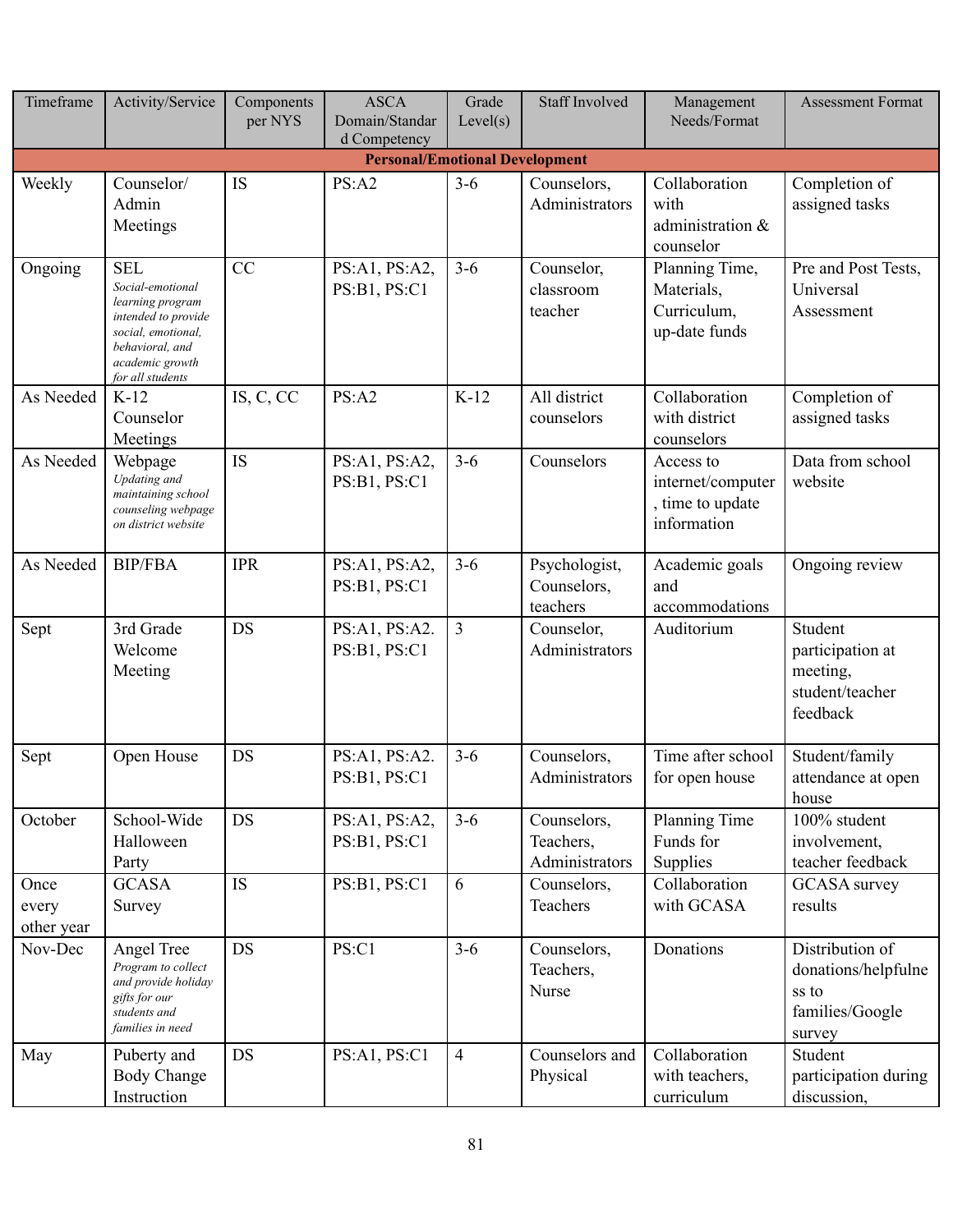| Timeframe | Activity/Service | Components per NYS | ASCA Domain/Standard Competency | Grade Level(s) | Staff Involved | Management Needs/Format | Assessment Format |
|---|---|---|---|---|---|---|---|
| **Personal/Emotional Development** | | | | | | | |
| Weekly | Counselor/ Admin Meetings | IS | PS:A2 | 3-6 | Counselors, Administrators | Collaboration with administration & counselor | Completion of assigned tasks |
| Ongoing | SEL *Social-emotional learning program intended to provide social, emotional, behavioral, and academic growth for all students* | CC | PS:A1, PS:A2, PS:B1, PS:C1 | 3-6 | Counselor, classroom teacher | Planning Time, Materials, Curriculum, up-date funds | Pre and Post Tests, Universal Assessment |
| As Needed | K-12 Counselor Meetings | IS, C, CC | PS:A2 | K-12 | All district counselors | Collaboration with district counselors | Completion of assigned tasks |
| As Needed | Webpage *Updating and maintaining school counseling webpage on district website* | IS | PS:A1, PS:A2, PS:B1, PS:C1 | 3-6 | Counselors | Access to internet/computer, time to update information | Data from school website |
| As Needed | BIP/FBA | IPR | PS:A1, PS:A2, PS:B1, PS:C1 | 3-6 | Psychologist, Counselors, teachers | Academic goals and accommodations | Ongoing review |
| Sept | 3rd Grade Welcome Meeting | DS | PS:A1, PS:A2. PS:B1, PS:C1 | 3 | Counselor, Administrators | Auditorium | Student participation at meeting, student/teacher feedback |
| Sept | Open House | DS | PS:A1, PS:A2. PS:B1, PS:C1 | 3-6 | Counselors, Administrators | Time after school for open house | Student/family attendance at open house |
| October | School-Wide Halloween Party | DS | PS:A1, PS:A2, PS:B1, PS:C1 | 3-6 | Counselors, Teachers, Administrators | Planning Time Funds for Supplies | 100% student involvement, teacher feedback |
| Once every other year | GCASA Survey | IS | PS:B1, PS:C1 | 6 | Counselors, Teachers | Collaboration with GCASA | GCASA survey results |
| Nov-Dec | Angel Tree *Program to collect and provide holiday gifts for our students and families in need* | DS | PS:C1 | 3-6 | Counselors, Teachers, Nurse | Donations | Distribution of donations/helpfulness to families/Google survey |
| May | Puberty and Body Change Instruction | DS | PS:A1, PS:C1 | 4 | Counselors and Physical | Collaboration with teachers, curriculum | Student participation during discussion, |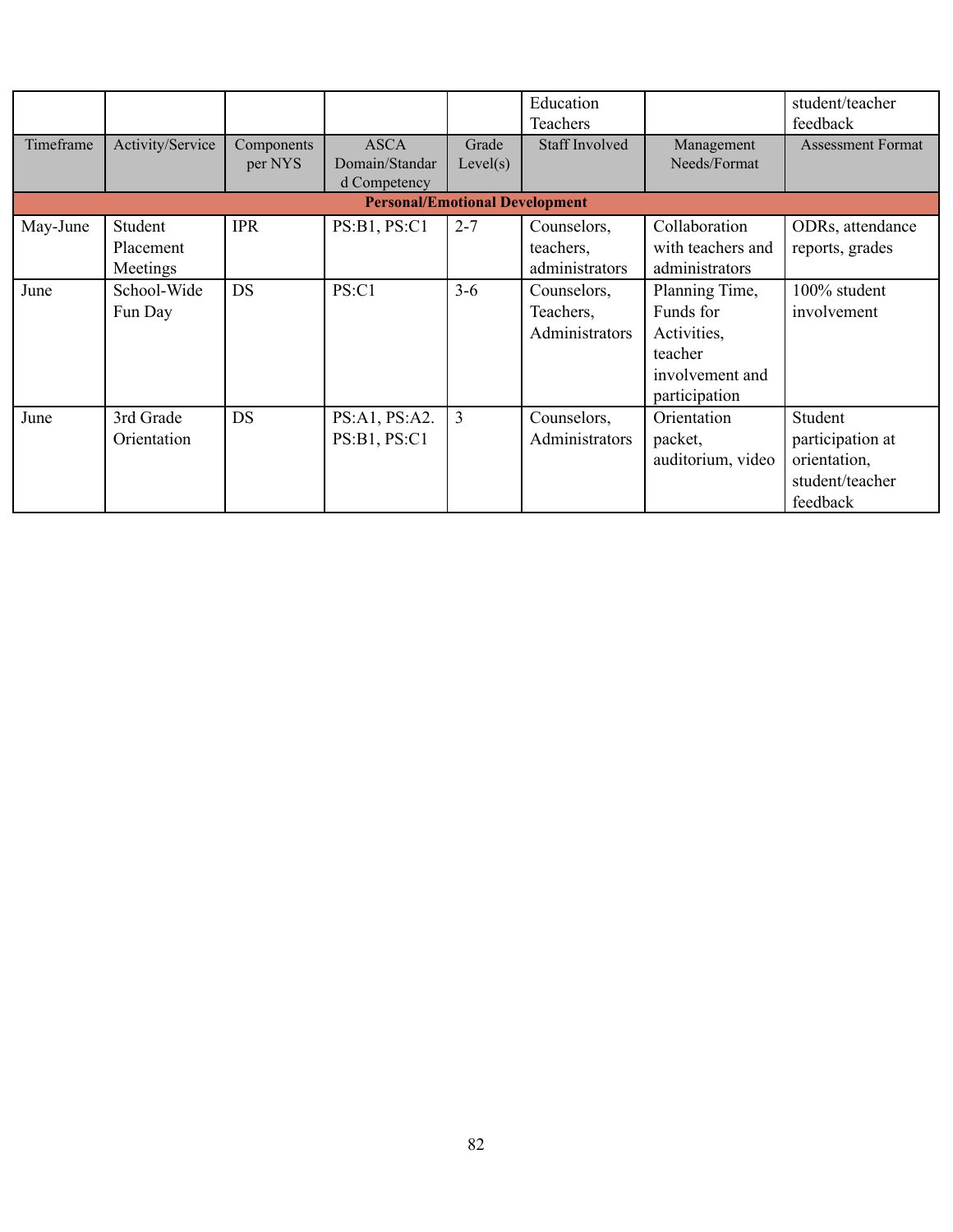| | | | | | Education Teachers | | student/teacher feedback |
|---|---|---|---|---|---|---|---|
| Timeframe | Activity/Service | Components per NYS | ASCA Domain/Standard Competency | Grade Level(s) | Staff Involved | Management Needs/Format | Assessment Format |
| **Personal/Emotional Development** | | | | | | | |
| May-June | Student Placement Meetings | IPR | PS:B1, PS:C1 | 2-7 | Counselors, teachers, administrators | Collaboration with teachers and administrators | ODRs, attendance reports, grades |
| June | School-Wide Fun Day | DS | PS:C1 | 3-6 | Counselors, Teachers, Administrators | Planning Time, Funds for Activities, teacher involvement and participation | 100% student involvement |
| June | 3rd Grade Orientation | DS | PS:A1, PS:A2. PS:B1, PS:C1 | 3 | Counselors, Administrators | Orientation packet, auditorium, video | Student participation at orientation, student/teacher feedback |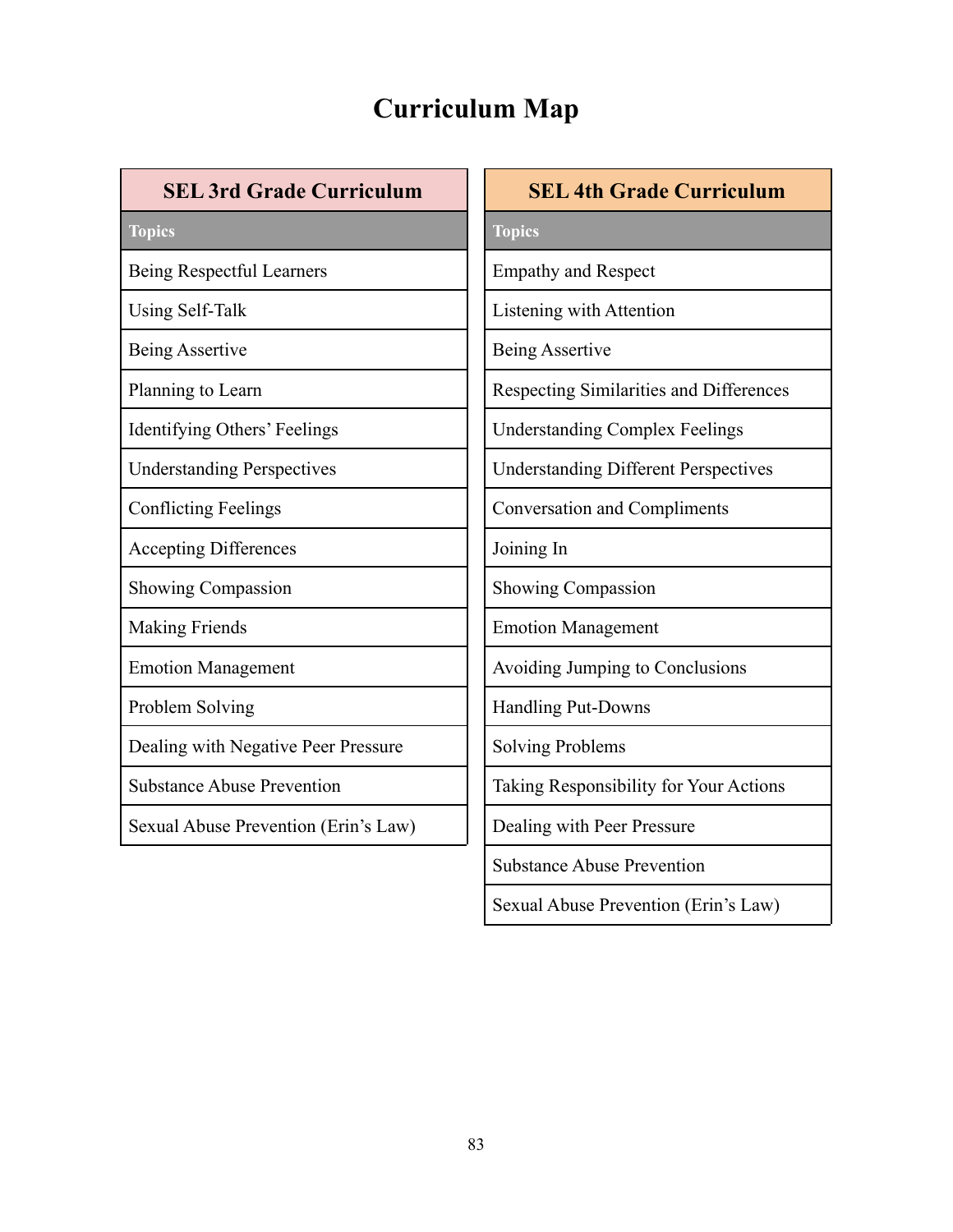# Curriculum Map

| SEL 3rd Grade Curriculum |
|---|
| **Topics** |
| Being Respectful Learners |
| Using Self-Talk |
| Being Assertive |
| Planning to Learn |
| Identifying Others' Feelings |
| Understanding Perspectives |
| Conflicting Feelings |
| Accepting Differences |
| Showing Compassion |
| Making Friends |
| Emotion Management |
| Problem Solving |
| Dealing with Negative Peer Pressure |
| Substance Abuse Prevention |
| Sexual Abuse Prevention (Erin's Law) |

| SEL 4th Grade Curriculum |
|---|
| **Topics** |
| Empathy and Respect |
| Listening with Attention |
| Being Assertive |
| Respecting Similarities and Differences |
| Understanding Complex Feelings |
| Understanding Different Perspectives |
| Conversation and Compliments |
| Joining In |
| Showing Compassion |
| Emotion Management |
| Avoiding Jumping to Conclusions |
| Handling Put-Downs |
| Solving Problems |
| Taking Responsibility for Your Actions |
| Dealing with Peer Pressure |
| Substance Abuse Prevention |
| Sexual Abuse Prevention (Erin's Law) |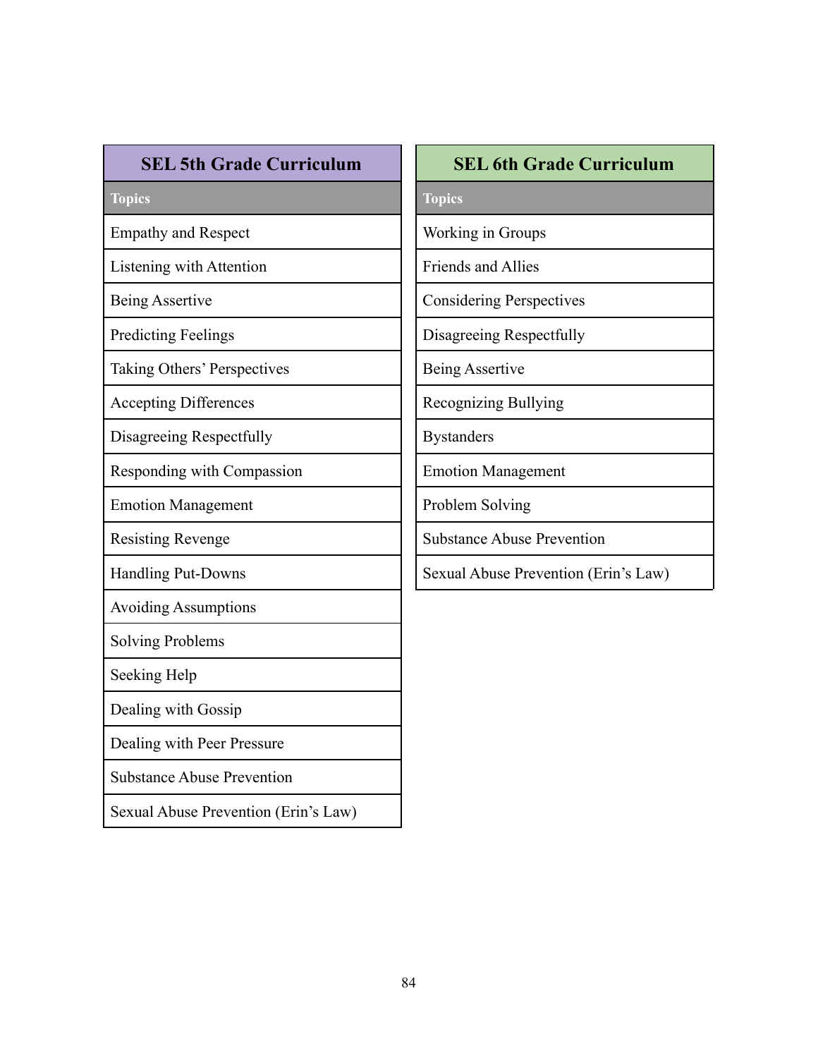| SEL 5th Grade Curriculum |
| --- |
| **Topics** |
| Empathy and Respect |
| Listening with Attention |
| Being Assertive |
| Predicting Feelings |
| Taking Others' Perspectives |
| Accepting Differences |
| Disagreeing Respectfully |
| Responding with Compassion |
| Emotion Management |
| Resisting Revenge |
| Handling Put-Downs |
| Avoiding Assumptions |
| Solving Problems |
| Seeking Help |
| Dealing with Gossip |
| Dealing with Peer Pressure |
| Substance Abuse Prevention |
| Sexual Abuse Prevention (Erin's Law) |

| SEL 6th Grade Curriculum |
| --- |
| **Topics** |
| Working in Groups |
| Friends and Allies |
| Considering Perspectives |
| Disagreeing Respectfully |
| Being Assertive |
| Recognizing Bullying |
| Bystanders |
| Emotion Management |
| Problem Solving |
| Substance Abuse Prevention |
| Sexual Abuse Prevention (Erin's Law) |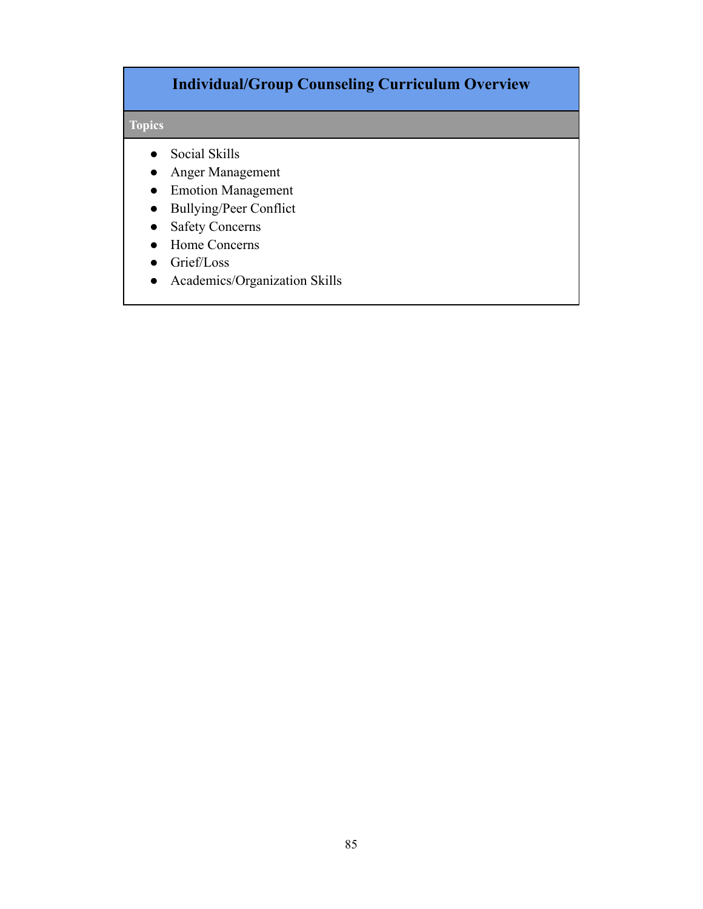## Individual/Group Counseling Curriculum Overview

**Topics**

- Social Skills
- Anger Management
- Emotion Management
- Bullying/Peer Conflict
- Safety Concerns
- Home Concerns
- Grief/Loss
- Academics/Organization Skills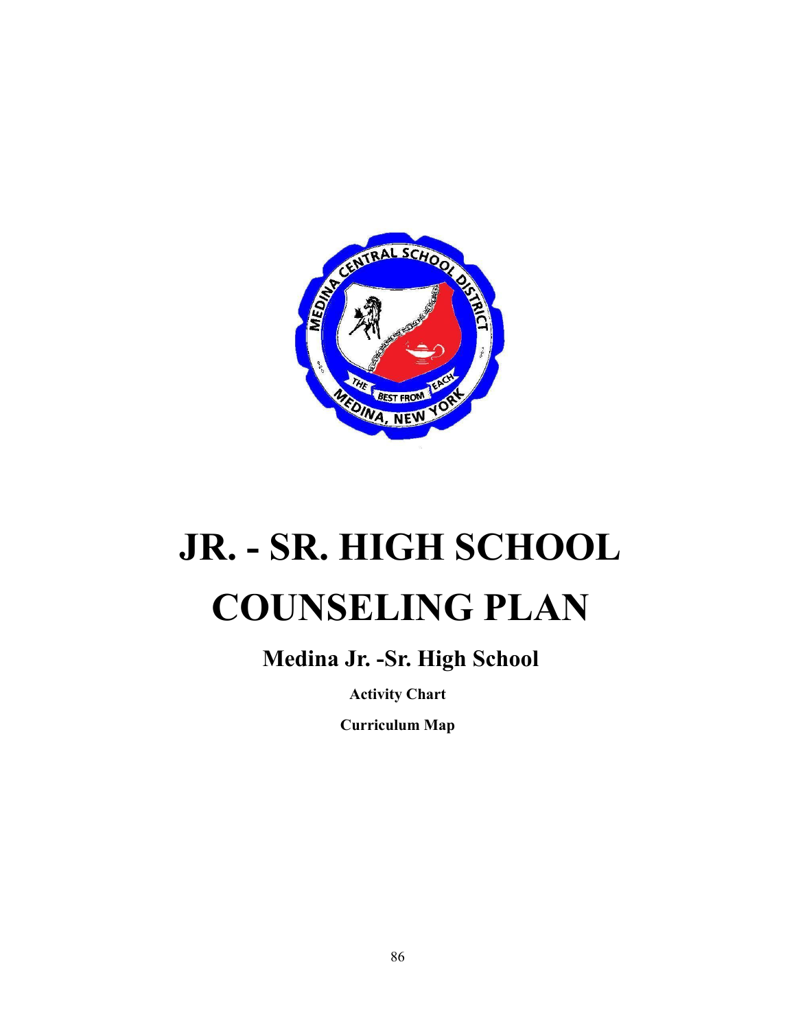# JR. - SR. HIGH SCHOOL COUNSELING PLAN

## Medina Jr. -Sr. High School

**Activity Chart**

**Curriculum Map**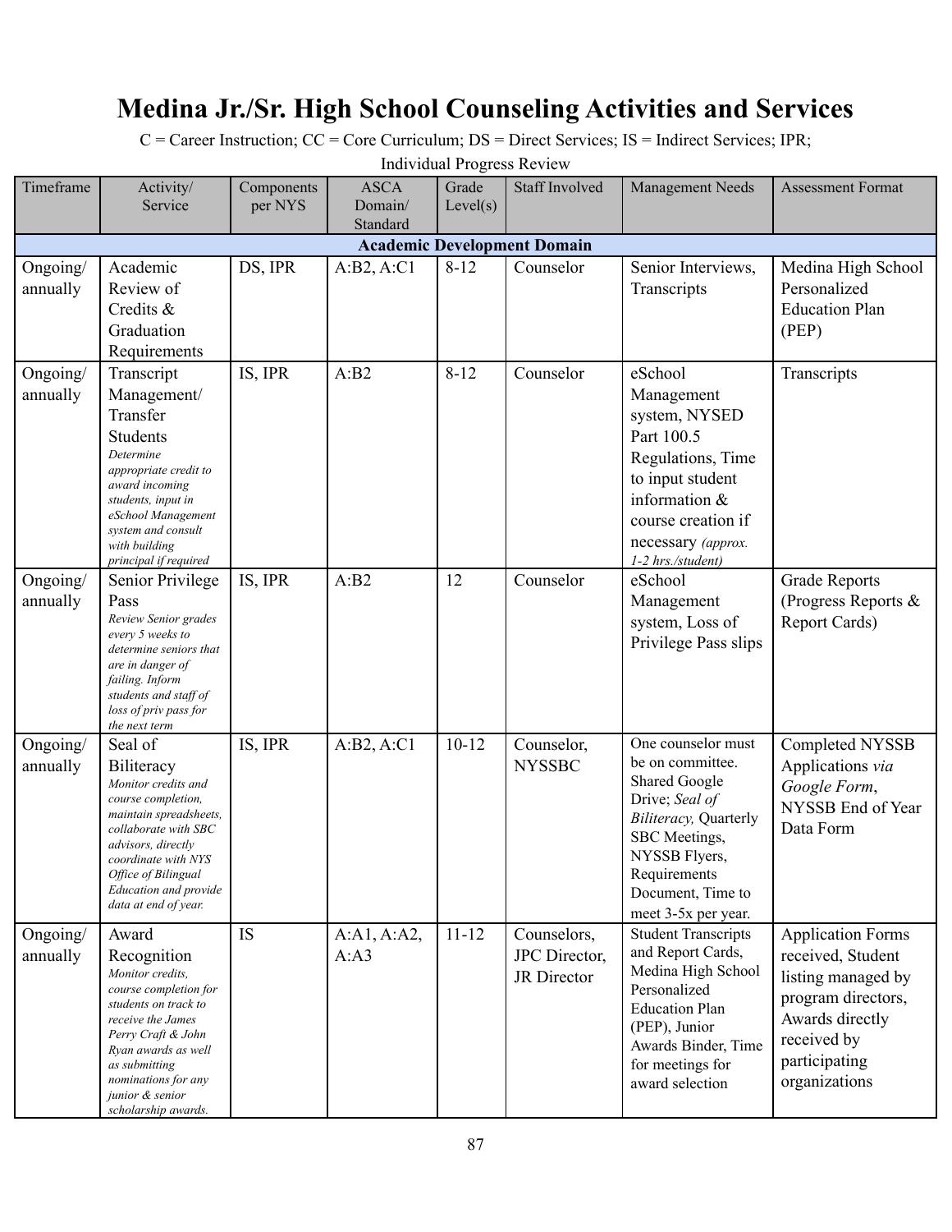# Medina Jr./Sr. High School Counseling Activities and Services

C = Career Instruction; CC = Core Curriculum; DS = Direct Services; IS = Indirect Services; IPR; Individual Progress Review

| Timeframe | Activity/ Service | Components per NYS | ASCA Domain/ Standard | Grade Level(s) | Staff Involved | Management Needs | Assessment Format |
|---|---|---|---|---|---|---|---|
| **Academic Development Domain** | | | | | | | |
| Ongoing/ annually | Academic Review of Credits & Graduation Requirements | DS, IPR | A:B2, A:C1 | 8-12 | Counselor | Senior Interviews, Transcripts | Medina High School Personalized Education Plan (PEP) |
| Ongoing/ annually | Transcript Management/ Transfer Students *Determine appropriate credit to award incoming students, input in eSchool Management system and consult with building principal if required* | IS, IPR | A:B2 | 8-12 | Counselor | eSchool Management system, NYSED Part 100.5 Regulations, Time to input student information & course creation if necessary *(approx. 1-2 hrs./student)* | Transcripts |
| Ongoing/ annually | Senior Privilege Pass *Review Senior grades every 5 weeks to determine seniors that are in danger of failing. Inform students and staff of loss of priv pass for the next term* | IS, IPR | A:B2 | 12 | Counselor | eSchool Management system, Loss of Privilege Pass slips | Grade Reports (Progress Reports & Report Cards) |
| Ongoing/ annually | Seal of Biliteracy *Monitor credits and course completion, maintain spreadsheets, collaborate with SBC advisors, directly coordinate with NYS Office of Bilingual Education and provide data at end of year.* | IS, IPR | A:B2, A:C1 | 10-12 | Counselor, NYSSBC | One counselor must be on committee. Shared Google Drive; *Seal of Biliteracy,* Quarterly SBC Meetings, NYSSB Flyers, Requirements Document, Time to meet 3-5x per year. | Completed NYSSB Applications *via Google Form*, NYSSB End of Year Data Form |
| Ongoing/ annually | Award Recognition *Monitor credits, course completion for students on track to receive the James Perry Craft & John Ryan awards as well as submitting nominations for any junior & senior scholarship awards.* | IS | A:A1, A:A2, A:A3 | 11-12 | Counselors, JPC Director, JR Director | Student Transcripts and Report Cards, Medina High School Personalized Education Plan (PEP), Junior Awards Binder, Time for meetings for award selection | Application Forms received, Student listing managed by program directors, Awards directly received by participating organizations |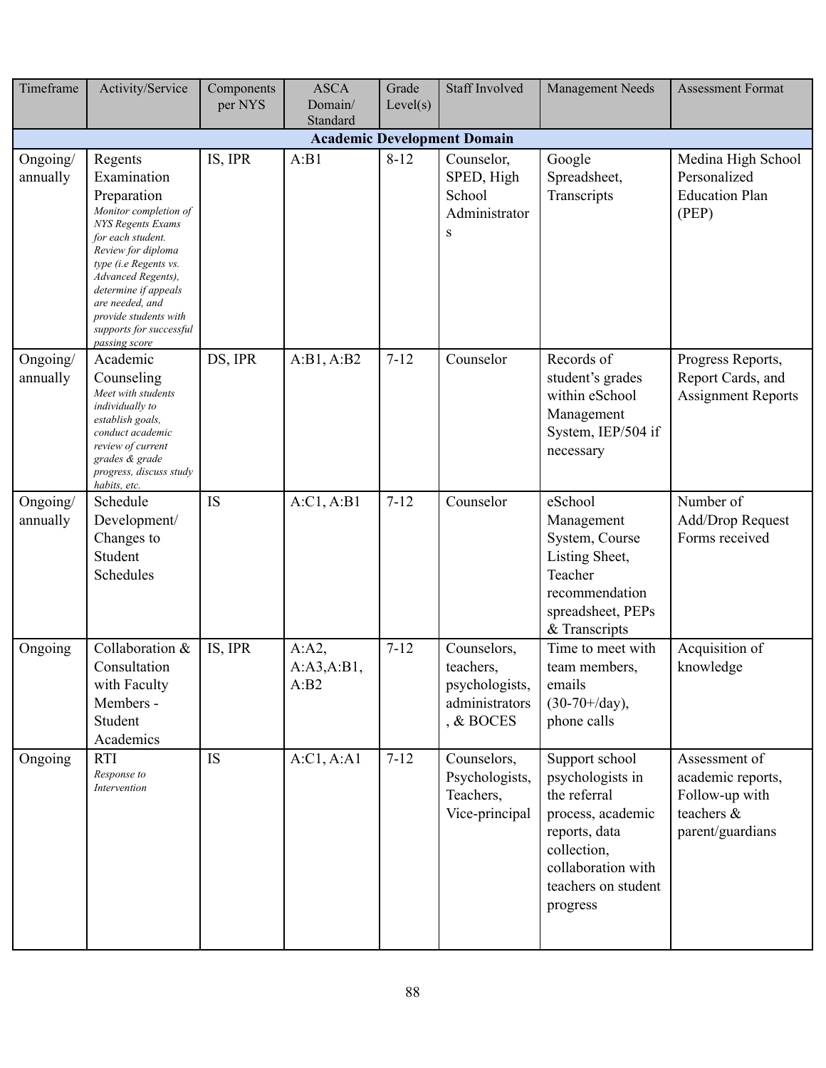| Timeframe | Activity/Service | Components per NYS | ASCA Domain/ Standard | Grade Level(s) | Staff Involved | Management Needs | Assessment Format |
|---|---|---|---|---|---|---|---|
| **Academic Development Domain** | | | | | | | |
| Ongoing/ annually | Regents Examination Preparation *Monitor completion of NYS Regents Exams for each student. Review for diploma type (i.e Regents vs. Advanced Regents), determine if appeals are needed, and provide students with supports for successful passing score* | IS, IPR | A:B1 | 8-12 | Counselor, SPED, High School Administrators | Google Spreadsheet, Transcripts | Medina High School Personalized Education Plan (PEP) |
| Ongoing/ annually | Academic Counseling *Meet with students individually to establish goals, conduct academic review of current grades & grade progress, discuss study habits, etc.* | DS, IPR | A:B1, A:B2 | 7-12 | Counselor | Records of student's grades within eSchool Management System, IEP/504 if necessary | Progress Reports, Report Cards, and Assignment Reports |
| Ongoing/ annually | Schedule Development/ Changes to Student Schedules | IS | A:C1, A:B1 | 7-12 | Counselor | eSchool Management System, Course Listing Sheet, Teacher recommendation spreadsheet, PEPs & Transcripts | Number of Add/Drop Request Forms received |
| Ongoing | Collaboration & Consultation with Faculty Members - Student Academics | IS, IPR | A:A2, A:A3,A:B1, A:B2 | 7-12 | Counselors, teachers, psychologists, administrators, & BOCES | Time to meet with team members, emails (30-70+/day), phone calls | Acquisition of knowledge |
| Ongoing | RTI *Response to Intervention* | IS | A:C1, A:A1 | 7-12 | Counselors, Psychologists, Teachers, Vice-principal | Support school psychologists in the referral process, academic reports, data collection, collaboration with teachers on student progress | Assessment of academic reports, Follow-up with teachers & parent/guardians |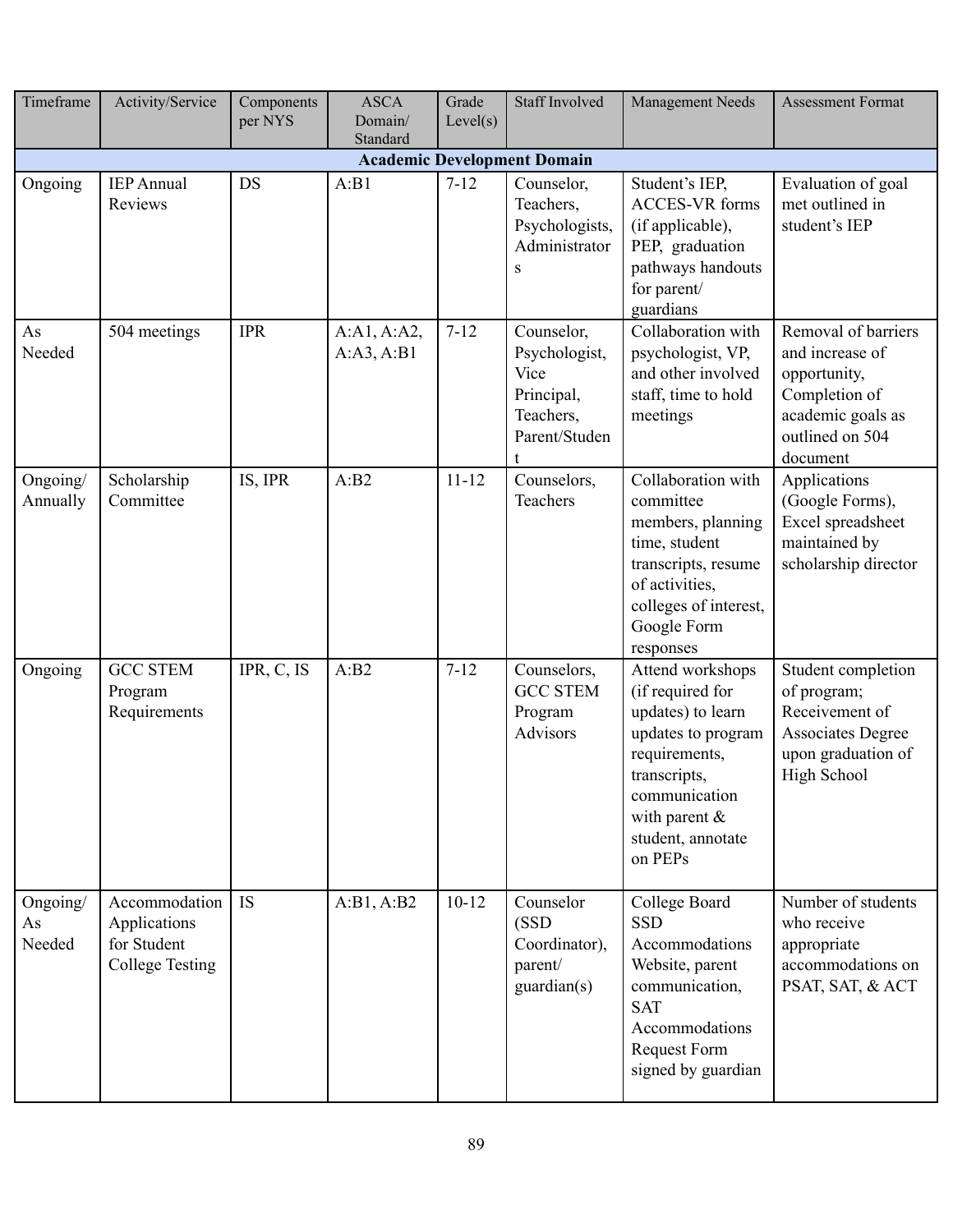| Timeframe | Activity/Service | Components per NYS | ASCA Domain/ Standard | Grade Level(s) | Staff Involved | Management Needs | Assessment Format |
|---|---|---|---|---|---|---|---|
| **Academic Development Domain** | | | | | | | |
| Ongoing | IEP Annual Reviews | DS | A:B1 | 7-12 | Counselor, Teachers, Psychologists, Administrators | Student's IEP, ACCES-VR forms (if applicable), PEP, graduation pathways handouts for parent/ guardians | Evaluation of goal met outlined in student's IEP |
| As Needed | 504 meetings | IPR | A:A1, A:A2, A:A3, A:B1 | 7-12 | Counselor, Psychologist, Vice Principal, Teachers, Parent/Student | Collaboration with psychologist, VP, and other involved staff, time to hold meetings | Removal of barriers and increase of opportunity, Completion of academic goals as outlined on 504 document |
| Ongoing/ Annually | Scholarship Committee | IS, IPR | A:B2 | 11-12 | Counselors, Teachers | Collaboration with committee members, planning time, student transcripts, resume of activities, colleges of interest, Google Form responses | Applications (Google Forms), Excel spreadsheet maintained by scholarship director |
| Ongoing | GCC STEM Program Requirements | IPR, C, IS | A:B2 | 7-12 | Counselors, GCC STEM Program Advisors | Attend workshops (if required for updates) to learn updates to program requirements, transcripts, communication with parent & student, annotate on PEPs | Student completion of program; Receivement of Associates Degree upon graduation of High School |
| Ongoing/ As Needed | Accommodation Applications for Student College Testing | IS | A:B1, A:B2 | 10-12 | Counselor (SSD Coordinator), parent/ guardian(s) | College Board SSD Accommodations Website, parent communication, SAT Accommodations Request Form signed by guardian | Number of students who receive appropriate accommodations on PSAT, SAT, & ACT |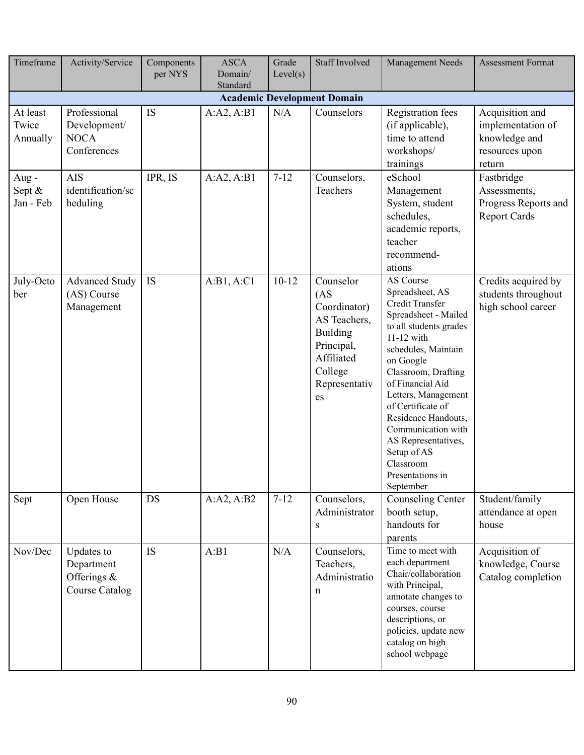| Timeframe | Activity/Service | Components per NYS | ASCA Domain/ Standard | Grade Level(s) | Staff Involved | Management Needs | Assessment Format |
|---|---|---|---|---|---|---|---|
| **Academic Development Domain** | | | | | | | |
| At least Twice Annually | Professional Development/ NOCA Conferences | IS | A:A2, A:B1 | N/A | Counselors | Registration fees (if applicable), time to attend workshops/ trainings | Acquisition and implementation of knowledge and resources upon return |
| Aug - Sept & Jan - Feb | AIS identification/scheduling | IPR, IS | A:A2, A:B1 | 7-12 | Counselors, Teachers | eSchool Management System, student schedules, academic reports, teacher recommend-ations | Fastbridge Assessments, Progress Reports and Report Cards |
| July-October | Advanced Study (AS) Course Management | IS | A:B1, A:C1 | 10-12 | Counselor (AS Coordinator) AS Teachers, Building Principal, Affiliated College Representatives | AS Course Spreadsheet, AS Credit Transfer Spreadsheet - Mailed to all students grades 11-12 with schedules, Maintain on Google Classroom, Drafting of Financial Aid Letters, Management of Certificate of Residence Handouts, Communication with AS Representatives, Setup of AS Classroom Presentations in September | Credits acquired by students throughout high school career |
| Sept | Open House | DS | A:A2, A:B2 | 7-12 | Counselors, Administrators | Counseling Center booth setup, handouts for parents | Student/family attendance at open house |
| Nov/Dec | Updates to Department Offerings & Course Catalog | IS | A:B1 | N/A | Counselors, Teachers, Administration | Time to meet with each department Chair/collaboration with Principal, annotate changes to courses, course descriptions, or policies, update new catalog on high school webpage | Acquisition of knowledge, Course Catalog completion |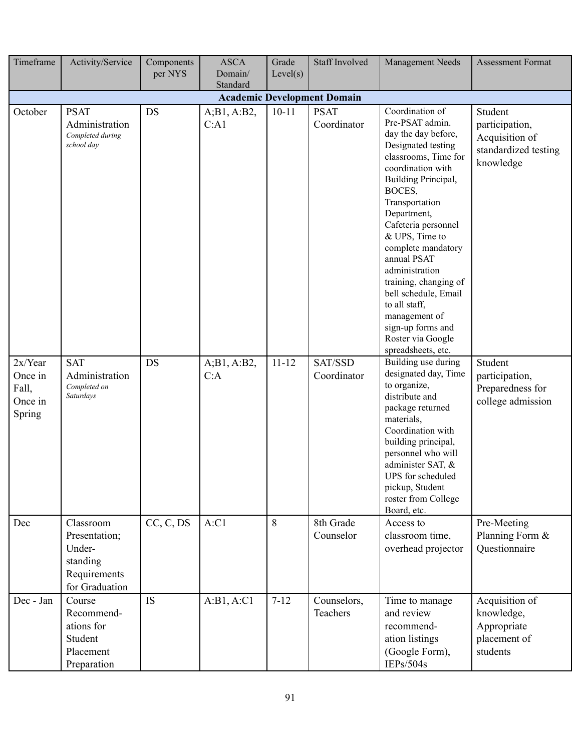| Timeframe | Activity/Service | Components per NYS | ASCA Domain/ Standard | Grade Level(s) | Staff Involved | Management Needs | Assessment Format |
|---|---|---|---|---|---|---|---|
| **Academic Development Domain** | | | | | | | |
| October | PSAT Administration *Completed during school day* | DS | A;B1, A:B2, C:A1 | 10-11 | PSAT Coordinator | Coordination of Pre-PSAT admin. day the day before, Designated testing classrooms, Time for coordination with Building Principal, BOCES, Transportation Department, Cafeteria personnel & UPS, Time to complete mandatory annual PSAT administration training, changing of bell schedule, Email to all staff, management of sign-up forms and Roster via Google spreadsheets, etc. | Student participation, Acquisition of standardized testing knowledge |
| 2x/Year Once in Fall, Once in Spring | SAT Administration *Completed on Saturdays* | DS | A;B1, A:B2, C:A | 11-12 | SAT/SSD Coordinator | Building use during designated day, Time to organize, distribute and package returned materials, Coordination with building principal, personnel who will administer SAT, & UPS for scheduled pickup, Student roster from College Board, etc. | Student participation, Preparedness for college admission |
| Dec | Classroom Presentation; Under-standing Requirements for Graduation | CC, C, DS | A:C1 | 8 | 8th Grade Counselor | Access to classroom time, overhead projector | Pre-Meeting Planning Form & Questionnaire |
| Dec - Jan | Course Recommend-ations for Student Placement Preparation | IS | A:B1, A:C1 | 7-12 | Counselors, Teachers | Time to manage and review recommend-ation listings (Google Form), IEPs/504s | Acquisition of knowledge, Appropriate placement of students |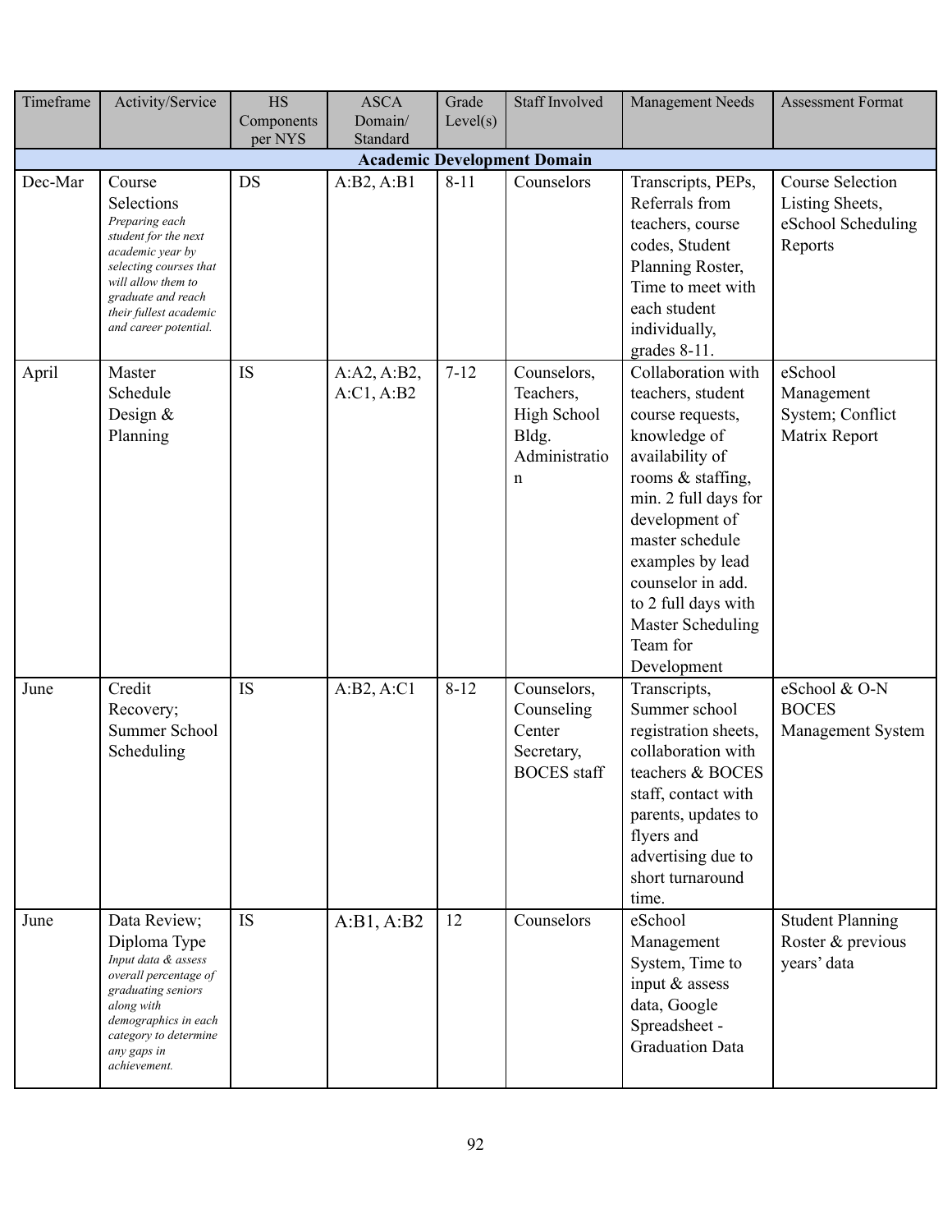| Timeframe | Activity/Service | HS Components per NYS | ASCA Domain/ Standard | Grade Level(s) | Staff Involved | Management Needs | Assessment Format |
|---|---|---|---|---|---|---|---|
| **Academic Development Domain** | | | | | | | |
| Dec-Mar | Course Selections *Preparing each student for the next academic year by selecting courses that will allow them to graduate and reach their fullest academic and career potential.* | DS | A:B2, A:B1 | 8-11 | Counselors | Transcripts, PEPs, Referrals from teachers, course codes, Student Planning Roster, Time to meet with each student individually, grades 8-11. | Course Selection Listing Sheets, eSchool Scheduling Reports |
| April | Master Schedule Design & Planning | IS | A:A2, A:B2, A:C1, A:B2 | 7-12 | Counselors, Teachers, High School Bldg. Administration | Collaboration with teachers, student course requests, knowledge of availability of rooms & staffing, min. 2 full days for development of master schedule examples by lead counselor in add. to 2 full days with Master Scheduling Team for Development | eSchool Management System; Conflict Matrix Report |
| June | Credit Recovery; Summer School Scheduling | IS | A:B2, A:C1 | 8-12 | Counselors, Counseling Center Secretary, BOCES staff | Transcripts, Summer school registration sheets, collaboration with teachers & BOCES staff, contact with parents, updates to flyers and advertising due to short turnaround time. | eSchool & O-N BOCES Management System |
| June | Data Review; Diploma Type *Input data & assess overall percentage of graduating seniors along with demographics in each category to determine any gaps in achievement.* | IS | A:B1, A:B2 | 12 | Counselors | eSchool Management System, Time to input & assess data, Google Spreadsheet - Graduation Data | Student Planning Roster & previous years' data |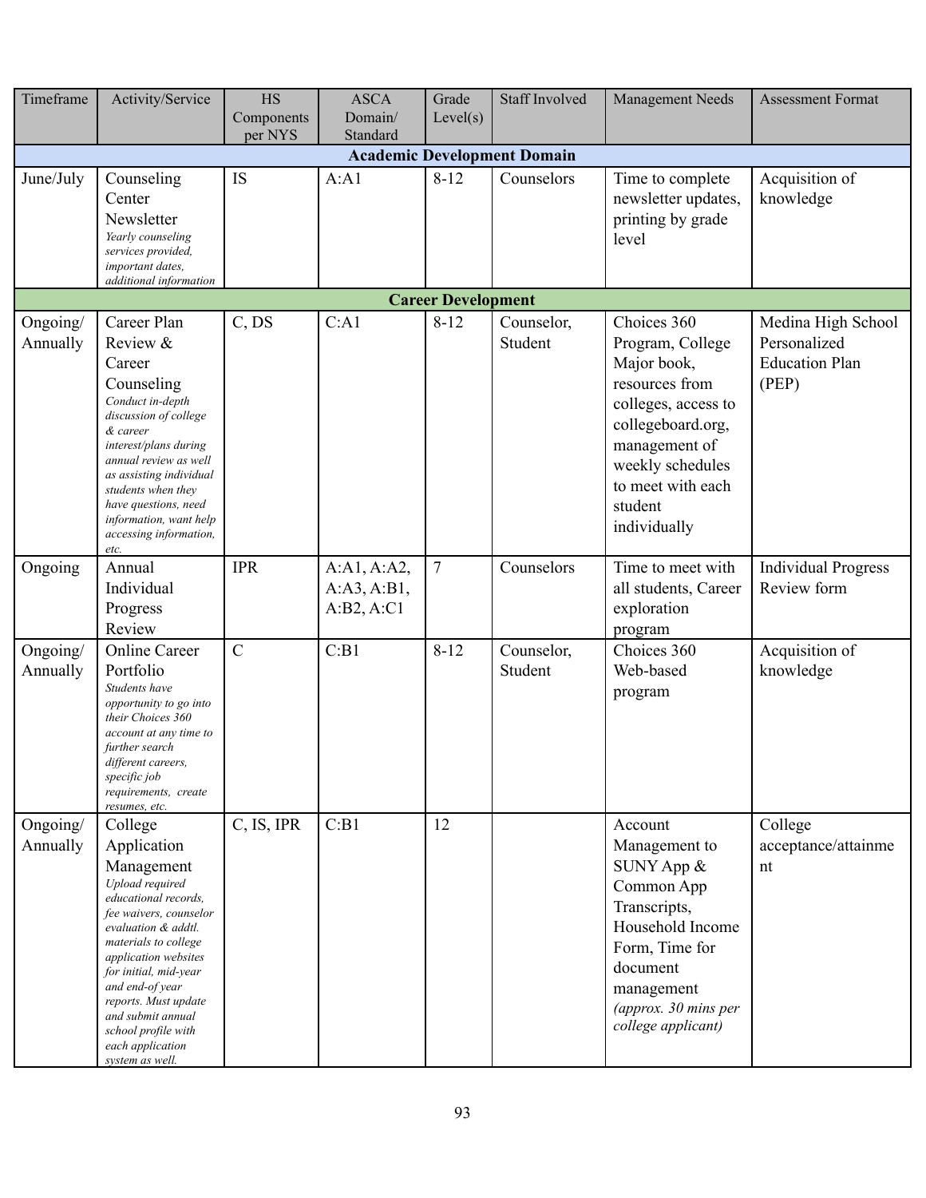| Timeframe | Activity/Service | HS Components per NYS | ASCA Domain/ Standard | Grade Level(s) | Staff Involved | Management Needs | Assessment Format |
|---|---|---|---|---|---|---|---|
| **Academic Development Domain** | | | | | | | |
| June/July | Counseling Center Newsletter *Yearly counseling services provided, important dates, additional information* | IS | A:A1 | 8-12 | Counselors | Time to complete newsletter updates, printing by grade level | Acquisition of knowledge |
| **Career Development** | | | | | | | |
| Ongoing/ Annually | Career Plan Review & Career Counseling *Conduct in-depth discussion of college & career interest/plans during annual review as well as assisting individual students when they have questions, need information, want help accessing information, etc.* | C, DS | C:A1 | 8-12 | Counselor, Student | Choices 360 Program, College Major book, resources from colleges, access to collegeboard.org, management of weekly schedules to meet with each student individually | Medina High School Personalized Education Plan (PEP) |
| Ongoing | Annual Individual Progress Review | IPR | A:A1, A:A2, A:A3, A:B1, A:B2, A:C1 | 7 | Counselors | Time to meet with all students, Career exploration program | Individual Progress Review form |
| Ongoing/ Annually | Online Career Portfolio *Students have opportunity to go into their Choices 360 account at any time to further search different careers, specific job requirements, create resumes, etc.* | C | C:B1 | 8-12 | Counselor, Student | Choices 360 Web-based program | Acquisition of knowledge |
| Ongoing/ Annually | College Application Management *Upload required educational records, fee waivers, counselor evaluation & addtl. materials to college application websites for initial, mid-year and end-of year reports. Must update and submit annual school profile with each application system as well.* | C, IS, IPR | C:B1 | 12 | | Account Management to SUNY App & Common App Transcripts, Household Income Form, Time for document management *(approx. 30 mins per college applicant)* | College acceptance/attainment |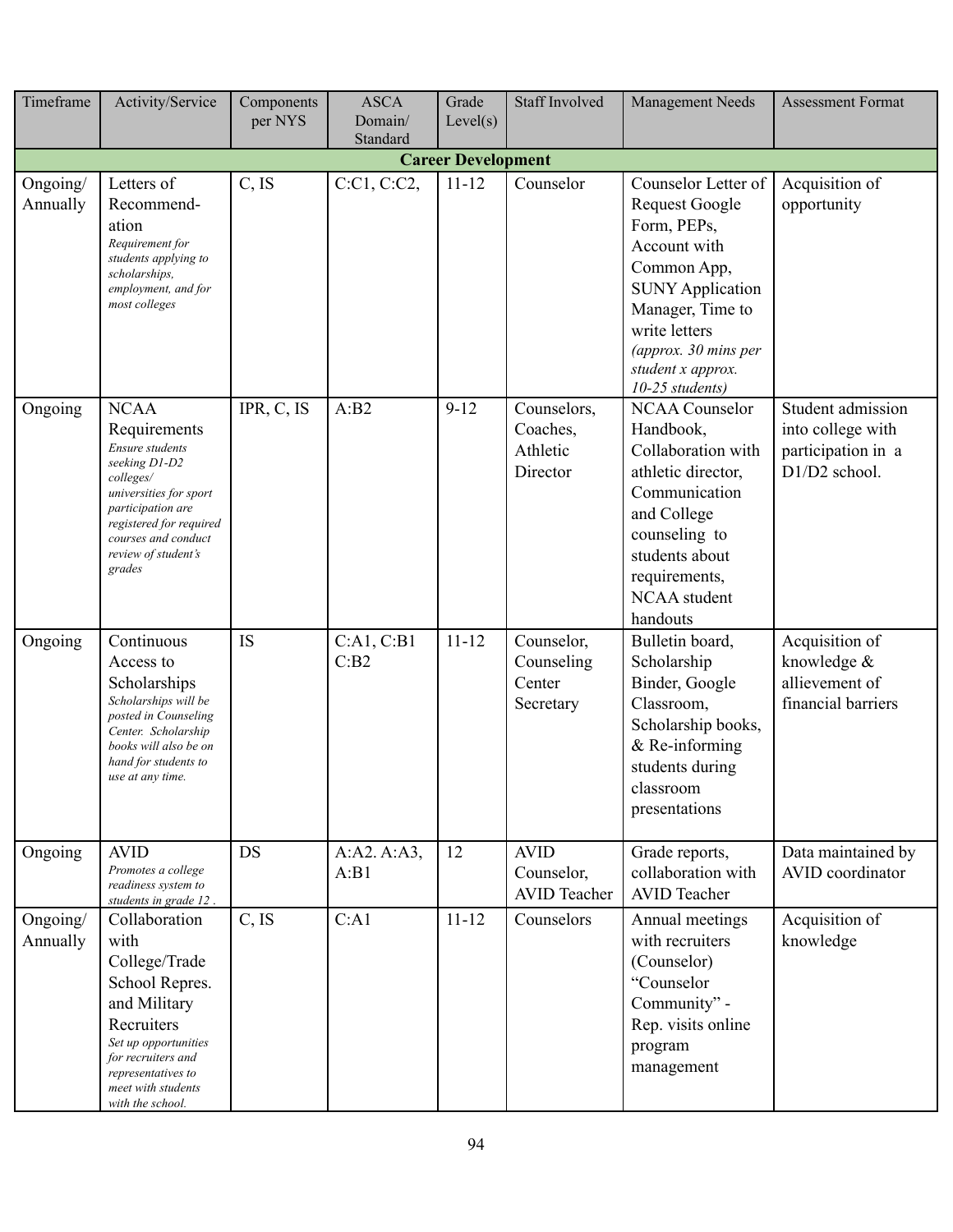| Timeframe | Activity/Service | Components per NYS | ASCA Domain/ Standard | Grade Level(s) | Staff Involved | Management Needs | Assessment Format |
|---|---|---|---|---|---|---|---|
| **Career Development** | | | | | | | |
| Ongoing/ Annually | Letters of Recommend-ation *Requirement for students applying to scholarships, employment, and for most colleges* | C, IS | C:C1, C:C2, | 11-12 | Counselor | Counselor Letter of Request Google Form, PEPs, Account with Common App, SUNY Application Manager, Time to write letters *(approx. 30 mins per student x approx. 10-25 students)* | Acquisition of opportunity |
| Ongoing | NCAA Requirements *Ensure students seeking D1-D2 colleges/ universities for sport participation are registered for required courses and conduct review of student's grades* | IPR, C, IS | A:B2 | 9-12 | Counselors, Coaches, Athletic Director | NCAA Counselor Handbook, Collaboration with athletic director, Communication and College counseling to students about requirements, NCAA student handouts | Student admission into college with participation in a D1/D2 school. |
| Ongoing | Continuous Access to Scholarships *Scholarships will be posted in Counseling Center. Scholarship books will also be on hand for students to use at any time.* | IS | C:A1, C:B1 C:B2 | 11-12 | Counselor, Counseling Center Secretary | Bulletin board, Scholarship Binder, Google Classroom, Scholarship books, & Re-informing students during classroom presentations | Acquisition of knowledge & allievement of financial barriers |
| Ongoing | AVID *Promotes a college readiness system to students in grade 12 .* | DS | A:A2. A:A3, A:B1 | 12 | AVID Counselor, AVID Teacher | Grade reports, collaboration with AVID Teacher | Data maintained by AVID coordinator |
| Ongoing/ Annually | Collaboration with College/Trade School Repres. and Military Recruiters *Set up opportunities for recruiters and representatives to meet with students with the school.* | C, IS | C:A1 | 11-12 | Counselors | Annual meetings with recruiters (Counselor) "Counselor Community" - Rep. visits online program management | Acquisition of knowledge |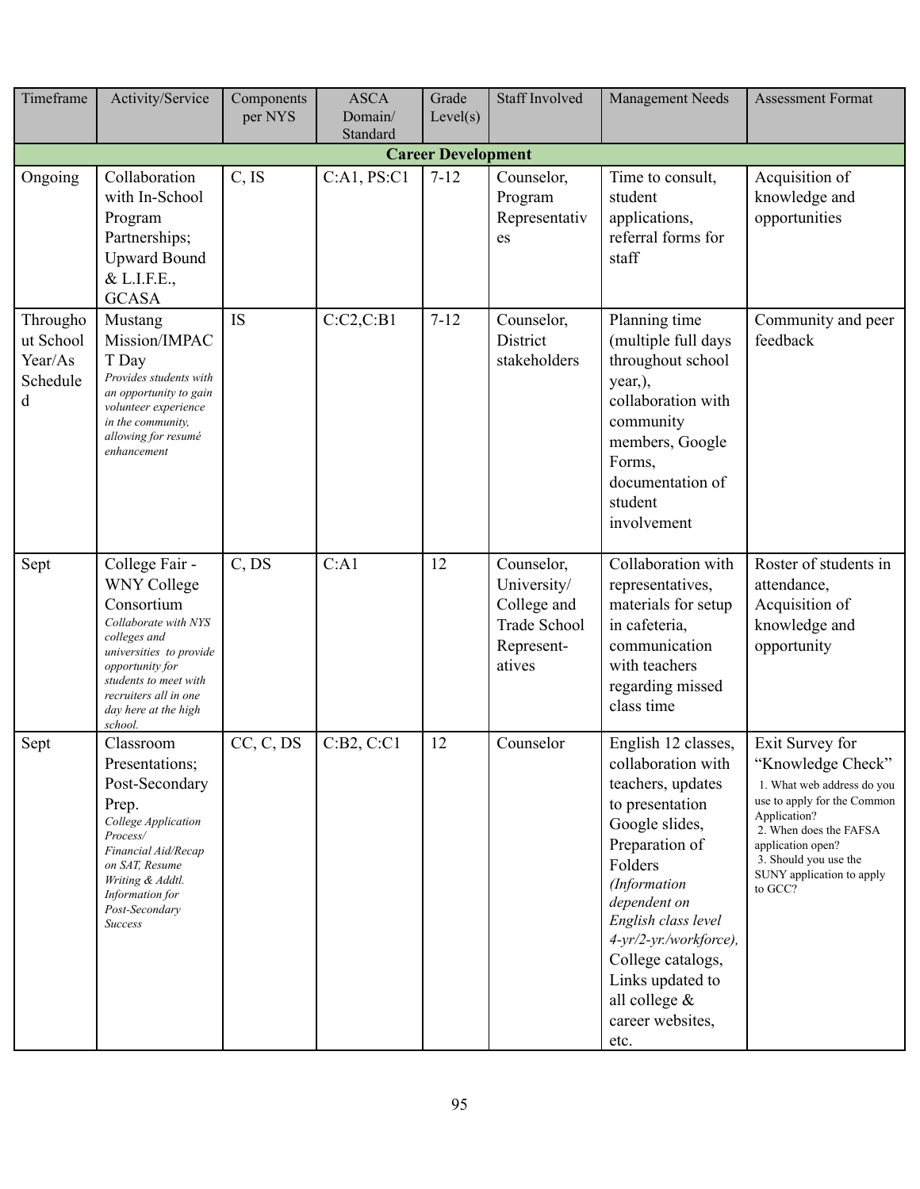| Timeframe | Activity/Service | Components per NYS | ASCA Domain/ Standard | Grade Level(s) | Staff Involved | Management Needs | Assessment Format |
|---|---|---|---|---|---|---|---|
| **Career Development** | | | | | | | |
| Ongoing | Collaboration with In-School Program Partnerships; Upward Bound & L.I.F.E., GCASA | C, IS | C:A1, PS:C1 | 7-12 | Counselor, Program Representatives | Time to consult, student applications, referral forms for staff | Acquisition of knowledge and opportunities |
| Throughout School Year/As Scheduled | Mustang Mission/IMPACT Day *Provides students with an opportunity to gain volunteer experience in the community, allowing for resumé enhancement* | IS | C:C2,C:B1 | 7-12 | Counselor, District stakeholders | Planning time (multiple full days throughout school year,), collaboration with community members, Google Forms, documentation of student involvement | Community and peer feedback |
| Sept | College Fair - WNY College Consortium *Collaborate with NYS colleges and universities to provide opportunity for students to meet with recruiters all in one day here at the high school.* | C, DS | C:A1 | 12 | Counselor, University/ College and Trade School Representatives | Collaboration with representatives, materials for setup in cafeteria, communication with teachers regarding missed class time | Roster of students in attendance, Acquisition of knowledge and opportunity |
| Sept | Classroom Presentations; Post-Secondary Prep. *College Application Process/ Financial Aid/Recap on SAT, Resume Writing & Addtl. Information for Post-Secondary Success* | CC, C, DS | C:B2, C:C1 | 12 | Counselor | English 12 classes, collaboration with teachers, updates to presentation Google slides, Preparation of Folders *(Information dependent on English class level 4-yr/2-yr./workforce),* College catalogs, Links updated to all college & career websites, etc. | Exit Survey for "Knowledge Check" 1. What web address do you use to apply for the Common Application? 2. When does the FAFSA application open? 3. Should you use the SUNY application to apply to GCC? |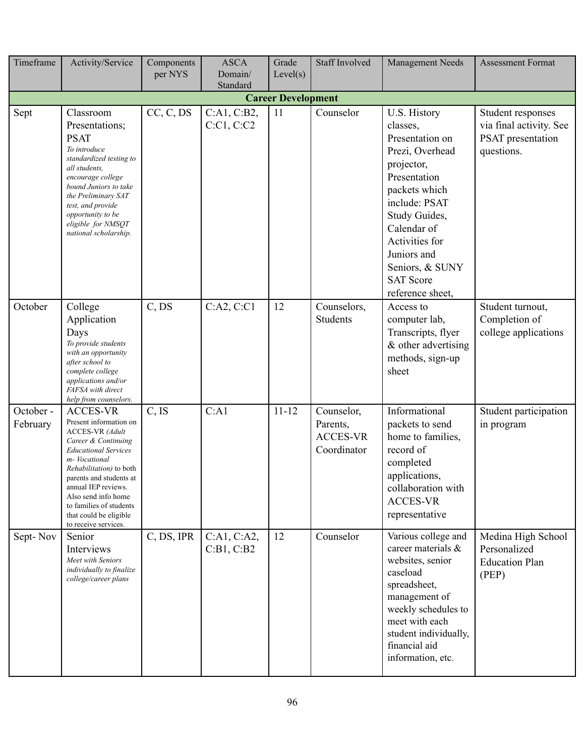| Timeframe | Activity/Service | Components per NYS | ASCA Domain/ Standard | Grade Level(s) | Staff Involved | Management Needs | Assessment Format |
|---|---|---|---|---|---|---|---|
| **Career Development** | | | | | | | |
| Sept | Classroom Presentations; PSAT *To introduce standardized testing to all students, encourage college bound Juniors to take the Preliminary SAT test, and provide opportunity to be eligible for NMSQT national scholarship.* | CC, C, DS | C:A1, C:B2, C:C1, C:C2 | 11 | Counselor | U.S. History classes, Presentation on Prezi, Overhead projector, Presentation packets which include: PSAT Study Guides, Calendar of Activities for Juniors and Seniors, & SUNY SAT Score reference sheet, | Student responses via final activity. See PSAT presentation questions. |
| October | College Application Days *To provide students with an opportunity after school to complete college applications and/or FAFSA with direct help from counselors.* | C, DS | C:A2, C:C1 | 12 | Counselors, Students | Access to computer lab, Transcripts, flyer & other advertising methods, sign-up sheet | Student turnout, Completion of college applications |
| October - February | ACCES-VR Present information on ACCES-VR *(Adult Career & Continuing Educational Services m- Vocational Rehabilitation)* to both parents and students at annual IEP reviews. Also send info home to families of students that could be eligible to receive services. | C, IS | C:A1 | 11-12 | Counselor, Parents, ACCES-VR Coordinator | Informational packets to send home to families, record of completed applications, collaboration with ACCES-VR representative | Student participation in program |
| Sept- Nov | Senior Interviews *Meet with Seniors individually to finalize college/career plans* | C, DS, IPR | C:A1, C:A2, C:B1, C:B2 | 12 | Counselor | Various college and career materials & websites, senior caseload spreadsheet, management of weekly schedules to meet with each student individually, financial aid information, etc. | Medina High School Personalized Education Plan (PEP) |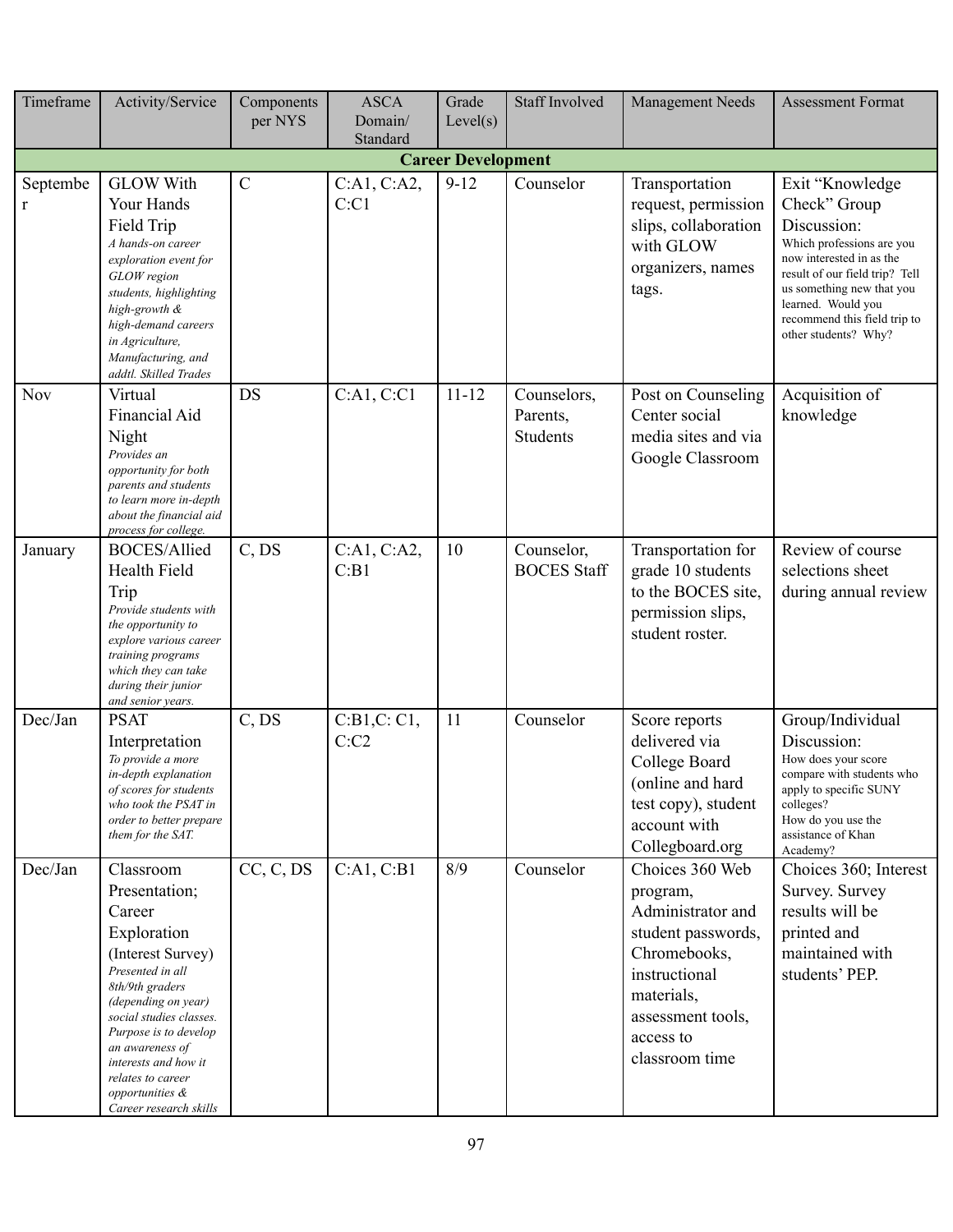| Timeframe | Activity/Service | Components per NYS | ASCA Domain/ Standard | Grade Level(s) | Staff Involved | Management Needs | Assessment Format |
|---|---|---|---|---|---|---|---|
| **Career Development** | | | | | | | |
| September | GLOW With Your Hands Field Trip *A hands-on career exploration event for GLOW region students, highlighting high-growth & high-demand careers in Agriculture, Manufacturing, and addtl. Skilled Trades* | C | C:A1, C:A2, C:C1 | 9-12 | Counselor | Transportation request, permission slips, collaboration with GLOW organizers, names tags. | Exit "Knowledge Check" Group Discussion: Which professions are you now interested in as the result of our field trip? Tell us something new that you learned. Would you recommend this field trip to other students? Why? |
| Nov | Virtual Financial Aid Night *Provides an opportunity for both parents and students to learn more in-depth about the financial aid process for college.* | DS | C:A1, C:C1 | 11-12 | Counselors, Parents, Students | Post on Counseling Center social media sites and via Google Classroom | Acquisition of knowledge |
| January | BOCES/Allied Health Field Trip *Provide students with the opportunity to explore various career training programs which they can take during their junior and senior years.* | C, DS | C:A1, C:A2, C:B1 | 10 | Counselor, BOCES Staff | Transportation for grade 10 students to the BOCES site, permission slips, student roster. | Review of course selections sheet during annual review |
| Dec/Jan | PSAT Interpretation *To provide a more in-depth explanation of scores for students who took the PSAT in order to better prepare them for the SAT.* | C, DS | C:B1,C: C1, C:C2 | 11 | Counselor | Score reports delivered via College Board (online and hard test copy), student account with Collegboard.org | Group/Individual Discussion: How does your score compare with students who apply to specific SUNY colleges? How do you use the assistance of Khan Academy? |
| Dec/Jan | Classroom Presentation; Career Exploration (Interest Survey) *Presented in all 8th/9th graders (depending on year) social studies classes. Purpose is to develop an awareness of interests and how it relates to career opportunities & Career research skills* | CC, C, DS | C:A1, C:B1 | 8/9 | Counselor | Choices 360 Web program, Administrator and student passwords, Chromebooks, instructional materials, assessment tools, access to classroom time | Choices 360; Interest Survey. Survey results will be printed and maintained with students' PEP. |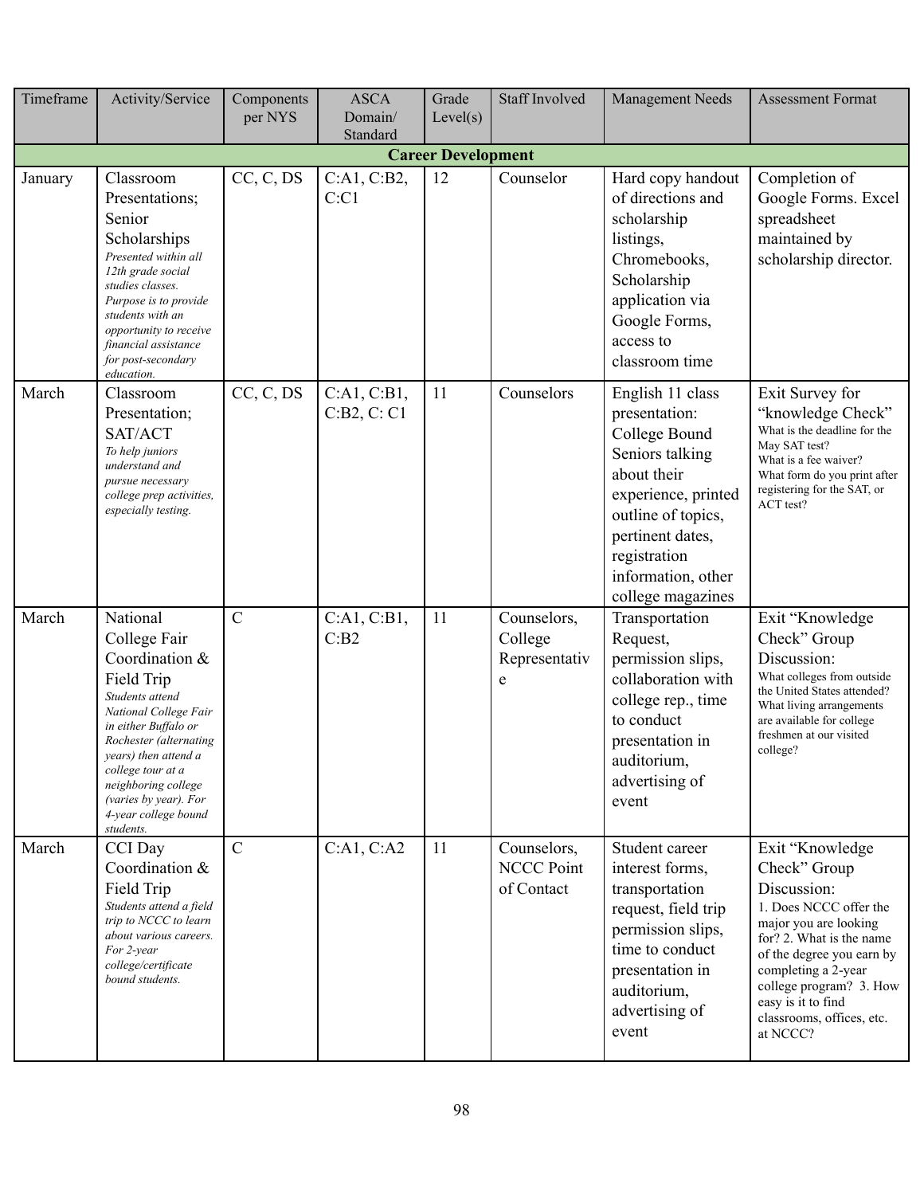| Timeframe | Activity/Service | Components per NYS | ASCA Domain/ Standard | Grade Level(s) | Staff Involved | Management Needs | Assessment Format |
|---|---|---|---|---|---|---|---|
| **Career Development** | | | | | | | |
| January | Classroom Presentations; Senior Scholarships *Presented within all 12th grade social studies classes. Purpose is to provide students with an opportunity to receive financial assistance for post-secondary education.* | CC, C, DS | C:A1, C:B2, C:C1 | 12 | Counselor | Hard copy handout of directions and scholarship listings, Chromebooks, Scholarship application via Google Forms, access to classroom time | Completion of Google Forms. Excel spreadsheet maintained by scholarship director. |
| March | Classroom Presentation; SAT/ACT *To help juniors understand and pursue necessary college prep activities, especially testing.* | CC, C, DS | C:A1, C:B1, C:B2, C: C1 | 11 | Counselors | English 11 class presentation: College Bound Seniors talking about their experience, printed outline of topics, pertinent dates, registration information, other college magazines | Exit Survey for "knowledge Check" What is the deadline for the May SAT test? What is a fee waiver? What form do you print after registering for the SAT, or ACT test? |
| March | National College Fair Coordination & Field Trip *Students attend National College Fair in either Buffalo or Rochester (alternating years) then attend a college tour at a neighboring college (varies by year). For 4-year college bound students.* | C | C:A1, C:B1, C:B2 | 11 | Counselors, College Representative | Transportation Request, permission slips, collaboration with college rep., time to conduct presentation in auditorium, advertising of event | Exit "Knowledge Check" Group Discussion: What colleges from outside the United States attended? What living arrangements are available for college freshmen at our visited college? |
| March | CCI Day Coordination & Field Trip *Students attend a field trip to NCCC to learn about various careers. For 2-year college/certificate bound students.* | C | C:A1, C:A2 | 11 | Counselors, NCCC Point of Contact | Student career interest forms, transportation request, field trip permission slips, time to conduct presentation in auditorium, advertising of event | Exit "Knowledge Check" Group Discussion: 1. Does NCCC offer the major you are looking for? 2. What is the name of the degree you earn by completing a 2-year college program? 3. How easy is it to find classrooms, offices, etc. at NCCC? |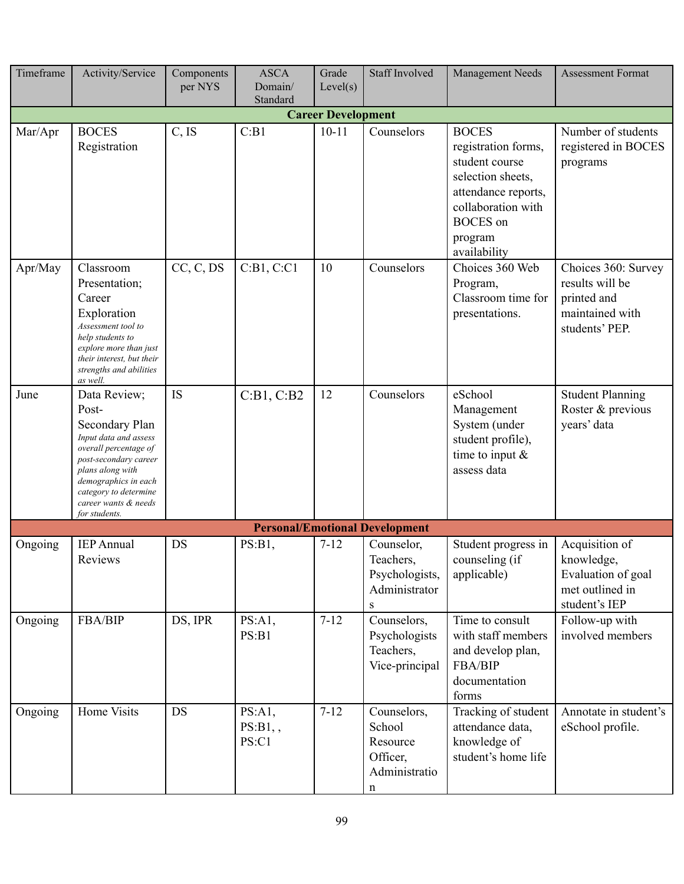| Timeframe | Activity/Service | Components per NYS | ASCA Domain/ Standard | Grade Level(s) | Staff Involved | Management Needs | Assessment Format |
|---|---|---|---|---|---|---|---|
| **Career Development** | | | | | | | |
| Mar/Apr | BOCES Registration | C, IS | C:B1 | 10-11 | Counselors | BOCES registration forms, student course selection sheets, attendance reports, collaboration with BOCES on program availability | Number of students registered in BOCES programs |
| Apr/May | Classroom Presentation; Career Exploration *Assessment tool to help students to explore more than just their interest, but their strengths and abilities as well.* | CC, C, DS | C:B1, C:C1 | 10 | Counselors | Choices 360 Web Program, Classroom time for presentations. | Choices 360: Survey results will be printed and maintained with students' PEP. |
| June | Data Review; Post-Secondary Plan *Input data and assess overall percentage of post-secondary career plans along with demographics in each category to determine career wants & needs for students.* | IS | C:B1, C:B2 | 12 | Counselors | eSchool Management System (under student profile), time to input & assess data | Student Planning Roster & previous years' data |
| **Personal/Emotional Development** | | | | | | | |
| Ongoing | IEP Annual Reviews | DS | PS:B1, | 7-12 | Counselor, Teachers, Psychologists, Administrators | Student progress in counseling (if applicable) | Acquisition of knowledge, Evaluation of goal met outlined in student's IEP |
| Ongoing | FBA/BIP | DS, IPR | PS:A1, PS:B1 | 7-12 | Counselors, Psychologists Teachers, Vice-principal | Time to consult with staff members and develop plan, FBA/BIP documentation forms | Follow-up with involved members |
| Ongoing | Home Visits | DS | PS:A1, PS:B1, , PS:C1 | 7-12 | Counselors, School Resource Officer, Administration | Tracking of student attendance data, knowledge of student's home life | Annotate in student's eSchool profile. |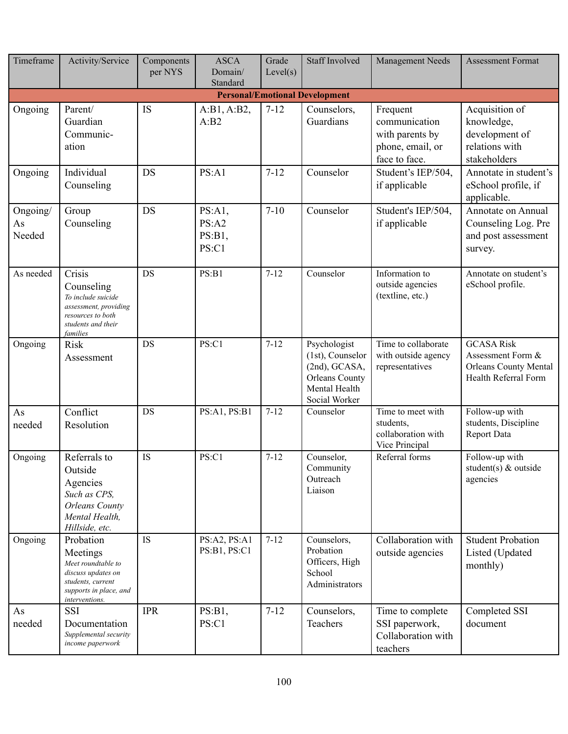| Timeframe | Activity/Service | Components per NYS | ASCA Domain/ Standard | Grade Level(s) | Staff Involved | Management Needs | Assessment Format |
|---|---|---|---|---|---|---|---|
| **Personal/Emotional Development** | | | | | | | |
| Ongoing | Parent/ Guardian Communic-ation | IS | A:B1, A:B2, A:B2 | 7-12 | Counselors, Guardians | Frequent communication with parents by phone, email, or face to face. | Acquisition of knowledge, development of relations with stakeholders |
| Ongoing | Individual Counseling | DS | PS:A1 | 7-12 | Counselor | Student's IEP/504, if applicable | Annotate in student's eSchool profile, if applicable. |
| Ongoing/ As Needed | Group Counseling | DS | PS:A1, PS:A2 PS:B1, PS:C1 | 7-10 | Counselor | Student's IEP/504, if applicable | Annotate on Annual Counseling Log. Pre and post assessment survey. |
| As needed | Crisis Counseling *To include suicide assessment, providing resources to both students and their families* | DS | PS:B1 | 7-12 | Counselor | Information to outside agencies (textline, etc.) | Annotate on student's eSchool profile. |
| Ongoing | Risk Assessment | DS | PS:C1 | 7-12 | Psychologist (1st), Counselor (2nd), GCASA, Orleans County Mental Health Social Worker | Time to collaborate with outside agency representatives | GCASA Risk Assessment Form & Orleans County Mental Health Referral Form |
| As needed | Conflict Resolution | DS | PS:A1, PS:B1 | 7-12 | Counselor | Time to meet with students, collaboration with Vice Principal | Follow-up with students, Discipline Report Data |
| Ongoing | Referrals to Outside Agencies *Such as CPS, Orleans County Mental Health, Hillside, etc.* | IS | PS:C1 | 7-12 | Counselor, Community Outreach Liaison | Referral forms | Follow-up with student(s) & outside agencies |
| Ongoing | Probation Meetings *Meet roundtable to discuss updates on students, current supports in place, and interventions.* | IS | PS:A2, PS:A1 PS:B1, PS:C1 | 7-12 | Counselors, Probation Officers, High School Administrators | Collaboration with outside agencies | Student Probation Listed (Updated monthly) |
| As needed | SSI Documentation *Supplemental security income paperwork* | IPR | PS:B1, PS:C1 | 7-12 | Counselors, Teachers | Time to complete SSI paperwork, Collaboration with teachers | Completed SSI document |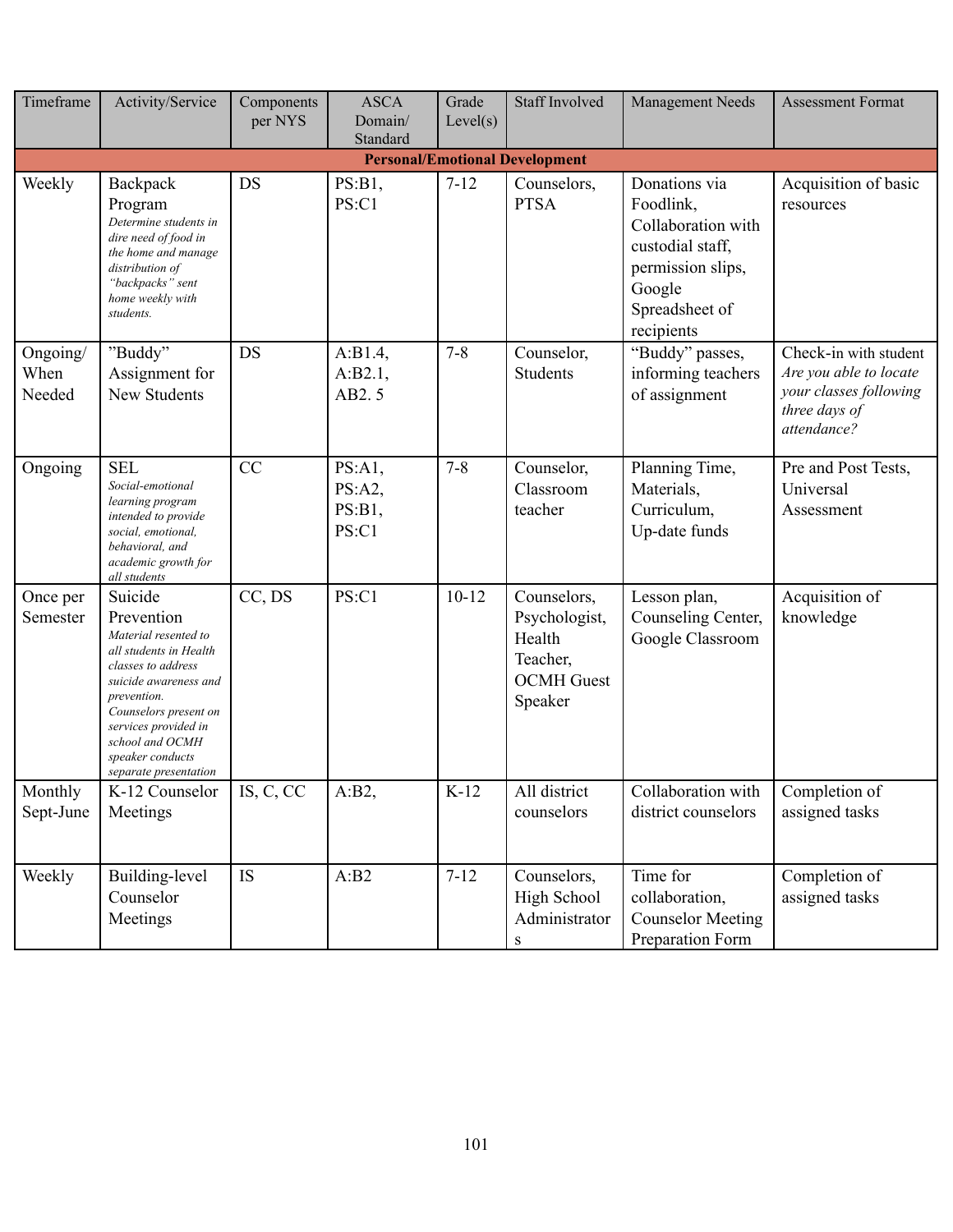| Timeframe | Activity/Service | Components per NYS | ASCA Domain/ Standard | Grade Level(s) | Staff Involved | Management Needs | Assessment Format |
|---|---|---|---|---|---|---|---|
| **Personal/Emotional Development** | | | | | | | |
| Weekly | Backpack Program *Determine students in dire need of food in the home and manage distribution of "backpacks" sent home weekly with students.* | DS | PS:B1, PS:C1 | 7-12 | Counselors, PTSA | Donations via Foodlink, Collaboration with custodial staff, permission slips, Google Spreadsheet of recipients | Acquisition of basic resources |
| Ongoing/ When Needed | "Buddy" Assignment for New Students | DS | A:B1.4, A:B2.1, AB2. 5 | 7-8 | Counselor, Students | "Buddy" passes, informing teachers of assignment | Check-in with student *Are you able to locate your classes following three days of attendance?* |
| Ongoing | SEL *Social-emotional learning program intended to provide social, emotional, behavioral, and academic growth for all students* | CC | PS:A1, PS:A2, PS:B1, PS:C1 | 7-8 | Counselor, Classroom teacher | Planning Time, Materials, Curriculum, Up-date funds | Pre and Post Tests, Universal Assessment |
| Once per Semester | Suicide Prevention *Material resented to all students in Health classes to address suicide awareness and prevention. Counselors present on services provided in school and OCMH speaker conducts separate presentation* | CC, DS | PS:C1 | 10-12 | Counselors, Psychologist, Health Teacher, OCMH Guest Speaker | Lesson plan, Counseling Center, Google Classroom | Acquisition of knowledge |
| Monthly Sept-June | K-12 Counselor Meetings | IS, C, CC | A:B2, | K-12 | All district counselors | Collaboration with district counselors | Completion of assigned tasks |
| Weekly | Building-level Counselor Meetings | IS | A:B2 | 7-12 | Counselors, High School Administrators | Time for collaboration, Counselor Meeting Preparation Form | Completion of assigned tasks |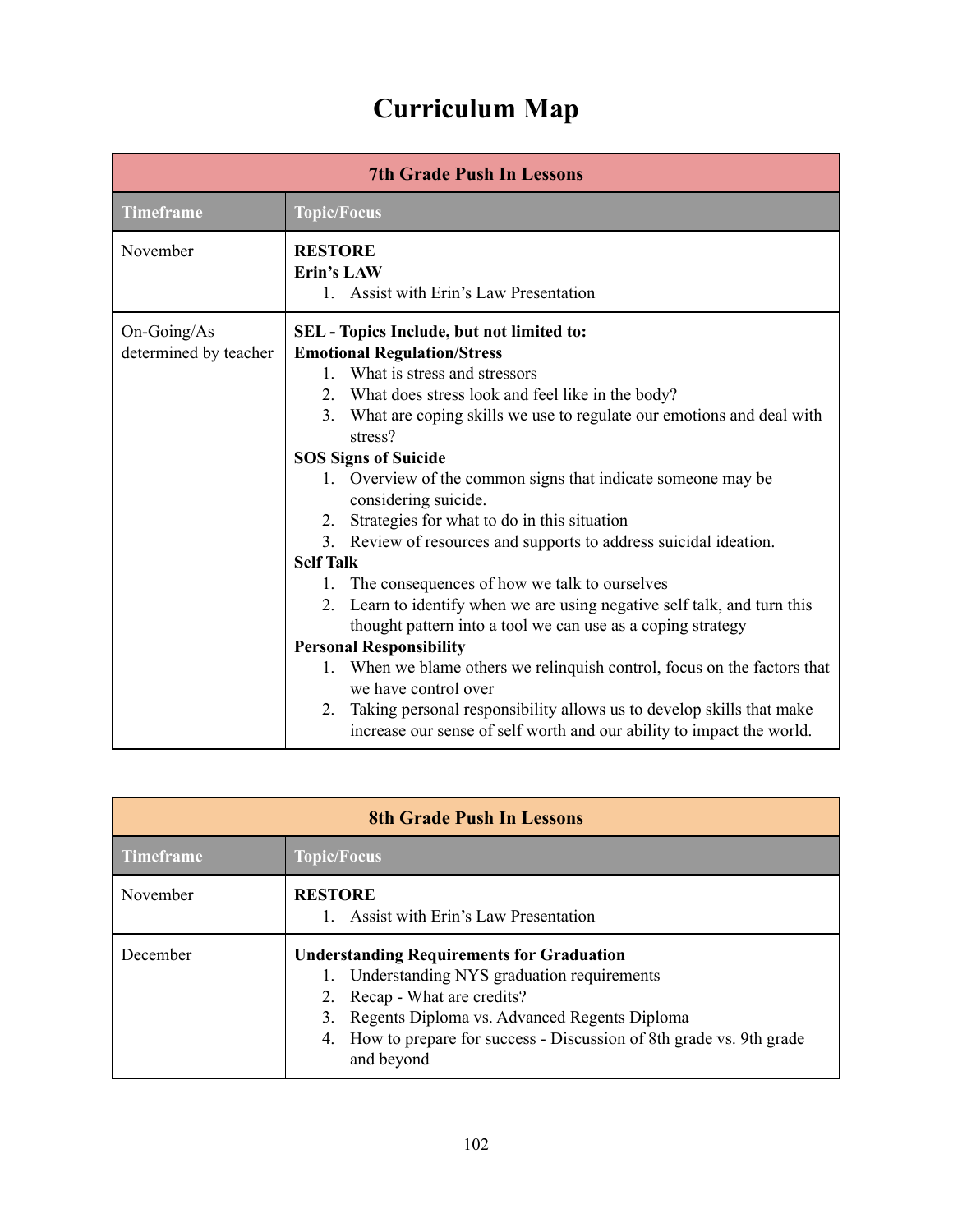# Curriculum Map

| 7th Grade Push In Lessons | |
|---|---|
| **Timeframe** | **Topic/Focus** |
| November | **RESTORE**<br>**Erin's LAW**<br>1. Assist with Erin's Law Presentation |
| On-Going/As determined by teacher | **SEL - Topics Include, but not limited to:**<br>**Emotional Regulation/Stress**<br>1. What is stress and stressors<br>2. What does stress look and feel like in the body?<br>3. What are coping skills we use to regulate our emotions and deal with stress?<br>**SOS Signs of Suicide**<br>1. Overview of the common signs that indicate someone may be considering suicide.<br>2. Strategies for what to do in this situation<br>3. Review of resources and supports to address suicidal ideation.<br>**Self Talk**<br>1. The consequences of how we talk to ourselves<br>2. Learn to identify when we are using negative self talk, and turn this thought pattern into a tool we can use as a coping strategy<br>**Personal Responsibility**<br>1. When we blame others we relinquish control, focus on the factors that we have control over<br>2. Taking personal responsibility allows us to develop skills that make increase our sense of self worth and our ability to impact the world. |

| 8th Grade Push In Lessons | |
|---|---|
| **Timeframe** | **Topic/Focus** |
| November | **RESTORE**<br>1. Assist with Erin's Law Presentation |
| December | **Understanding Requirements for Graduation**<br>1. Understanding NYS graduation requirements<br>2. Recap - What are credits?<br>3. Regents Diploma vs. Advanced Regents Diploma<br>4. How to prepare for success - Discussion of 8th grade vs. 9th grade and beyond |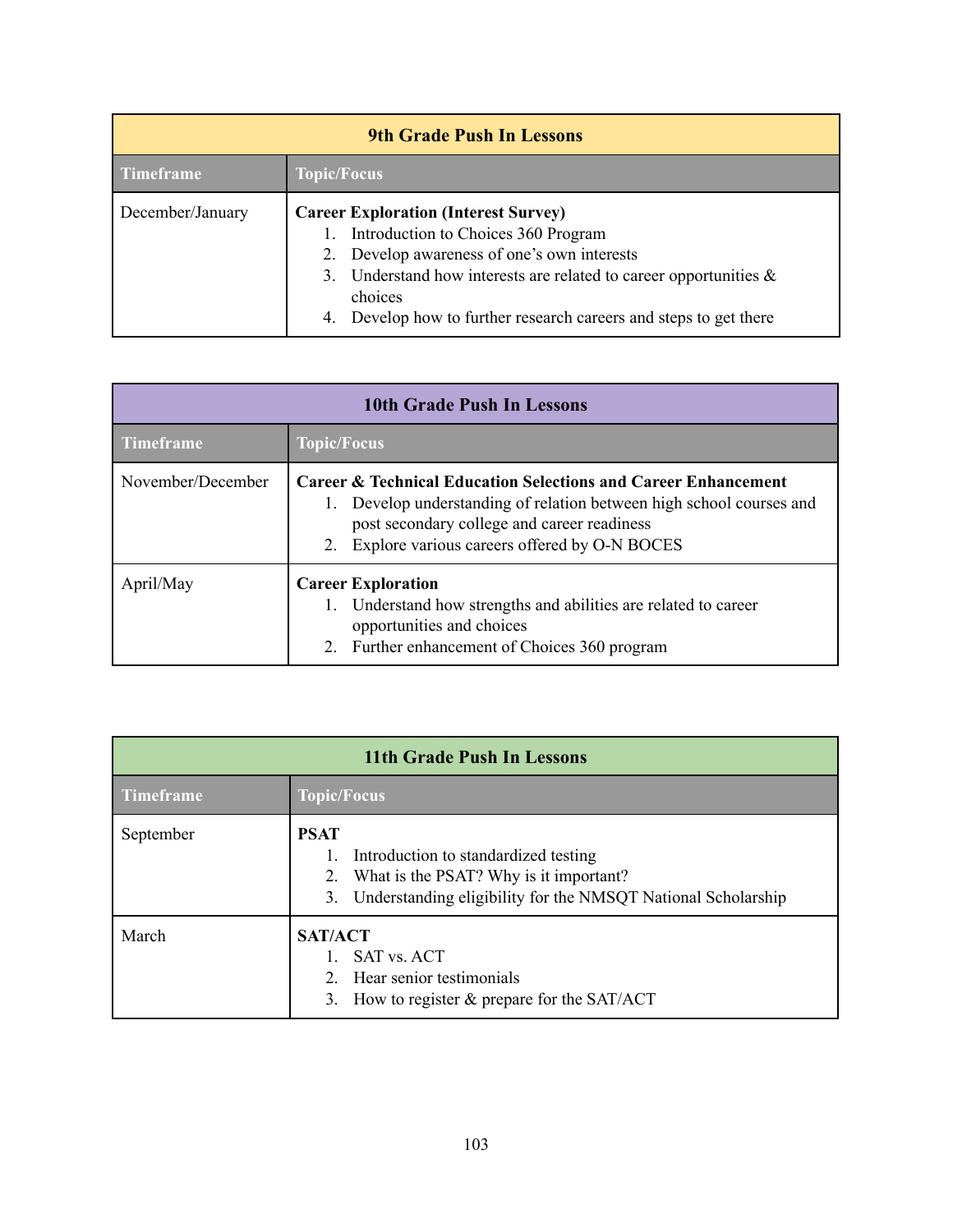| 9th Grade Push In Lessons | |
|---|---|
| **Timeframe** | **Topic/Focus** |
| December/January | **Career Exploration (Interest Survey)**<br>1. Introduction to Choices 360 Program<br>2. Develop awareness of one's own interests<br>3. Understand how interests are related to career opportunities & choices<br>4. Develop how to further research careers and steps to get there |

| 10th Grade Push In Lessons | |
|---|---|
| **Timeframe** | **Topic/Focus** |
| November/December | **Career & Technical Education Selections and Career Enhancement**<br>1. Develop understanding of relation between high school courses and post secondary college and career readiness<br>2. Explore various careers offered by O-N BOCES |
| April/May | **Career Exploration**<br>1. Understand how strengths and abilities are related to career opportunities and choices<br>2. Further enhancement of Choices 360 program |

| 11th Grade Push In Lessons | |
|---|---|
| **Timeframe** | **Topic/Focus** |
| September | **PSAT**<br>1. Introduction to standardized testing<br>2. What is the PSAT? Why is it important?<br>3. Understanding eligibility for the NMSQT National Scholarship |
| March | **SAT/ACT**<br>1. SAT vs. ACT<br>2. Hear senior testimonials<br>3. How to register & prepare for the SAT/ACT |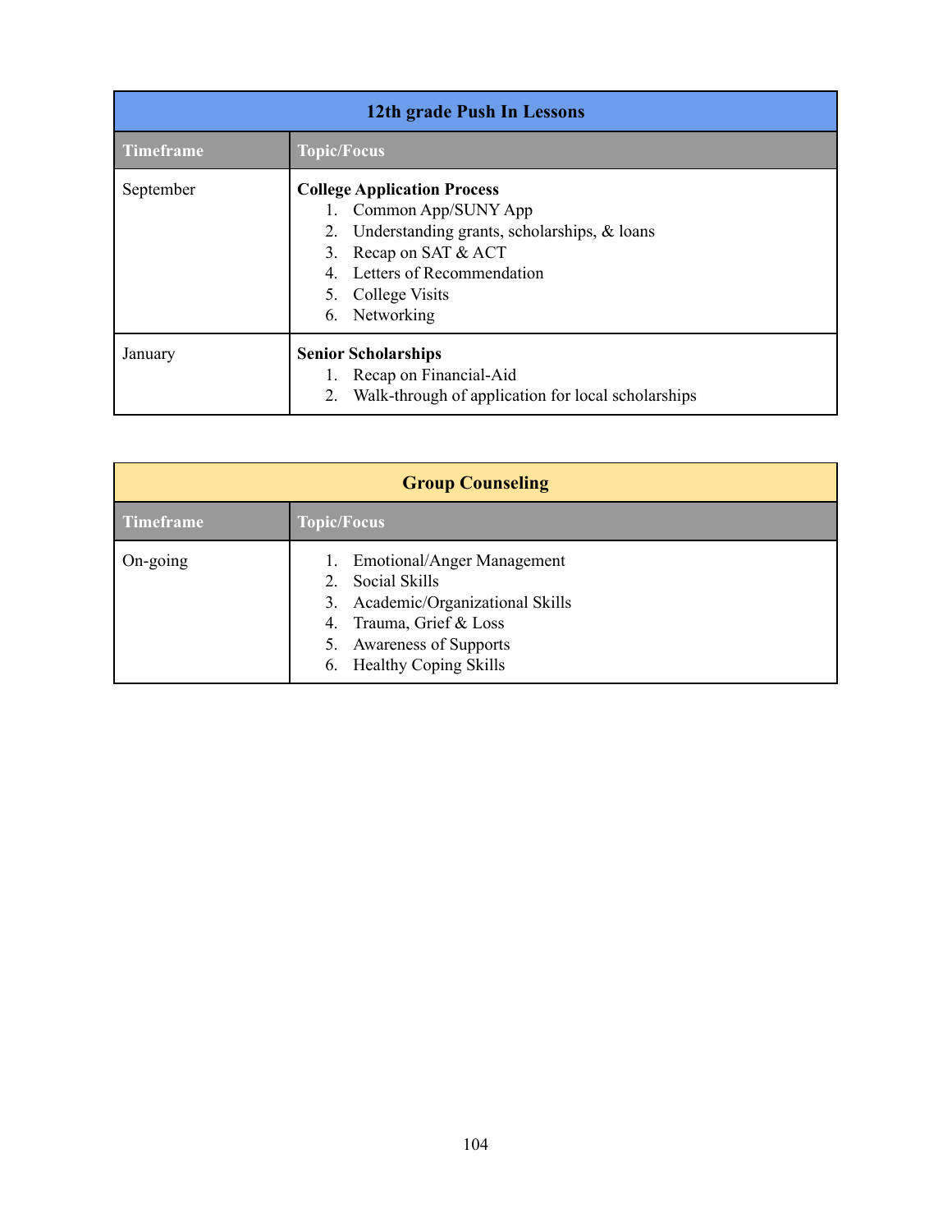| 12th grade Push In Lessons | |
|---|---|
| **Timeframe** | **Topic/Focus** |
| September | **College Application Process**<br>1. Common App/SUNY App<br>2. Understanding grants, scholarships, & loans<br>3. Recap on SAT & ACT<br>4. Letters of Recommendation<br>5. College Visits<br>6. Networking |
| January | **Senior Scholarships**<br>1. Recap on Financial-Aid<br>2. Walk-through of application for local scholarships |

| Group Counseling | |
|---|---|
| **Timeframe** | **Topic/Focus** |
| On-going | 1. Emotional/Anger Management<br>2. Social Skills<br>3. Academic/Organizational Skills<br>4. Trauma, Grief & Loss<br>5. Awareness of Supports<br>6. Healthy Coping Skills |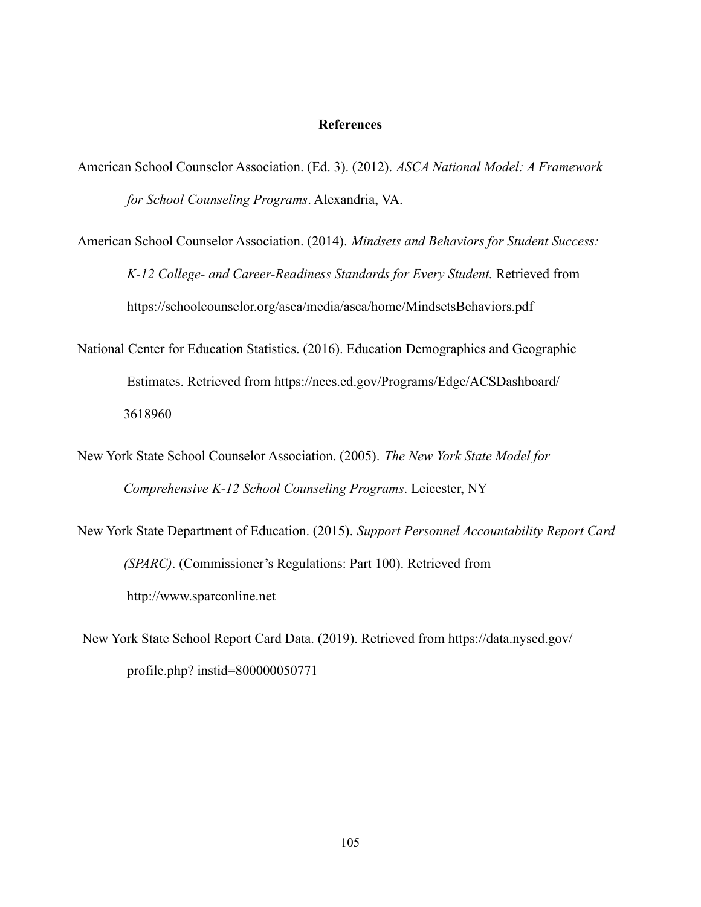## References

American School Counselor Association. (Ed. 3). (2012). *ASCA National Model: A Framework for School Counseling Programs*. Alexandria, VA.

American School Counselor Association. (2014). *Mindsets and Behaviors for Student Success: K-12 College- and Career-Readiness Standards for Every Student.* Retrieved from https://schoolcounselor.org/asca/media/asca/home/MindsetsBehaviors.pdf

National Center for Education Statistics. (2016). Education Demographics and Geographic Estimates. Retrieved from https://nces.ed.gov/Programs/Edge/ACSDashboard/3618960

New York State School Counselor Association. (2005). *The New York State Model for Comprehensive K-12 School Counseling Programs*. Leicester, NY

New York State Department of Education. (2015). *Support Personnel Accountability Report Card (SPARC)*. (Commissioner's Regulations: Part 100). Retrieved from http://www.sparconline.net

New York State School Report Card Data. (2019). Retrieved from https://data.nysed.gov/profile.php? instid=800000050771